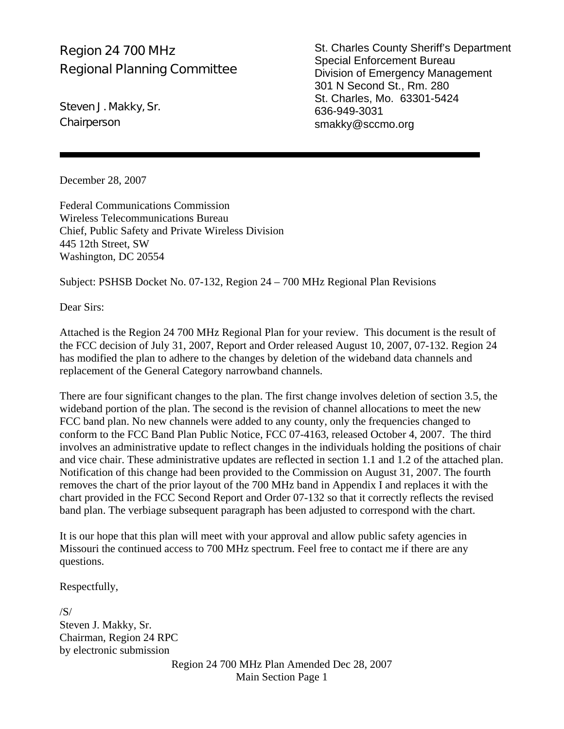Region 24 700 MHz
Regional Planning Committee

Steven J. Makky, Sr.
Chairperson

St. Charles County Sheriff's Department
Special Enforcement Bureau
Division of Emergency Management
301 N Second St., Rm. 280
St. Charles, Mo. 63301-5424
636-949-3031
smakky@sccmo.org

---

December 28, 2007

Federal Communications Commission
Wireless Telecommunications Bureau
Chief, Public Safety and Private Wireless Division
445 12th Street, SW
Washington, DC 20554

Subject: PSHSB Docket No. 07-132, Region 24 – 700 MHz Regional Plan Revisions

Dear Sirs:

Attached is the Region 24 700 MHz Regional Plan for your review. This document is the result of the FCC decision of July 31, 2007, Report and Order released August 10, 2007, 07-132. Region 24 has modified the plan to adhere to the changes by deletion of the wideband data channels and replacement of the General Category narrowband channels.

There are four significant changes to the plan. The first change involves deletion of section 3.5, the wideband portion of the plan. The second is the revision of channel allocations to meet the new FCC band plan. No new channels were added to any county, only the frequencies changed to conform to the FCC Band Plan Public Notice, FCC 07-4163, released October 4, 2007. The third involves an administrative update to reflect changes in the individuals holding the positions of chair and vice chair. These administrative updates are reflected in section 1.1 and 1.2 of the attached plan. Notification of this change had been provided to the Commission on August 31, 2007. The fourth removes the chart of the prior layout of the 700 MHz band in Appendix I and replaces it with the chart provided in the FCC Second Report and Order 07-132 so that it correctly reflects the revised band plan. The verbiage subsequent paragraph has been adjusted to correspond with the chart.

It is our hope that this plan will meet with your approval and allow public safety agencies in Missouri the continued access to 700 MHz spectrum. Feel free to contact me if there are any questions.

Respectfully,

/S/
Steven J. Makky, Sr.
Chairman, Region 24 RPC
by electronic submission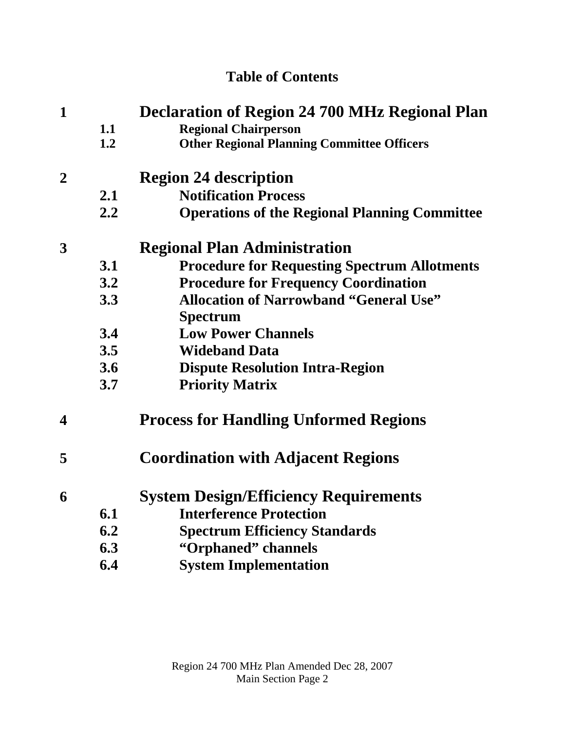# Table of Contents

**1 Declaration of Region 24 700 MHz Regional Plan**

- **1.1 Regional Chairperson**
- **1.2 Other Regional Planning Committee Officers**

**2 Region 24 description**

- **2.1 Notification Process**
- **2.2 Operations of the Regional Planning Committee**

**3 Regional Plan Administration**

- **3.1 Procedure for Requesting Spectrum Allotments**
- **3.2 Procedure for Frequency Coordination**
- **3.3 Allocation of Narrowband "General Use" Spectrum**
- **3.4 Low Power Channels**
- **3.5 Wideband Data**
- **3.6 Dispute Resolution Intra-Region**
- **3.7 Priority Matrix**

**4 Process for Handling Unformed Regions**

**5 Coordination with Adjacent Regions**

**6 System Design/Efficiency Requirements**

- **6.1 Interference Protection**
- **6.2 Spectrum Efficiency Standards**
- **6.3 "Orphaned" channels**
- **6.4 System Implementation**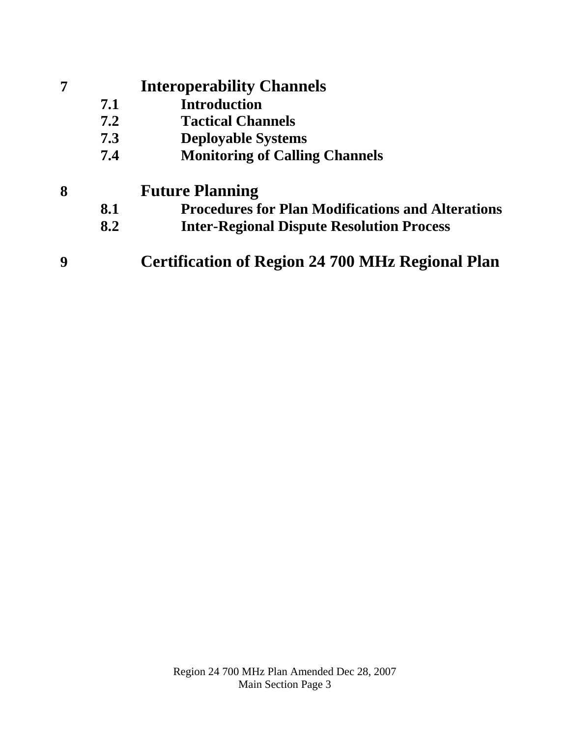**7 Interoperability Channels**

- **7.1 Introduction**
- **7.2 Tactical Channels**
- **7.3 Deployable Systems**
- **7.4 Monitoring of Calling Channels**

**8 Future Planning**

- **8.1 Procedures for Plan Modifications and Alterations**
- **8.2 Inter-Regional Dispute Resolution Process**

**9 Certification of Region 24 700 MHz Regional Plan**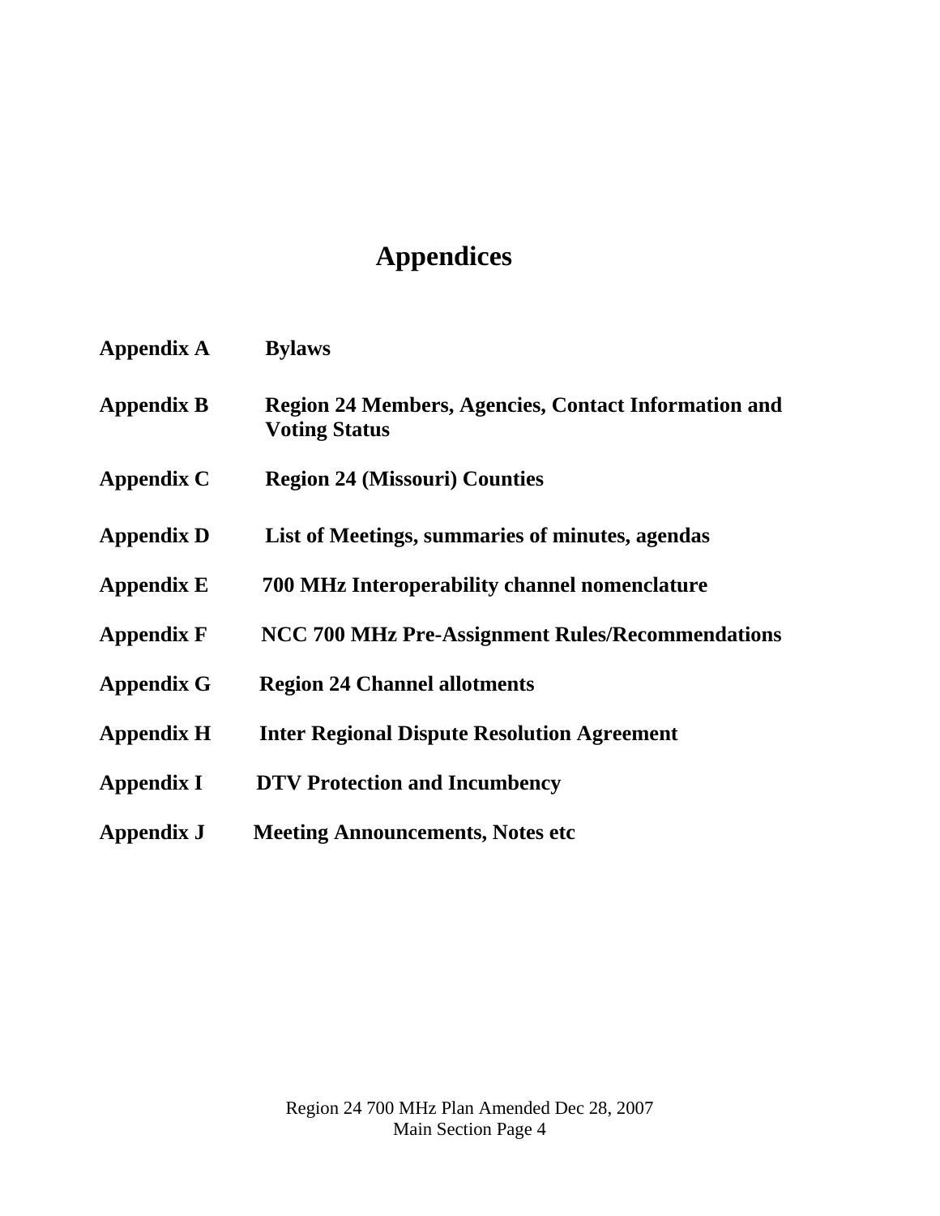# Appendices

| | |
|---|---|
| **Appendix A** | **Bylaws** |
| **Appendix B** | **Region 24 Members, Agencies, Contact Information and Voting Status** |
| **Appendix C** | **Region 24 (Missouri) Counties** |
| **Appendix D** | **List of Meetings, summaries of minutes, agendas** |
| **Appendix E** | **700 MHz Interoperability channel nomenclature** |
| **Appendix F** | **NCC 700 MHz Pre-Assignment Rules/Recommendations** |
| **Appendix G** | **Region 24 Channel allotments** |
| **Appendix H** | **Inter Regional Dispute Resolution Agreement** |
| **Appendix I** | **DTV Protection and Incumbency** |
| **Appendix J** | **Meeting Announcements, Notes etc** |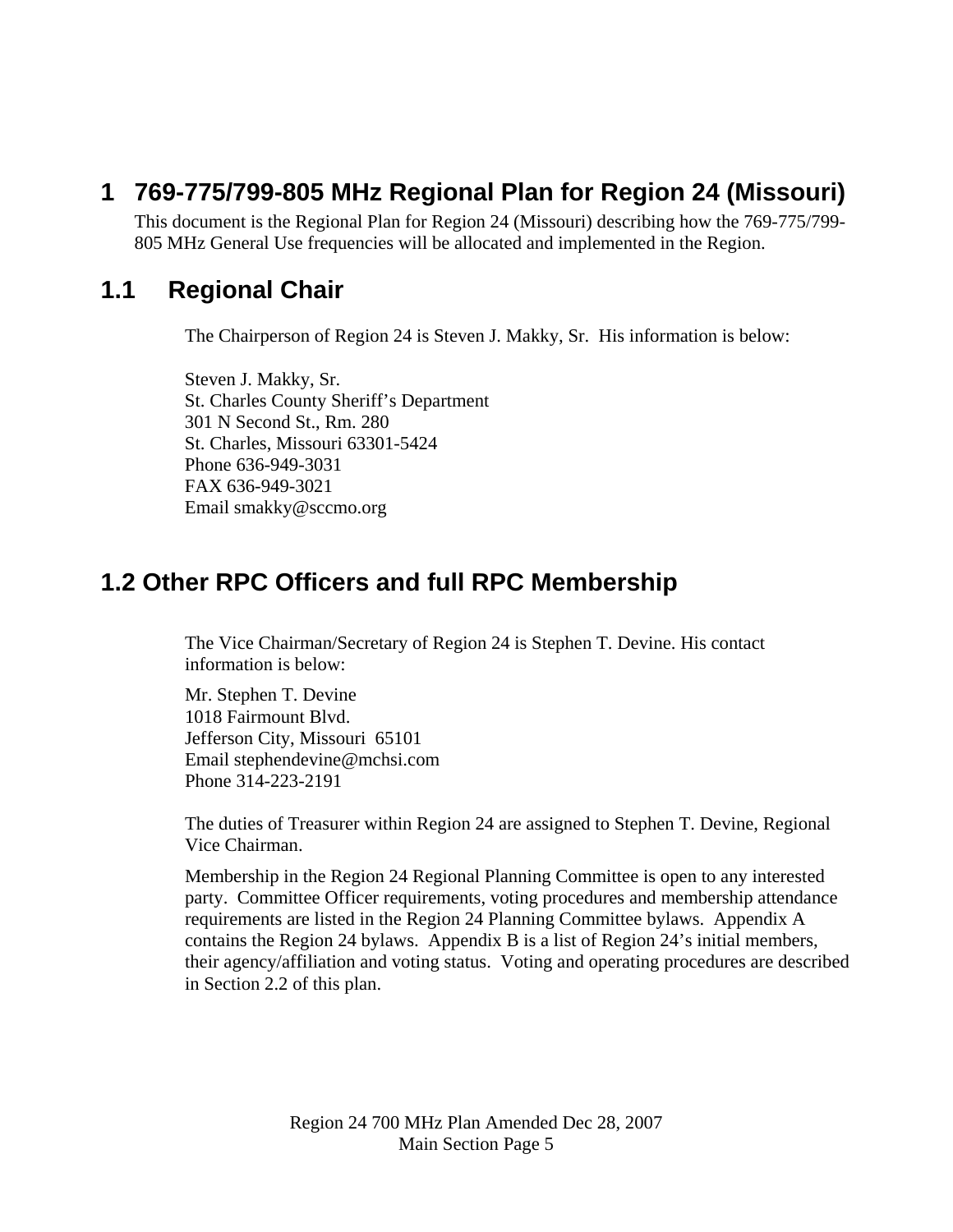# 1 769-775/799-805 MHz Regional Plan for Region 24 (Missouri)

This document is the Regional Plan for Region 24 (Missouri) describing how the 769-775/799-805 MHz General Use frequencies will be allocated and implemented in the Region.

## 1.1 Regional Chair

The Chairperson of Region 24 is Steven J. Makky, Sr. His information is below:

Steven J. Makky, Sr.
St. Charles County Sheriff's Department
301 N Second St., Rm. 280
St. Charles, Missouri 63301-5424
Phone 636-949-3031
FAX 636-949-3021
Email smakky@sccmo.org

## 1.2 Other RPC Officers and full RPC Membership

The Vice Chairman/Secretary of Region 24 is Stephen T. Devine. His contact information is below:

Mr. Stephen T. Devine
1018 Fairmount Blvd.
Jefferson City, Missouri 65101
Email stephendevine@mchsi.com
Phone 314-223-2191

The duties of Treasurer within Region 24 are assigned to Stephen T. Devine, Regional Vice Chairman.

Membership in the Region 24 Regional Planning Committee is open to any interested party. Committee Officer requirements, voting procedures and membership attendance requirements are listed in the Region 24 Planning Committee bylaws. Appendix A contains the Region 24 bylaws. Appendix B is a list of Region 24's initial members, their agency/affiliation and voting status. Voting and operating procedures are described in Section 2.2 of this plan.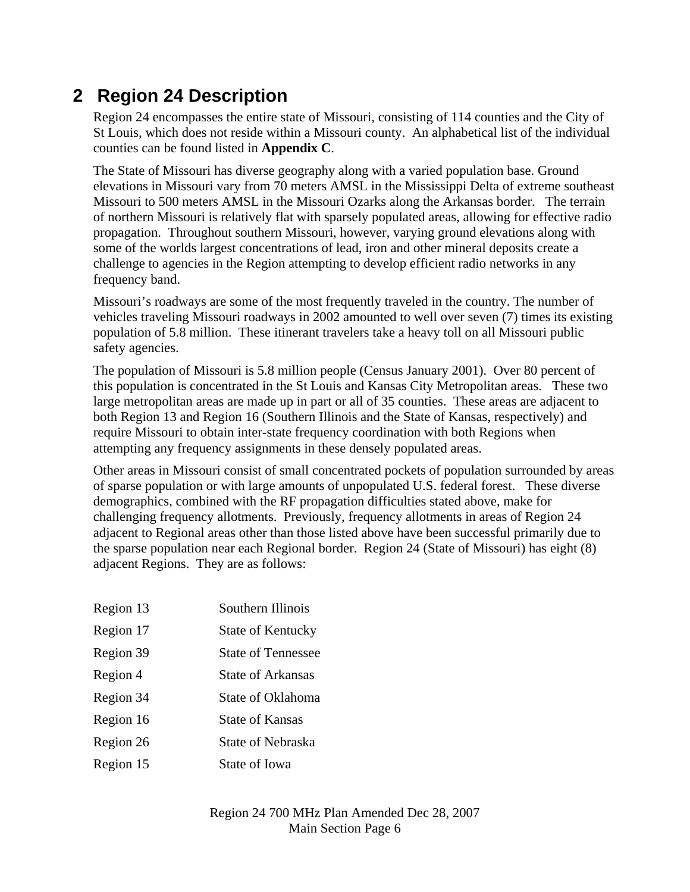# 2 Region 24 Description

Region 24 encompasses the entire state of Missouri, consisting of 114 counties and the City of St Louis, which does not reside within a Missouri county. An alphabetical list of the individual counties can be found listed in **Appendix C**.

The State of Missouri has diverse geography along with a varied population base. Ground elevations in Missouri vary from 70 meters AMSL in the Mississippi Delta of extreme southeast Missouri to 500 meters AMSL in the Missouri Ozarks along the Arkansas border. The terrain of northern Missouri is relatively flat with sparsely populated areas, allowing for effective radio propagation. Throughout southern Missouri, however, varying ground elevations along with some of the worlds largest concentrations of lead, iron and other mineral deposits create a challenge to agencies in the Region attempting to develop efficient radio networks in any frequency band.

Missouri's roadways are some of the most frequently traveled in the country. The number of vehicles traveling Missouri roadways in 2002 amounted to well over seven (7) times its existing population of 5.8 million. These itinerant travelers take a heavy toll on all Missouri public safety agencies.

The population of Missouri is 5.8 million people (Census January 2001). Over 80 percent of this population is concentrated in the St Louis and Kansas City Metropolitan areas. These two large metropolitan areas are made up in part or all of 35 counties. These areas are adjacent to both Region 13 and Region 16 (Southern Illinois and the State of Kansas, respectively) and require Missouri to obtain inter-state frequency coordination with both Regions when attempting any frequency assignments in these densely populated areas.

Other areas in Missouri consist of small concentrated pockets of population surrounded by areas of sparse population or with large amounts of unpopulated U.S. federal forest. These diverse demographics, combined with the RF propagation difficulties stated above, make for challenging frequency allotments. Previously, frequency allotments in areas of Region 24 adjacent to Regional areas other than those listed above have been successful primarily due to the sparse population near each Regional border. Region 24 (State of Missouri) has eight (8) adjacent Regions. They are as follows:

| | |
|---|---|
| Region 13 | Southern Illinois |
| Region 17 | State of Kentucky |
| Region 39 | State of Tennessee |
| Region 4 | State of Arkansas |
| Region 34 | State of Oklahoma |
| Region 16 | State of Kansas |
| Region 26 | State of Nebraska |
| Region 15 | State of Iowa |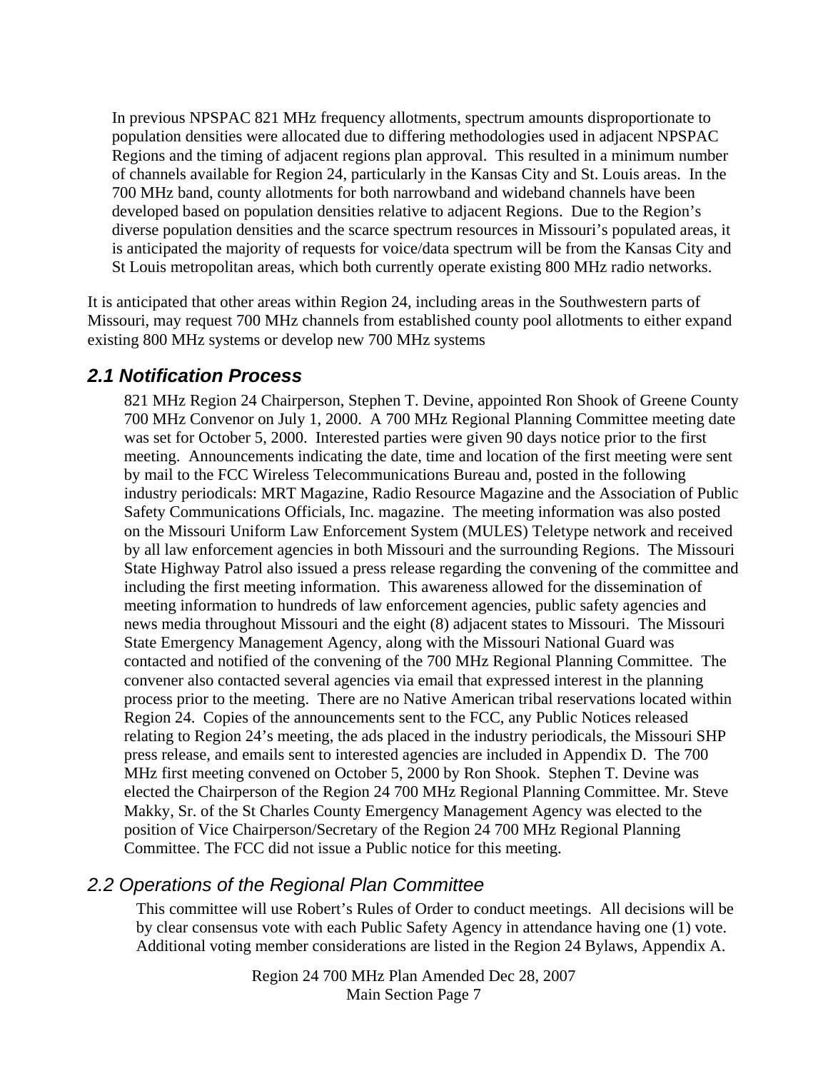In previous NPSPAC 821 MHz frequency allotments, spectrum amounts disproportionate to population densities were allocated due to differing methodologies used in adjacent NPSPAC Regions and the timing of adjacent regions plan approval. This resulted in a minimum number of channels available for Region 24, particularly in the Kansas City and St. Louis areas. In the 700 MHz band, county allotments for both narrowband and wideband channels have been developed based on population densities relative to adjacent Regions. Due to the Region's diverse population densities and the scarce spectrum resources in Missouri's populated areas, it is anticipated the majority of requests for voice/data spectrum will be from the Kansas City and St Louis metropolitan areas, which both currently operate existing 800 MHz radio networks.

It is anticipated that other areas within Region 24, including areas in the Southwestern parts of Missouri, may request 700 MHz channels from established county pool allotments to either expand existing 800 MHz systems or develop new 700 MHz systems

## *2.1 Notification Process*

821 MHz Region 24 Chairperson, Stephen T. Devine, appointed Ron Shook of Greene County 700 MHz Convenor on July 1, 2000. A 700 MHz Regional Planning Committee meeting date was set for October 5, 2000. Interested parties were given 90 days notice prior to the first meeting. Announcements indicating the date, time and location of the first meeting were sent by mail to the FCC Wireless Telecommunications Bureau and, posted in the following industry periodicals: MRT Magazine, Radio Resource Magazine and the Association of Public Safety Communications Officials, Inc. magazine. The meeting information was also posted on the Missouri Uniform Law Enforcement System (MULES) Teletype network and received by all law enforcement agencies in both Missouri and the surrounding Regions. The Missouri State Highway Patrol also issued a press release regarding the convening of the committee and including the first meeting information. This awareness allowed for the dissemination of meeting information to hundreds of law enforcement agencies, public safety agencies and news media throughout Missouri and the eight (8) adjacent states to Missouri. The Missouri State Emergency Management Agency, along with the Missouri National Guard was contacted and notified of the convening of the 700 MHz Regional Planning Committee. The convener also contacted several agencies via email that expressed interest in the planning process prior to the meeting. There are no Native American tribal reservations located within Region 24. Copies of the announcements sent to the FCC, any Public Notices released relating to Region 24's meeting, the ads placed in the industry periodicals, the Missouri SHP press release, and emails sent to interested agencies are included in Appendix D. The 700 MHz first meeting convened on October 5, 2000 by Ron Shook. Stephen T. Devine was elected the Chairperson of the Region 24 700 MHz Regional Planning Committee. Mr. Steve Makky, Sr. of the St Charles County Emergency Management Agency was elected to the position of Vice Chairperson/Secretary of the Region 24 700 MHz Regional Planning Committee. The FCC did not issue a Public notice for this meeting.

## *2.2 Operations of the Regional Plan Committee*

This committee will use Robert's Rules of Order to conduct meetings. All decisions will be by clear consensus vote with each Public Safety Agency in attendance having one (1) vote. Additional voting member considerations are listed in the Region 24 Bylaws, Appendix A.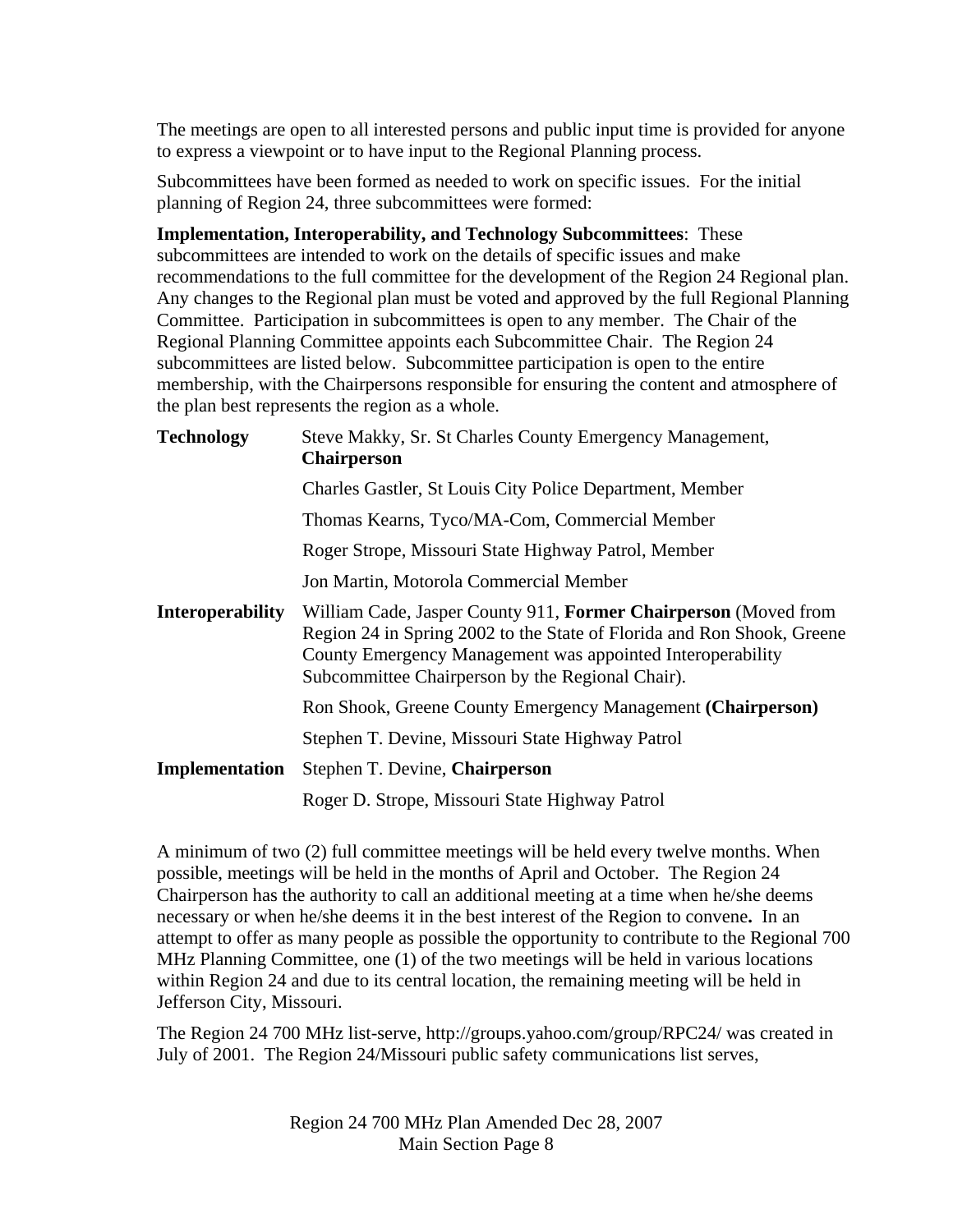The meetings are open to all interested persons and public input time is provided for anyone to express a viewpoint or to have input to the Regional Planning process.

Subcommittees have been formed as needed to work on specific issues. For the initial planning of Region 24, three subcommittees were formed:

**Implementation, Interoperability, and Technology Subcommittees**: These subcommittees are intended to work on the details of specific issues and make recommendations to the full committee for the development of the Region 24 Regional plan. Any changes to the Regional plan must be voted and approved by the full Regional Planning Committee. Participation in subcommittees is open to any member. The Chair of the Regional Planning Committee appoints each Subcommittee Chair. The Region 24 subcommittees are listed below. Subcommittee participation is open to the entire membership, with the Chairpersons responsible for ensuring the content and atmosphere of the plan best represents the region as a whole.

| | |
|---|---|
| **Technology** | Steve Makky, Sr. St Charles County Emergency Management, **Chairperson** |
| | Charles Gastler, St Louis City Police Department, Member |
| | Thomas Kearns, Tyco/MA-Com, Commercial Member |
| | Roger Strope, Missouri State Highway Patrol, Member |
| | Jon Martin, Motorola Commercial Member |
| **Interoperability** | William Cade, Jasper County 911, **Former Chairperson** (Moved from Region 24 in Spring 2002 to the State of Florida and Ron Shook, Greene County Emergency Management was appointed Interoperability Subcommittee Chairperson by the Regional Chair). |
| | Ron Shook, Greene County Emergency Management **(Chairperson)** |
| | Stephen T. Devine, Missouri State Highway Patrol |
| **Implementation** | Stephen T. Devine, **Chairperson** |
| | Roger D. Strope, Missouri State Highway Patrol |

A minimum of two (2) full committee meetings will be held every twelve months. When possible, meetings will be held in the months of April and October. The Region 24 Chairperson has the authority to call an additional meeting at a time when he/she deems necessary or when he/she deems it in the best interest of the Region to convene**.** In an attempt to offer as many people as possible the opportunity to contribute to the Regional 700 MHz Planning Committee, one (1) of the two meetings will be held in various locations within Region 24 and due to its central location, the remaining meeting will be held in Jefferson City, Missouri.

The Region 24 700 MHz list-serve, http://groups.yahoo.com/group/RPC24/ was created in July of 2001. The Region 24/Missouri public safety communications list serves,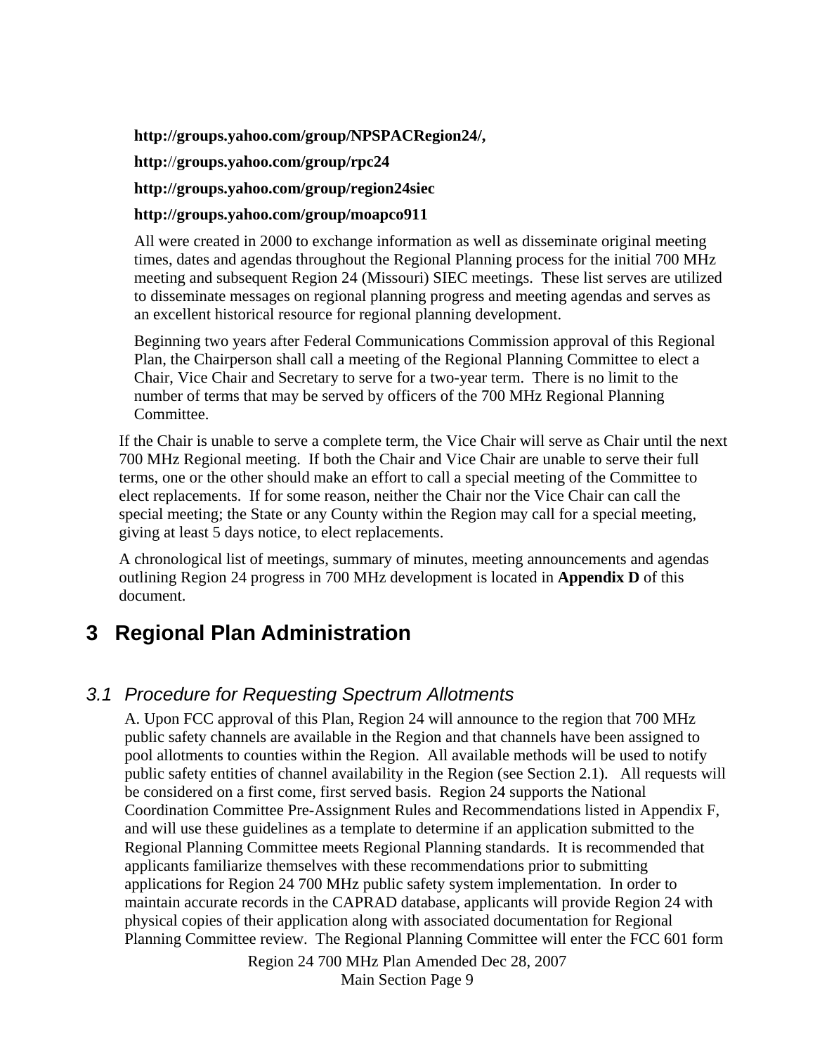**http://groups.yahoo.com/group/NPSPACRegion24/,**

**http://groups.yahoo.com/group/rpc24**

**http://groups.yahoo.com/group/region24siec**

**http://groups.yahoo.com/group/moapco911**

All were created in 2000 to exchange information as well as disseminate original meeting times, dates and agendas throughout the Regional Planning process for the initial 700 MHz meeting and subsequent Region 24 (Missouri) SIEC meetings. These list serves are utilized to disseminate messages on regional planning progress and meeting agendas and serves as an excellent historical resource for regional planning development.

Beginning two years after Federal Communications Commission approval of this Regional Plan, the Chairperson shall call a meeting of the Regional Planning Committee to elect a Chair, Vice Chair and Secretary to serve for a two-year term. There is no limit to the number of terms that may be served by officers of the 700 MHz Regional Planning Committee.

If the Chair is unable to serve a complete term, the Vice Chair will serve as Chair until the next 700 MHz Regional meeting. If both the Chair and Vice Chair are unable to serve their full terms, one or the other should make an effort to call a special meeting of the Committee to elect replacements. If for some reason, neither the Chair nor the Vice Chair can call the special meeting; the State or any County within the Region may call for a special meeting, giving at least 5 days notice, to elect replacements.

A chronological list of meetings, summary of minutes, meeting announcements and agendas outlining Region 24 progress in 700 MHz development is located in **Appendix D** of this document.

# 3 Regional Plan Administration

## *3.1 Procedure for Requesting Spectrum Allotments*

A. Upon FCC approval of this Plan, Region 24 will announce to the region that 700 MHz public safety channels are available in the Region and that channels have been assigned to pool allotments to counties within the Region. All available methods will be used to notify public safety entities of channel availability in the Region (see Section 2.1). All requests will be considered on a first come, first served basis. Region 24 supports the National Coordination Committee Pre-Assignment Rules and Recommendations listed in Appendix F, and will use these guidelines as a template to determine if an application submitted to the Regional Planning Committee meets Regional Planning standards. It is recommended that applicants familiarize themselves with these recommendations prior to submitting applications for Region 24 700 MHz public safety system implementation. In order to maintain accurate records in the CAPRAD database, applicants will provide Region 24 with physical copies of their application along with associated documentation for Regional Planning Committee review. The Regional Planning Committee will enter the FCC 601 form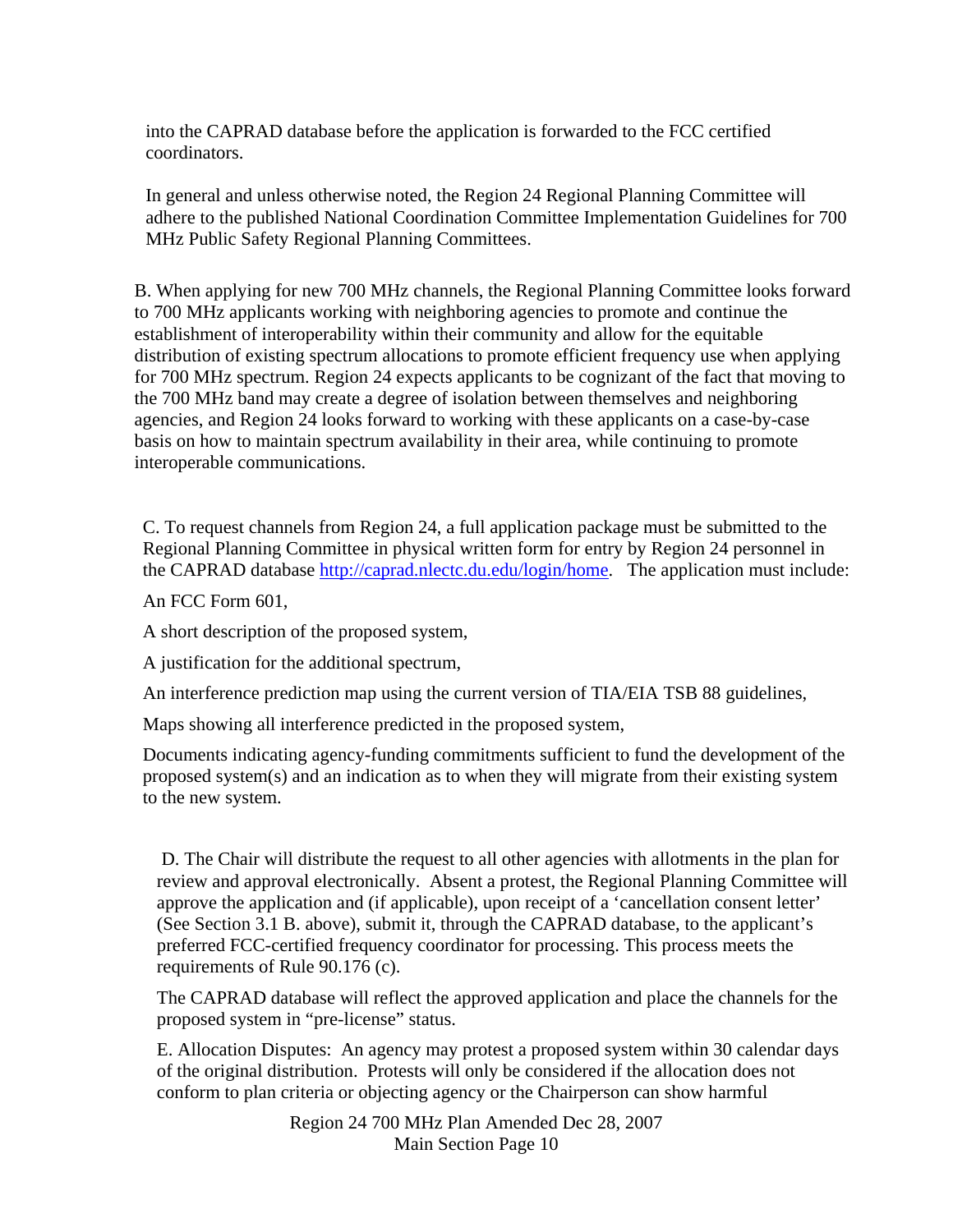into the CAPRAD database before the application is forwarded to the FCC certified coordinators.

In general and unless otherwise noted, the Region 24 Regional Planning Committee will adhere to the published National Coordination Committee Implementation Guidelines for 700 MHz Public Safety Regional Planning Committees.

B. When applying for new 700 MHz channels, the Regional Planning Committee looks forward to 700 MHz applicants working with neighboring agencies to promote and continue the establishment of interoperability within their community and allow for the equitable distribution of existing spectrum allocations to promote efficient frequency use when applying for 700 MHz spectrum. Region 24 expects applicants to be cognizant of the fact that moving to the 700 MHz band may create a degree of isolation between themselves and neighboring agencies, and Region 24 looks forward to working with these applicants on a case-by-case basis on how to maintain spectrum availability in their area, while continuing to promote interoperable communications.

C. To request channels from Region 24, a full application package must be submitted to the Regional Planning Committee in physical written form for entry by Region 24 personnel in the CAPRAD database [http://caprad.nlectc.du.edu/login/home](http://caprad.nlectc.du.edu/login/home). The application must include:

An FCC Form 601,

A short description of the proposed system,

A justification for the additional spectrum,

An interference prediction map using the current version of TIA/EIA TSB 88 guidelines,

Maps showing all interference predicted in the proposed system,

Documents indicating agency-funding commitments sufficient to fund the development of the proposed system(s) and an indication as to when they will migrate from their existing system to the new system.

D. The Chair will distribute the request to all other agencies with allotments in the plan for review and approval electronically. Absent a protest, the Regional Planning Committee will approve the application and (if applicable), upon receipt of a 'cancellation consent letter' (See Section 3.1 B. above), submit it, through the CAPRAD database, to the applicant's preferred FCC-certified frequency coordinator for processing. This process meets the requirements of Rule 90.176 (c).

The CAPRAD database will reflect the approved application and place the channels for the proposed system in "pre-license" status.

E. Allocation Disputes: An agency may protest a proposed system within 30 calendar days of the original distribution. Protests will only be considered if the allocation does not conform to plan criteria or objecting agency or the Chairperson can show harmful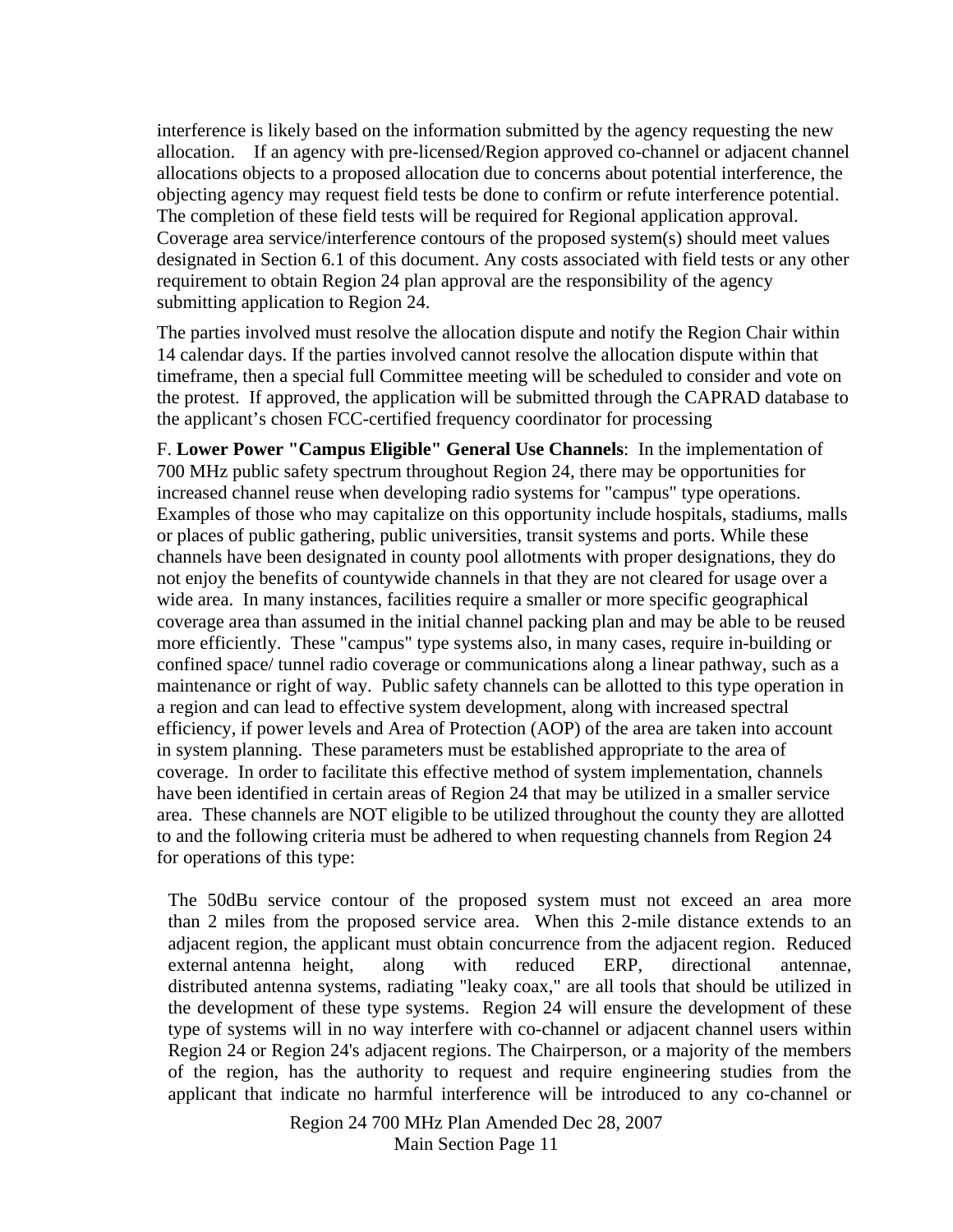interference is likely based on the information submitted by the agency requesting the new allocation. If an agency with pre-licensed/Region approved co-channel or adjacent channel allocations objects to a proposed allocation due to concerns about potential interference, the objecting agency may request field tests be done to confirm or refute interference potential. The completion of these field tests will be required for Regional application approval. Coverage area service/interference contours of the proposed system(s) should meet values designated in Section 6.1 of this document. Any costs associated with field tests or any other requirement to obtain Region 24 plan approval are the responsibility of the agency submitting application to Region 24.

The parties involved must resolve the allocation dispute and notify the Region Chair within 14 calendar days. If the parties involved cannot resolve the allocation dispute within that timeframe, then a special full Committee meeting will be scheduled to consider and vote on the protest. If approved, the application will be submitted through the CAPRAD database to the applicant's chosen FCC-certified frequency coordinator for processing

F. **Lower Power "Campus Eligible" General Use Channels**: In the implementation of 700 MHz public safety spectrum throughout Region 24, there may be opportunities for increased channel reuse when developing radio systems for "campus" type operations. Examples of those who may capitalize on this opportunity include hospitals, stadiums, malls or places of public gathering, public universities, transit systems and ports. While these channels have been designated in county pool allotments with proper designations, they do not enjoy the benefits of countywide channels in that they are not cleared for usage over a wide area. In many instances, facilities require a smaller or more specific geographical coverage area than assumed in the initial channel packing plan and may be able to be reused more efficiently. These "campus" type systems also, in many cases, require in-building or confined space/ tunnel radio coverage or communications along a linear pathway, such as a maintenance or right of way. Public safety channels can be allotted to this type operation in a region and can lead to effective system development, along with increased spectral efficiency, if power levels and Area of Protection (AOP) of the area are taken into account in system planning. These parameters must be established appropriate to the area of coverage. In order to facilitate this effective method of system implementation, channels have been identified in certain areas of Region 24 that may be utilized in a smaller service area. These channels are NOT eligible to be utilized throughout the county they are allotted to and the following criteria must be adhered to when requesting channels from Region 24 for operations of this type:

> The 50dBu service contour of the proposed system must not exceed an area more than 2 miles from the proposed service area. When this 2-mile distance extends to an adjacent region, the applicant must obtain concurrence from the adjacent region. Reduced external antenna height, along with reduced ERP, directional antennae, distributed antenna systems, radiating "leaky coax," are all tools that should be utilized in the development of these type systems. Region 24 will ensure the development of these type of systems will in no way interfere with co-channel or adjacent channel users within Region 24 or Region 24's adjacent regions. The Chairperson, or a majority of the members of the region, has the authority to request and require engineering studies from the applicant that indicate no harmful interference will be introduced to any co-channel or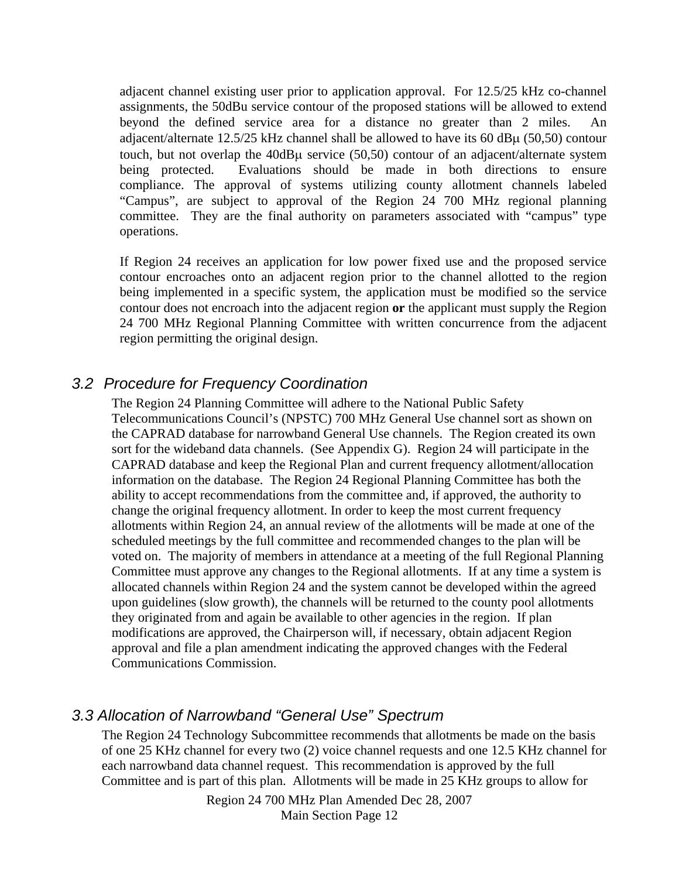adjacent channel existing user prior to application approval. For 12.5/25 kHz co-channel assignments, the 50dBu service contour of the proposed stations will be allowed to extend beyond the defined service area for a distance no greater than 2 miles. An adjacent/alternate 12.5/25 kHz channel shall be allowed to have its 60 dBμ (50,50) contour touch, but not overlap the 40dBμ service (50,50) contour of an adjacent/alternate system being protected. Evaluations should be made in both directions to ensure compliance. The approval of systems utilizing county allotment channels labeled "Campus", are subject to approval of the Region 24 700 MHz regional planning committee. They are the final authority on parameters associated with "campus" type operations.

If Region 24 receives an application for low power fixed use and the proposed service contour encroaches onto an adjacent region prior to the channel allotted to the region being implemented in a specific system, the application must be modified so the service contour does not encroach into the adjacent region **or** the applicant must supply the Region 24 700 MHz Regional Planning Committee with written concurrence from the adjacent region permitting the original design.

### *3.2 Procedure for Frequency Coordination*

The Region 24 Planning Committee will adhere to the National Public Safety Telecommunications Council's (NPSTC) 700 MHz General Use channel sort as shown on the CAPRAD database for narrowband General Use channels. The Region created its own sort for the wideband data channels. (See Appendix G). Region 24 will participate in the CAPRAD database and keep the Regional Plan and current frequency allotment/allocation information on the database. The Region 24 Regional Planning Committee has both the ability to accept recommendations from the committee and, if approved, the authority to change the original frequency allotment. In order to keep the most current frequency allotments within Region 24, an annual review of the allotments will be made at one of the scheduled meetings by the full committee and recommended changes to the plan will be voted on. The majority of members in attendance at a meeting of the full Regional Planning Committee must approve any changes to the Regional allotments. If at any time a system is allocated channels within Region 24 and the system cannot be developed within the agreed upon guidelines (slow growth), the channels will be returned to the county pool allotments they originated from and again be available to other agencies in the region. If plan modifications are approved, the Chairperson will, if necessary, obtain adjacent Region approval and file a plan amendment indicating the approved changes with the Federal Communications Commission.

### *3.3 Allocation of Narrowband "General Use" Spectrum*

The Region 24 Technology Subcommittee recommends that allotments be made on the basis of one 25 KHz channel for every two (2) voice channel requests and one 12.5 KHz channel for each narrowband data channel request. This recommendation is approved by the full Committee and is part of this plan. Allotments will be made in 25 KHz groups to allow for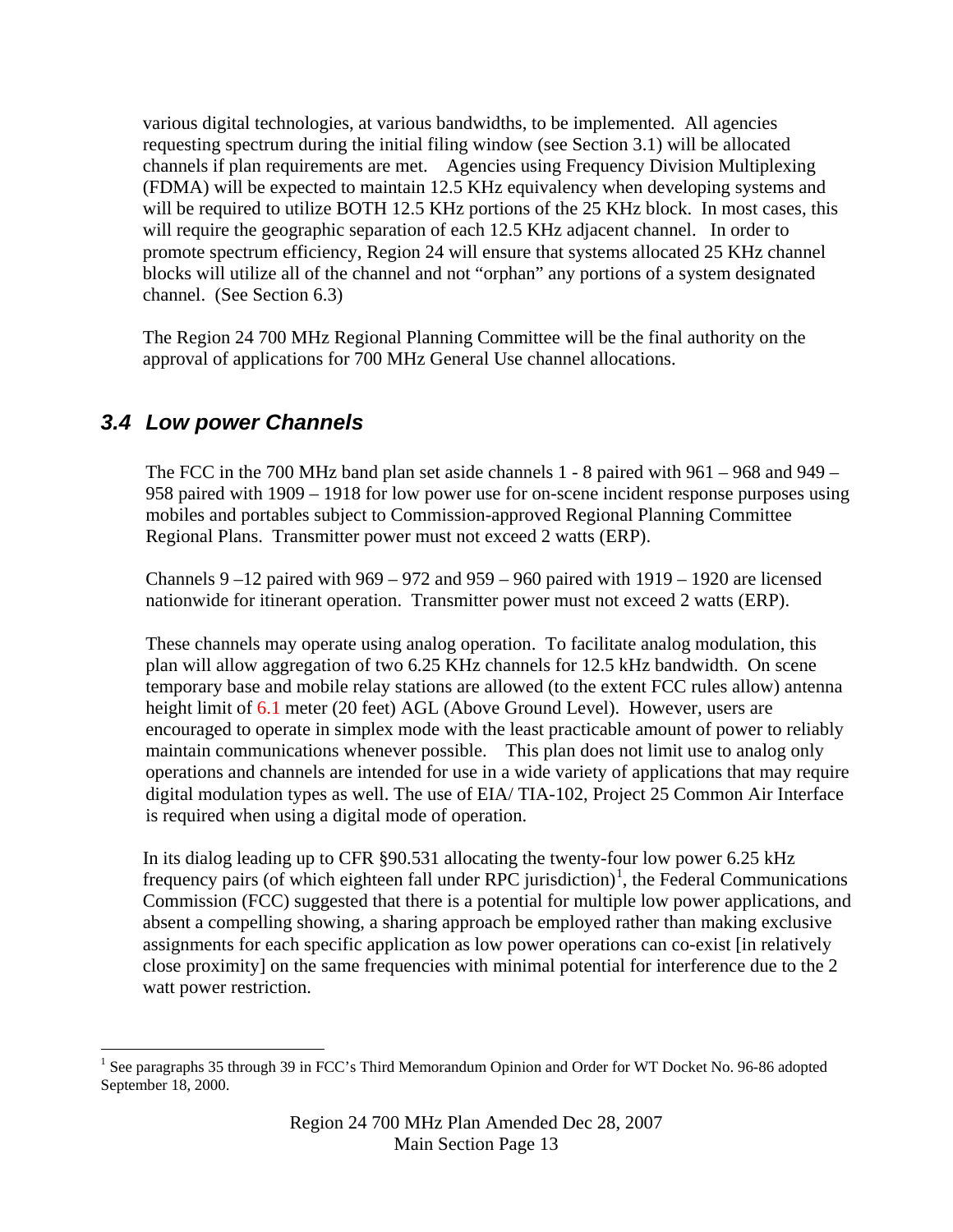various digital technologies, at various bandwidths, to be implemented. All agencies requesting spectrum during the initial filing window (see Section 3.1) will be allocated channels if plan requirements are met. Agencies using Frequency Division Multiplexing (FDMA) will be expected to maintain 12.5 KHz equivalency when developing systems and will be required to utilize BOTH 12.5 KHz portions of the 25 KHz block. In most cases, this will require the geographic separation of each 12.5 KHz adjacent channel. In order to promote spectrum efficiency, Region 24 will ensure that systems allocated 25 KHz channel blocks will utilize all of the channel and not "orphan" any portions of a system designated channel. (See Section 6.3)

The Region 24 700 MHz Regional Planning Committee will be the final authority on the approval of applications for 700 MHz General Use channel allocations.

## *3.4 Low power Channels*

The FCC in the 700 MHz band plan set aside channels 1 - 8 paired with 961 – 968 and 949 – 958 paired with 1909 – 1918 for low power use for on-scene incident response purposes using mobiles and portables subject to Commission-approved Regional Planning Committee Regional Plans. Transmitter power must not exceed 2 watts (ERP).

Channels 9 –12 paired with 969 – 972 and 959 – 960 paired with 1919 – 1920 are licensed nationwide for itinerant operation. Transmitter power must not exceed 2 watts (ERP).

These channels may operate using analog operation. To facilitate analog modulation, this plan will allow aggregation of two 6.25 KHz channels for 12.5 kHz bandwidth. On scene temporary base and mobile relay stations are allowed (to the extent FCC rules allow) antenna height limit of 6.1 meter (20 feet) AGL (Above Ground Level). However, users are encouraged to operate in simplex mode with the least practicable amount of power to reliably maintain communications whenever possible. This plan does not limit use to analog only operations and channels are intended for use in a wide variety of applications that may require digital modulation types as well. The use of EIA/ TIA-102, Project 25 Common Air Interface is required when using a digital mode of operation.

In its dialog leading up to CFR §90.531 allocating the twenty-four low power 6.25 kHz frequency pairs (of which eighteen fall under RPC jurisdiction)[1], the Federal Communications Commission (FCC) suggested that there is a potential for multiple low power applications, and absent a compelling showing, a sharing approach be employed rather than making exclusive assignments for each specific application as low power operations can co-exist [in relatively close proximity] on the same frequencies with minimal potential for interference due to the 2 watt power restriction.

[1] See paragraphs 35 through 39 in FCC's Third Memorandum Opinion and Order for WT Docket No. 96-86 adopted September 18, 2000.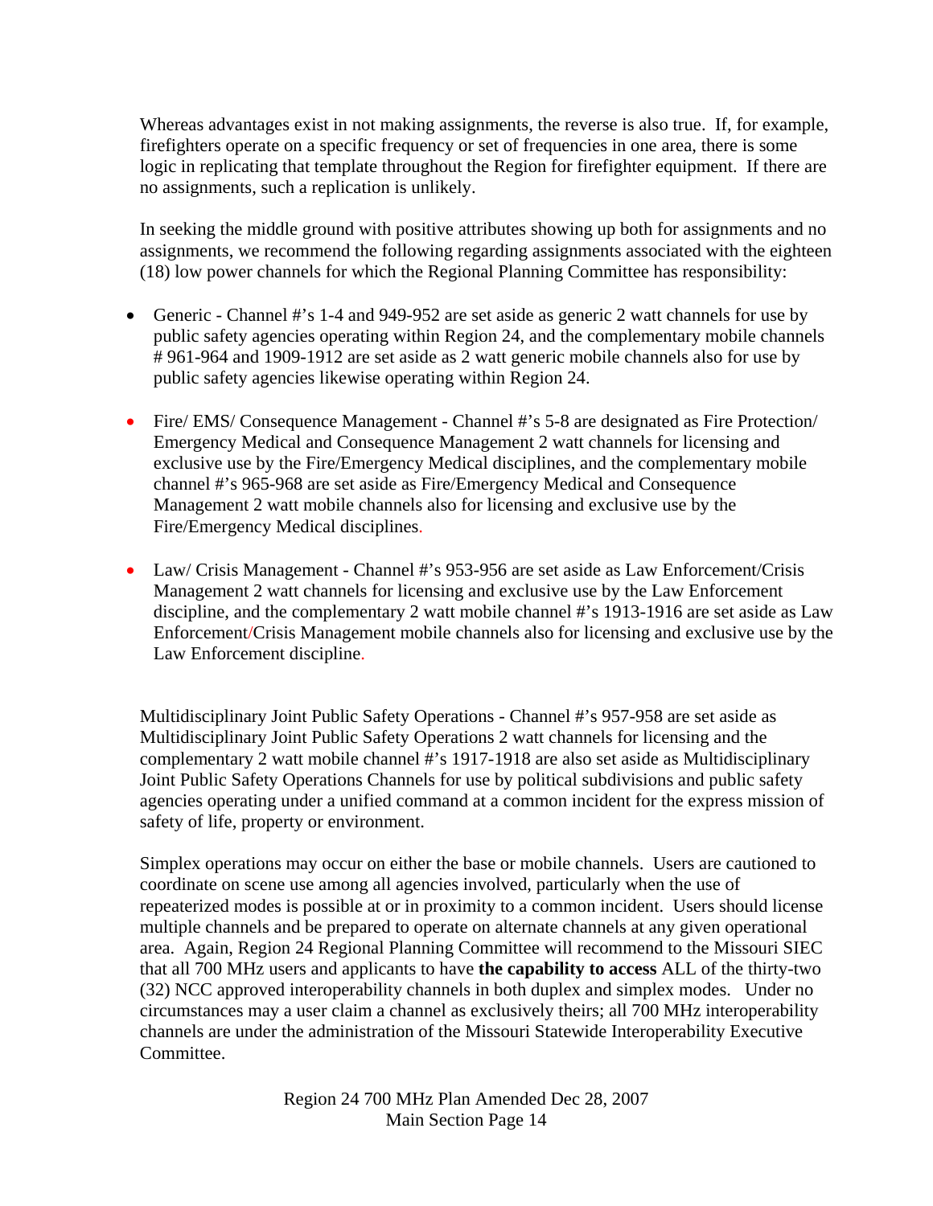Whereas advantages exist in not making assignments, the reverse is also true. If, for example, firefighters operate on a specific frequency or set of frequencies in one area, there is some logic in replicating that template throughout the Region for firefighter equipment. If there are no assignments, such a replication is unlikely.

In seeking the middle ground with positive attributes showing up both for assignments and no assignments, we recommend the following regarding assignments associated with the eighteen (18) low power channels for which the Regional Planning Committee has responsibility:

- Generic - Channel #'s 1-4 and 949-952 are set aside as generic 2 watt channels for use by public safety agencies operating within Region 24, and the complementary mobile channels # 961-964 and 1909-1912 are set aside as 2 watt generic mobile channels also for use by public safety agencies likewise operating within Region 24.

- Fire/ EMS/ Consequence Management - Channel #'s 5-8 are designated as Fire Protection/ Emergency Medical and Consequence Management 2 watt channels for licensing and exclusive use by the Fire/Emergency Medical disciplines, and the complementary mobile channel #'s 965-968 are set aside as Fire/Emergency Medical and Consequence Management 2 watt mobile channels also for licensing and exclusive use by the Fire/Emergency Medical disciplines.

- Law/ Crisis Management - Channel #'s 953-956 are set aside as Law Enforcement/Crisis Management 2 watt channels for licensing and exclusive use by the Law Enforcement discipline, and the complementary 2 watt mobile channel #'s 1913-1916 are set aside as Law Enforcement/Crisis Management mobile channels also for licensing and exclusive use by the Law Enforcement discipline.

Multidisciplinary Joint Public Safety Operations - Channel #'s 957-958 are set aside as Multidisciplinary Joint Public Safety Operations 2 watt channels for licensing and the complementary 2 watt mobile channel #'s 1917-1918 are also set aside as Multidisciplinary Joint Public Safety Operations Channels for use by political subdivisions and public safety agencies operating under a unified command at a common incident for the express mission of safety of life, property or environment.

Simplex operations may occur on either the base or mobile channels. Users are cautioned to coordinate on scene use among all agencies involved, particularly when the use of repeaterized modes is possible at or in proximity to a common incident. Users should license multiple channels and be prepared to operate on alternate channels at any given operational area. Again, Region 24 Regional Planning Committee will recommend to the Missouri SIEC that all 700 MHz users and applicants to have **the capability to access** ALL of the thirty-two (32) NCC approved interoperability channels in both duplex and simplex modes. Under no circumstances may a user claim a channel as exclusively theirs; all 700 MHz interoperability channels are under the administration of the Missouri Statewide Interoperability Executive Committee.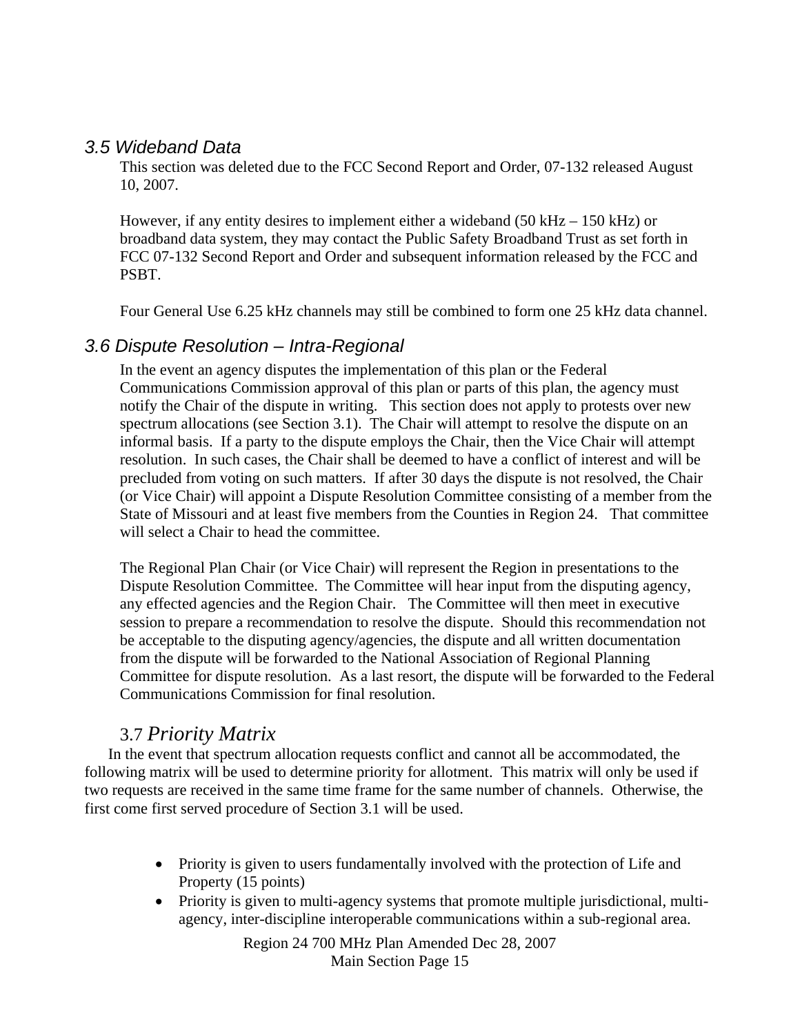### 3.5 Wideband Data

This section was deleted due to the FCC Second Report and Order, 07-132 released August 10, 2007.

However, if any entity desires to implement either a wideband (50 kHz – 150 kHz) or broadband data system, they may contact the Public Safety Broadband Trust as set forth in FCC 07-132 Second Report and Order and subsequent information released by the FCC and PSBT.

Four General Use 6.25 kHz channels may still be combined to form one 25 kHz data channel.

### 3.6 Dispute Resolution – Intra-Regional

In the event an agency disputes the implementation of this plan or the Federal Communications Commission approval of this plan or parts of this plan, the agency must notify the Chair of the dispute in writing. This section does not apply to protests over new spectrum allocations (see Section 3.1). The Chair will attempt to resolve the dispute on an informal basis. If a party to the dispute employs the Chair, then the Vice Chair will attempt resolution. In such cases, the Chair shall be deemed to have a conflict of interest and will be precluded from voting on such matters. If after 30 days the dispute is not resolved, the Chair (or Vice Chair) will appoint a Dispute Resolution Committee consisting of a member from the State of Missouri and at least five members from the Counties in Region 24. That committee will select a Chair to head the committee.

The Regional Plan Chair (or Vice Chair) will represent the Region in presentations to the Dispute Resolution Committee. The Committee will hear input from the disputing agency, any effected agencies and the Region Chair. The Committee will then meet in executive session to prepare a recommendation to resolve the dispute. Should this recommendation not be acceptable to the disputing agency/agencies, the dispute and all written documentation from the dispute will be forwarded to the National Association of Regional Planning Committee for dispute resolution. As a last resort, the dispute will be forwarded to the Federal Communications Commission for final resolution.

### 3.7 *Priority Matrix*

In the event that spectrum allocation requests conflict and cannot all be accommodated, the following matrix will be used to determine priority for allotment. This matrix will only be used if two requests are received in the same time frame for the same number of channels. Otherwise, the first come first served procedure of Section 3.1 will be used.

- Priority is given to users fundamentally involved with the protection of Life and Property (15 points)
- Priority is given to multi-agency systems that promote multiple jurisdictional, multi-agency, inter-discipline interoperable communications within a sub-regional area.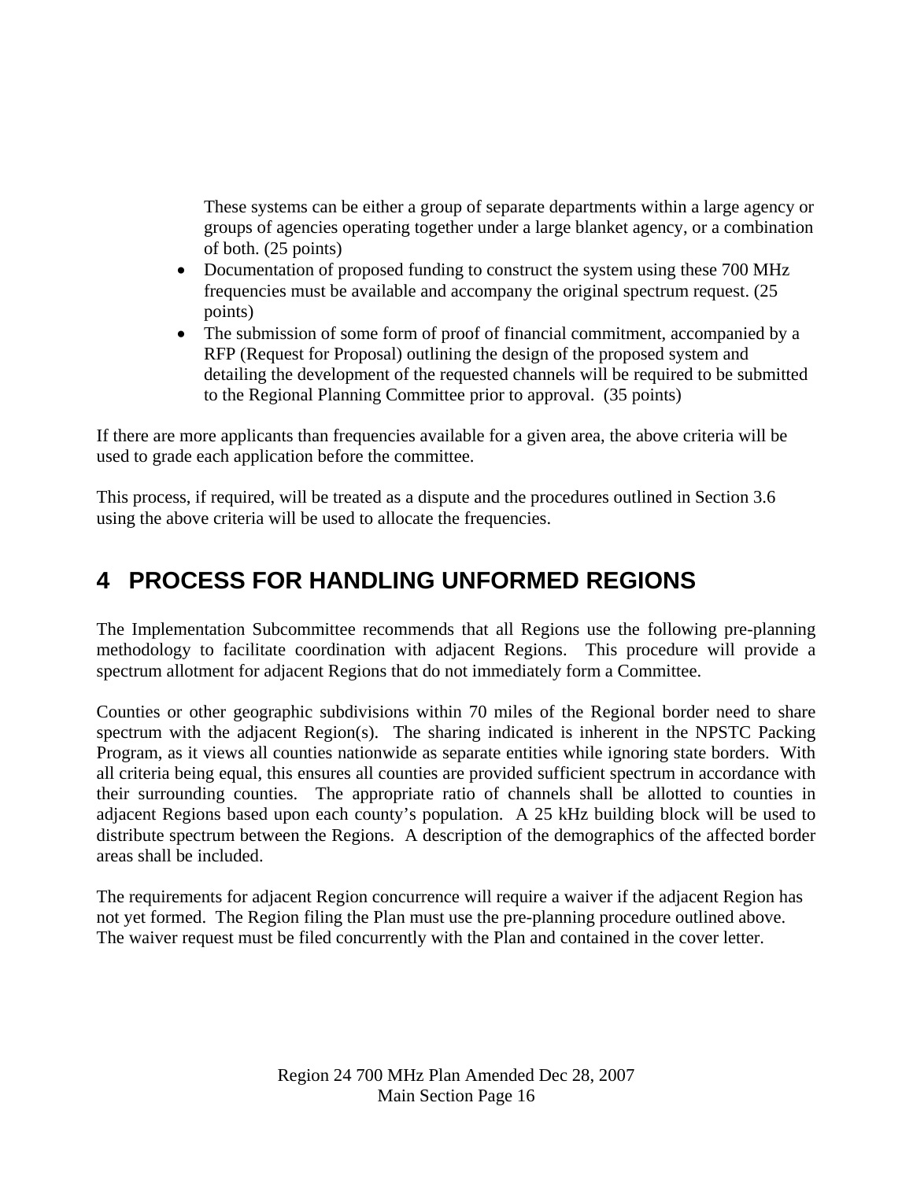These systems can be either a group of separate departments within a large agency or groups of agencies operating together under a large blanket agency, or a combination of both. (25 points)

- Documentation of proposed funding to construct the system using these 700 MHz frequencies must be available and accompany the original spectrum request. (25 points)
- The submission of some form of proof of financial commitment, accompanied by a RFP (Request for Proposal) outlining the design of the proposed system and detailing the development of the requested channels will be required to be submitted to the Regional Planning Committee prior to approval. (35 points)

If there are more applicants than frequencies available for a given area, the above criteria will be used to grade each application before the committee.

This process, if required, will be treated as a dispute and the procedures outlined in Section 3.6 using the above criteria will be used to allocate the frequencies.

# 4 PROCESS FOR HANDLING UNFORMED REGIONS

The Implementation Subcommittee recommends that all Regions use the following pre-planning methodology to facilitate coordination with adjacent Regions. This procedure will provide a spectrum allotment for adjacent Regions that do not immediately form a Committee.

Counties or other geographic subdivisions within 70 miles of the Regional border need to share spectrum with the adjacent Region(s). The sharing indicated is inherent in the NPSTC Packing Program, as it views all counties nationwide as separate entities while ignoring state borders. With all criteria being equal, this ensures all counties are provided sufficient spectrum in accordance with their surrounding counties. The appropriate ratio of channels shall be allotted to counties in adjacent Regions based upon each county's population. A 25 kHz building block will be used to distribute spectrum between the Regions. A description of the demographics of the affected border areas shall be included.

The requirements for adjacent Region concurrence will require a waiver if the adjacent Region has not yet formed. The Region filing the Plan must use the pre-planning procedure outlined above. The waiver request must be filed concurrently with the Plan and contained in the cover letter.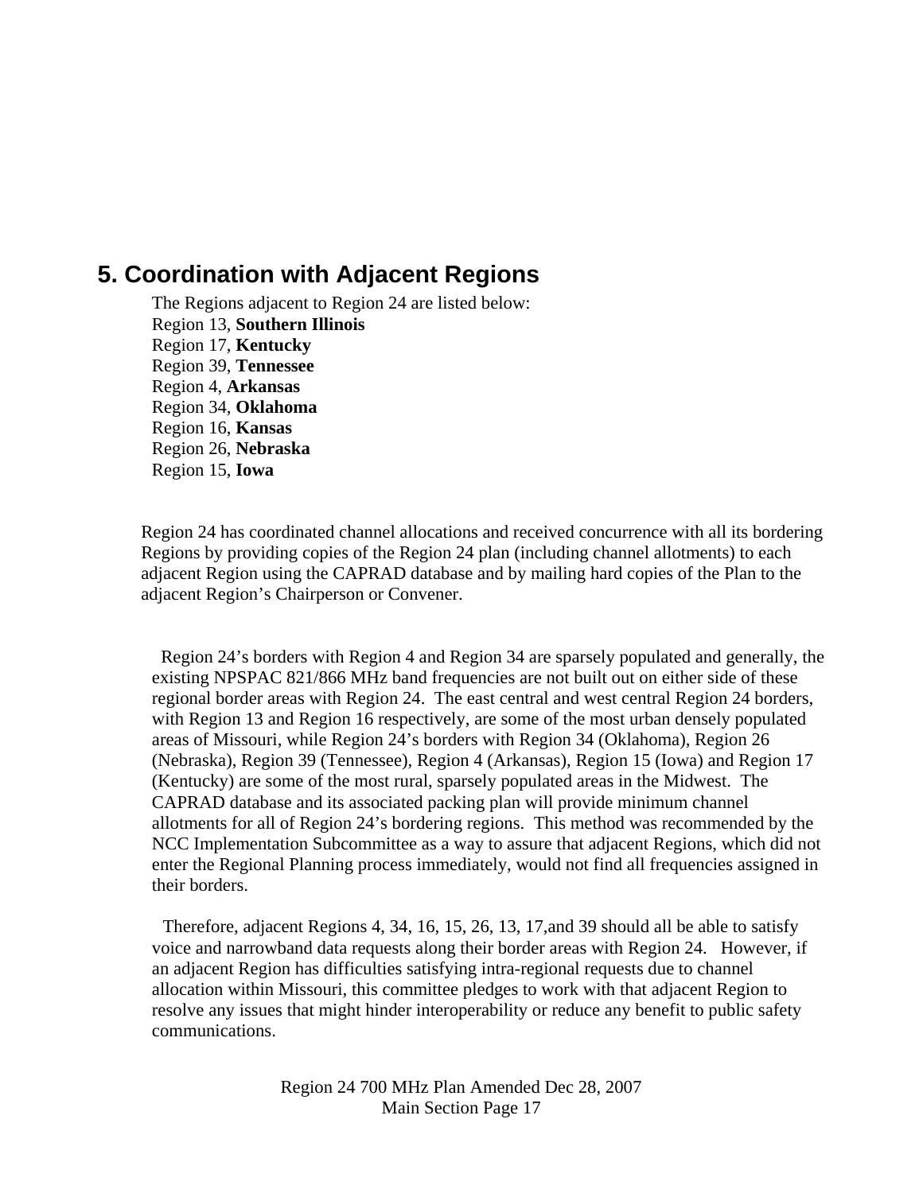# 5. Coordination with Adjacent Regions

The Regions adjacent to Region 24 are listed below:
Region 13, **Southern Illinois**
Region 17, **Kentucky**
Region 39, **Tennessee**
Region 4, **Arkansas**
Region 34, **Oklahoma**
Region 16, **Kansas**
Region 26, **Nebraska**
Region 15, **Iowa**

Region 24 has coordinated channel allocations and received concurrence with all its bordering Regions by providing copies of the Region 24 plan (including channel allotments) to each adjacent Region using the CAPRAD database and by mailing hard copies of the Plan to the adjacent Region's Chairperson or Convener.

Region 24's borders with Region 4 and Region 34 are sparsely populated and generally, the existing NPSPAC 821/866 MHz band frequencies are not built out on either side of these regional border areas with Region 24. The east central and west central Region 24 borders, with Region 13 and Region 16 respectively, are some of the most urban densely populated areas of Missouri, while Region 24's borders with Region 34 (Oklahoma), Region 26 (Nebraska), Region 39 (Tennessee), Region 4 (Arkansas), Region 15 (Iowa) and Region 17 (Kentucky) are some of the most rural, sparsely populated areas in the Midwest. The CAPRAD database and its associated packing plan will provide minimum channel allotments for all of Region 24's bordering regions. This method was recommended by the NCC Implementation Subcommittee as a way to assure that adjacent Regions, which did not enter the Regional Planning process immediately, would not find all frequencies assigned in their borders.

Therefore, adjacent Regions 4, 34, 16, 15, 26, 13, 17,and 39 should all be able to satisfy voice and narrowband data requests along their border areas with Region 24. However, if an adjacent Region has difficulties satisfying intra-regional requests due to channel allocation within Missouri, this committee pledges to work with that adjacent Region to resolve any issues that might hinder interoperability or reduce any benefit to public safety communications.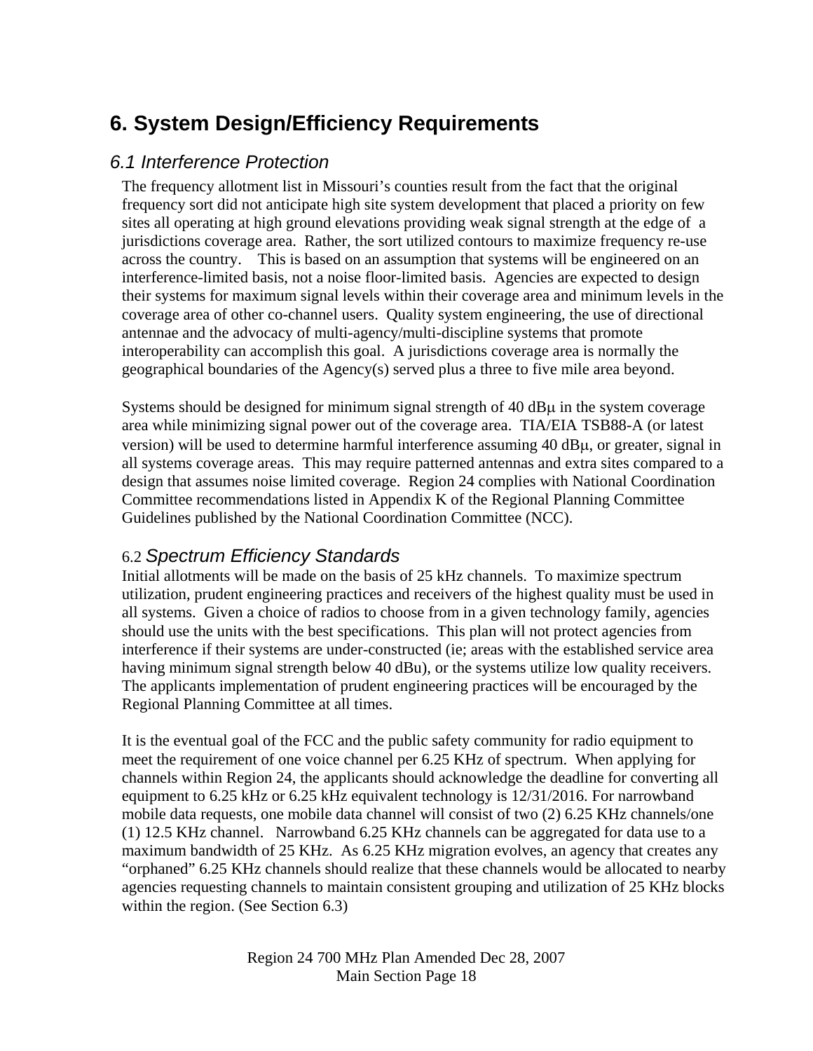## 6. System Design/Efficiency Requirements

### *6.1 Interference Protection*

The frequency allotment list in Missouri's counties result from the fact that the original frequency sort did not anticipate high site system development that placed a priority on few sites all operating at high ground elevations providing weak signal strength at the edge of a jurisdictions coverage area. Rather, the sort utilized contours to maximize frequency re-use across the country. This is based on an assumption that systems will be engineered on an interference-limited basis, not a noise floor-limited basis. Agencies are expected to design their systems for maximum signal levels within their coverage area and minimum levels in the coverage area of other co-channel users. Quality system engineering, the use of directional antennae and the advocacy of multi-agency/multi-discipline systems that promote interoperability can accomplish this goal. A jurisdictions coverage area is normally the geographical boundaries of the Agency(s) served plus a three to five mile area beyond.

Systems should be designed for minimum signal strength of 40 dBμ in the system coverage area while minimizing signal power out of the coverage area. TIA/EIA TSB88-A (or latest version) will be used to determine harmful interference assuming 40 dBμ, or greater, signal in all systems coverage areas. This may require patterned antennas and extra sites compared to a design that assumes noise limited coverage. Region 24 complies with National Coordination Committee recommendations listed in Appendix K of the Regional Planning Committee Guidelines published by the National Coordination Committee (NCC).

### 6.2 *Spectrum Efficiency Standards*

Initial allotments will be made on the basis of 25 kHz channels. To maximize spectrum utilization, prudent engineering practices and receivers of the highest quality must be used in all systems. Given a choice of radios to choose from in a given technology family, agencies should use the units with the best specifications. This plan will not protect agencies from interference if their systems are under-constructed (ie; areas with the established service area having minimum signal strength below 40 dBu), or the systems utilize low quality receivers. The applicants implementation of prudent engineering practices will be encouraged by the Regional Planning Committee at all times.

It is the eventual goal of the FCC and the public safety community for radio equipment to meet the requirement of one voice channel per 6.25 KHz of spectrum. When applying for channels within Region 24, the applicants should acknowledge the deadline for converting all equipment to 6.25 kHz or 6.25 kHz equivalent technology is 12/31/2016. For narrowband mobile data requests, one mobile data channel will consist of two (2) 6.25 KHz channels/one (1) 12.5 KHz channel. Narrowband 6.25 KHz channels can be aggregated for data use to a maximum bandwidth of 25 KHz. As 6.25 KHz migration evolves, an agency that creates any "orphaned" 6.25 KHz channels should realize that these channels would be allocated to nearby agencies requesting channels to maintain consistent grouping and utilization of 25 KHz blocks within the region. (See Section 6.3)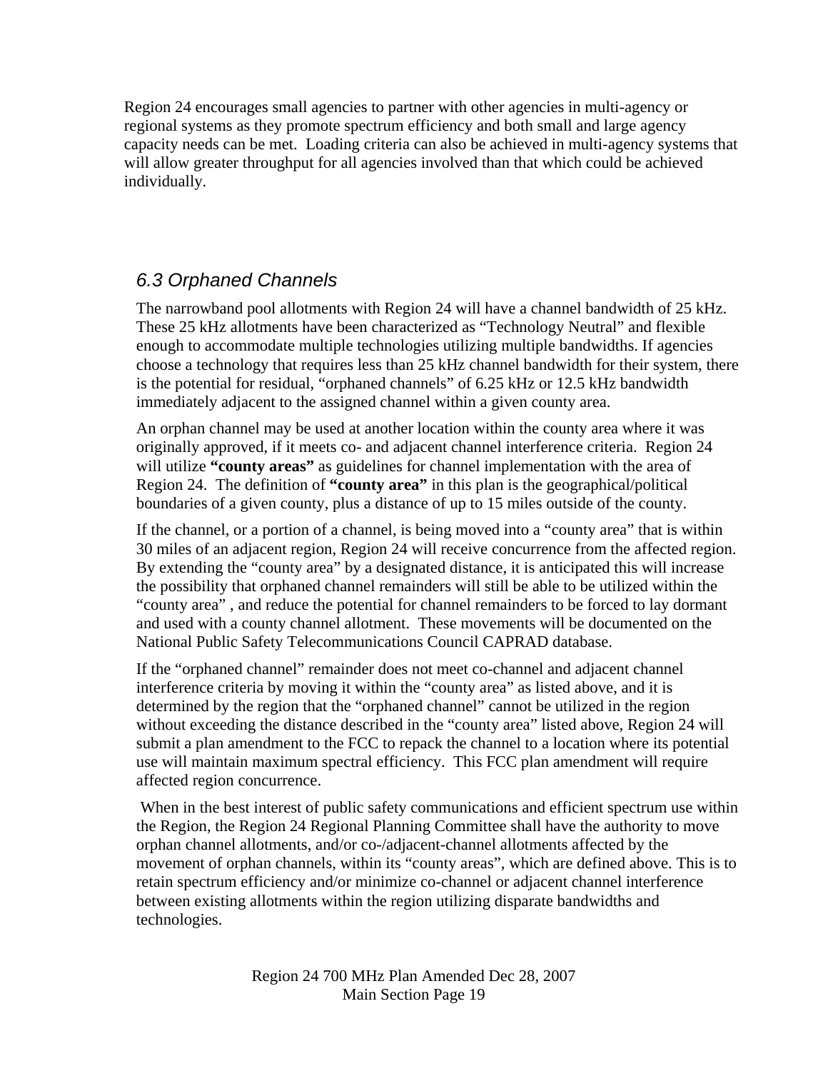Region 24 encourages small agencies to partner with other agencies in multi-agency or regional systems as they promote spectrum efficiency and both small and large agency capacity needs can be met. Loading criteria can also be achieved in multi-agency systems that will allow greater throughput for all agencies involved than that which could be achieved individually.

## *6.3 Orphaned Channels*

The narrowband pool allotments with Region 24 will have a channel bandwidth of 25 kHz. These 25 kHz allotments have been characterized as "Technology Neutral" and flexible enough to accommodate multiple technologies utilizing multiple bandwidths. If agencies choose a technology that requires less than 25 kHz channel bandwidth for their system, there is the potential for residual, "orphaned channels" of 6.25 kHz or 12.5 kHz bandwidth immediately adjacent to the assigned channel within a given county area.

An orphan channel may be used at another location within the county area where it was originally approved, if it meets co- and adjacent channel interference criteria. Region 24 will utilize **"county areas"** as guidelines for channel implementation with the area of Region 24. The definition of **"county area"** in this plan is the geographical/political boundaries of a given county, plus a distance of up to 15 miles outside of the county.

If the channel, or a portion of a channel, is being moved into a "county area" that is within 30 miles of an adjacent region, Region 24 will receive concurrence from the affected region. By extending the "county area" by a designated distance, it is anticipated this will increase the possibility that orphaned channel remainders will still be able to be utilized within the "county area" , and reduce the potential for channel remainders to be forced to lay dormant and used with a county channel allotment. These movements will be documented on the National Public Safety Telecommunications Council CAPRAD database.

If the "orphaned channel" remainder does not meet co-channel and adjacent channel interference criteria by moving it within the "county area" as listed above, and it is determined by the region that the "orphaned channel" cannot be utilized in the region without exceeding the distance described in the "county area" listed above, Region 24 will submit a plan amendment to the FCC to repack the channel to a location where its potential use will maintain maximum spectral efficiency. This FCC plan amendment will require affected region concurrence.

When in the best interest of public safety communications and efficient spectrum use within the Region, the Region 24 Regional Planning Committee shall have the authority to move orphan channel allotments, and/or co-/adjacent-channel allotments affected by the movement of orphan channels, within its "county areas", which are defined above. This is to retain spectrum efficiency and/or minimize co-channel or adjacent channel interference between existing allotments within the region utilizing disparate bandwidths and technologies.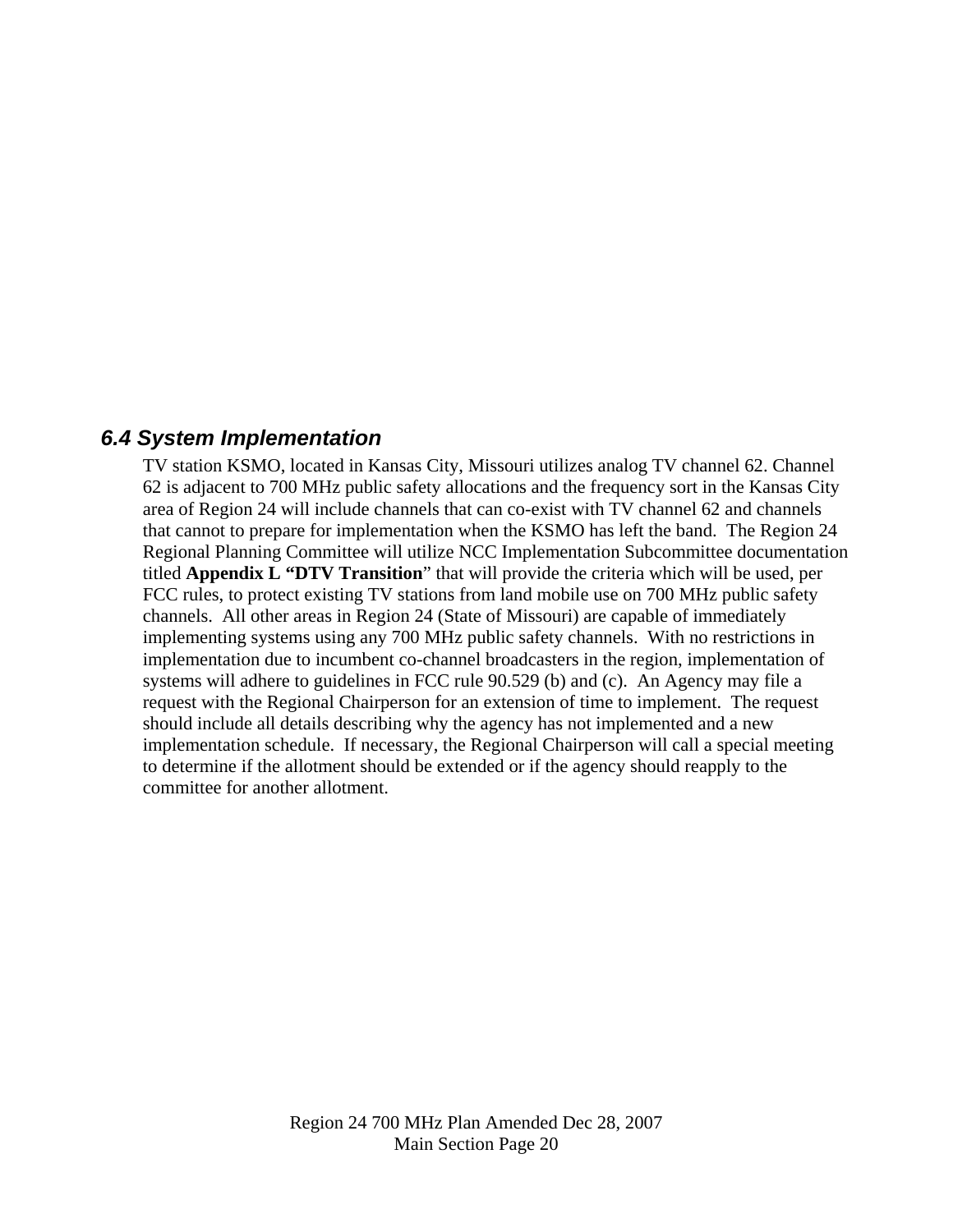### *6.4 System Implementation*

TV station KSMO, located in Kansas City, Missouri utilizes analog TV channel 62. Channel 62 is adjacent to 700 MHz public safety allocations and the frequency sort in the Kansas City area of Region 24 will include channels that can co-exist with TV channel 62 and channels that cannot to prepare for implementation when the KSMO has left the band. The Region 24 Regional Planning Committee will utilize NCC Implementation Subcommittee documentation titled **Appendix L "DTV Transition**" that will provide the criteria which will be used, per FCC rules, to protect existing TV stations from land mobile use on 700 MHz public safety channels. All other areas in Region 24 (State of Missouri) are capable of immediately implementing systems using any 700 MHz public safety channels. With no restrictions in implementation due to incumbent co-channel broadcasters in the region, implementation of systems will adhere to guidelines in FCC rule 90.529 (b) and (c). An Agency may file a request with the Regional Chairperson for an extension of time to implement. The request should include all details describing why the agency has not implemented and a new implementation schedule. If necessary, the Regional Chairperson will call a special meeting to determine if the allotment should be extended or if the agency should reapply to the committee for another allotment.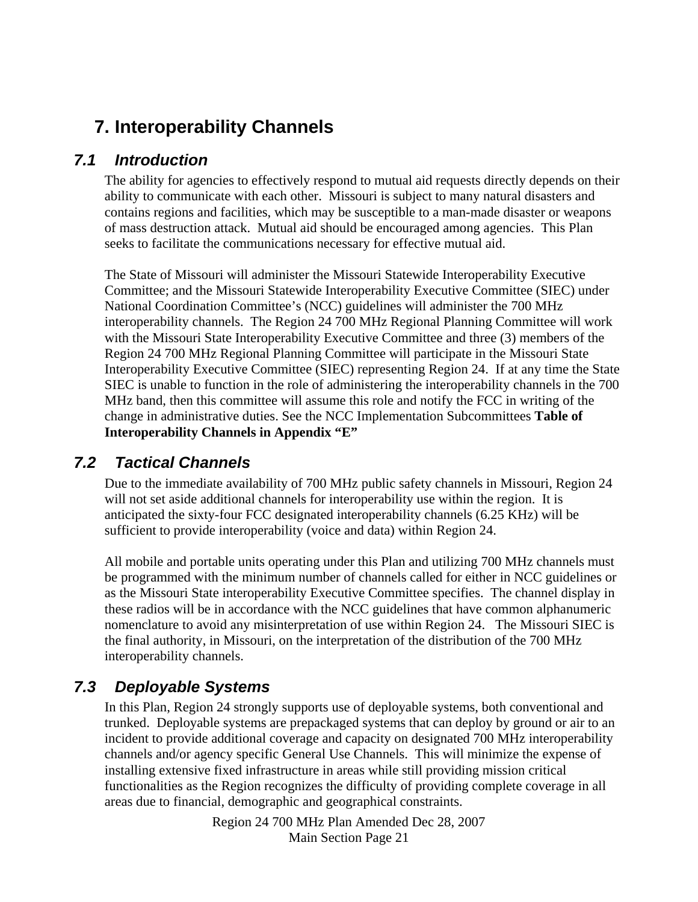# 7. Interoperability Channels

## *7.1 Introduction*

The ability for agencies to effectively respond to mutual aid requests directly depends on their ability to communicate with each other. Missouri is subject to many natural disasters and contains regions and facilities, which may be susceptible to a man-made disaster or weapons of mass destruction attack. Mutual aid should be encouraged among agencies. This Plan seeks to facilitate the communications necessary for effective mutual aid.

The State of Missouri will administer the Missouri Statewide Interoperability Executive Committee; and the Missouri Statewide Interoperability Executive Committee (SIEC) under National Coordination Committee's (NCC) guidelines will administer the 700 MHz interoperability channels. The Region 24 700 MHz Regional Planning Committee will work with the Missouri State Interoperability Executive Committee and three (3) members of the Region 24 700 MHz Regional Planning Committee will participate in the Missouri State Interoperability Executive Committee (SIEC) representing Region 24. If at any time the State SIEC is unable to function in the role of administering the interoperability channels in the 700 MHz band, then this committee will assume this role and notify the FCC in writing of the change in administrative duties. See the NCC Implementation Subcommittees **Table of Interoperability Channels in Appendix "E"**

## *7.2 Tactical Channels*

Due to the immediate availability of 700 MHz public safety channels in Missouri, Region 24 will not set aside additional channels for interoperability use within the region. It is anticipated the sixty-four FCC designated interoperability channels (6.25 KHz) will be sufficient to provide interoperability (voice and data) within Region 24.

All mobile and portable units operating under this Plan and utilizing 700 MHz channels must be programmed with the minimum number of channels called for either in NCC guidelines or as the Missouri State interoperability Executive Committee specifies. The channel display in these radios will be in accordance with the NCC guidelines that have common alphanumeric nomenclature to avoid any misinterpretation of use within Region 24. The Missouri SIEC is the final authority, in Missouri, on the interpretation of the distribution of the 700 MHz interoperability channels.

## *7.3 Deployable Systems*

In this Plan, Region 24 strongly supports use of deployable systems, both conventional and trunked. Deployable systems are prepackaged systems that can deploy by ground or air to an incident to provide additional coverage and capacity on designated 700 MHz interoperability channels and/or agency specific General Use Channels. This will minimize the expense of installing extensive fixed infrastructure in areas while still providing mission critical functionalities as the Region recognizes the difficulty of providing complete coverage in all areas due to financial, demographic and geographical constraints.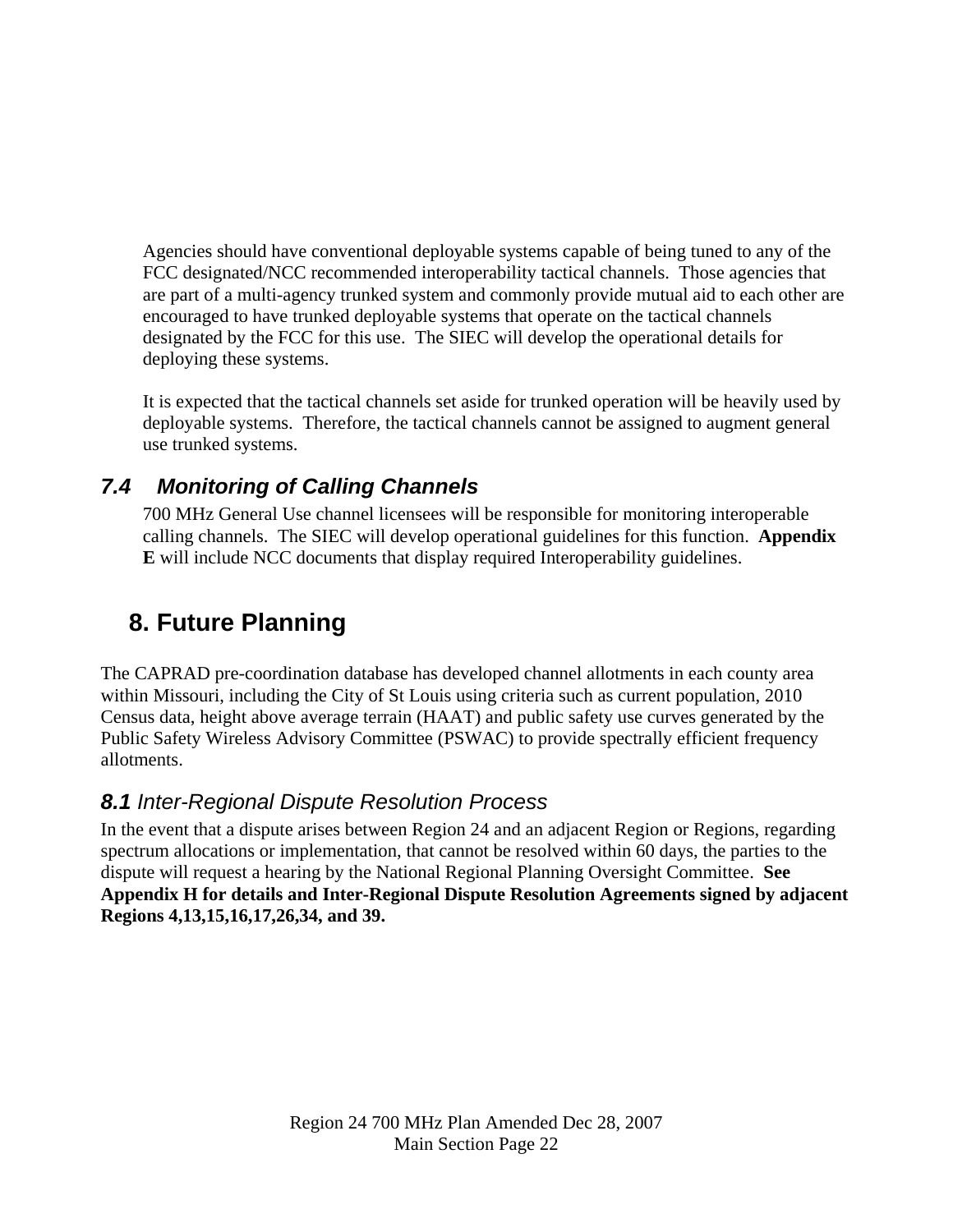Agencies should have conventional deployable systems capable of being tuned to any of the FCC designated/NCC recommended interoperability tactical channels. Those agencies that are part of a multi-agency trunked system and commonly provide mutual aid to each other are encouraged to have trunked deployable systems that operate on the tactical channels designated by the FCC for this use. The SIEC will develop the operational details for deploying these systems.

It is expected that the tactical channels set aside for trunked operation will be heavily used by deployable systems. Therefore, the tactical channels cannot be assigned to augment general use trunked systems.

### *7.4 Monitoring of Calling Channels*

700 MHz General Use channel licensees will be responsible for monitoring interoperable calling channels. The SIEC will develop operational guidelines for this function. **Appendix E** will include NCC documents that display required Interoperability guidelines.

## 8. Future Planning

The CAPRAD pre-coordination database has developed channel allotments in each county area within Missouri, including the City of St Louis using criteria such as current population, 2010 Census data, height above average terrain (HAAT) and public safety use curves generated by the Public Safety Wireless Advisory Committee (PSWAC) to provide spectrally efficient frequency allotments.

### ***8.1*** *Inter-Regional Dispute Resolution Process*

In the event that a dispute arises between Region 24 and an adjacent Region or Regions, regarding spectrum allocations or implementation, that cannot be resolved within 60 days, the parties to the dispute will request a hearing by the National Regional Planning Oversight Committee. **See Appendix H for details and Inter-Regional Dispute Resolution Agreements signed by adjacent Regions 4,13,15,16,17,26,34, and 39.**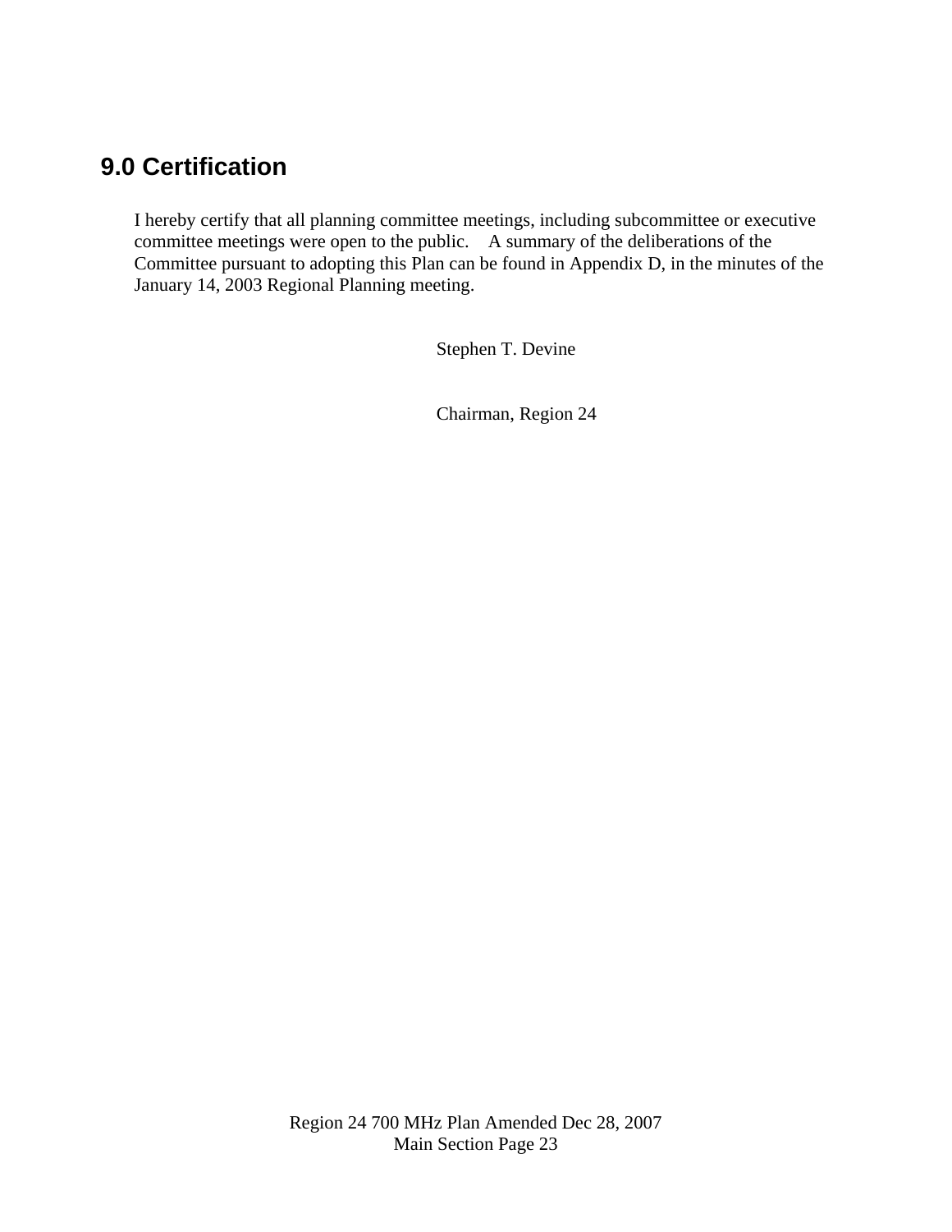## 9.0 Certification

I hereby certify that all planning committee meetings, including subcommittee or executive committee meetings were open to the public. A summary of the deliberations of the Committee pursuant to adopting this Plan can be found in Appendix D, in the minutes of the January 14, 2003 Regional Planning meeting.

Stephen T. Devine

Chairman, Region 24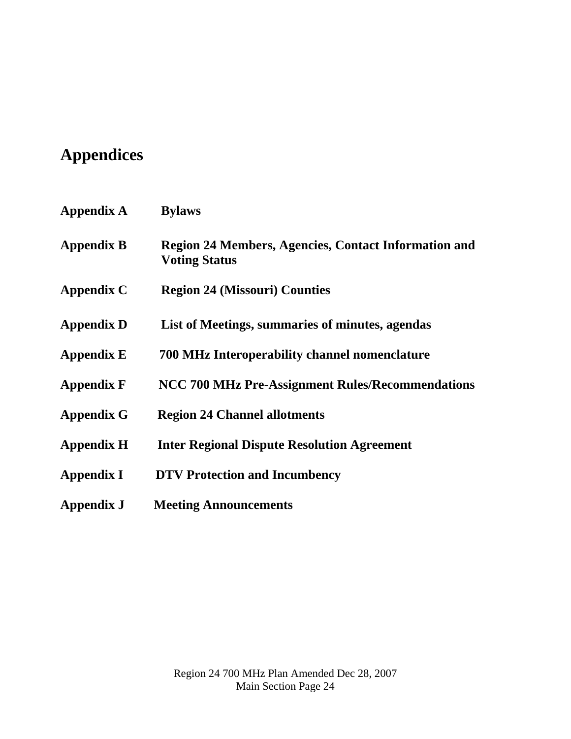# Appendices

**Appendix A** **Bylaws**

**Appendix B** **Region 24 Members, Agencies, Contact Information and Voting Status**

**Appendix C** **Region 24 (Missouri) Counties**

**Appendix D** **List of Meetings, summaries of minutes, agendas**

**Appendix E** **700 MHz Interoperability channel nomenclature**

**Appendix F** **NCC 700 MHz Pre-Assignment Rules/Recommendations**

**Appendix G** **Region 24 Channel allotments**

**Appendix H** **Inter Regional Dispute Resolution Agreement**

**Appendix I** **DTV Protection and Incumbency**

**Appendix J** **Meeting Announcements**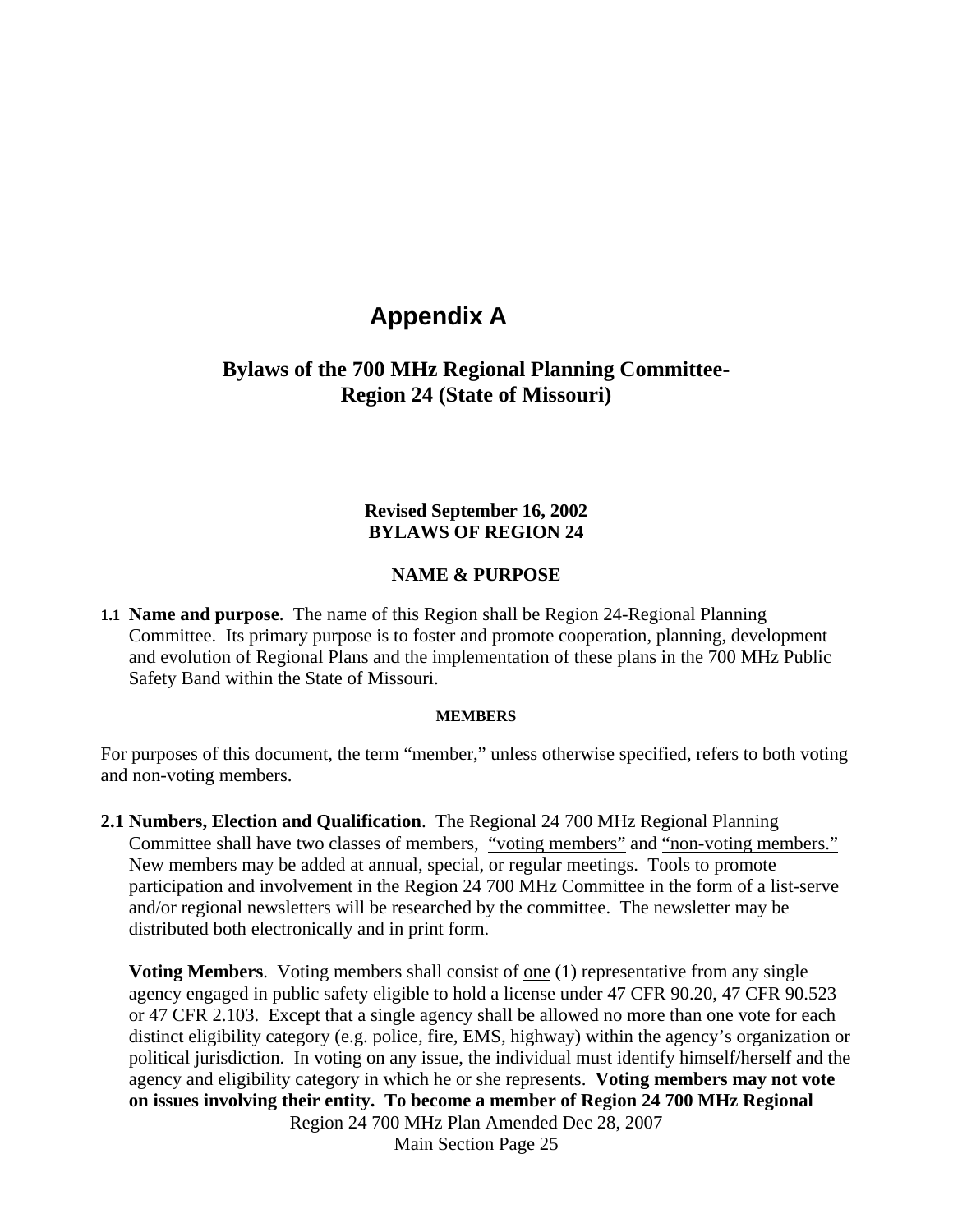# Appendix A

## Bylaws of the 700 MHz Regional Planning Committee-Region 24 (State of Missouri)

**Revised September 16, 2002**
**BYLAWS OF REGION 24**

### NAME & PURPOSE

**1.1 Name and purpose**. The name of this Region shall be Region 24-Regional Planning Committee. Its primary purpose is to foster and promote cooperation, planning, development and evolution of Regional Plans and the implementation of these plans in the 700 MHz Public Safety Band within the State of Missouri.

### MEMBERS

For purposes of this document, the term "member," unless otherwise specified, refers to both voting and non-voting members.

**2.1 Numbers, Election and Qualification**. The Regional 24 700 MHz Regional Planning Committee shall have two classes of members, "voting members" and "non-voting members." New members may be added at annual, special, or regular meetings. Tools to promote participation and involvement in the Region 24 700 MHz Committee in the form of a list-serve and/or regional newsletters will be researched by the committee. The newsletter may be distributed both electronically and in print form.

**Voting Members**. Voting members shall consist of one (1) representative from any single agency engaged in public safety eligible to hold a license under 47 CFR 90.20, 47 CFR 90.523 or 47 CFR 2.103. Except that a single agency shall be allowed no more than one vote for each distinct eligibility category (e.g. police, fire, EMS, highway) within the agency's organization or political jurisdiction. In voting on any issue, the individual must identify himself/herself and the agency and eligibility category in which he or she represents. **Voting members may not vote on issues involving their entity. To become a member of Region 24 700 MHz Regional**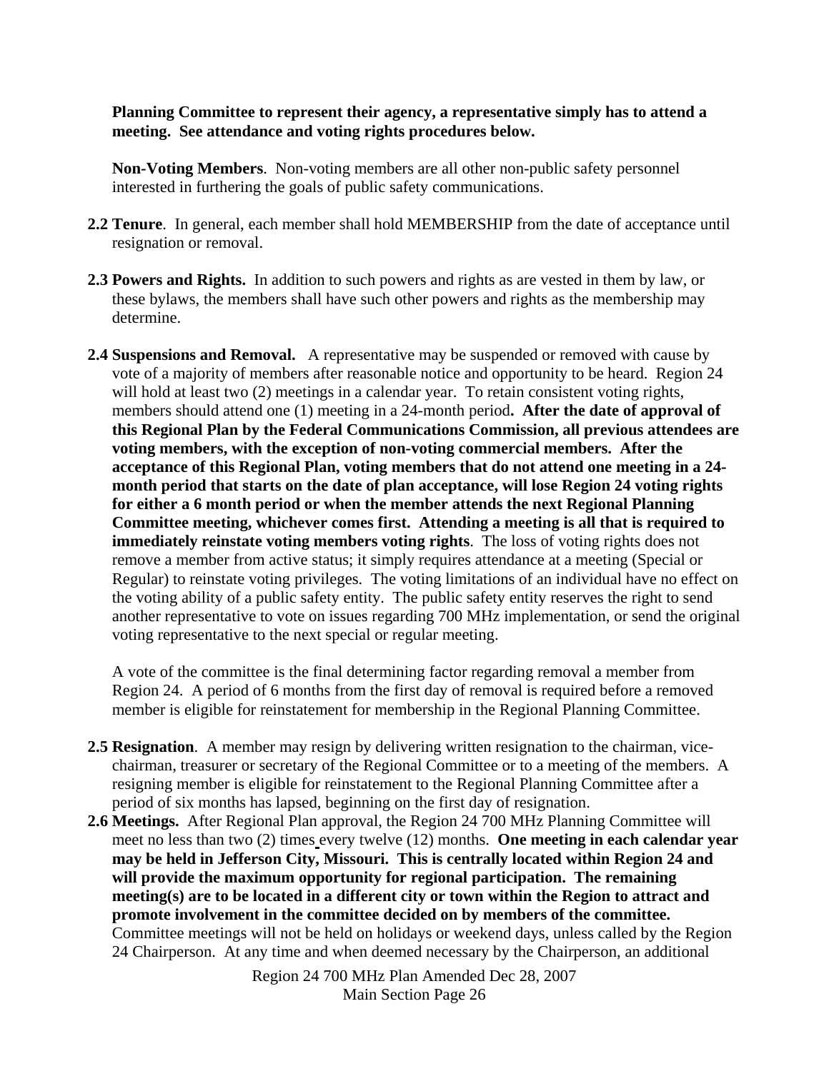**Planning Committee to represent their agency, a representative simply has to attend a meeting. See attendance and voting rights procedures below.**

**Non-Voting Members**. Non-voting members are all other non-public safety personnel interested in furthering the goals of public safety communications.

**2.2 Tenure**. In general, each member shall hold MEMBERSHIP from the date of acceptance until resignation or removal.

**2.3 Powers and Rights.** In addition to such powers and rights as are vested in them by law, or these bylaws, the members shall have such other powers and rights as the membership may determine.

**2.4 Suspensions and Removal.** A representative may be suspended or removed with cause by vote of a majority of members after reasonable notice and opportunity to be heard. Region 24 will hold at least two (2) meetings in a calendar year. To retain consistent voting rights, members should attend one (1) meeting in a 24-month period**. After the date of approval of this Regional Plan by the Federal Communications Commission, all previous attendees are voting members, with the exception of non-voting commercial members. After the acceptance of this Regional Plan, voting members that do not attend one meeting in a 24-month period that starts on the date of plan acceptance, will lose Region 24 voting rights for either a 6 month period or when the member attends the next Regional Planning Committee meeting, whichever comes first. Attending a meeting is all that is required to immediately reinstate voting members voting rights**. The loss of voting rights does not remove a member from active status; it simply requires attendance at a meeting (Special or Regular) to reinstate voting privileges. The voting limitations of an individual have no effect on the voting ability of a public safety entity. The public safety entity reserves the right to send another representative to vote on issues regarding 700 MHz implementation, or send the original voting representative to the next special or regular meeting.

A vote of the committee is the final determining factor regarding removal a member from Region 24. A period of 6 months from the first day of removal is required before a removed member is eligible for reinstatement for membership in the Regional Planning Committee.

**2.5 Resignation**. A member may resign by delivering written resignation to the chairman, vice-chairman, treasurer or secretary of the Regional Committee or to a meeting of the members. A resigning member is eligible for reinstatement to the Regional Planning Committee after a period of six months has lapsed, beginning on the first day of resignation.

**2.6 Meetings.** After Regional Plan approval, the Region 24 700 MHz Planning Committee will meet no less than two (2) times every twelve (12) months. **One meeting in each calendar year may be held in Jefferson City, Missouri. This is centrally located within Region 24 and will provide the maximum opportunity for regional participation. The remaining meeting(s) are to be located in a different city or town within the Region to attract and promote involvement in the committee decided on by members of the committee.** Committee meetings will not be held on holidays or weekend days, unless called by the Region 24 Chairperson. At any time and when deemed necessary by the Chairperson, an additional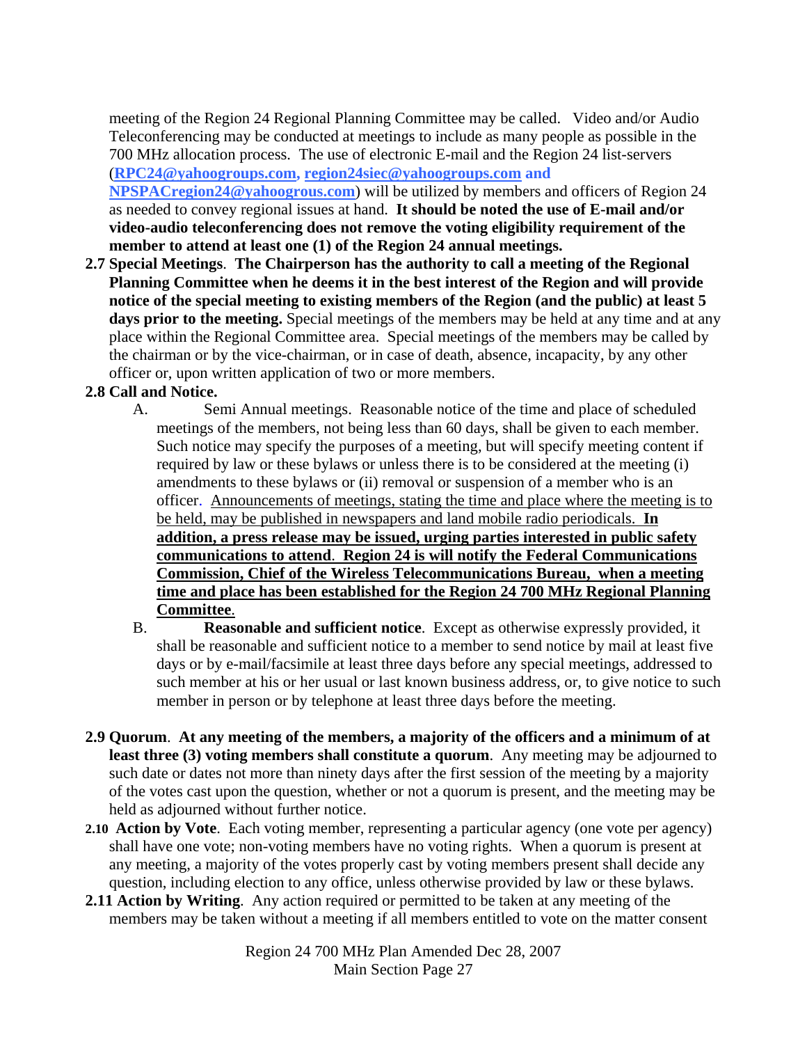meeting of the Region 24 Regional Planning Committee may be called. Video and/or Audio Teleconferencing may be conducted at meetings to include as many people as possible in the 700 MHz allocation process. The use of electronic E-mail and the Region 24 list-servers (**RPC24@yahoogroups.com, region24siec@yahoogroups.com and NPSPACregion24@yahoogrous.com**) will be utilized by members and officers of Region 24 as needed to convey regional issues at hand. **It should be noted the use of E-mail and/or video-audio teleconferencing does not remove the voting eligibility requirement of the member to attend at least one (1) of the Region 24 annual meetings.**

**2.7 Special Meetings**. **The Chairperson has the authority to call a meeting of the Regional Planning Committee when he deems it in the best interest of the Region and will provide notice of the special meeting to existing members of the Region (and the public) at least 5 days prior to the meeting.** Special meetings of the members may be held at any time and at any place within the Regional Committee area. Special meetings of the members may be called by the chairman or by the vice-chairman, or in case of death, absence, incapacity, by any other officer or, upon written application of two or more members.

**2.8 Call and Notice.**

A. Semi Annual meetings. Reasonable notice of the time and place of scheduled meetings of the members, not being less than 60 days, shall be given to each member. Such notice may specify the purposes of a meeting, but will specify meeting content if required by law or these bylaws or unless there is to be considered at the meeting (i) amendments to these bylaws or (ii) removal or suspension of a member who is an officer. <u>Announcements of meetings, stating the time and place where the meeting is to be held, may be published in newspapers and land mobile radio periodicals.</u> <u>**In addition, a press release may be issued, urging parties interested in public safety communications to attend**</u>. <u>**Region 24 is will notify the Federal Communications Commission, Chief of the Wireless Telecommunications Bureau, when a meeting time and place has been established for the Region 24 700 MHz Regional Planning Committee**</u>.

B. **Reasonable and sufficient notice**. Except as otherwise expressly provided, it shall be reasonable and sufficient notice to a member to send notice by mail at least five days or by e-mail/facsimile at least three days before any special meetings, addressed to such member at his or her usual or last known business address, or, to give notice to such member in person or by telephone at least three days before the meeting.

**2.9 Quorum**. **At any meeting of the members, a majority of the officers and a minimum of at least three (3) voting members shall constitute a quorum**. Any meeting may be adjourned to such date or dates not more than ninety days after the first session of the meeting by a majority of the votes cast upon the question, whether or not a quorum is present, and the meeting may be held as adjourned without further notice.

**2.10 Action by Vote**. Each voting member, representing a particular agency (one vote per agency) shall have one vote; non-voting members have no voting rights. When a quorum is present at any meeting, a majority of the votes properly cast by voting members present shall decide any question, including election to any office, unless otherwise provided by law or these bylaws.

**2.11 Action by Writing**. Any action required or permitted to be taken at any meeting of the members may be taken without a meeting if all members entitled to vote on the matter consent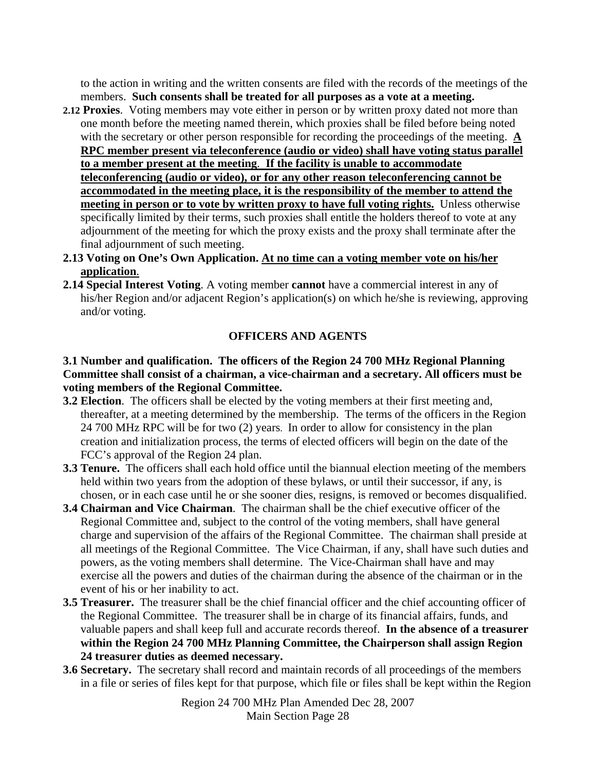to the action in writing and the written consents are filed with the records of the meetings of the members. **Such consents shall be treated for all purposes as a vote at a meeting.**

**2.12 Proxies**. Voting members may vote either in person or by written proxy dated not more than one month before the meeting named therein, which proxies shall be filed before being noted with the secretary or other person responsible for recording the proceedings of the meeting. **<u>A RPC member present via teleconference (audio or video) shall have voting status parallel to a member present at the meeting</u>. <u>If the facility is unable to accommodate teleconferencing (audio or video), or for any other reason teleconferencing cannot be accommodated in the meeting place, it is the responsibility of the member to attend the meeting in person or to vote by written proxy to have full voting rights.</u>** Unless otherwise specifically limited by their terms, such proxies shall entitle the holders thereof to vote at any adjournment of the meeting for which the proxy exists and the proxy shall terminate after the final adjournment of such meeting.

**2.13 Voting on One's Own Application. <u>At no time can a voting member vote on his/her application</u>.**

**2.14 Special Interest Voting**. A voting member **cannot** have a commercial interest in any of his/her Region and/or adjacent Region's application(s) on which he/she is reviewing, approving and/or voting.

## OFFICERS AND AGENTS

**3.1 Number and qualification. The officers of the Region 24 700 MHz Regional Planning Committee shall consist of a chairman, a vice-chairman and a secretary. All officers must be voting members of the Regional Committee.**

**3.2 Election**. The officers shall be elected by the voting members at their first meeting and, thereafter, at a meeting determined by the membership. The terms of the officers in the Region 24 700 MHz RPC will be for two (2) years. In order to allow for consistency in the plan creation and initialization process, the terms of elected officers will begin on the date of the FCC's approval of the Region 24 plan.

**3.3 Tenure.** The officers shall each hold office until the biannual election meeting of the members held within two years from the adoption of these bylaws, or until their successor, if any, is chosen, or in each case until he or she sooner dies, resigns, is removed or becomes disqualified.

**3.4 Chairman and Vice Chairman**. The chairman shall be the chief executive officer of the Regional Committee and, subject to the control of the voting members, shall have general charge and supervision of the affairs of the Regional Committee. The chairman shall preside at all meetings of the Regional Committee. The Vice Chairman, if any, shall have such duties and powers, as the voting members shall determine. The Vice-Chairman shall have and may exercise all the powers and duties of the chairman during the absence of the chairman or in the event of his or her inability to act.

**3.5 Treasurer.** The treasurer shall be the chief financial officer and the chief accounting officer of the Regional Committee. The treasurer shall be in charge of its financial affairs, funds, and valuable papers and shall keep full and accurate records thereof. **In the absence of a treasurer within the Region 24 700 MHz Planning Committee, the Chairperson shall assign Region 24 treasurer duties as deemed necessary.**

**3.6 Secretary.** The secretary shall record and maintain records of all proceedings of the members in a file or series of files kept for that purpose, which file or files shall be kept within the Region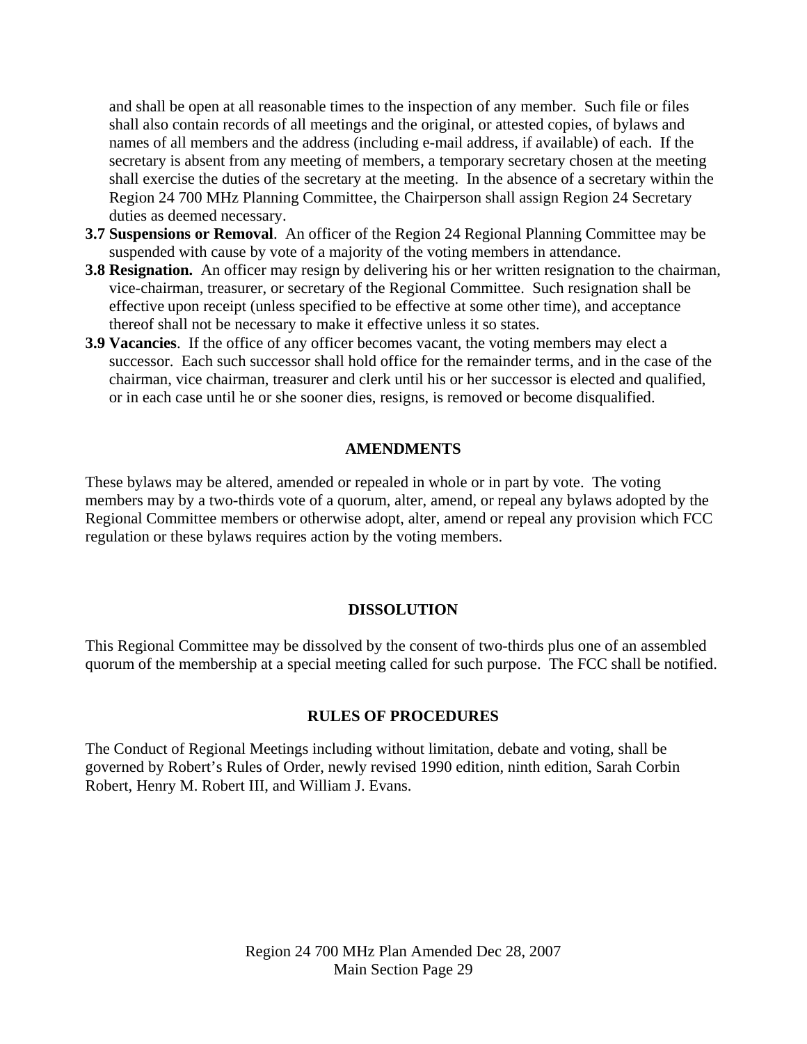and shall be open at all reasonable times to the inspection of any member. Such file or files shall also contain records of all meetings and the original, or attested copies, of bylaws and names of all members and the address (including e-mail address, if available) of each. If the secretary is absent from any meeting of members, a temporary secretary chosen at the meeting shall exercise the duties of the secretary at the meeting. In the absence of a secretary within the Region 24 700 MHz Planning Committee, the Chairperson shall assign Region 24 Secretary duties as deemed necessary.

**3.7 Suspensions or Removal**. An officer of the Region 24 Regional Planning Committee may be suspended with cause by vote of a majority of the voting members in attendance.

**3.8 Resignation.** An officer may resign by delivering his or her written resignation to the chairman, vice-chairman, treasurer, or secretary of the Regional Committee. Such resignation shall be effective upon receipt (unless specified to be effective at some other time), and acceptance thereof shall not be necessary to make it effective unless it so states.

**3.9 Vacancies**. If the office of any officer becomes vacant, the voting members may elect a successor. Each such successor shall hold office for the remainder terms, and in the case of the chairman, vice chairman, treasurer and clerk until his or her successor is elected and qualified, or in each case until he or she sooner dies, resigns, is removed or become disqualified.

## AMENDMENTS

These bylaws may be altered, amended or repealed in whole or in part by vote. The voting members may by a two-thirds vote of a quorum, alter, amend, or repeal any bylaws adopted by the Regional Committee members or otherwise adopt, alter, amend or repeal any provision which FCC regulation or these bylaws requires action by the voting members.

## DISSOLUTION

This Regional Committee may be dissolved by the consent of two-thirds plus one of an assembled quorum of the membership at a special meeting called for such purpose. The FCC shall be notified.

## RULES OF PROCEDURES

The Conduct of Regional Meetings including without limitation, debate and voting, shall be governed by Robert's Rules of Order, newly revised 1990 edition, ninth edition, Sarah Corbin Robert, Henry M. Robert III, and William J. Evans.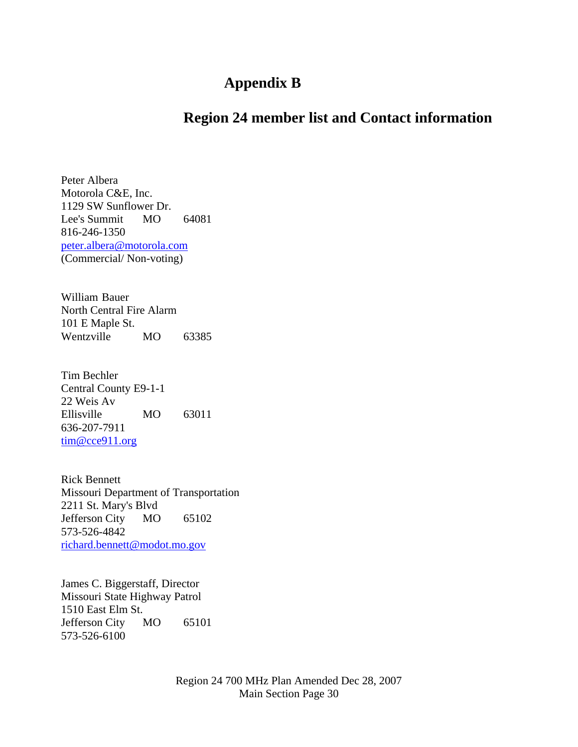# Appendix B

## Region 24 member list and Contact information

Peter Albera
Motorola C&E, Inc.
1129 SW Sunflower Dr.
Lee's Summit MO 64081
816-246-1350
peter.albera@motorola.com
(Commercial/ Non-voting)

William Bauer
North Central Fire Alarm
101 E Maple St.
Wentzville MO 63385

Tim Bechler
Central County E9-1-1
22 Weis Av
Ellisville MO 63011
636-207-7911
tim@cce911.org

Rick Bennett
Missouri Department of Transportation
2211 St. Mary's Blvd
Jefferson City MO 65102
573-526-4842
richard.bennett@modot.mo.gov

James C. Biggerstaff, Director
Missouri State Highway Patrol
1510 East Elm St.
Jefferson City MO 65101
573-526-6100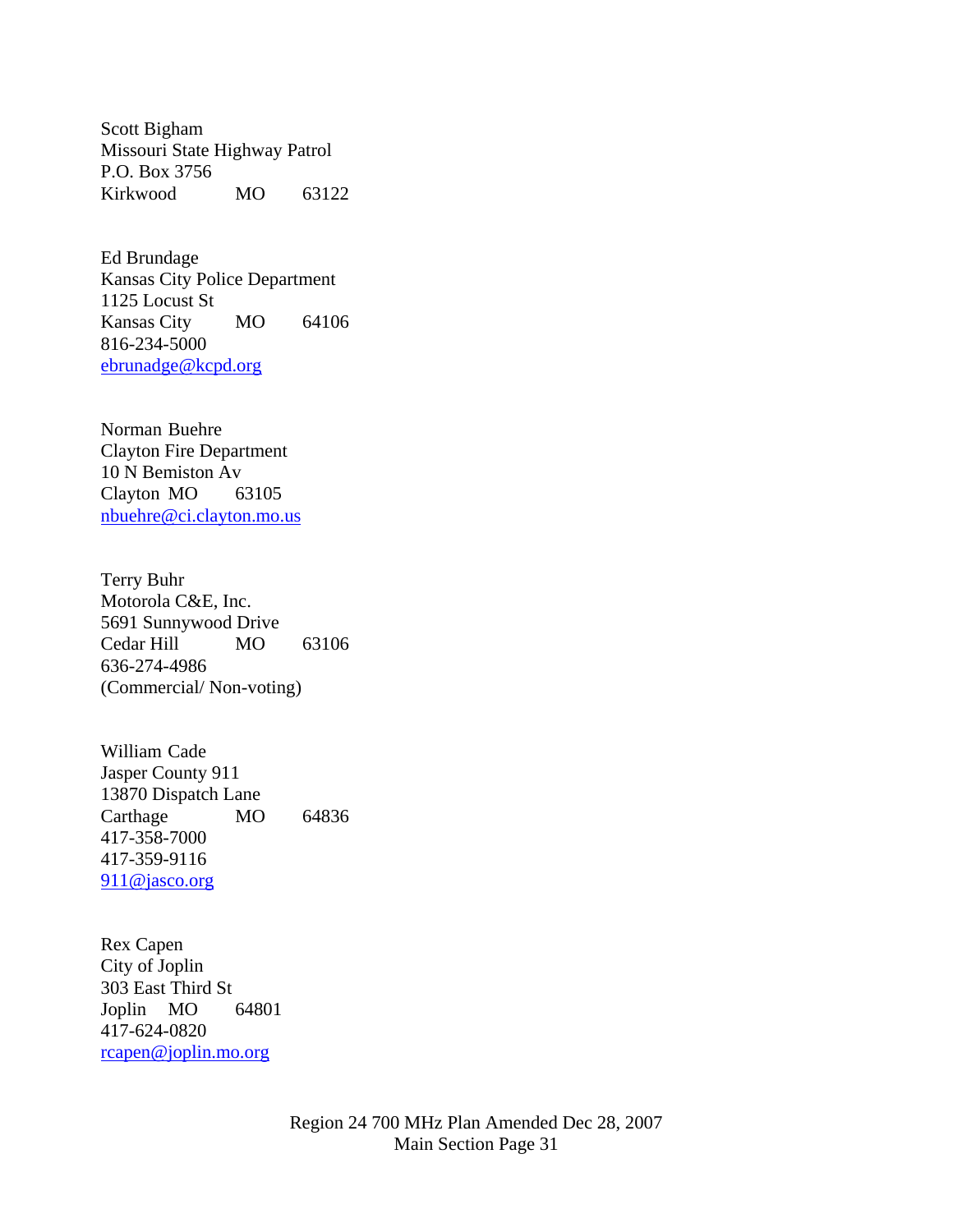Scott Bigham
Missouri State Highway Patrol
P.O. Box 3756
Kirkwood MO 63122

Ed Brundage
Kansas City Police Department
1125 Locust St
Kansas City MO 64106
816-234-5000
ebrunadge@kcpd.org

Norman Buehre
Clayton Fire Department
10 N Bemiston Av
Clayton MO 63105
nbuehre@ci.clayton.mo.us

Terry Buhr
Motorola C&E, Inc.
5691 Sunnywood Drive
Cedar Hill MO 63106
636-274-4986
(Commercial/ Non-voting)

William Cade
Jasper County 911
13870 Dispatch Lane
Carthage MO 64836
417-358-7000
417-359-9116
911@jasco.org

Rex Capen
City of Joplin
303 East Third St
Joplin MO 64801
417-624-0820
rcapen@joplin.mo.org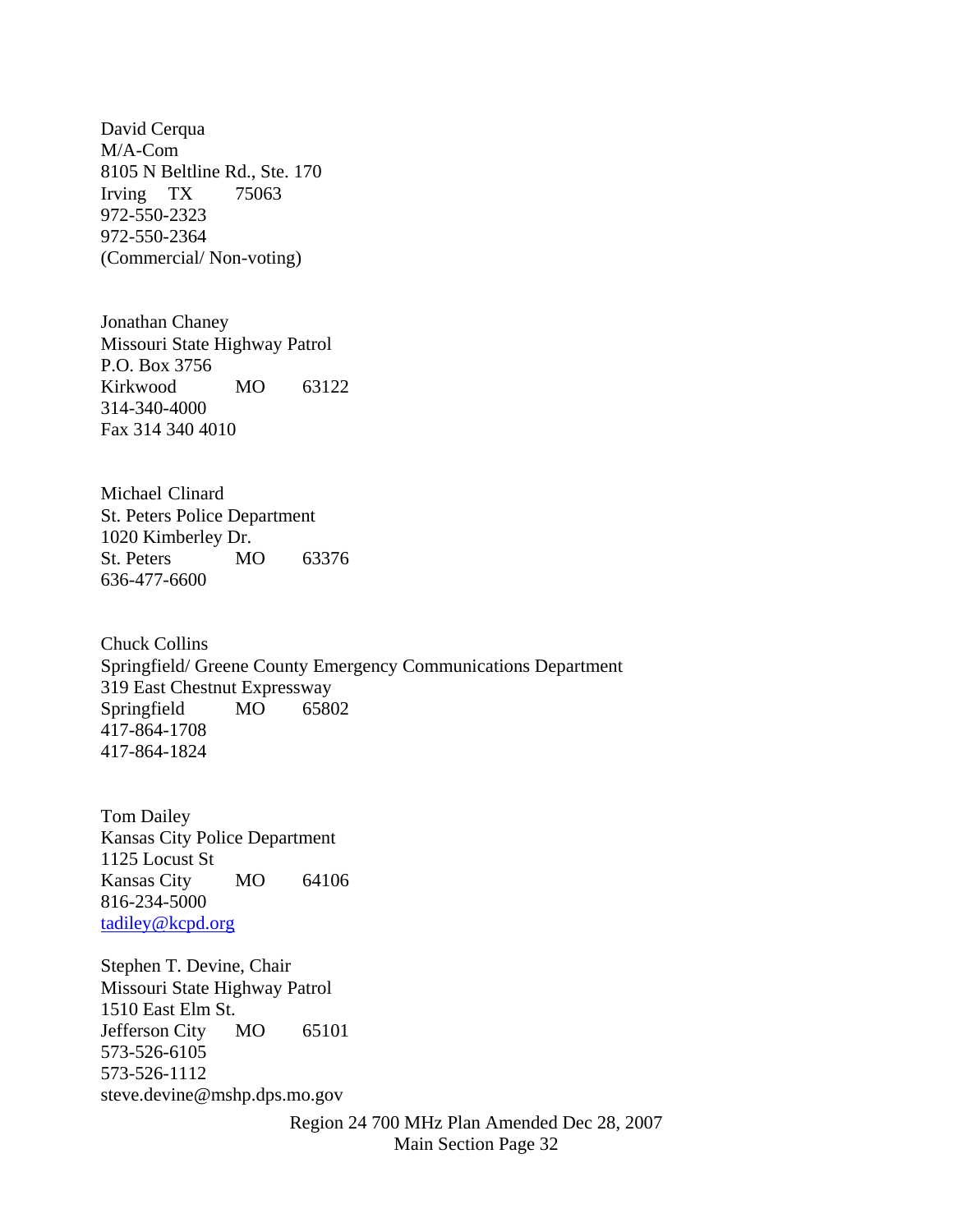David Cerqua
M/A-Com
8105 N Beltline Rd., Ste. 170
Irving TX 75063
972-550-2323
972-550-2364
(Commercial/ Non-voting)

Jonathan Chaney
Missouri State Highway Patrol
P.O. Box 3756
Kirkwood MO 63122
314-340-4000
Fax 314 340 4010

Michael Clinard
St. Peters Police Department
1020 Kimberley Dr.
St. Peters MO 63376
636-477-6600

Chuck Collins
Springfield/ Greene County Emergency Communications Department
319 East Chestnut Expressway
Springfield MO 65802
417-864-1708
417-864-1824

Tom Dailey
Kansas City Police Department
1125 Locust St
Kansas City MO 64106
816-234-5000
tadiley@kcpd.org

Stephen T. Devine, Chair
Missouri State Highway Patrol
1510 East Elm St.
Jefferson City MO 65101
573-526-6105
573-526-1112
steve.devine@mshp.dps.mo.gov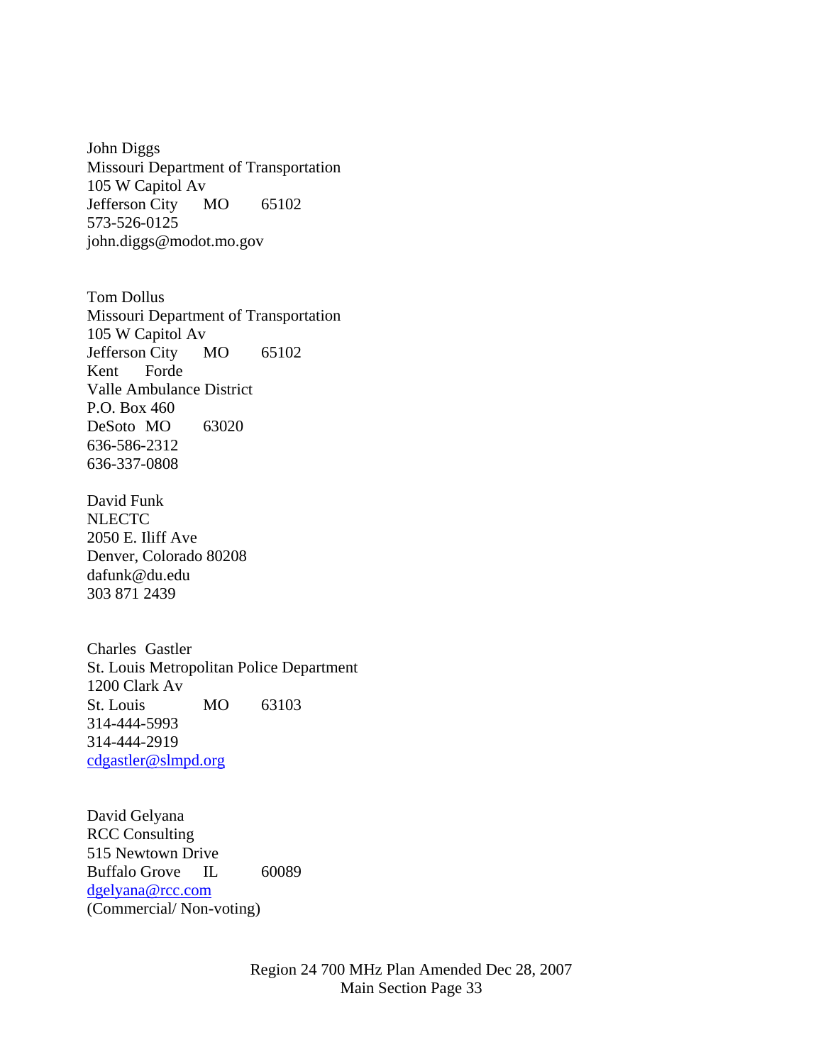John Diggs  
Missouri Department of Transportation  
105 W Capitol Av  
Jefferson City MO 65102  
573-526-0125  
john.diggs@modot.mo.gov

Tom Dollus  
Missouri Department of Transportation  
105 W Capitol Av  
Jefferson City MO 65102  
Kent Forde  
Valle Ambulance District  
P.O. Box 460  
DeSoto MO 63020  
636-586-2312  
636-337-0808

David Funk  
NLECTC  
2050 E. Iliff Ave  
Denver, Colorado 80208  
dafunk@du.edu  
303 871 2439

Charles Gastler  
St. Louis Metropolitan Police Department  
1200 Clark Av  
St. Louis MO 63103  
314-444-5993  
314-444-2919  
cdgastler@slmpd.org

David Gelyana  
RCC Consulting  
515 Newtown Drive  
Buffalo Grove IL 60089  
dgelyana@rcc.com  
(Commercial/ Non-voting)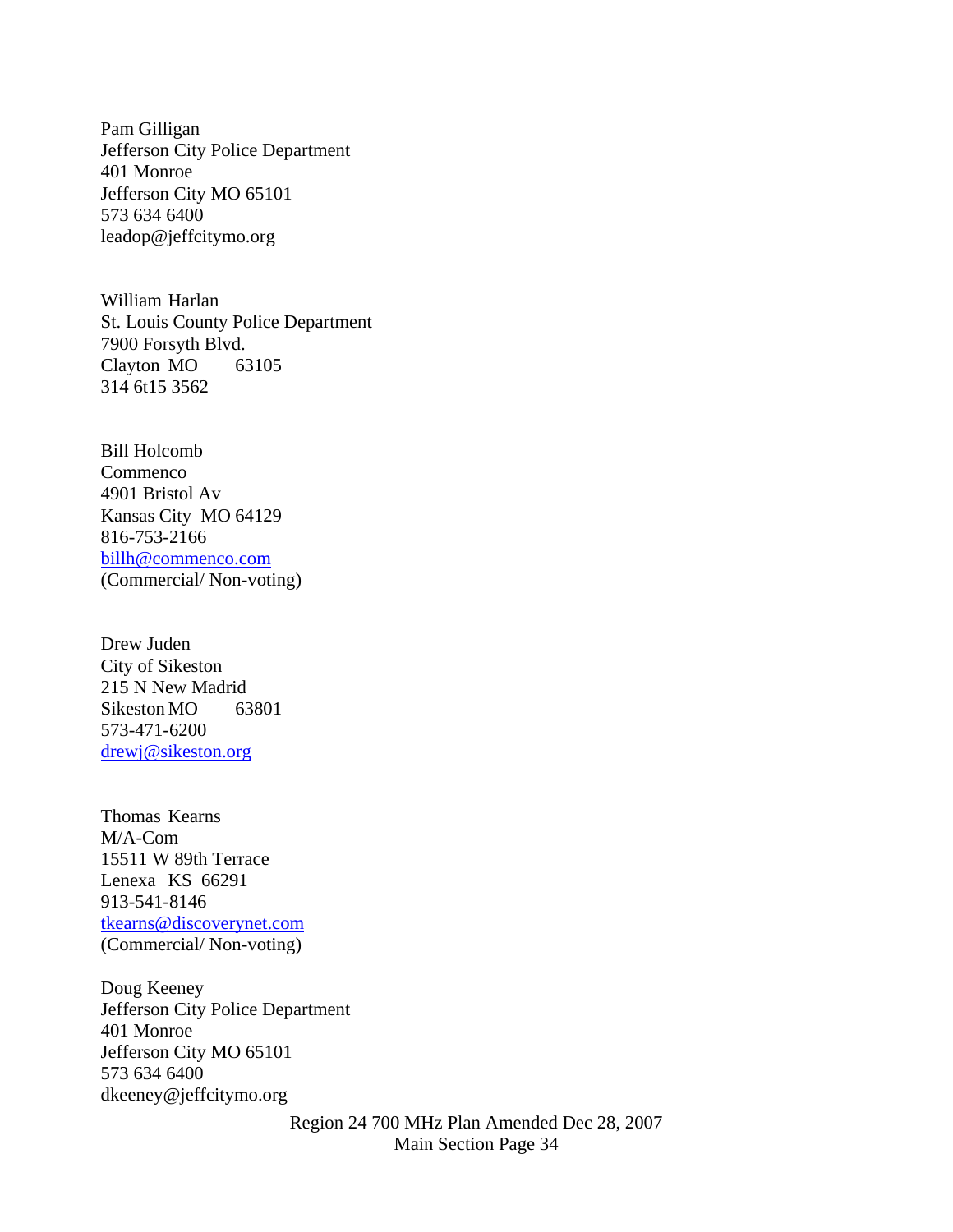Pam Gilligan
Jefferson City Police Department
401 Monroe
Jefferson City MO 65101
573 634 6400
leadop@jeffcitymo.org

William Harlan
St. Louis County Police Department
7900 Forsyth Blvd.
Clayton MO 63105
314 6t15 3562

Bill Holcomb
Commenco
4901 Bristol Av
Kansas City MO 64129
816-753-2166
billh@commenco.com
(Commercial/ Non-voting)

Drew Juden
City of Sikeston
215 N New Madrid
Sikeston MO 63801
573-471-6200
drewj@sikeston.org

Thomas Kearns
M/A-Com
15511 W 89th Terrace
Lenexa KS 66291
913-541-8146
tkearns@discoverynet.com
(Commercial/ Non-voting)

Doug Keeney
Jefferson City Police Department
401 Monroe
Jefferson City MO 65101
573 634 6400
dkeeney@jeffcitymo.org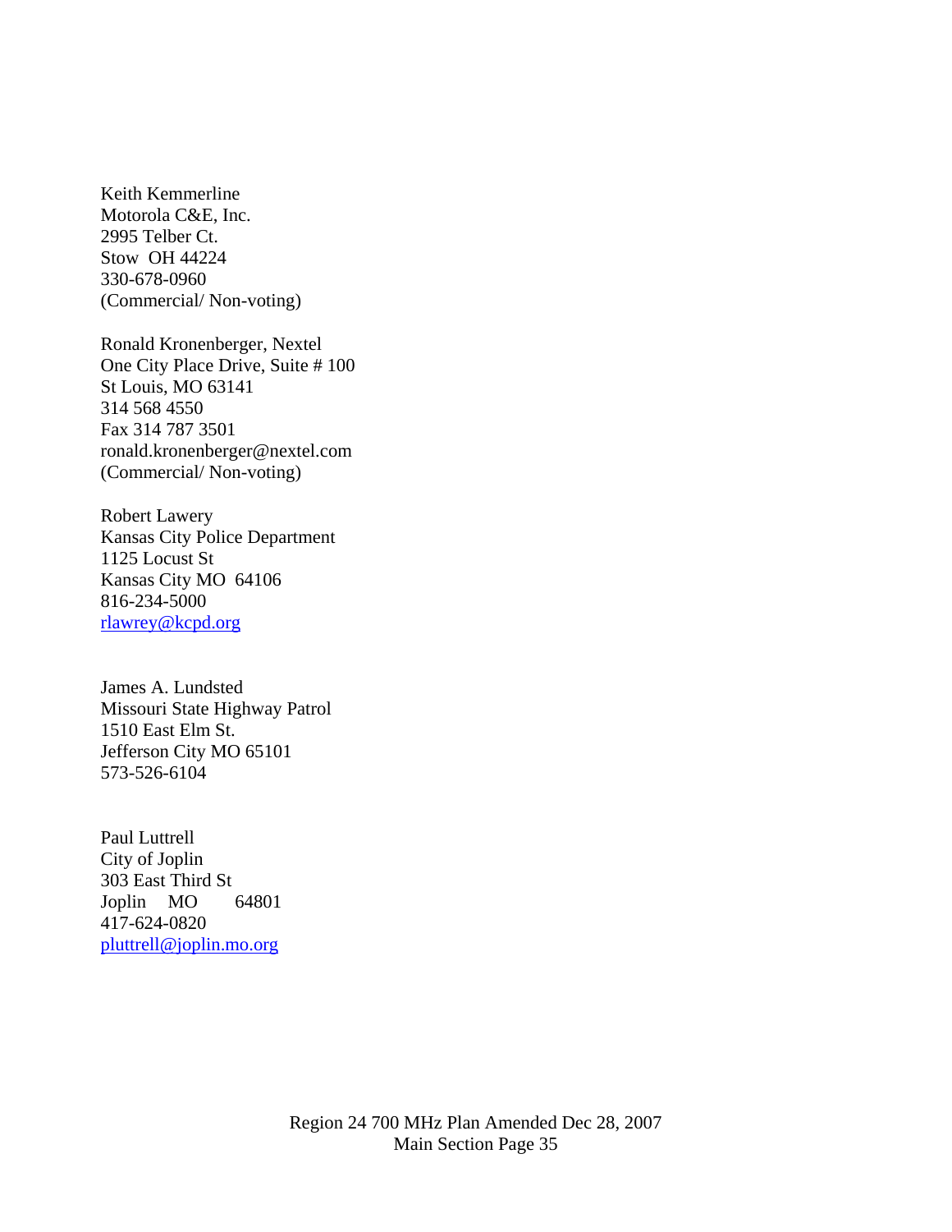Keith Kemmerline  
Motorola C&E, Inc.  
2995 Telber Ct.  
Stow OH 44224  
330-678-0960  
(Commercial/ Non-voting)

Ronald Kronenberger, Nextel  
One City Place Drive, Suite # 100  
St Louis, MO 63141  
314 568 4550  
Fax 314 787 3501  
ronald.kronenberger@nextel.com  
(Commercial/ Non-voting)

Robert Lawery  
Kansas City Police Department  
1125 Locust St  
Kansas City MO 64106  
816-234-5000  
rlawrey@kcpd.org

James A. Lundsted  
Missouri State Highway Patrol  
1510 East Elm St.  
Jefferson City MO 65101  
573-526-6104

Paul Luttrell  
City of Joplin  
303 East Third St  
Joplin MO 64801  
417-624-0820  
pluttrell@joplin.mo.org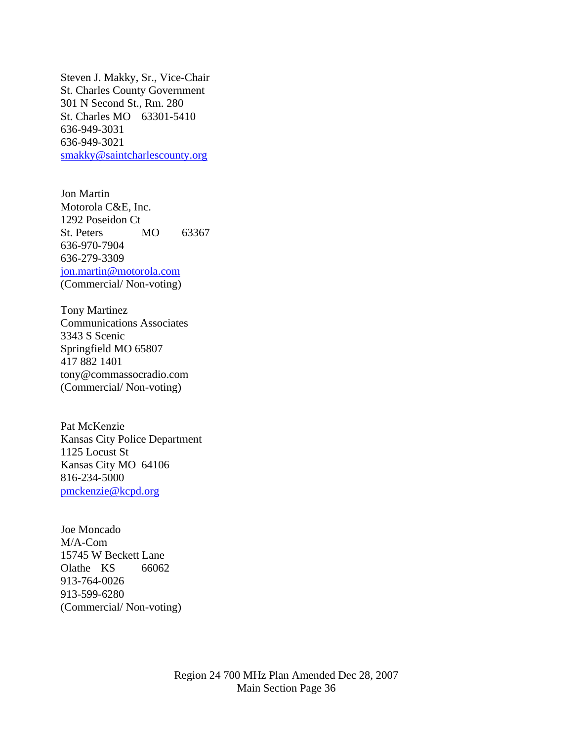Steven J. Makky, Sr., Vice-Chair
St. Charles County Government
301 N Second St., Rm. 280
St. Charles MO 63301-5410
636-949-3031
636-949-3021
smakky@saintcharlescounty.org

Jon Martin
Motorola C&E, Inc.
1292 Poseidon Ct
St. Peters MO 63367
636-970-7904
636-279-3309
jon.martin@motorola.com
(Commercial/ Non-voting)

Tony Martinez
Communications Associates
3343 S Scenic
Springfield MO 65807
417 882 1401
tony@commassocradio.com
(Commercial/ Non-voting)

Pat McKenzie
Kansas City Police Department
1125 Locust St
Kansas City MO 64106
816-234-5000
pmckenzie@kcpd.org

Joe Moncado
M/A-Com
15745 W Beckett Lane
Olathe KS 66062
913-764-0026
913-599-6280
(Commercial/ Non-voting)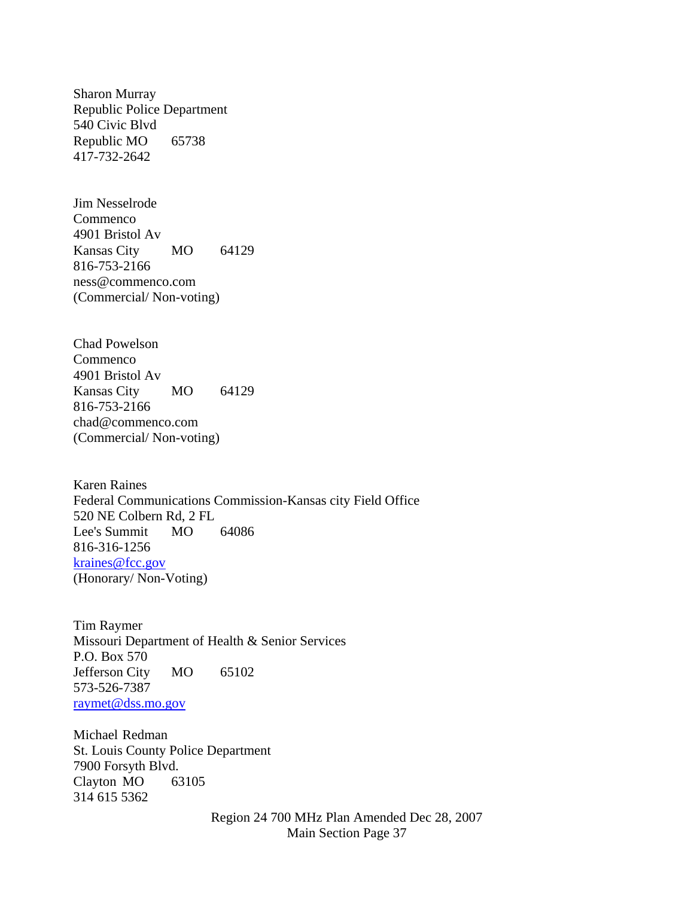Sharon Murray
Republic Police Department
540 Civic Blvd
Republic MO 65738
417-732-2642

Jim Nesselrode
Commenco
4901 Bristol Av
Kansas City MO 64129
816-753-2166
ness@commenco.com
(Commercial/ Non-voting)

Chad Powelson
Commenco
4901 Bristol Av
Kansas City MO 64129
816-753-2166
chad@commenco.com
(Commercial/ Non-voting)

Karen Raines
Federal Communications Commission-Kansas city Field Office
520 NE Colbern Rd, 2 FL
Lee's Summit MO 64086
816-316-1256
kraines@fcc.gov
(Honorary/ Non-Voting)

Tim Raymer
Missouri Department of Health & Senior Services
P.O. Box 570
Jefferson City MO 65102
573-526-7387
raymet@dss.mo.gov

Michael Redman
St. Louis County Police Department
7900 Forsyth Blvd.
Clayton MO 63105
314 615 5362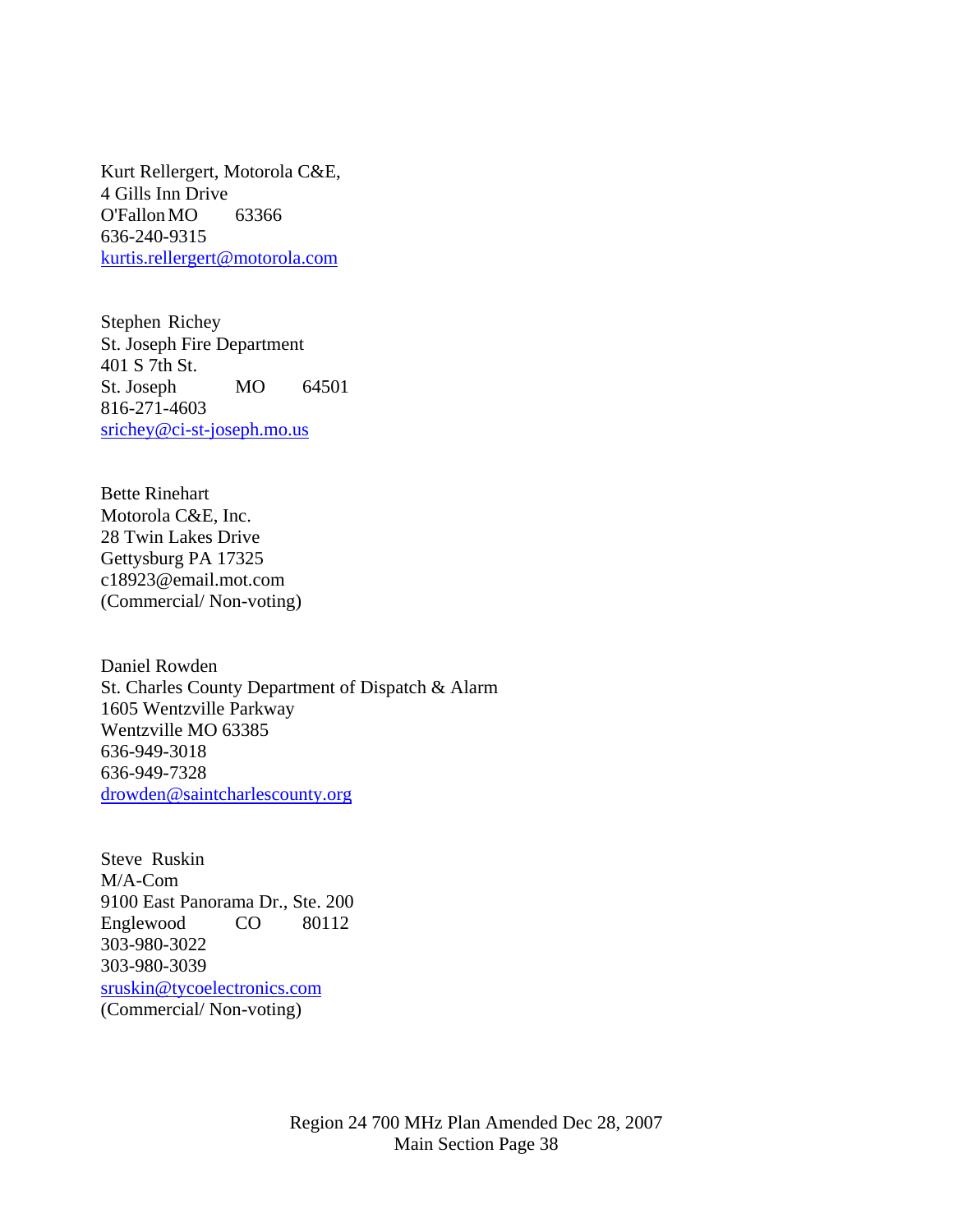Kurt Rellergert, Motorola C&E,
4 Gills Inn Drive
O'Fallon MO 63366
636-240-9315
kurtis.rellergert@motorola.com

Stephen Richey
St. Joseph Fire Department
401 S 7th St.
St. Joseph MO 64501
816-271-4603
srichey@ci-st-joseph.mo.us

Bette Rinehart
Motorola C&E, Inc.
28 Twin Lakes Drive
Gettysburg PA 17325
c18923@email.mot.com
(Commercial/ Non-voting)

Daniel Rowden
St. Charles County Department of Dispatch & Alarm
1605 Wentzville Parkway
Wentzville MO 63385
636-949-3018
636-949-7328
drowden@saintcharlescounty.org

Steve Ruskin
M/A-Com
9100 East Panorama Dr., Ste. 200
Englewood CO 80112
303-980-3022
303-980-3039
sruskin@tycoelectronics.com
(Commercial/ Non-voting)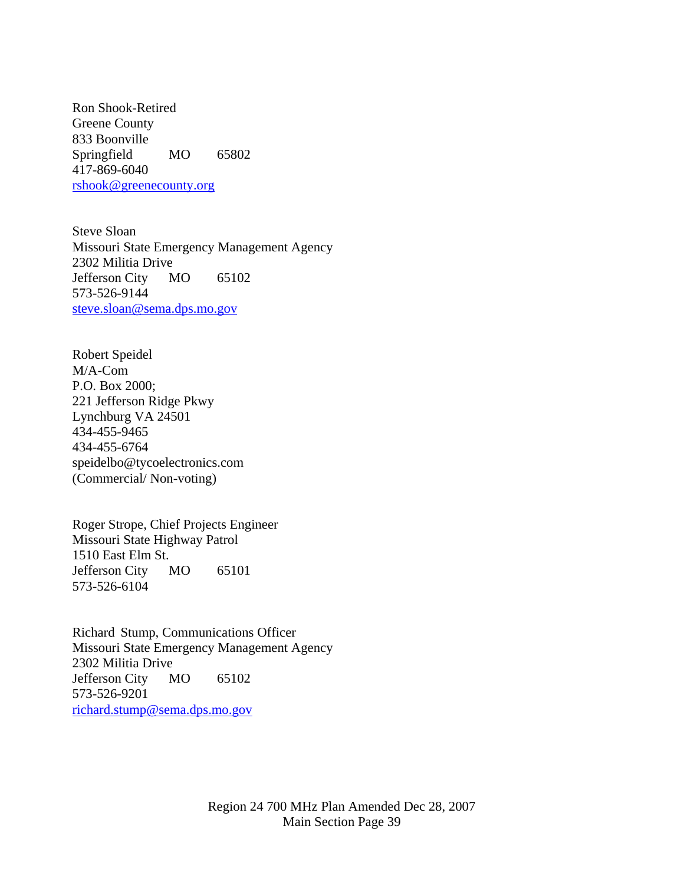Ron Shook-Retired
Greene County
833 Boonville
Springfield MO 65802
417-869-6040
rshook@greenecounty.org

Steve Sloan
Missouri State Emergency Management Agency
2302 Militia Drive
Jefferson City MO 65102
573-526-9144
steve.sloan@sema.dps.mo.gov

Robert Speidel
M/A-Com
P.O. Box 2000;
221 Jefferson Ridge Pkwy
Lynchburg VA 24501
434-455-9465
434-455-6764
speidelbo@tycoelectronics.com
(Commercial/ Non-voting)

Roger Strope, Chief Projects Engineer
Missouri State Highway Patrol
1510 East Elm St.
Jefferson City MO 65101
573-526-6104

Richard Stump, Communications Officer
Missouri State Emergency Management Agency
2302 Militia Drive
Jefferson City MO 65102
573-526-9201
richard.stump@sema.dps.mo.gov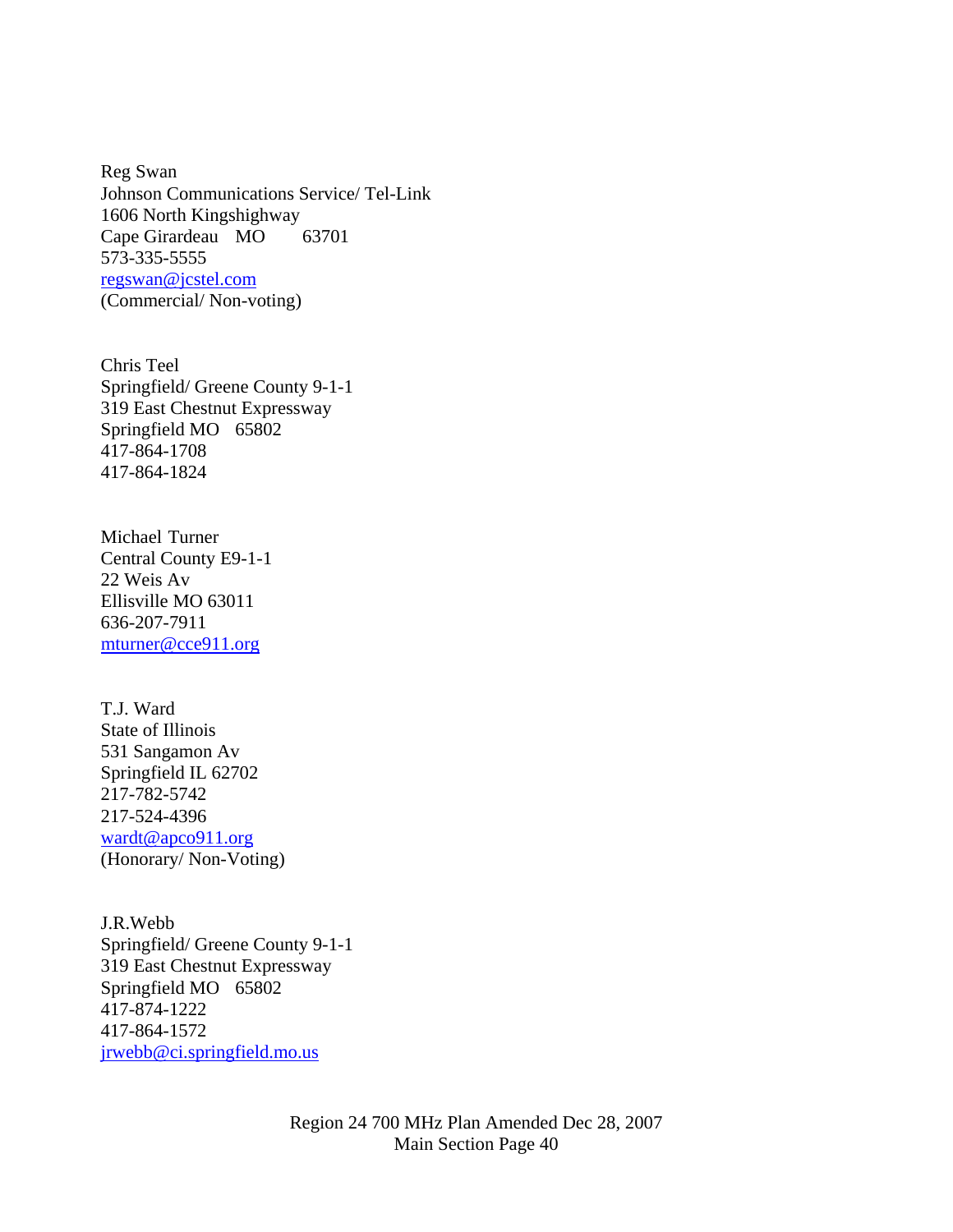Reg Swan
Johnson Communications Service/ Tel-Link
1606 North Kingshighway
Cape Girardeau MO 63701
573-335-5555
regswan@jcstel.com
(Commercial/ Non-voting)

Chris Teel
Springfield/ Greene County 9-1-1
319 East Chestnut Expressway
Springfield MO 65802
417-864-1708
417-864-1824

Michael Turner
Central County E9-1-1
22 Weis Av
Ellisville MO 63011
636-207-7911
mturner@cce911.org

T.J. Ward
State of Illinois
531 Sangamon Av
Springfield IL 62702
217-782-5742
217-524-4396
wardt@apco911.org
(Honorary/ Non-Voting)

J.R.Webb
Springfield/ Greene County 9-1-1
319 East Chestnut Expressway
Springfield MO 65802
417-874-1222
417-864-1572
jrwebb@ci.springfield.mo.us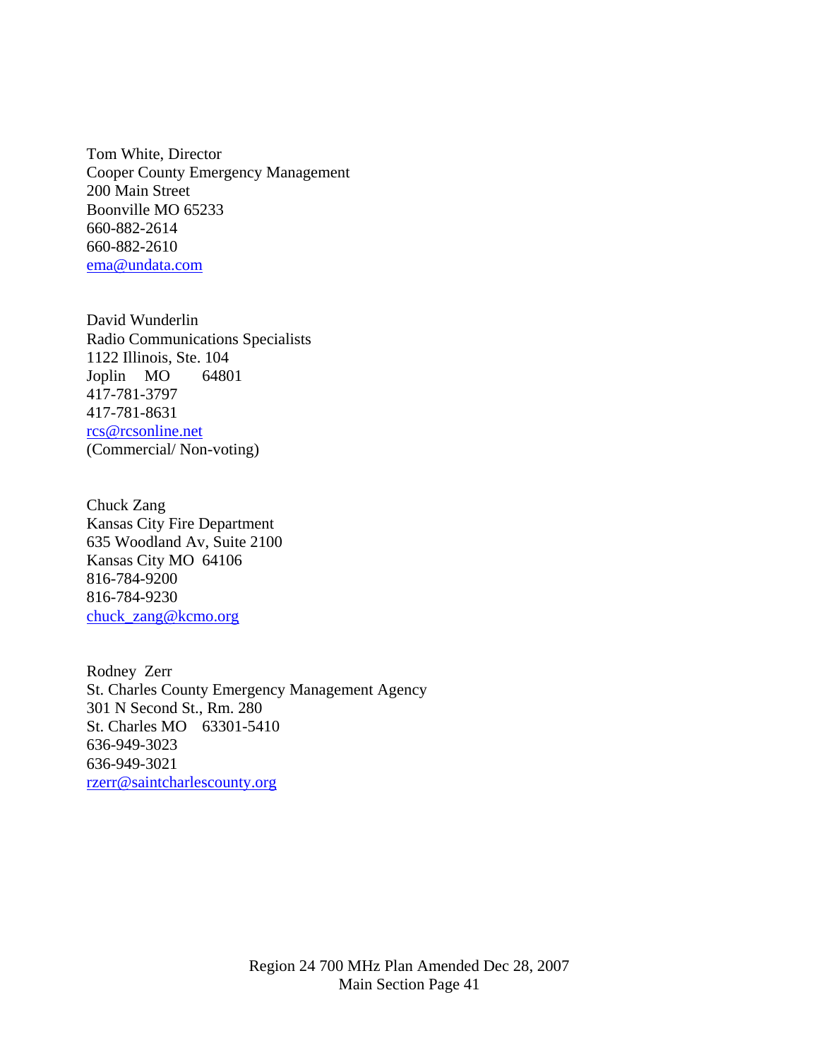Tom White, Director
Cooper County Emergency Management
200 Main Street
Boonville MO 65233
660-882-2614
660-882-2610
ema@undata.com

David Wunderlin
Radio Communications Specialists
1122 Illinois, Ste. 104
Joplin MO 64801
417-781-3797
417-781-8631
rcs@rcsonline.net
(Commercial/ Non-voting)

Chuck Zang
Kansas City Fire Department
635 Woodland Av, Suite 2100
Kansas City MO 64106
816-784-9200
816-784-9230
chuck_zang@kcmo.org

Rodney Zerr
St. Charles County Emergency Management Agency
301 N Second St., Rm. 280
St. Charles MO 63301-5410
636-949-3023
636-949-3021
rzerr@saintcharlescounty.org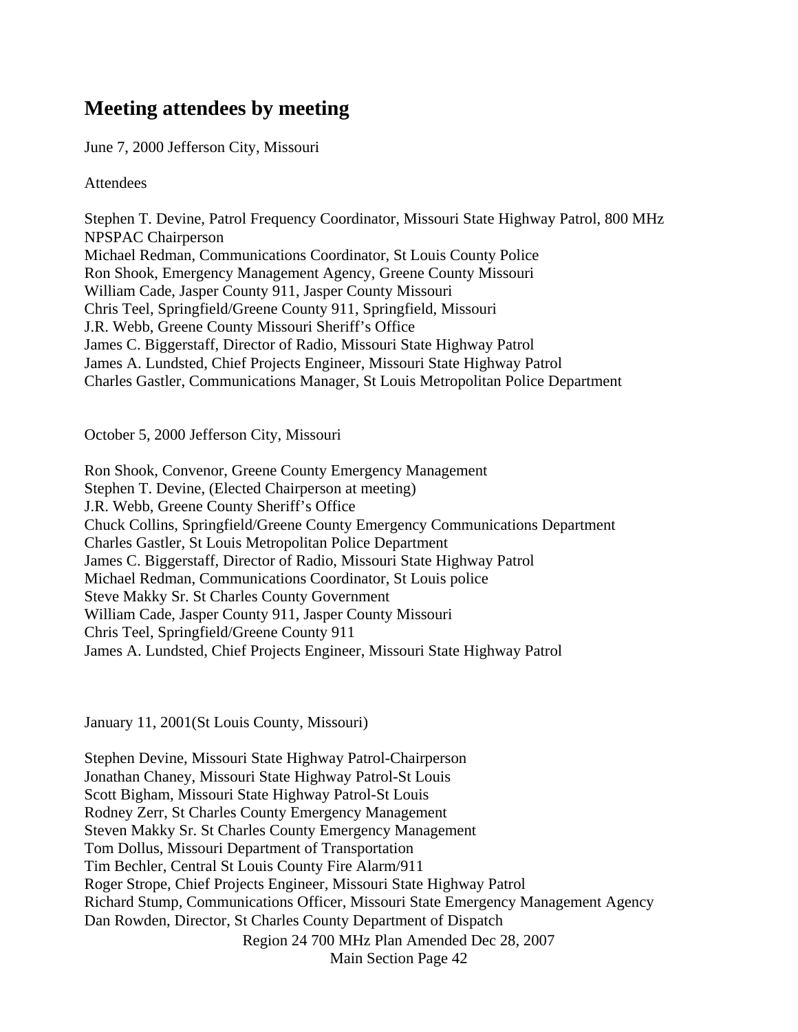## Meeting attendees by meeting

June 7, 2000 Jefferson City, Missouri

Attendees

Stephen T. Devine, Patrol Frequency Coordinator, Missouri State Highway Patrol, 800 MHz NPSPAC Chairperson
Michael Redman, Communications Coordinator, St Louis County Police
Ron Shook, Emergency Management Agency, Greene County Missouri
William Cade, Jasper County 911, Jasper County Missouri
Chris Teel, Springfield/Greene County 911, Springfield, Missouri
J.R. Webb, Greene County Missouri Sheriff's Office
James C. Biggerstaff, Director of Radio, Missouri State Highway Patrol
James A. Lundsted, Chief Projects Engineer, Missouri State Highway Patrol
Charles Gastler, Communications Manager, St Louis Metropolitan Police Department

October 5, 2000 Jefferson City, Missouri

Ron Shook, Convenor, Greene County Emergency Management
Stephen T. Devine, (Elected Chairperson at meeting)
J.R. Webb, Greene County Sheriff's Office
Chuck Collins, Springfield/Greene County Emergency Communications Department
Charles Gastler, St Louis Metropolitan Police Department
James C. Biggerstaff, Director of Radio, Missouri State Highway Patrol
Michael Redman, Communications Coordinator, St Louis police
Steve Makky Sr. St Charles County Government
William Cade, Jasper County 911, Jasper County Missouri
Chris Teel, Springfield/Greene County 911
James A. Lundsted, Chief Projects Engineer, Missouri State Highway Patrol

January 11, 2001(St Louis County, Missouri)

Stephen Devine, Missouri State Highway Patrol-Chairperson
Jonathan Chaney, Missouri State Highway Patrol-St Louis
Scott Bigham, Missouri State Highway Patrol-St Louis
Rodney Zerr, St Charles County Emergency Management
Steven Makky Sr. St Charles County Emergency Management
Tom Dollus, Missouri Department of Transportation
Tim Bechler, Central St Louis County Fire Alarm/911
Roger Strope, Chief Projects Engineer, Missouri State Highway Patrol
Richard Stump, Communications Officer, Missouri State Emergency Management Agency
Dan Rowden, Director, St Charles County Department of Dispatch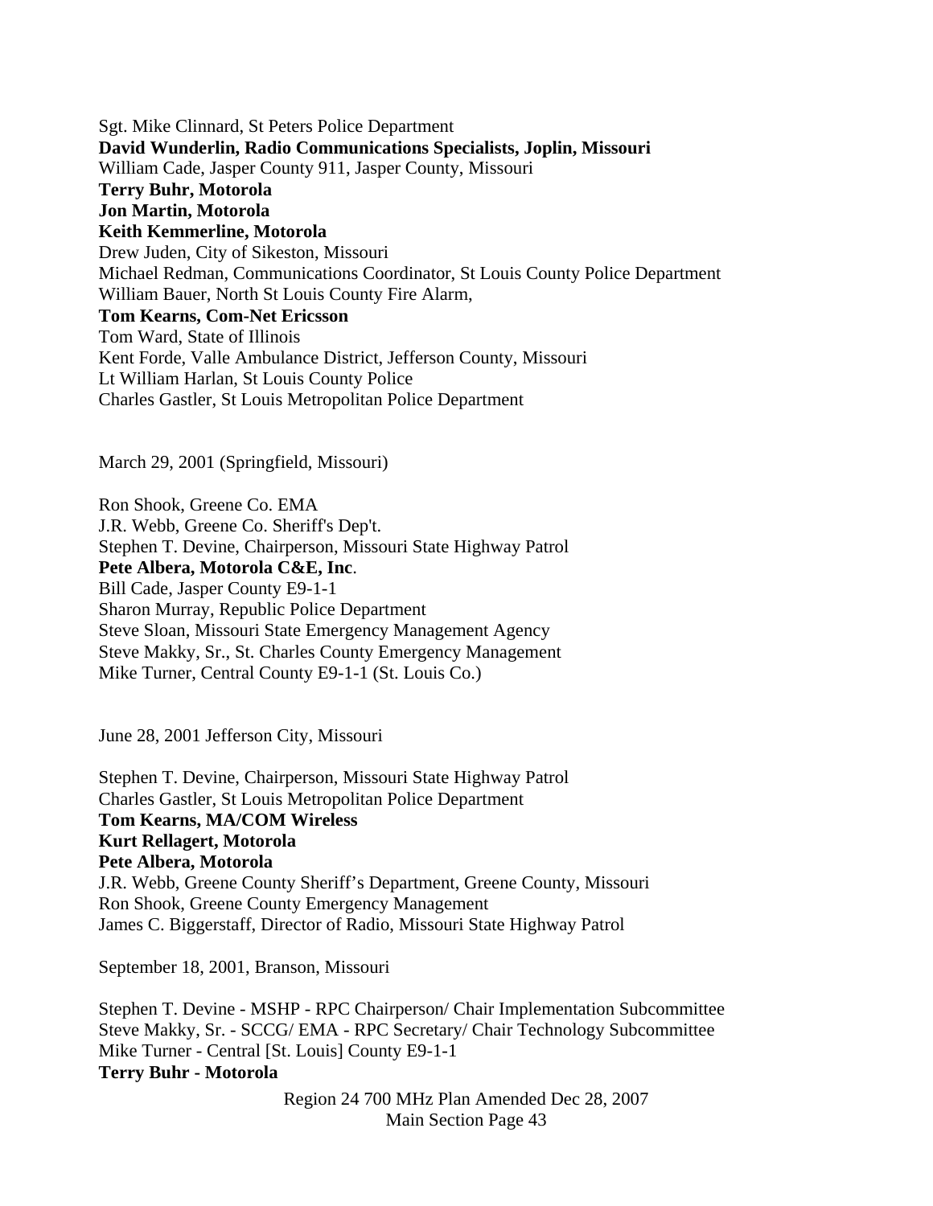Sgt. Mike Clinnard, St Peters Police Department
**David Wunderlin, Radio Communications Specialists, Joplin, Missouri**
William Cade, Jasper County 911, Jasper County, Missouri
**Terry Buhr, Motorola**
**Jon Martin, Motorola**
**Keith Kemmerline, Motorola**
Drew Juden, City of Sikeston, Missouri
Michael Redman, Communications Coordinator, St Louis County Police Department
William Bauer, North St Louis County Fire Alarm,
**Tom Kearns, Com-Net Ericsson**
Tom Ward, State of Illinois
Kent Forde, Valle Ambulance District, Jefferson County, Missouri
Lt William Harlan, St Louis County Police
Charles Gastler, St Louis Metropolitan Police Department

March 29, 2001 (Springfield, Missouri)

Ron Shook, Greene Co. EMA
J.R. Webb, Greene Co. Sheriff's Dep't.
Stephen T. Devine, Chairperson, Missouri State Highway Patrol
**Pete Albera, Motorola C&E, Inc**.
Bill Cade, Jasper County E9-1-1
Sharon Murray, Republic Police Department
Steve Sloan, Missouri State Emergency Management Agency
Steve Makky, Sr., St. Charles County Emergency Management
Mike Turner, Central County E9-1-1 (St. Louis Co.)

June 28, 2001 Jefferson City, Missouri

Stephen T. Devine, Chairperson, Missouri State Highway Patrol
Charles Gastler, St Louis Metropolitan Police Department
**Tom Kearns, MA/COM Wireless**
**Kurt Rellagert, Motorola**
**Pete Albera, Motorola**
J.R. Webb, Greene County Sheriff's Department, Greene County, Missouri
Ron Shook, Greene County Emergency Management
James C. Biggerstaff, Director of Radio, Missouri State Highway Patrol

September 18, 2001, Branson, Missouri

Stephen T. Devine - MSHP - RPC Chairperson/ Chair Implementation Subcommittee
Steve Makky, Sr. - SCCG/ EMA - RPC Secretary/ Chair Technology Subcommittee
Mike Turner - Central [St. Louis] County E9-1-1
**Terry Buhr - Motorola**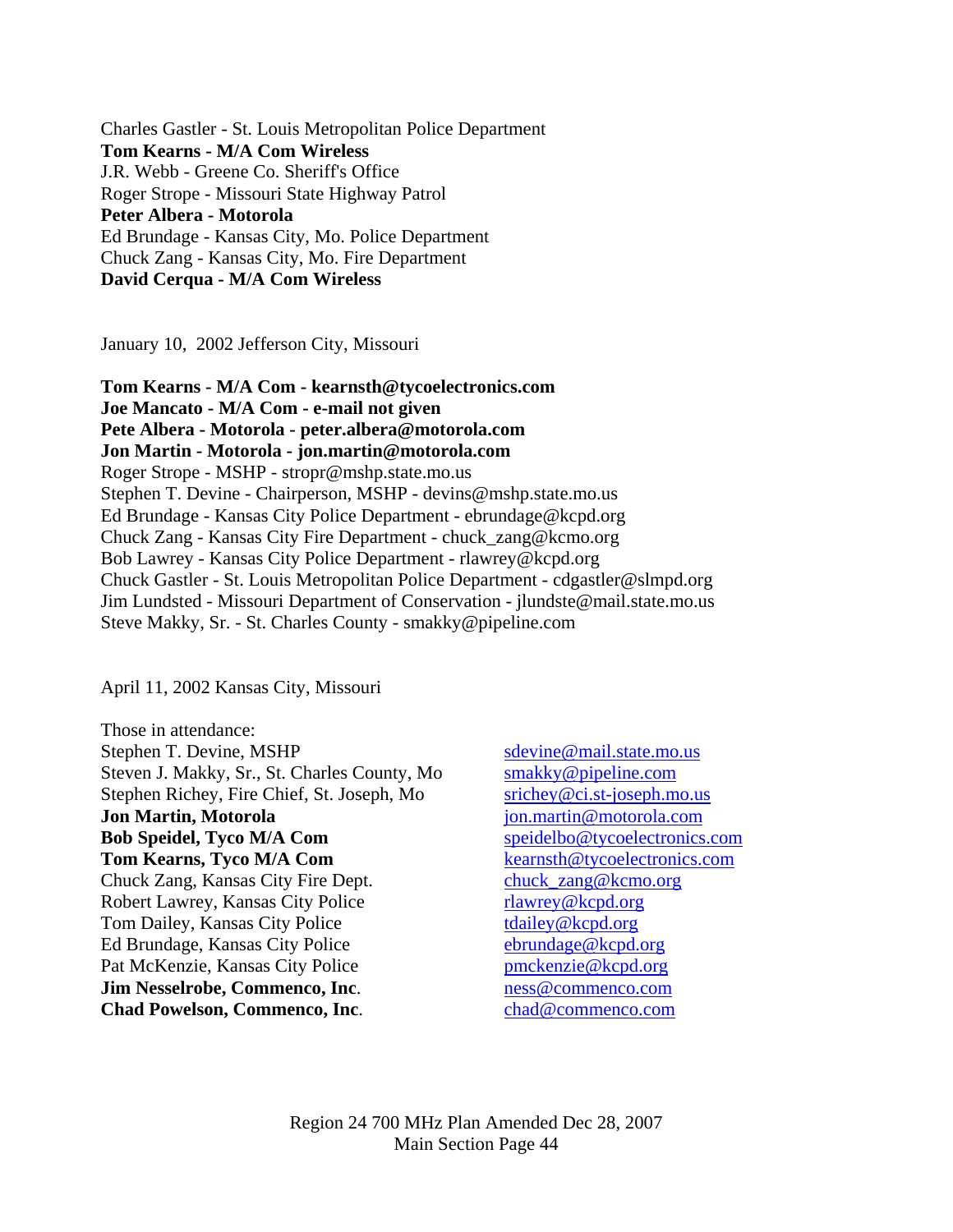Charles Gastler - St. Louis Metropolitan Police Department
**Tom Kearns - M/A Com Wireless**
J.R. Webb - Greene Co. Sheriff's Office
Roger Strope - Missouri State Highway Patrol
**Peter Albera - Motorola**
Ed Brundage - Kansas City, Mo. Police Department
Chuck Zang - Kansas City, Mo. Fire Department
**David Cerqua - M/A Com Wireless**

January 10, 2002 Jefferson City, Missouri

**Tom Kearns - M/A Com - kearnsth@tycoelectronics.com**
**Joe Mancato - M/A Com - e-mail not given**
**Pete Albera - Motorola - peter.albera@motorola.com**
**Jon Martin - Motorola - jon.martin@motorola.com**
Roger Strope - MSHP - stropr@mshp.state.mo.us
Stephen T. Devine - Chairperson, MSHP - devins@mshp.state.mo.us
Ed Brundage - Kansas City Police Department - ebrundage@kcpd.org
Chuck Zang - Kansas City Fire Department - chuck_zang@kcmo.org
Bob Lawrey - Kansas City Police Department - rlawrey@kcpd.org
Chuck Gastler - St. Louis Metropolitan Police Department - cdgastler@slmpd.org
Jim Lundsted - Missouri Department of Conservation - jlundste@mail.state.mo.us
Steve Makky, Sr. - St. Charles County - smakky@pipeline.com

April 11, 2002 Kansas City, Missouri

Those in attendance:

| | |
|---|---|
| Stephen T. Devine, MSHP | sdevine@mail.state.mo.us |
| Steven J. Makky, Sr., St. Charles County, Mo | smakky@pipeline.com |
| Stephen Richey, Fire Chief, St. Joseph, Mo | srichey@ci.st-joseph.mo.us |
| **Jon Martin, Motorola** | jon.martin@motorola.com |
| **Bob Speidel, Tyco M/A Com** | speidelbo@tycoelectronics.com |
| **Tom Kearns, Tyco M/A Com** | kearnsth@tycoelectronics.com |
| Chuck Zang, Kansas City Fire Dept. | chuck_zang@kcmo.org |
| Robert Lawrey, Kansas City Police | rlawrey@kcpd.org |
| Tom Dailey, Kansas City Police | tdailey@kcpd.org |
| Ed Brundage, Kansas City Police | ebrundage@kcpd.org |
| Pat McKenzie, Kansas City Police | pmckenzie@kcpd.org |
| **Jim Nesselrobe, Commenco, Inc**. | ness@commenco.com |
| **Chad Powelson, Commenco, Inc**. | chad@commenco.com |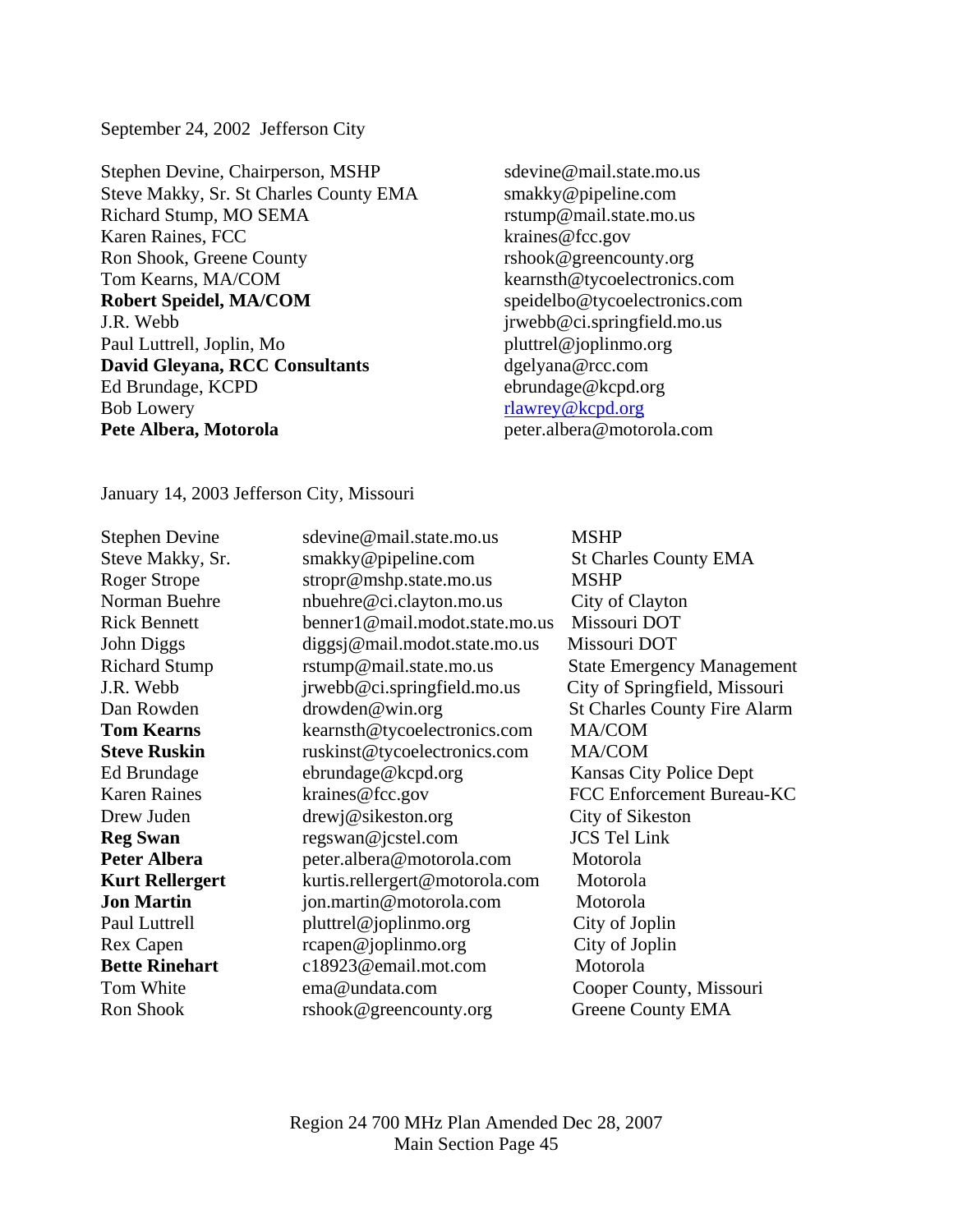September 24, 2002 Jefferson City

| | |
|---|---|
| Stephen Devine, Chairperson, MSHP | sdevine@mail.state.mo.us |
| Steve Makky, Sr. St Charles County EMA | smakky@pipeline.com |
| Richard Stump, MO SEMA | rstump@mail.state.mo.us |
| Karen Raines, FCC | kraines@fcc.gov |
| Ron Shook, Greene County | rshook@greencounty.org |
| Tom Kearns, MA/COM | kearnsth@tycoelectronics.com |
| **Robert Speidel, MA/COM** | speidelbo@tycoelectronics.com |
| J.R. Webb | jrwebb@ci.springfield.mo.us |
| Paul Luttrell, Joplin, Mo | pluttrel@joplinmo.org |
| **David Gleyana, RCC Consultants** | dgelyana@rcc.com |
| Ed Brundage, KCPD | ebrundage@kcpd.org |
| Bob Lowery | rlawrey@kcpd.org |
| **Pete Albera, Motorola** | peter.albera@motorola.com |

January 14, 2003 Jefferson City, Missouri

| | | |
|---|---|---|
| Stephen Devine | sdevine@mail.state.mo.us | MSHP |
| Steve Makky, Sr. | smakky@pipeline.com | St Charles County EMA |
| Roger Strope | stropr@mshp.state.mo.us | MSHP |
| Norman Buehre | nbuehre@ci.clayton.mo.us | City of Clayton |
| Rick Bennett | benner1@mail.modot.state.mo.us | Missouri DOT |
| John Diggs | diggsj@mail.modot.state.mo.us | Missouri DOT |
| Richard Stump | rstump@mail.state.mo.us | State Emergency Management |
| J.R. Webb | jrwebb@ci.springfield.mo.us | City of Springfield, Missouri |
| Dan Rowden | drowden@win.org | St Charles County Fire Alarm |
| **Tom Kearns** | kearnsth@tycoelectronics.com | MA/COM |
| **Steve Ruskin** | ruskinst@tycoelectronics.com | MA/COM |
| Ed Brundage | ebrundage@kcpd.org | Kansas City Police Dept |
| Karen Raines | kraines@fcc.gov | FCC Enforcement Bureau-KC |
| Drew Juden | drewj@sikeston.org | City of Sikeston |
| **Reg Swan** | regswan@jcstel.com | JCS Tel Link |
| **Peter Albera** | peter.albera@motorola.com | Motorola |
| **Kurt Rellergert** | kurtis.rellergert@motorola.com | Motorola |
| **Jon Martin** | jon.martin@motorola.com | Motorola |
| Paul Luttrell | pluttrel@joplinmo.org | City of Joplin |
| Rex Capen | rcapen@joplinmo.org | City of Joplin |
| **Bette Rinehart** | c18923@email.mot.com | Motorola |
| Tom White | ema@undata.com | Cooper County, Missouri |
| Ron Shook | rshook@greencounty.org | Greene County EMA |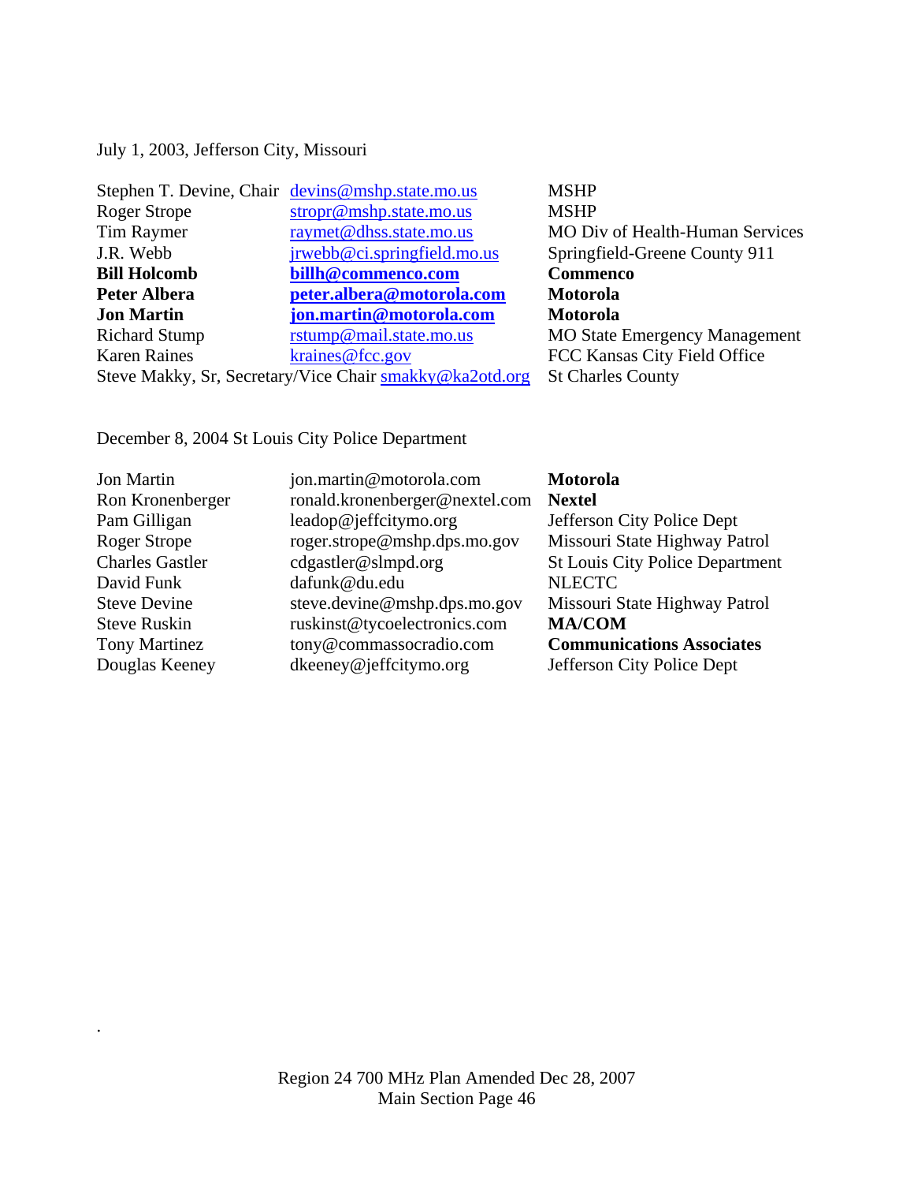July 1, 2003, Jefferson City, Missouri

| | | |
|---|---|---|
| Stephen T. Devine, Chair | devins@mshp.state.mo.us | MSHP |
| Roger Strope | stropr@mshp.state.mo.us | MSHP |
| Tim Raymer | raymet@dhss.state.mo.us | MO Div of Health-Human Services |
| J.R. Webb | jrwebb@ci.springfield.mo.us | Springfield-Greene County 911 |
| **Bill Holcomb** | **billh@commenco.com** | **Commenco** |
| **Peter Albera** | **peter.albera@motorola.com** | **Motorola** |
| **Jon Martin** | **jon.martin@motorola.com** | **Motorola** |
| Richard Stump | rstump@mail.state.mo.us | MO State Emergency Management |
| Karen Raines | kraines@fcc.gov | FCC Kansas City Field Office |
| Steve Makky, Sr, Secretary/Vice Chair | smakky@ka2otd.org | St Charles County |

December 8, 2004 St Louis City Police Department

| | | |
|---|---|---|
| Jon Martin | jon.martin@motorola.com | **Motorola** |
| Ron Kronenberger | ronald.kronenberger@nextel.com | **Nextel** |
| Pam Gilligan | leadop@jeffcitymo.org | Jefferson City Police Dept |
| Roger Strope | roger.strope@mshp.dps.mo.gov | Missouri State Highway Patrol |
| Charles Gastler | cdgastler@slmpd.org | St Louis City Police Department |
| David Funk | dafunk@du.edu | NLECTC |
| Steve Devine | steve.devine@mshp.dps.mo.gov | Missouri State Highway Patrol |
| Steve Ruskin | ruskinst@tycoelectronics.com | **MA/COM** |
| Tony Martinez | tony@commassocradio.com | **Communications Associates** |
| Douglas Keeney | dkeeney@jeffcitymo.org | Jefferson City Police Dept |

.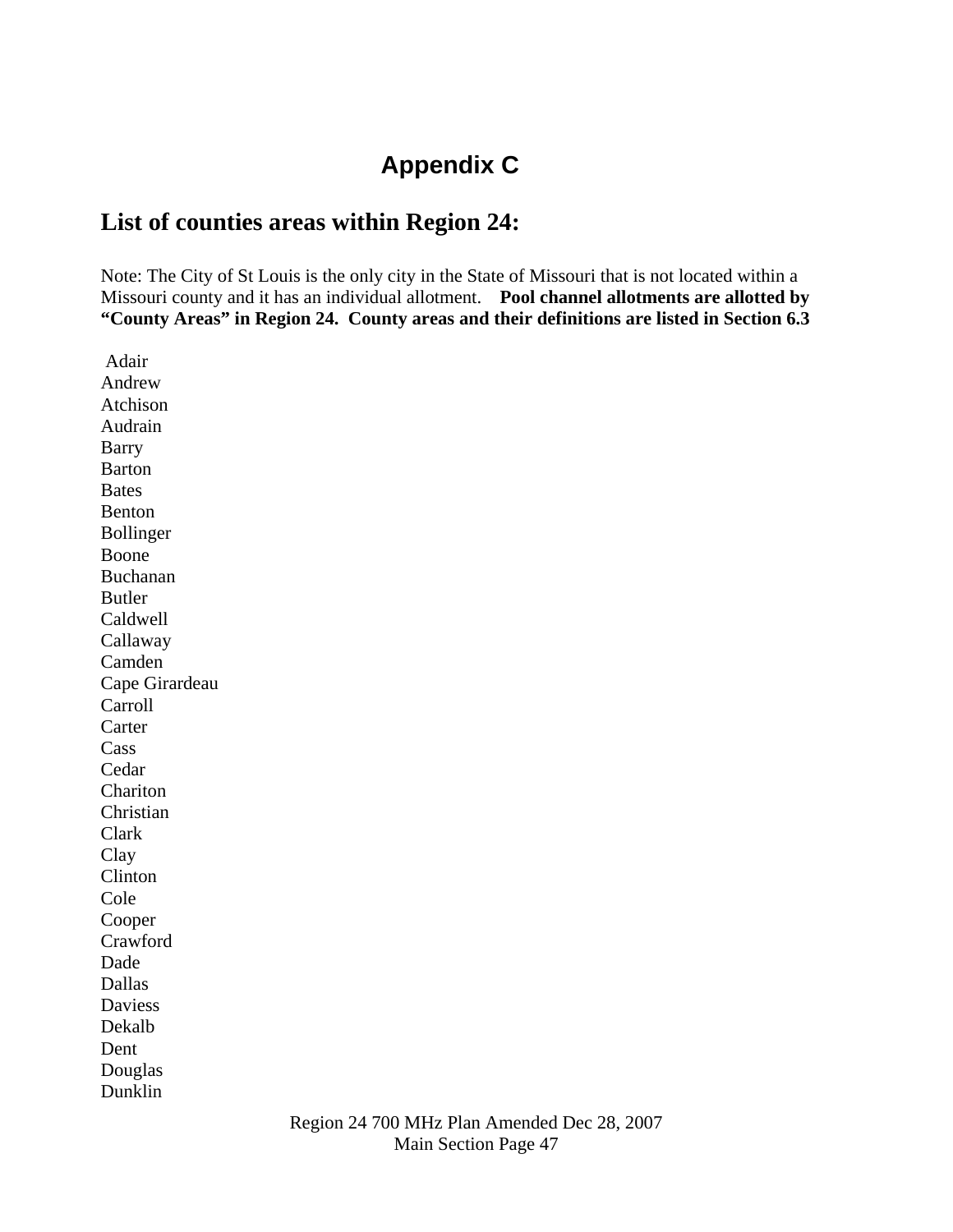# Appendix C

## List of counties areas within Region 24:

Note: The City of St Louis is the only city in the State of Missouri that is not located within a Missouri county and it has an individual allotment. **Pool channel allotments are allotted by "County Areas" in Region 24. County areas and their definitions are listed in Section 6.3**

Adair
Andrew
Atchison
Audrain
Barry
Barton
Bates
Benton
Bollinger
Boone
Buchanan
Butler
Caldwell
Callaway
Camden
Cape Girardeau
Carroll
Carter
Cass
Cedar
Chariton
Christian
Clark
Clay
Clinton
Cole
Cooper
Crawford
Dade
Dallas
Daviess
Dekalb
Dent
Douglas
Dunklin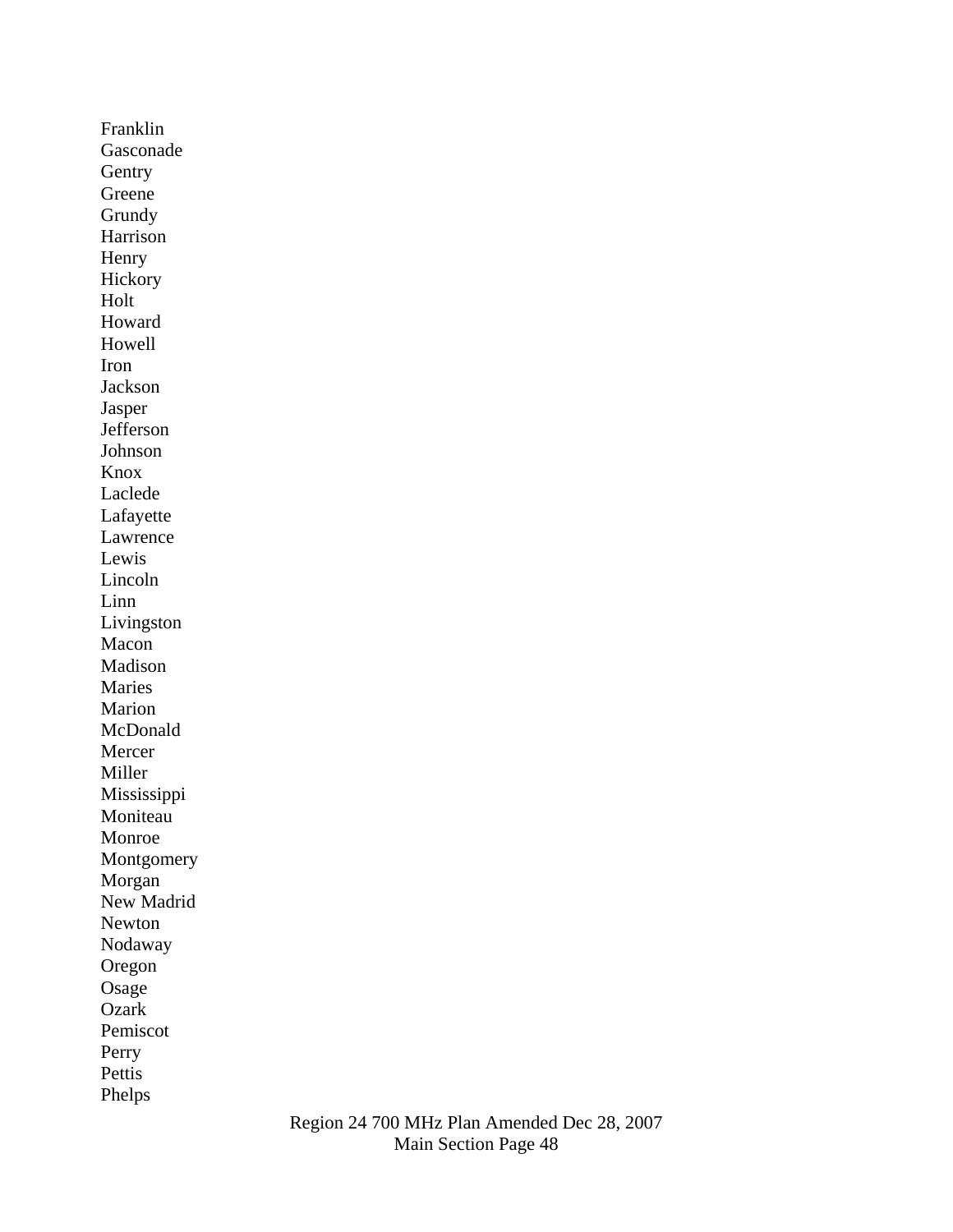Franklin
Gasconade
Gentry
Greene
Grundy
Harrison
Henry
Hickory
Holt
Howard
Howell
Iron
Jackson
Jasper
Jefferson
Johnson
Knox
Laclede
Lafayette
Lawrence
Lewis
Lincoln
Linn
Livingston
Macon
Madison
Maries
Marion
McDonald
Mercer
Miller
Mississippi
Moniteau
Monroe
Montgomery
Morgan
New Madrid
Newton
Nodaway
Oregon
Osage
Ozark
Pemiscot
Perry
Pettis
Phelps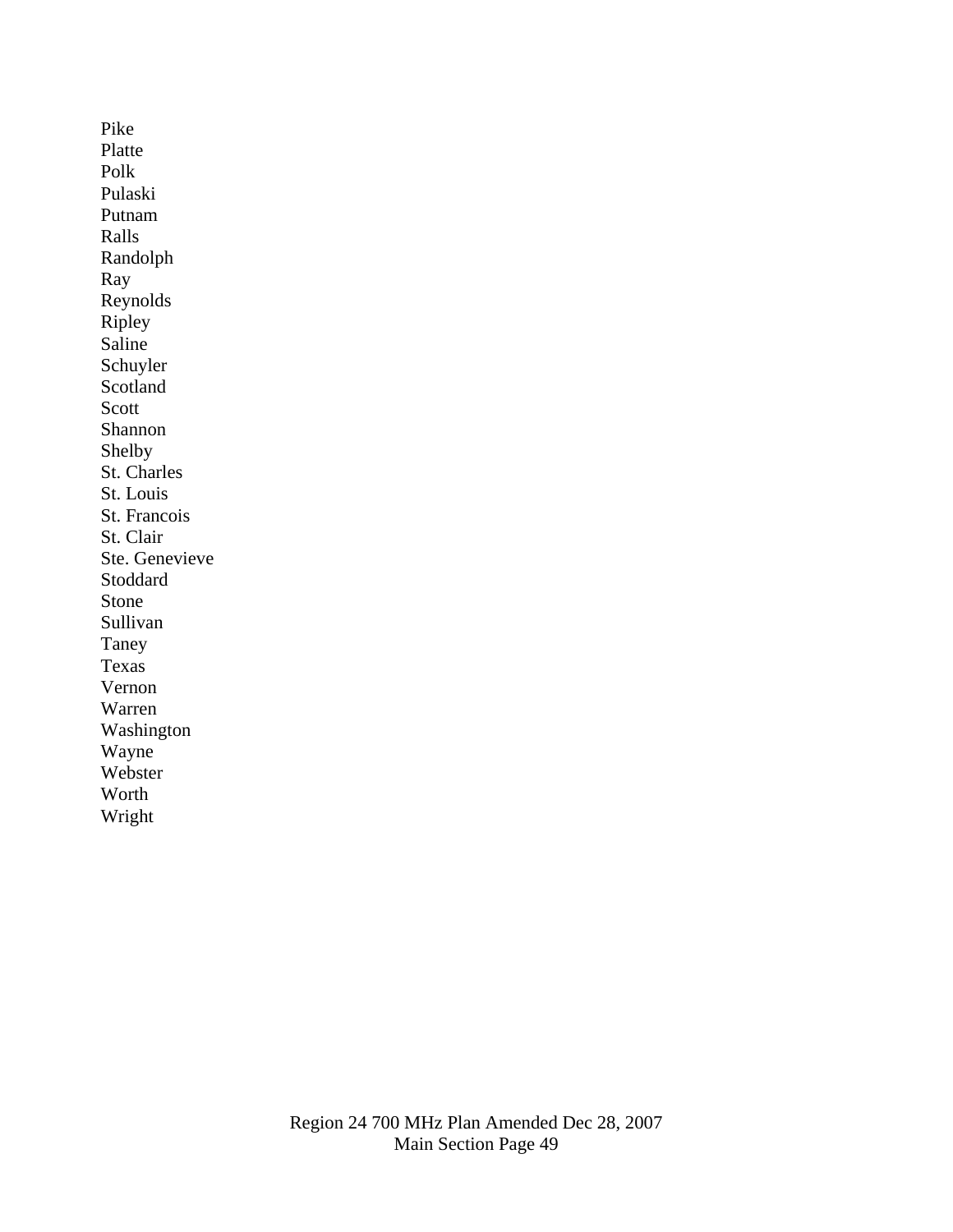Pike
Platte
Polk
Pulaski
Putnam
Ralls
Randolph
Ray
Reynolds
Ripley
Saline
Schuyler
Scotland
Scott
Shannon
Shelby
St. Charles
St. Louis
St. Francois
St. Clair
Ste. Genevieve
Stoddard
Stone
Sullivan
Taney
Texas
Vernon
Warren
Washington
Wayne
Webster
Worth
Wright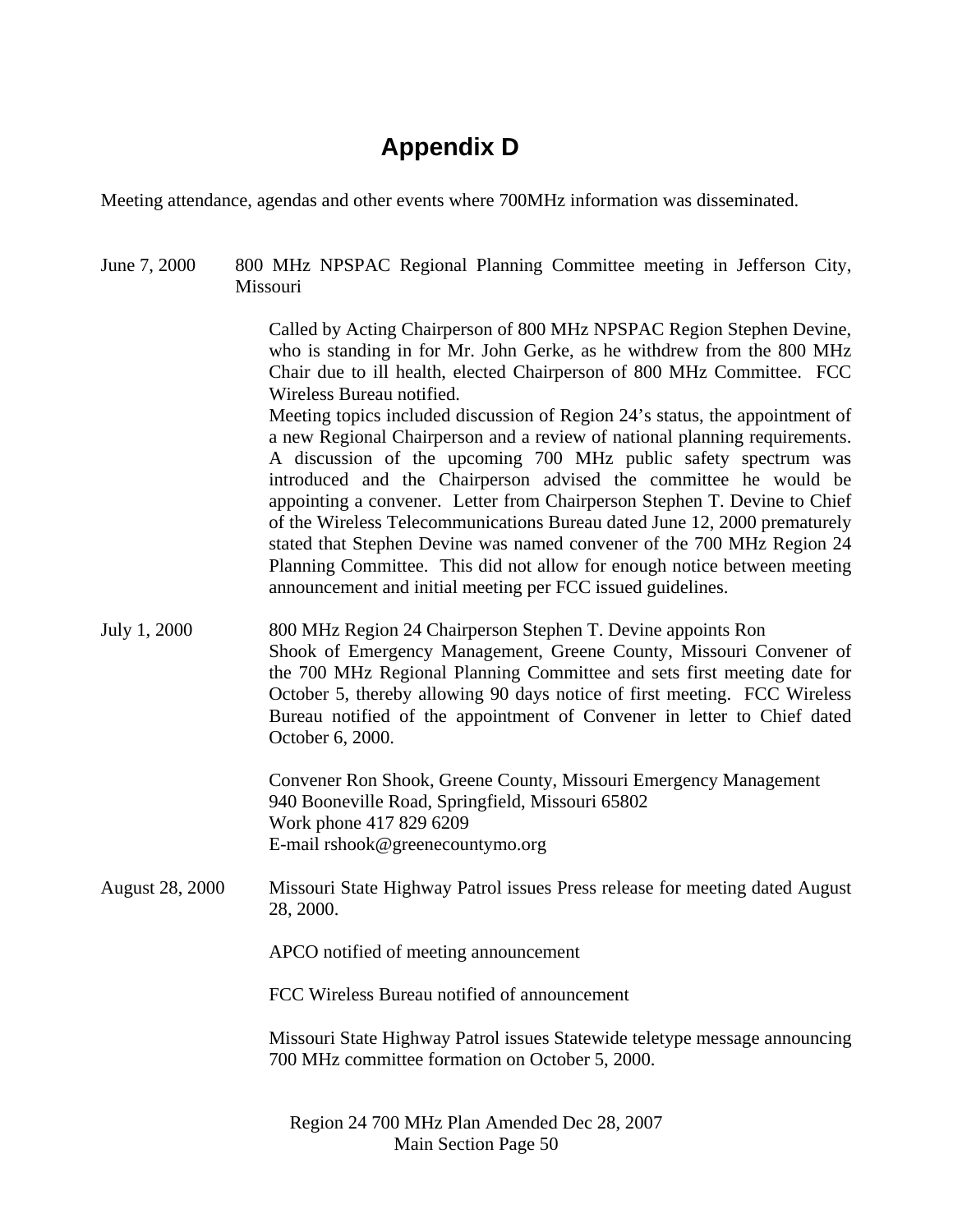# Appendix D

Meeting attendance, agendas and other events where 700MHz information was disseminated.

June 7, 2000 — 800 MHz NPSPAC Regional Planning Committee meeting in Jefferson City, Missouri

Called by Acting Chairperson of 800 MHz NPSPAC Region Stephen Devine, who is standing in for Mr. John Gerke, as he withdrew from the 800 MHz Chair due to ill health, elected Chairperson of 800 MHz Committee. FCC Wireless Bureau notified.
Meeting topics included discussion of Region 24's status, the appointment of a new Regional Chairperson and a review of national planning requirements. A discussion of the upcoming 700 MHz public safety spectrum was introduced and the Chairperson advised the committee he would be appointing a convener. Letter from Chairperson Stephen T. Devine to Chief of the Wireless Telecommunications Bureau dated June 12, 2000 prematurely stated that Stephen Devine was named convener of the 700 MHz Region 24 Planning Committee. This did not allow for enough notice between meeting announcement and initial meeting per FCC issued guidelines.

July 1, 2000 — 800 MHz Region 24 Chairperson Stephen T. Devine appoints Ron Shook of Emergency Management, Greene County, Missouri Convener of the 700 MHz Regional Planning Committee and sets first meeting date for October 5, thereby allowing 90 days notice of first meeting. FCC Wireless Bureau notified of the appointment of Convener in letter to Chief dated October 6, 2000.

Convener Ron Shook, Greene County, Missouri Emergency Management
940 Booneville Road, Springfield, Missouri 65802
Work phone 417 829 6209
E-mail rshook@greenecountymo.org

August 28, 2000 — Missouri State Highway Patrol issues Press release for meeting dated August 28, 2000.

APCO notified of meeting announcement

FCC Wireless Bureau notified of announcement

Missouri State Highway Patrol issues Statewide teletype message announcing 700 MHz committee formation on October 5, 2000.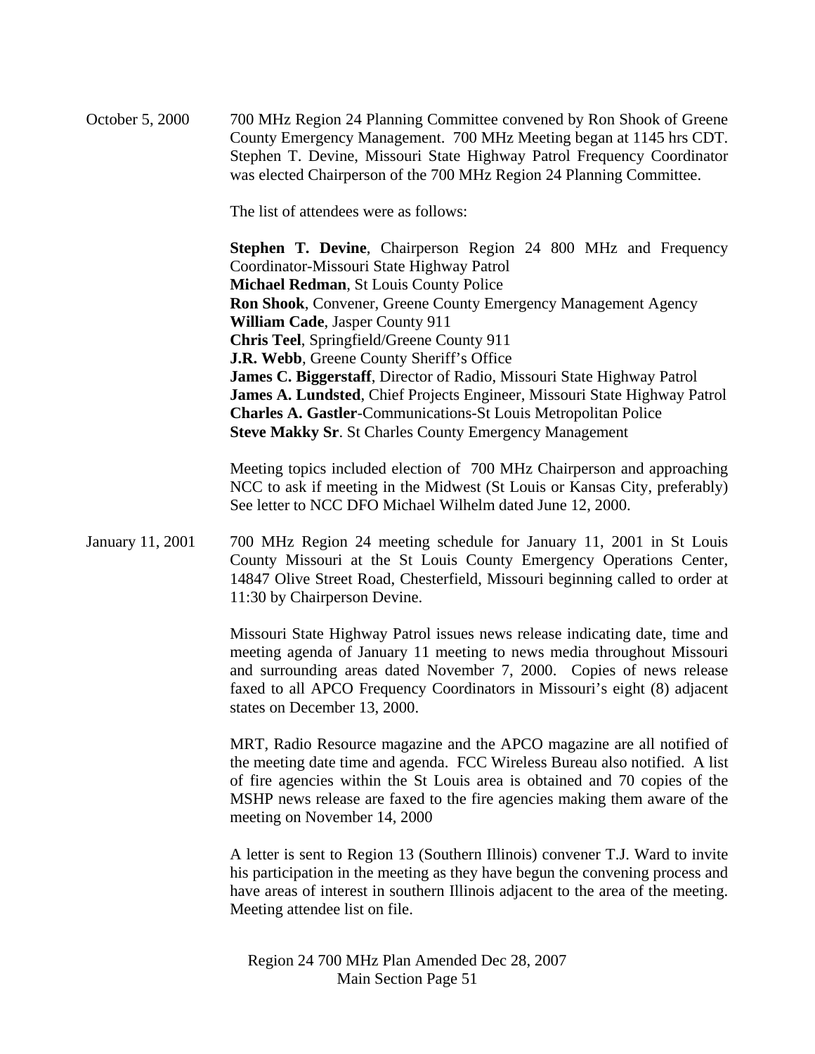October 5, 2000 — 700 MHz Region 24 Planning Committee convened by Ron Shook of Greene County Emergency Management. 700 MHz Meeting began at 1145 hrs CDT. Stephen T. Devine, Missouri State Highway Patrol Frequency Coordinator was elected Chairperson of the 700 MHz Region 24 Planning Committee.

The list of attendees were as follows:

**Stephen T. Devine**, Chairperson Region 24 800 MHz and Frequency Coordinator-Missouri State Highway Patrol
**Michael Redman**, St Louis County Police
**Ron Shook**, Convener, Greene County Emergency Management Agency
**William Cade**, Jasper County 911
**Chris Teel**, Springfield/Greene County 911
**J.R. Webb**, Greene County Sheriff's Office
**James C. Biggerstaff**, Director of Radio, Missouri State Highway Patrol
**James A. Lundsted**, Chief Projects Engineer, Missouri State Highway Patrol
**Charles A. Gastler**-Communications-St Louis Metropolitan Police
**Steve Makky Sr**. St Charles County Emergency Management

Meeting topics included election of 700 MHz Chairperson and approaching NCC to ask if meeting in the Midwest (St Louis or Kansas City, preferably) See letter to NCC DFO Michael Wilhelm dated June 12, 2000.

January 11, 2001 — 700 MHz Region 24 meeting schedule for January 11, 2001 in St Louis County Missouri at the St Louis County Emergency Operations Center, 14847 Olive Street Road, Chesterfield, Missouri beginning called to order at 11:30 by Chairperson Devine.

Missouri State Highway Patrol issues news release indicating date, time and meeting agenda of January 11 meeting to news media throughout Missouri and surrounding areas dated November 7, 2000. Copies of news release faxed to all APCO Frequency Coordinators in Missouri's eight (8) adjacent states on December 13, 2000.

MRT, Radio Resource magazine and the APCO magazine are all notified of the meeting date time and agenda. FCC Wireless Bureau also notified. A list of fire agencies within the St Louis area is obtained and 70 copies of the MSHP news release are faxed to the fire agencies making them aware of the meeting on November 14, 2000

A letter is sent to Region 13 (Southern Illinois) convener T.J. Ward to invite his participation in the meeting as they have begun the convening process and have areas of interest in southern Illinois adjacent to the area of the meeting. Meeting attendee list on file.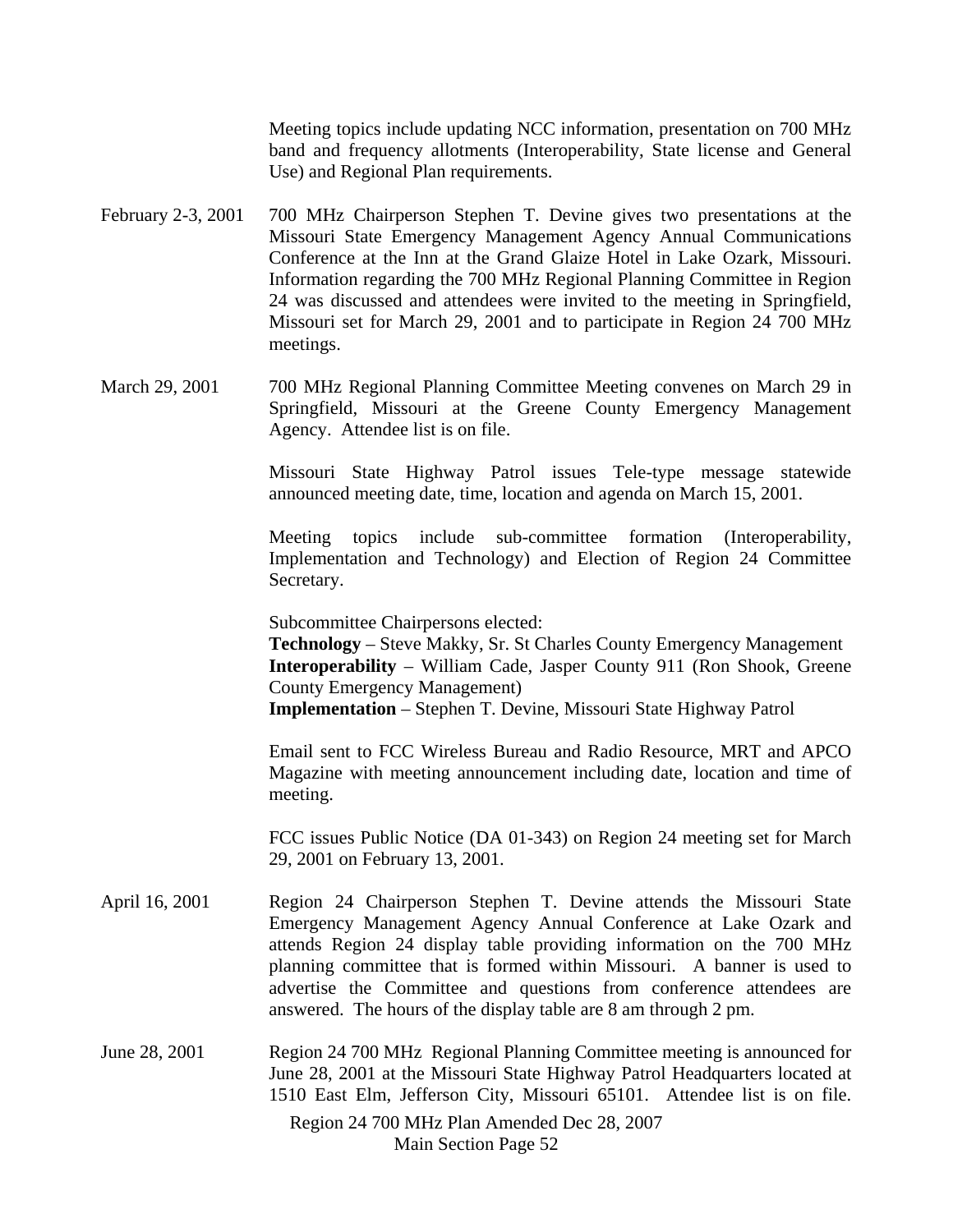Meeting topics include updating NCC information, presentation on 700 MHz band and frequency allotments (Interoperability, State license and General Use) and Regional Plan requirements.

February 2-3, 2001 — 700 MHz Chairperson Stephen T. Devine gives two presentations at the Missouri State Emergency Management Agency Annual Communications Conference at the Inn at the Grand Glaize Hotel in Lake Ozark, Missouri. Information regarding the 700 MHz Regional Planning Committee in Region 24 was discussed and attendees were invited to the meeting in Springfield, Missouri set for March 29, 2001 and to participate in Region 24 700 MHz meetings.

March 29, 2001 — 700 MHz Regional Planning Committee Meeting convenes on March 29 in Springfield, Missouri at the Greene County Emergency Management Agency. Attendee list is on file.

Missouri State Highway Patrol issues Tele-type message statewide announced meeting date, time, location and agenda on March 15, 2001.

Meeting topics include sub-committee formation (Interoperability, Implementation and Technology) and Election of Region 24 Committee Secretary.

Subcommittee Chairpersons elected:
**Technology** – Steve Makky, Sr. St Charles County Emergency Management
**Interoperability** – William Cade, Jasper County 911 (Ron Shook, Greene County Emergency Management)
**Implementation** – Stephen T. Devine, Missouri State Highway Patrol

Email sent to FCC Wireless Bureau and Radio Resource, MRT and APCO Magazine with meeting announcement including date, location and time of meeting.

FCC issues Public Notice (DA 01-343) on Region 24 meeting set for March 29, 2001 on February 13, 2001.

April 16, 2001 — Region 24 Chairperson Stephen T. Devine attends the Missouri State Emergency Management Annual Conference at Lake Ozark and attends Region 24 display table providing information on the 700 MHz planning committee that is formed within Missouri. A banner is used to advertise the Committee and questions from conference attendees are answered. The hours of the display table are 8 am through 2 pm.

June 28, 2001 — Region 24 700 MHz Regional Planning Committee meeting is announced for June 28, 2001 at the Missouri State Highway Patrol Headquarters located at 1510 East Elm, Jefferson City, Missouri 65101. Attendee list is on file.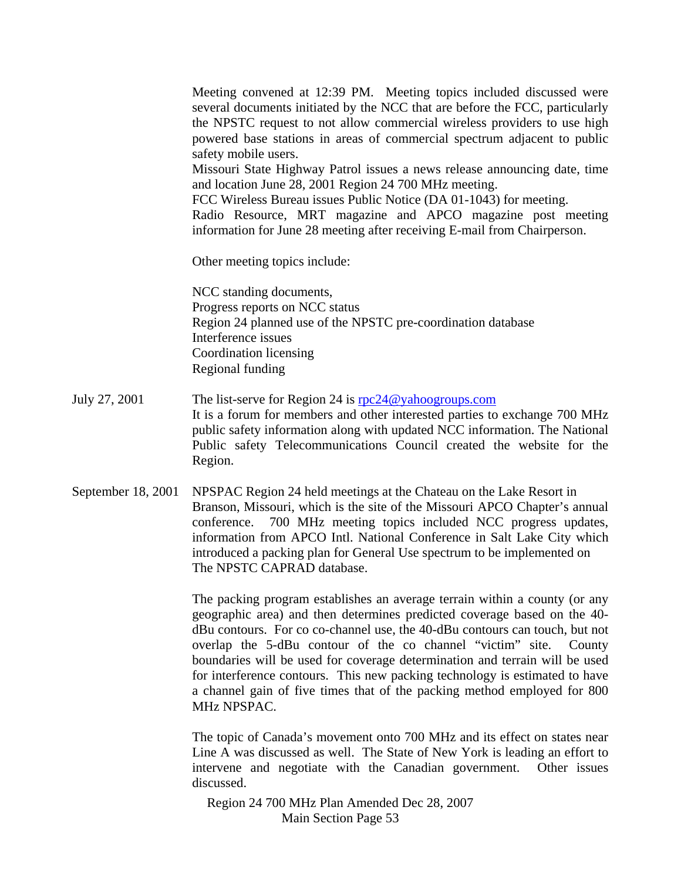Meeting convened at 12:39 PM. Meeting topics included discussed were several documents initiated by the NCC that are before the FCC, particularly the NPSTC request to not allow commercial wireless providers to use high powered base stations in areas of commercial spectrum adjacent to public safety mobile users.

Missouri State Highway Patrol issues a news release announcing date, time and location June 28, 2001 Region 24 700 MHz meeting.

FCC Wireless Bureau issues Public Notice (DA 01-1043) for meeting.

Radio Resource, MRT magazine and APCO magazine post meeting information for June 28 meeting after receiving E-mail from Chairperson.

Other meeting topics include:

NCC standing documents,
Progress reports on NCC status
Region 24 planned use of the NPSTC pre-coordination database
Interference issues
Coordination licensing
Regional funding

**July 27, 2001**

The list-serve for Region 24 is rpc24@yahoogroups.com
It is a forum for members and other interested parties to exchange 700 MHz public safety information along with updated NCC information. The National Public safety Telecommunications Council created the website for the Region.

**September 18, 2001**

NPSPAC Region 24 held meetings at the Chateau on the Lake Resort in Branson, Missouri, which is the site of the Missouri APCO Chapter's annual conference. 700 MHz meeting topics included NCC progress updates, information from APCO Intl. National Conference in Salt Lake City which introduced a packing plan for General Use spectrum to be implemented on The NPSTC CAPRAD database.

The packing program establishes an average terrain within a county (or any geographic area) and then determines predicted coverage based on the 40-dBu contours. For co co-channel use, the 40-dBu contours can touch, but not overlap the 5-dBu contour of the co channel "victim" site. County boundaries will be used for coverage determination and terrain will be used for interference contours. This new packing technology is estimated to have a channel gain of five times that of the packing method employed for 800 MHz NPSPAC.

The topic of Canada's movement onto 700 MHz and its effect on states near Line A was discussed as well. The State of New York is leading an effort to intervene and negotiate with the Canadian government. Other issues discussed.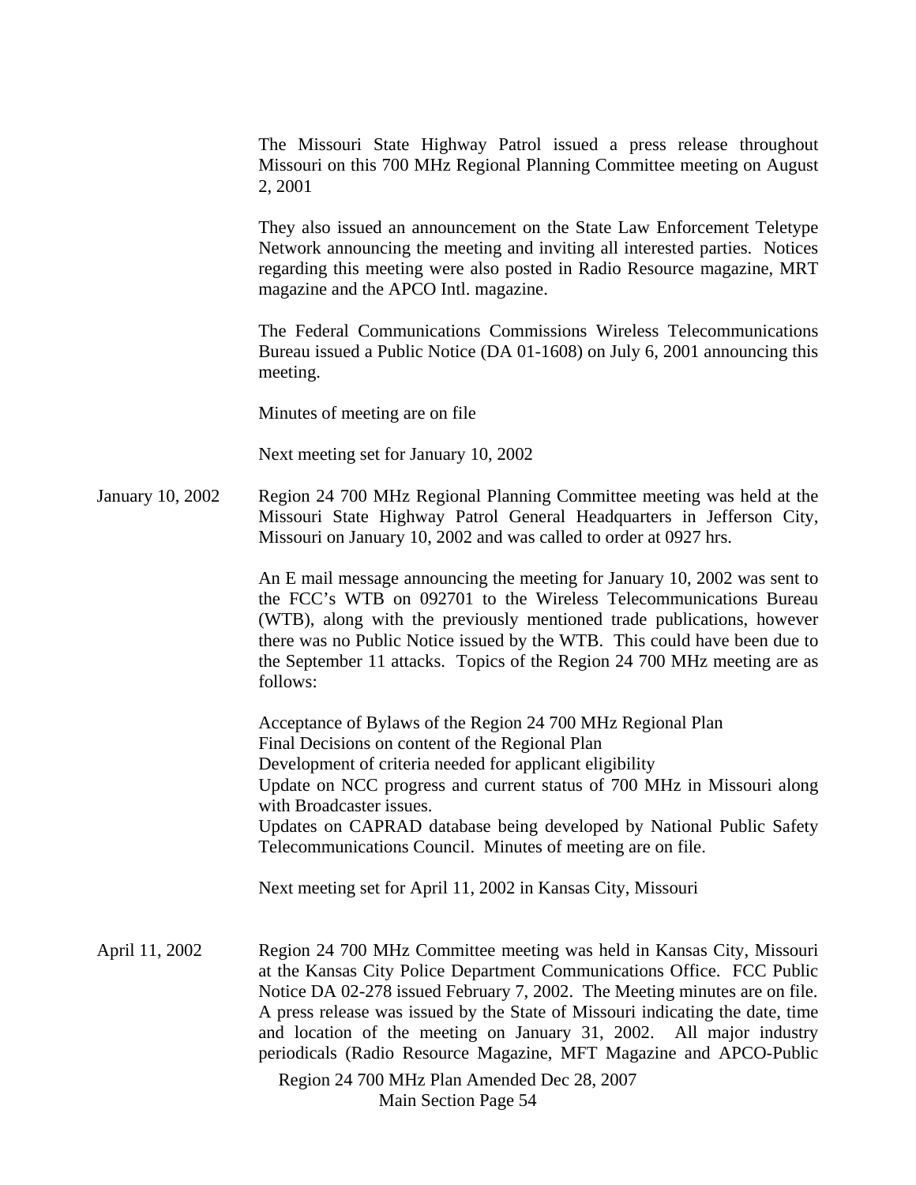The Missouri State Highway Patrol issued a press release throughout Missouri on this 700 MHz Regional Planning Committee meeting on August 2, 2001

They also issued an announcement on the State Law Enforcement Teletype Network announcing the meeting and inviting all interested parties. Notices regarding this meeting were also posted in Radio Resource magazine, MRT magazine and the APCO Intl. magazine.

The Federal Communications Commissions Wireless Telecommunications Bureau issued a Public Notice (DA 01-1608) on July 6, 2001 announcing this meeting.

Minutes of meeting are on file

Next meeting set for January 10, 2002

January 10, 2002 Region 24 700 MHz Regional Planning Committee meeting was held at the Missouri State Highway Patrol General Headquarters in Jefferson City, Missouri on January 10, 2002 and was called to order at 0927 hrs.

An E mail message announcing the meeting for January 10, 2002 was sent to the FCC's WTB on 092701 to the Wireless Telecommunications Bureau (WTB), along with the previously mentioned trade publications, however there was no Public Notice issued by the WTB. This could have been due to the September 11 attacks. Topics of the Region 24 700 MHz meeting are as follows:

Acceptance of Bylaws of the Region 24 700 MHz Regional Plan
Final Decisions on content of the Regional Plan
Development of criteria needed for applicant eligibility
Update on NCC progress and current status of 700 MHz in Missouri along with Broadcaster issues.
Updates on CAPRAD database being developed by National Public Safety Telecommunications Council. Minutes of meeting are on file.

Next meeting set for April 11, 2002 in Kansas City, Missouri

April 11, 2002 Region 24 700 MHz Committee meeting was held in Kansas City, Missouri at the Kansas City Police Department Communications Office. FCC Public Notice DA 02-278 issued February 7, 2002. The Meeting minutes are on file. A press release was issued by the State of Missouri indicating the date, time and location of the meeting on January 31, 2002. All major industry periodicals (Radio Resource Magazine, MFT Magazine and APCO-Public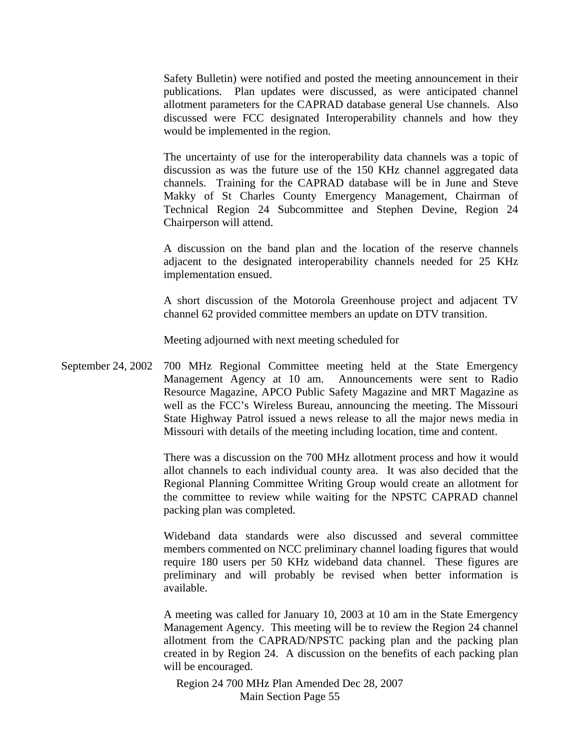Safety Bulletin) were notified and posted the meeting announcement in their publications. Plan updates were discussed, as were anticipated channel allotment parameters for the CAPRAD database general Use channels. Also discussed were FCC designated Interoperability channels and how they would be implemented in the region.

The uncertainty of use for the interoperability data channels was a topic of discussion as was the future use of the 150 KHz channel aggregated data channels. Training for the CAPRAD database will be in June and Steve Makky of St Charles County Emergency Management, Chairman of Technical Region 24 Subcommittee and Stephen Devine, Region 24 Chairperson will attend.

A discussion on the band plan and the location of the reserve channels adjacent to the designated interoperability channels needed for 25 KHz implementation ensued.

A short discussion of the Motorola Greenhouse project and adjacent TV channel 62 provided committee members an update on DTV transition.

Meeting adjourned with next meeting scheduled for

September 24, 2002 — 700 MHz Regional Committee meeting held at the State Emergency Management Agency at 10 am. Announcements were sent to Radio Resource Magazine, APCO Public Safety Magazine and MRT Magazine as well as the FCC's Wireless Bureau, announcing the meeting. The Missouri State Highway Patrol issued a news release to all the major news media in Missouri with details of the meeting including location, time and content.

There was a discussion on the 700 MHz allotment process and how it would allot channels to each individual county area. It was also decided that the Regional Planning Committee Writing Group would create an allotment for the committee to review while waiting for the NPSTC CAPRAD channel packing plan was completed.

Wideband data standards were also discussed and several committee members commented on NCC preliminary channel loading figures that would require 180 users per 50 KHz wideband data channel. These figures are preliminary and will probably be revised when better information is available.

A meeting was called for January 10, 2003 at 10 am in the State Emergency Management Agency. This meeting will be to review the Region 24 channel allotment from the CAPRAD/NPSTC packing plan and the packing plan created in by Region 24. A discussion on the benefits of each packing plan will be encouraged.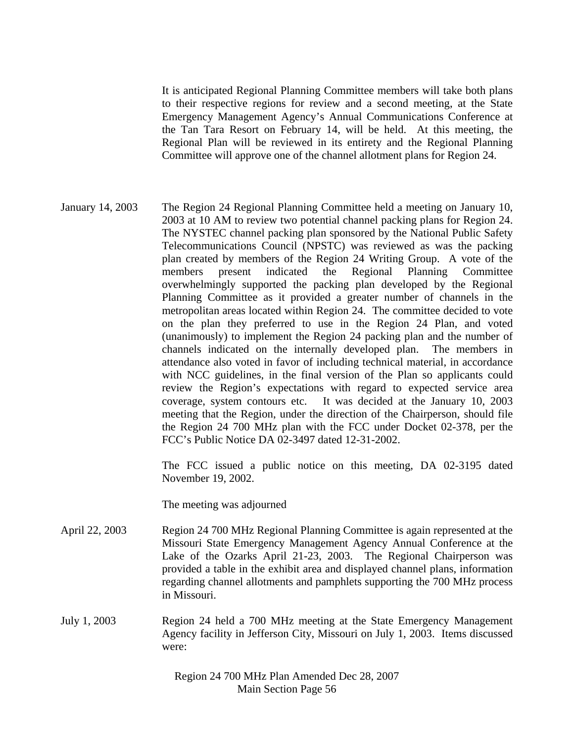It is anticipated Regional Planning Committee members will take both plans to their respective regions for review and a second meeting, at the State Emergency Management Agency's Annual Communications Conference at the Tan Tara Resort on February 14, will be held. At this meeting, the Regional Plan will be reviewed in its entirety and the Regional Planning Committee will approve one of the channel allotment plans for Region 24.

January 14, 2003 — The Region 24 Regional Planning Committee held a meeting on January 10, 2003 at 10 AM to review two potential channel packing plans for Region 24. The NYSTEC channel packing plan sponsored by the National Public Safety Telecommunications Council (NPSTC) was reviewed as was the packing plan created by members of the Region 24 Writing Group. A vote of the members present indicated the Regional Planning Committee overwhelmingly supported the packing plan developed by the Regional Planning Committee as it provided a greater number of channels in the metropolitan areas located within Region 24. The committee decided to vote on the plan they preferred to use in the Region 24 Plan, and voted (unanimously) to implement the Region 24 packing plan and the number of channels indicated on the internally developed plan. The members in attendance also voted in favor of including technical material, in accordance with NCC guidelines, in the final version of the Plan so applicants could review the Region's expectations with regard to expected service area coverage, system contours etc. It was decided at the January 10, 2003 meeting that the Region, under the direction of the Chairperson, should file the Region 24 700 MHz plan with the FCC under Docket 02-378, per the FCC's Public Notice DA 02-3497 dated 12-31-2002.

The FCC issued a public notice on this meeting, DA 02-3195 dated November 19, 2002.

The meeting was adjourned

April 22, 2003 — Region 24 700 MHz Regional Planning Committee is again represented at the Missouri State Emergency Management Agency Annual Conference at the Lake of the Ozarks April 21-23, 2003. The Regional Chairperson was provided a table in the exhibit area and displayed channel plans, information regarding channel allotments and pamphlets supporting the 700 MHz process in Missouri.

July 1, 2003 — Region 24 held a 700 MHz meeting at the State Emergency Management Agency facility in Jefferson City, Missouri on July 1, 2003. Items discussed were: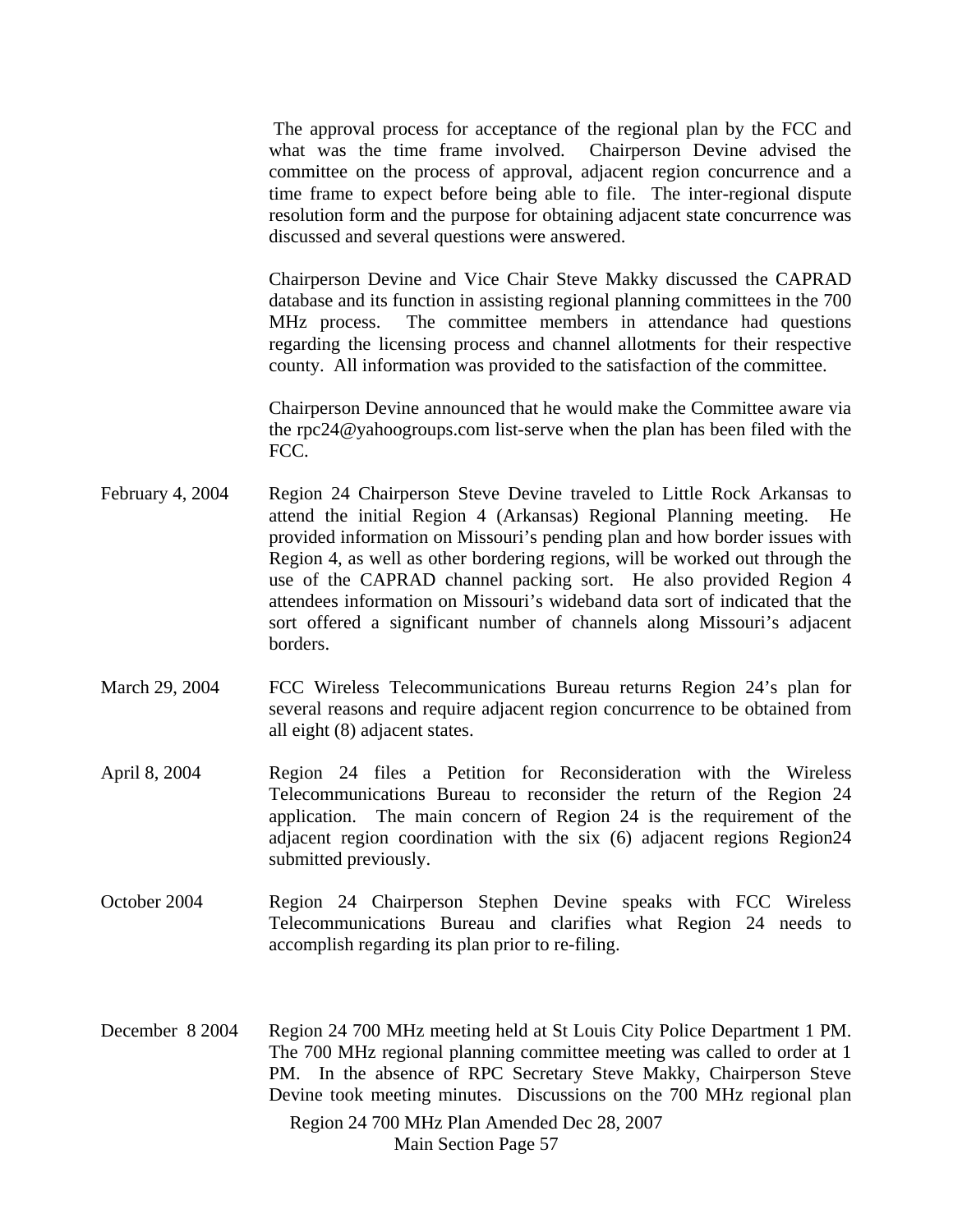The approval process for acceptance of the regional plan by the FCC and what was the time frame involved. Chairperson Devine advised the committee on the process of approval, adjacent region concurrence and a time frame to expect before being able to file. The inter-regional dispute resolution form and the purpose for obtaining adjacent state concurrence was discussed and several questions were answered.

Chairperson Devine and Vice Chair Steve Makky discussed the CAPRAD database and its function in assisting regional planning committees in the 700 MHz process. The committee members in attendance had questions regarding the licensing process and channel allotments for their respective county. All information was provided to the satisfaction of the committee.

Chairperson Devine announced that he would make the Committee aware via the rpc24@yahoogroups.com list-serve when the plan has been filed with the FCC.

February 4, 2004 — Region 24 Chairperson Steve Devine traveled to Little Rock Arkansas to attend the initial Region 4 (Arkansas) Regional Planning meeting. He provided information on Missouri's pending plan and how border issues with Region 4, as well as other bordering regions, will be worked out through the use of the CAPRAD channel packing sort. He also provided Region 4 attendees information on Missouri's wideband data sort of indicated that the sort offered a significant number of channels along Missouri's adjacent borders.

March 29, 2004 — FCC Wireless Telecommunications Bureau returns Region 24's plan for several reasons and require adjacent region concurrence to be obtained from all eight (8) adjacent states.

April 8, 2004 — Region 24 files a Petition for Reconsideration with the Wireless Telecommunications Bureau to reconsider the return of the Region 24 application. The main concern of Region 24 is the requirement of the adjacent region coordination with the six (6) adjacent regions Region24 submitted previously.

October 2004 — Region 24 Chairperson Stephen Devine speaks with FCC Wireless Telecommunications Bureau and clarifies what Region 24 needs to accomplish regarding its plan prior to re-filing.

December 8 2004 — Region 24 700 MHz meeting held at St Louis City Police Department 1 PM. The 700 MHz regional planning committee meeting was called to order at 1 PM. In the absence of RPC Secretary Steve Makky, Chairperson Steve Devine took meeting minutes. Discussions on the 700 MHz regional plan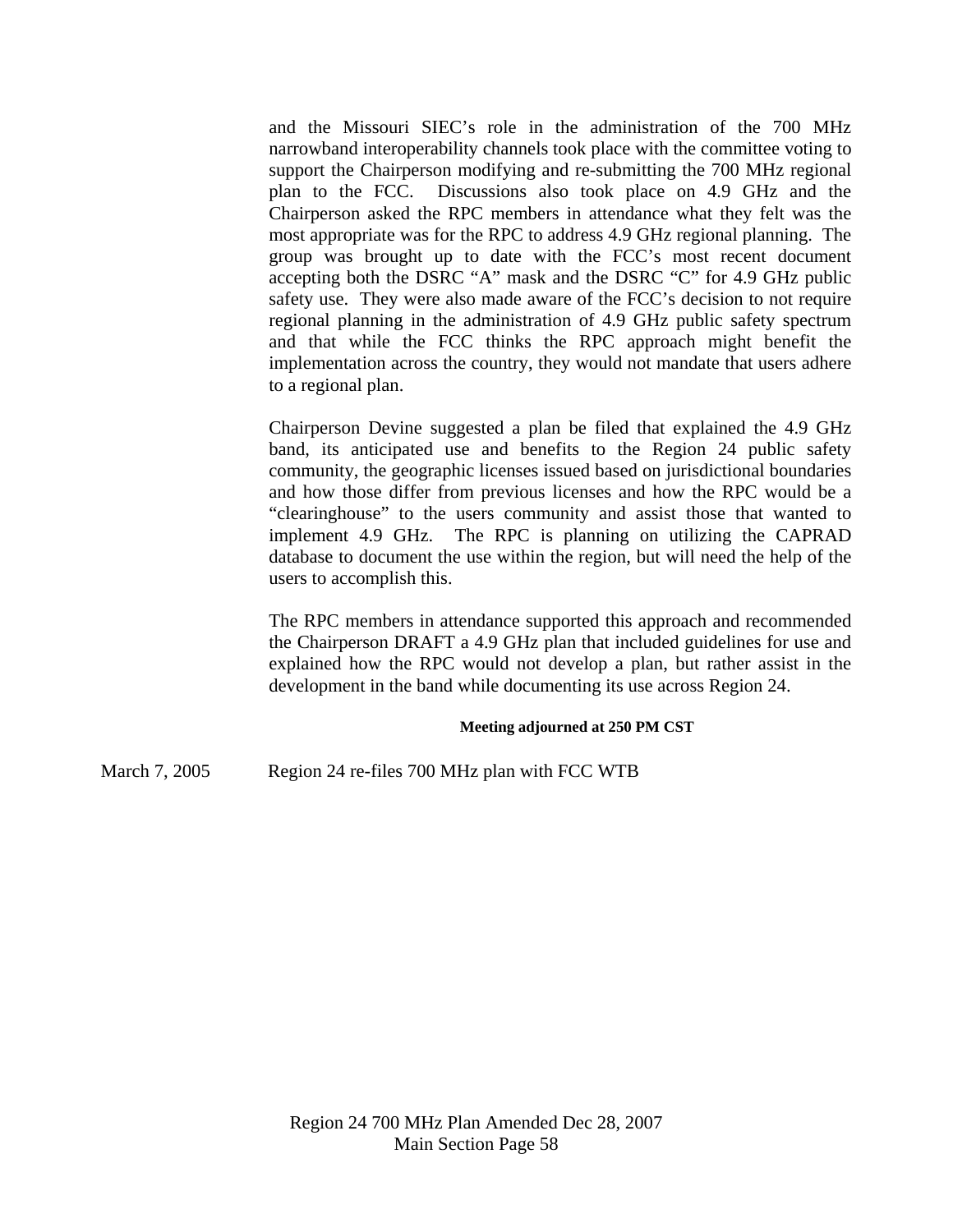and the Missouri SIEC's role in the administration of the 700 MHz narrowband interoperability channels took place with the committee voting to support the Chairperson modifying and re-submitting the 700 MHz regional plan to the FCC. Discussions also took place on 4.9 GHz and the Chairperson asked the RPC members in attendance what they felt was the most appropriate was for the RPC to address 4.9 GHz regional planning. The group was brought up to date with the FCC's most recent document accepting both the DSRC "A" mask and the DSRC "C" for 4.9 GHz public safety use. They were also made aware of the FCC's decision to not require regional planning in the administration of 4.9 GHz public safety spectrum and that while the FCC thinks the RPC approach might benefit the implementation across the country, they would not mandate that users adhere to a regional plan.

Chairperson Devine suggested a plan be filed that explained the 4.9 GHz band, its anticipated use and benefits to the Region 24 public safety community, the geographic licenses issued based on jurisdictional boundaries and how those differ from previous licenses and how the RPC would be a "clearinghouse" to the users community and assist those that wanted to implement 4.9 GHz. The RPC is planning on utilizing the CAPRAD database to document the use within the region, but will need the help of the users to accomplish this.

The RPC members in attendance supported this approach and recommended the Chairperson DRAFT a 4.9 GHz plan that included guidelines for use and explained how the RPC would not develop a plan, but rather assist in the development in the band while documenting its use across Region 24.

**Meeting adjourned at 250 PM CST**

March 7, 2005 Region 24 re-files 700 MHz plan with FCC WTB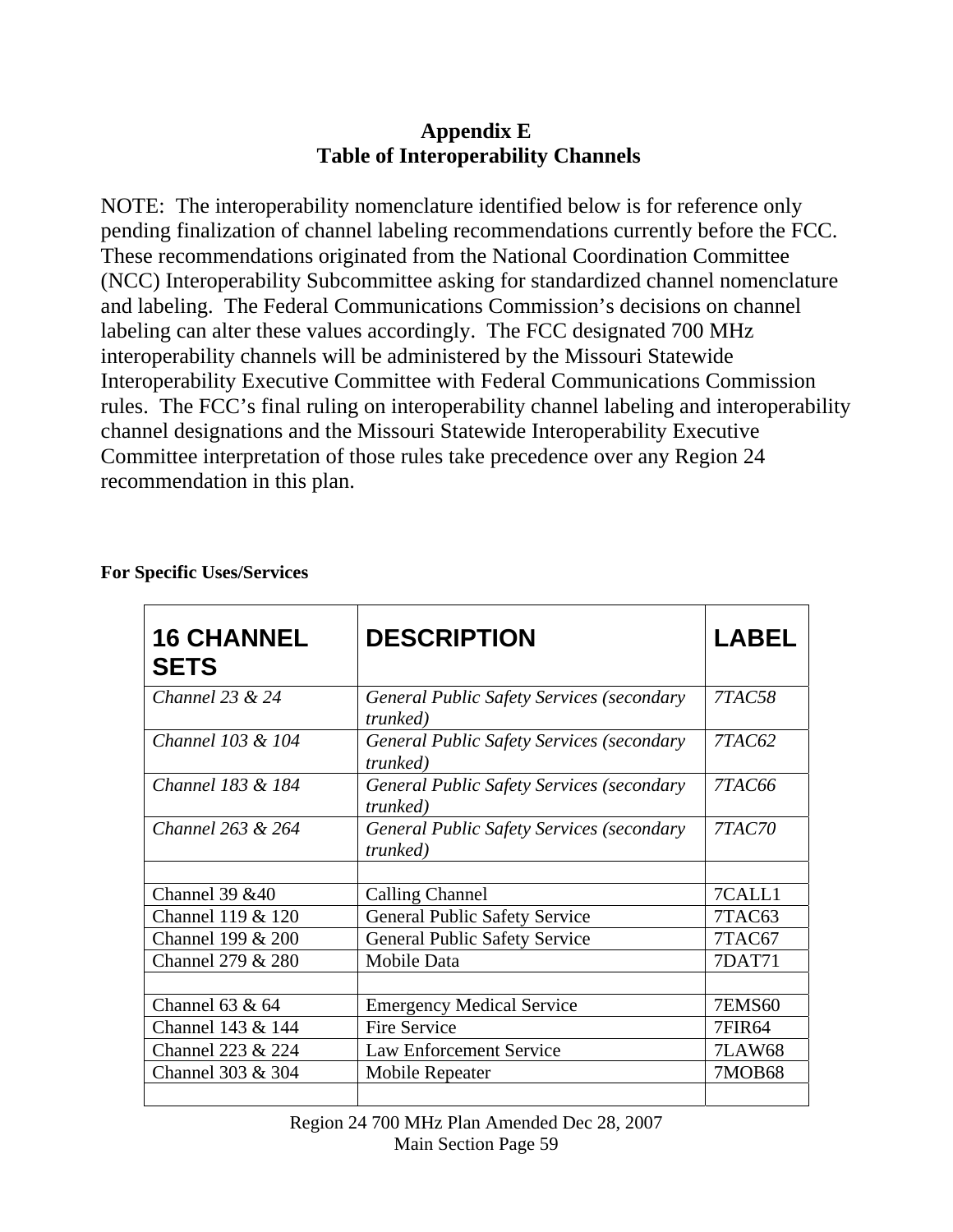# Appendix E
## Table of Interoperability Channels

NOTE: The interoperability nomenclature identified below is for reference only pending finalization of channel labeling recommendations currently before the FCC. These recommendations originated from the National Coordination Committee (NCC) Interoperability Subcommittee asking for standardized channel nomenclature and labeling. The Federal Communications Commission's decisions on channel labeling can alter these values accordingly. The FCC designated 700 MHz interoperability channels will be administered by the Missouri Statewide Interoperability Executive Committee with Federal Communications Commission rules. The FCC's final ruling on interoperability channel labeling and interoperability channel designations and the Missouri Statewide Interoperability Executive Committee interpretation of those rules take precedence over any Region 24 recommendation in this plan.

**For Specific Uses/Services**

| 16 CHANNEL SETS | DESCRIPTION | LABEL |
|---|---|---|
| *Channel 23 & 24* | *General Public Safety Services (secondary trunked)* | *7TAC58* |
| *Channel 103 & 104* | *General Public Safety Services (secondary trunked)* | *7TAC62* |
| *Channel 183 & 184* | *General Public Safety Services (secondary trunked)* | *7TAC66* |
| *Channel 263 & 264* | *General Public Safety Services (secondary trunked)* | *7TAC70* |
| | | |
| Channel 39 &40 | Calling Channel | 7CALL1 |
| Channel 119 & 120 | General Public Safety Service | 7TAC63 |
| Channel 199 & 200 | General Public Safety Service | 7TAC67 |
| Channel 279 & 280 | Mobile Data | 7DAT71 |
| | | |
| Channel 63 & 64 | Emergency Medical Service | 7EMS60 |
| Channel 143 & 144 | Fire Service | 7FIR64 |
| Channel 223 & 224 | Law Enforcement Service | 7LAW68 |
| Channel 303 & 304 | Mobile Repeater | 7MOB68 |
| | | |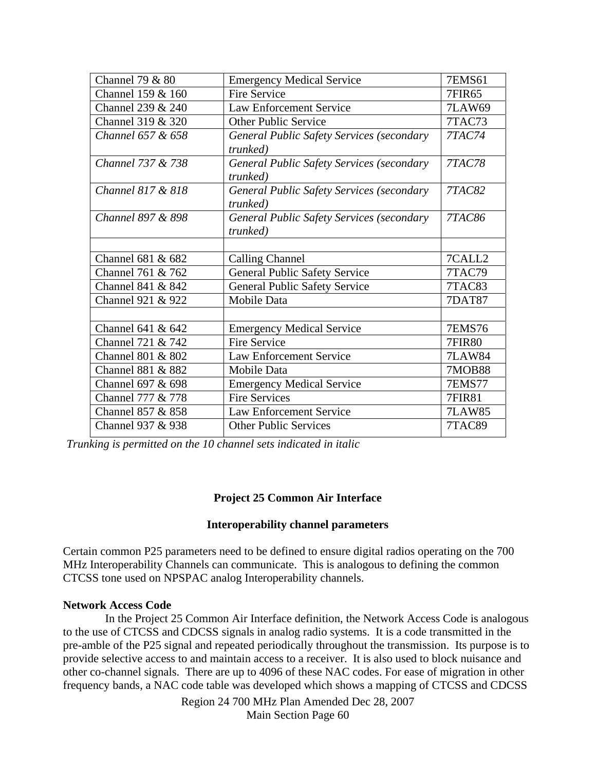| Channel 79 & 80 | Emergency Medical Service | 7EMS61 |
|---|---|---|
| Channel 159 & 160 | Fire Service | 7FIR65 |
| Channel 239 & 240 | Law Enforcement Service | 7LAW69 |
| Channel 319 & 320 | Other Public Service | 7TAC73 |
| *Channel 657 & 658* | *General Public Safety Services (secondary trunked)* | *7TAC74* |
| *Channel 737 & 738* | *General Public Safety Services (secondary trunked)* | *7TAC78* |
| *Channel 817 & 818* | *General Public Safety Services (secondary trunked)* | *7TAC82* |
| *Channel 897 & 898* | *General Public Safety Services (secondary trunked)* | *7TAC86* |
| | | |
| Channel 681 & 682 | Calling Channel | 7CALL2 |
| Channel 761 & 762 | General Public Safety Service | 7TAC79 |
| Channel 841 & 842 | General Public Safety Service | 7TAC83 |
| Channel 921 & 922 | Mobile Data | 7DAT87 |
| | | |
| Channel 641 & 642 | Emergency Medical Service | 7EMS76 |
| Channel 721 & 742 | Fire Service | 7FIR80 |
| Channel 801 & 802 | Law Enforcement Service | 7LAW84 |
| Channel 881 & 882 | Mobile Data | 7MOB88 |
| Channel 697 & 698 | Emergency Medical Service | 7EMS77 |
| Channel 777 & 778 | Fire Services | 7FIR81 |
| Channel 857 & 858 | Law Enforcement Service | 7LAW85 |
| Channel 937 & 938 | Other Public Services | 7TAC89 |

*Trunking is permitted on the 10 channel sets indicated in italic*

## Project 25 Common Air Interface

### Interoperability channel parameters

Certain common P25 parameters need to be defined to ensure digital radios operating on the 700 MHz Interoperability Channels can communicate. This is analogous to defining the common CTCSS tone used on NPSPAC analog Interoperability channels.

**Network Access Code**

In the Project 25 Common Air Interface definition, the Network Access Code is analogous to the use of CTCSS and CDCSS signals in analog radio systems. It is a code transmitted in the pre-amble of the P25 signal and repeated periodically throughout the transmission. Its purpose is to provide selective access to and maintain access to a receiver. It is also used to block nuisance and other co-channel signals. There are up to 4096 of these NAC codes. For ease of migration in other frequency bands, a NAC code table was developed which shows a mapping of CTCSS and CDCSS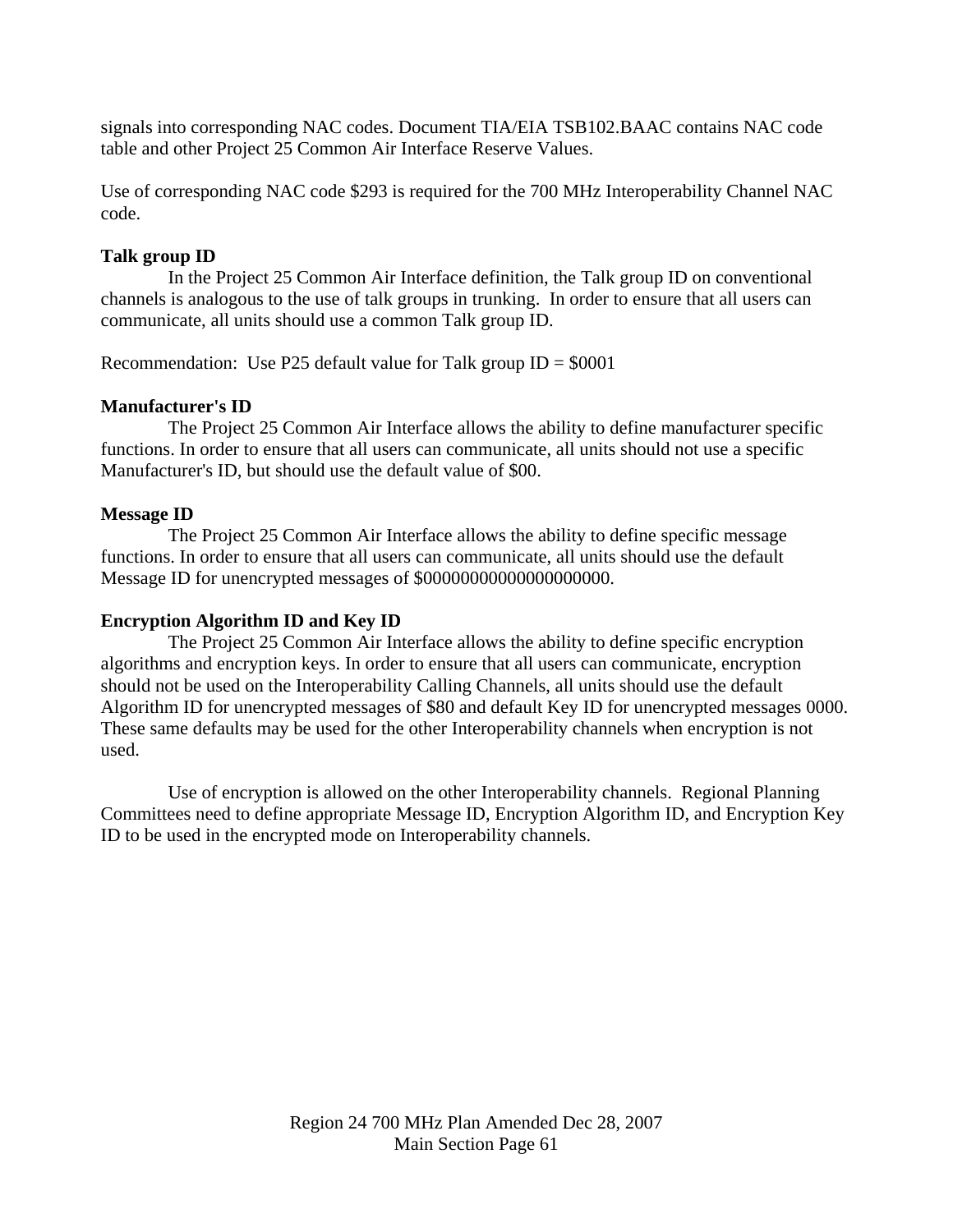signals into corresponding NAC codes. Document TIA/EIA TSB102.BAAC contains NAC code table and other Project 25 Common Air Interface Reserve Values.

Use of corresponding NAC code $293 is required for the 700 MHz Interoperability Channel NAC code.

**Talk group ID**

In the Project 25 Common Air Interface definition, the Talk group ID on conventional channels is analogous to the use of talk groups in trunking. In order to ensure that all users can communicate, all units should use a common Talk group ID.

Recommendation: Use P25 default value for Talk group ID = $0001

**Manufacturer's ID**

The Project 25 Common Air Interface allows the ability to define manufacturer specific functions. In order to ensure that all users can communicate, all units should not use a specific Manufacturer's ID, but should use the default value of $00.

**Message ID**

The Project 25 Common Air Interface allows the ability to define specific message functions. In order to ensure that all users can communicate, all units should use the default Message ID for unencrypted messages of $000000000000000000000.

**Encryption Algorithm ID and Key ID**

The Project 25 Common Air Interface allows the ability to define specific encryption algorithms and encryption keys. In order to ensure that all users can communicate, encryption should not be used on the Interoperability Calling Channels, all units should use the default Algorithm ID for unencrypted messages of $80 and default Key ID for unencrypted messages 0000. These same defaults may be used for the other Interoperability channels when encryption is not used.

Use of encryption is allowed on the other Interoperability channels. Regional Planning Committees need to define appropriate Message ID, Encryption Algorithm ID, and Encryption Key ID to be used in the encrypted mode on Interoperability channels.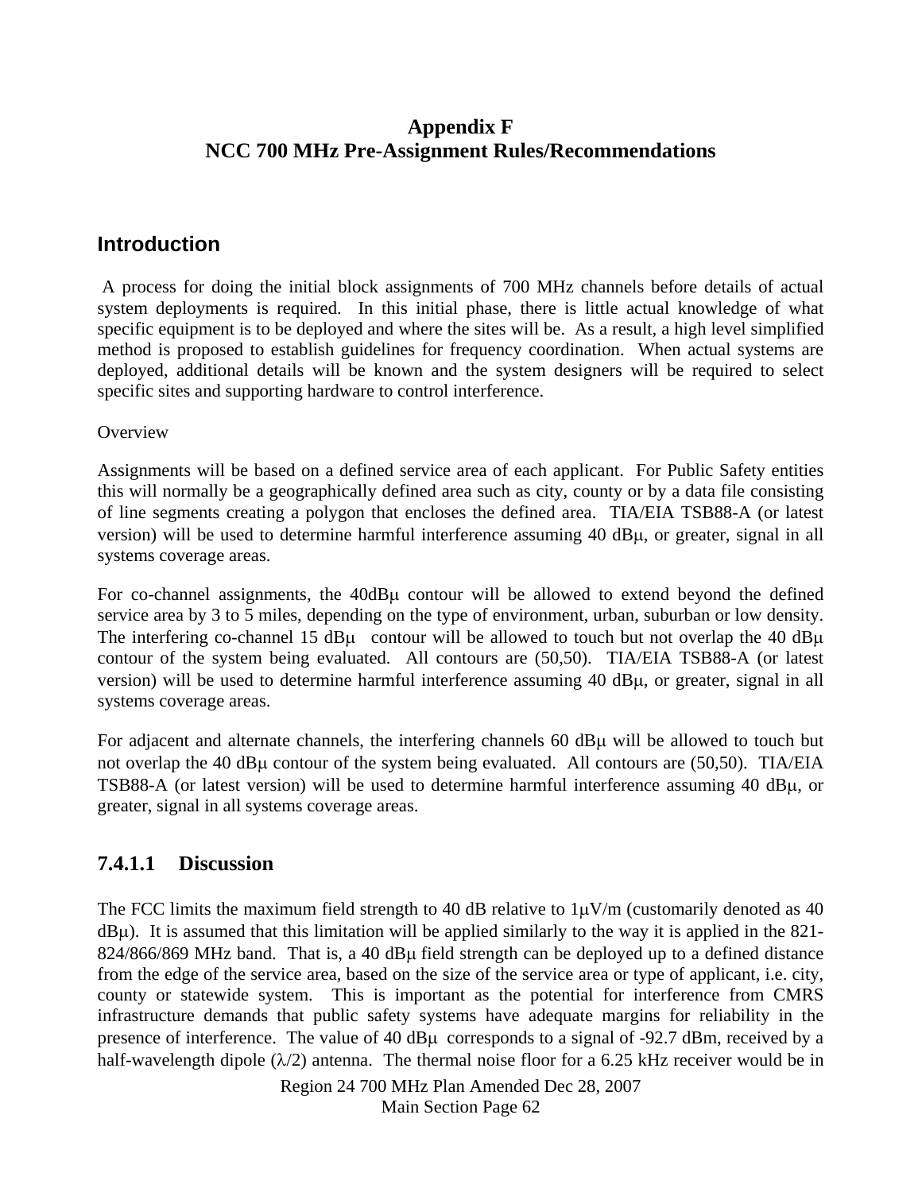**Appendix F**
**NCC 700 MHz Pre-Assignment Rules/Recommendations**

## Introduction

A process for doing the initial block assignments of 700 MHz channels before details of actual system deployments is required. In this initial phase, there is little actual knowledge of what specific equipment is to be deployed and where the sites will be. As a result, a high level simplified method is proposed to establish guidelines for frequency coordination. When actual systems are deployed, additional details will be known and the system designers will be required to select specific sites and supporting hardware to control interference.

Overview

Assignments will be based on a defined service area of each applicant. For Public Safety entities this will normally be a geographically defined area such as city, county or by a data file consisting of line segments creating a polygon that encloses the defined area. TIA/EIA TSB88-A (or latest version) will be used to determine harmful interference assuming 40 dBμ, or greater, signal in all systems coverage areas.

For co-channel assignments, the 40dBμ contour will be allowed to extend beyond the defined service area by 3 to 5 miles, depending on the type of environment, urban, suburban or low density. The interfering co-channel 15 dBμ contour will be allowed to touch but not overlap the 40 dBμ contour of the system being evaluated. All contours are (50,50). TIA/EIA TSB88-A (or latest version) will be used to determine harmful interference assuming 40 dBμ, or greater, signal in all systems coverage areas.

For adjacent and alternate channels, the interfering channels 60 dBμ will be allowed to touch but not overlap the 40 dBμ contour of the system being evaluated. All contours are (50,50). TIA/EIA TSB88-A (or latest version) will be used to determine harmful interference assuming 40 dBμ, or greater, signal in all systems coverage areas.

## 7.4.1.1 Discussion

The FCC limits the maximum field strength to 40 dB relative to 1μV/m (customarily denoted as 40 dBμ). It is assumed that this limitation will be applied similarly to the way it is applied in the 821-824/866/869 MHz band. That is, a 40 dBμ field strength can be deployed up to a defined distance from the edge of the service area, based on the size of the service area or type of applicant, i.e. city, county or statewide system. This is important as the potential for interference from CMRS infrastructure demands that public safety systems have adequate margins for reliability in the presence of interference. The value of 40 dBμ corresponds to a signal of -92.7 dBm, received by a half-wavelength dipole ($\lambda/2$) antenna. The thermal noise floor for a 6.25 kHz receiver would be in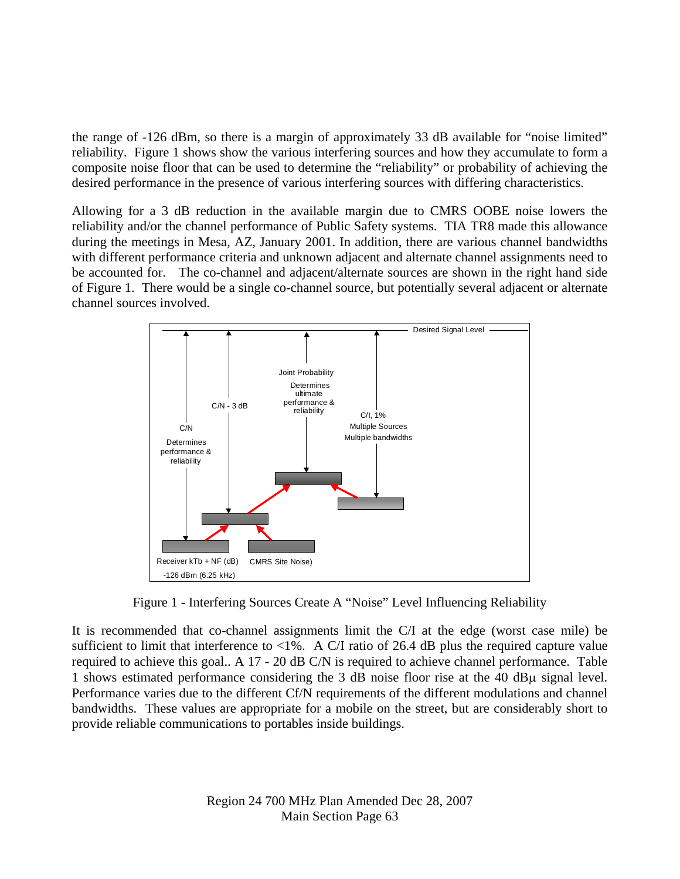the range of -126 dBm, so there is a margin of approximately 33 dB available for "noise limited" reliability. Figure 1 shows show the various interfering sources and how they accumulate to form a composite noise floor that can be used to determine the "reliability" or probability of achieving the desired performance in the presence of various interfering sources with differing characteristics.

Allowing for a 3 dB reduction in the available margin due to CMRS OOBE noise lowers the reliability and/or the channel performance of Public Safety systems. TIA TR8 made this allowance during the meetings in Mesa, AZ, January 2001. In addition, there are various channel bandwidths with different performance criteria and unknown adjacent and alternate channel assignments need to be accounted for. The co-channel and adjacent/alternate sources are shown in the right hand side of Figure 1. There would be a single co-channel source, but potentially several adjacent or alternate channel sources involved.

Desired Signal Level

C/N

Determines performance & reliability

C/N - 3 dB

Joint Probability

Determines ultimate performance & reliability

C/I, 1%

Multiple Sources

Multiple bandwidths

Receiver kTb + NF (dB)

-126 dBm (6.25 kHz)

CMRS Site Noise)

Figure 1 - Interfering Sources Create A "Noise" Level Influencing Reliability

It is recommended that co-channel assignments limit the C/I at the edge (worst case mile) be sufficient to limit interference to <1%. A C/I ratio of 26.4 dB plus the required capture value required to achieve this goal.. A 17 - 20 dB C/N is required to achieve channel performance. Table 1 shows estimated performance considering the 3 dB noise floor rise at the 40 dBμ signal level. Performance varies due to the different Cf/N requirements of the different modulations and channel bandwidths. These values are appropriate for a mobile on the street, but are considerably short to provide reliable communications to portables inside buildings.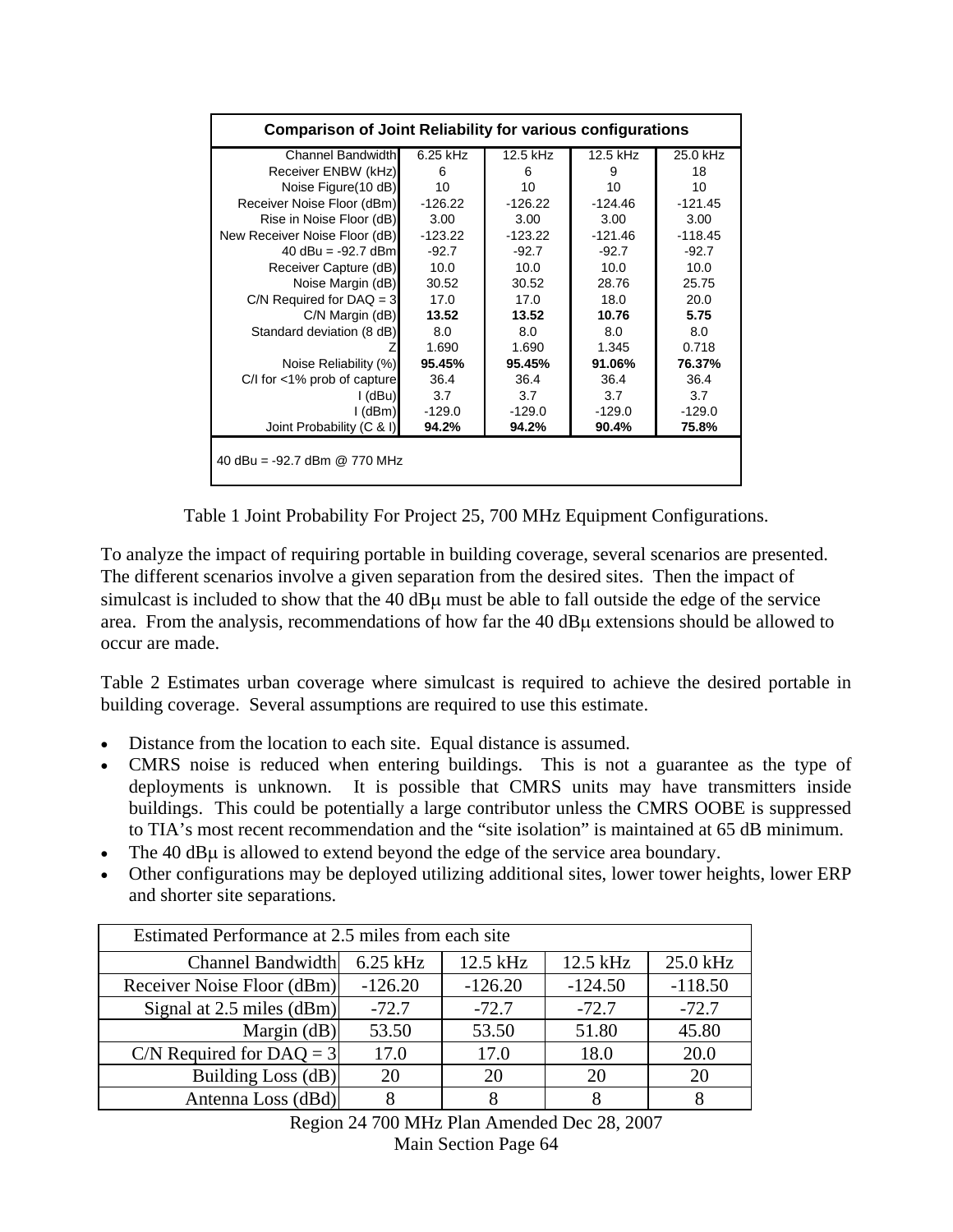| Comparison of Joint Reliability for various configurations | | | | |
|---|---|---|---|---|
| Channel Bandwidth | 6.25 kHz | 12.5 kHz | 12.5 kHz | 25.0 kHz |
| Receiver ENBW (kHz) | 6 | 6 | 9 | 18 |
| Noise Figure(10 dB) | 10 | 10 | 10 | 10 |
| Receiver Noise Floor (dBm) | -126.22 | -126.22 | -124.46 | -121.45 |
| Rise in Noise Floor (dB) | 3.00 | 3.00 | 3.00 | 3.00 |
| New Receiver Noise Floor (dB) | -123.22 | -123.22 | -121.46 | -118.45 |
| 40 dBu = -92.7 dBm | -92.7 | -92.7 | -92.7 | -92.7 |
| Receiver Capture (dB) | 10.0 | 10.0 | 10.0 | 10.0 |
| Noise Margin (dB) | 30.52 | 30.52 | 28.76 | 25.75 |
| C/N Required for DAQ = 3 | 17.0 | 17.0 | 18.0 | 20.0 |
| C/N Margin (dB) | **13.52** | **13.52** | **10.76** | **5.75** |
| Standard deviation (8 dB) | 8.0 | 8.0 | 8.0 | 8.0 |
| Z | 1.690 | 1.690 | 1.345 | 0.718 |
| Noise Reliability (%) | **95.45%** | **95.45%** | **91.06%** | **76.37%** |
| C/I for <1% prob of capture | 36.4 | 36.4 | 36.4 | 36.4 |
| I (dBu) | 3.7 | 3.7 | 3.7 | 3.7 |
| I (dBm) | -129.0 | -129.0 | -129.0 | -129.0 |
| Joint Probability (C & I) | **94.2%** | **94.2%** | **90.4%** | **75.8%** |
| 40 dBu = -92.7 dBm @ 770 MHz | | | | |

Table 1 Joint Probability For Project 25, 700 MHz Equipment Configurations.

To analyze the impact of requiring portable in building coverage, several scenarios are presented. The different scenarios involve a given separation from the desired sites. Then the impact of simulcast is included to show that the 40 dBμ must be able to fall outside the edge of the service area. From the analysis, recommendations of how far the 40 dBμ extensions should be allowed to occur are made.

Table 2 Estimates urban coverage where simulcast is required to achieve the desired portable in building coverage. Several assumptions are required to use this estimate.

- Distance from the location to each site. Equal distance is assumed.
- CMRS noise is reduced when entering buildings. This is not a guarantee as the type of deployments is unknown. It is possible that CMRS units may have transmitters inside buildings. This could be potentially a large contributor unless the CMRS OOBE is suppressed to TIA's most recent recommendation and the "site isolation" is maintained at 65 dB minimum.
- The 40 dBμ is allowed to extend beyond the edge of the service area boundary.
- Other configurations may be deployed utilizing additional sites, lower tower heights, lower ERP and shorter site separations.

| Estimated Performance at 2.5 miles from each site | | | | |
|---|---|---|---|---|
| Channel Bandwidth | 6.25 kHz | 12.5 kHz | 12.5 kHz | 25.0 kHz |
| Receiver Noise Floor (dBm) | -126.20 | -126.20 | -124.50 | -118.50 |
| Signal at 2.5 miles (dBm) | -72.7 | -72.7 | -72.7 | -72.7 |
| Margin (dB) | 53.50 | 53.50 | 51.80 | 45.80 |
| C/N Required for DAQ = 3 | 17.0 | 17.0 | 18.0 | 20.0 |
| Building Loss (dB) | 20 | 20 | 20 | 20 |
| Antenna Loss (dBd) | 8 | 8 | 8 | 8 |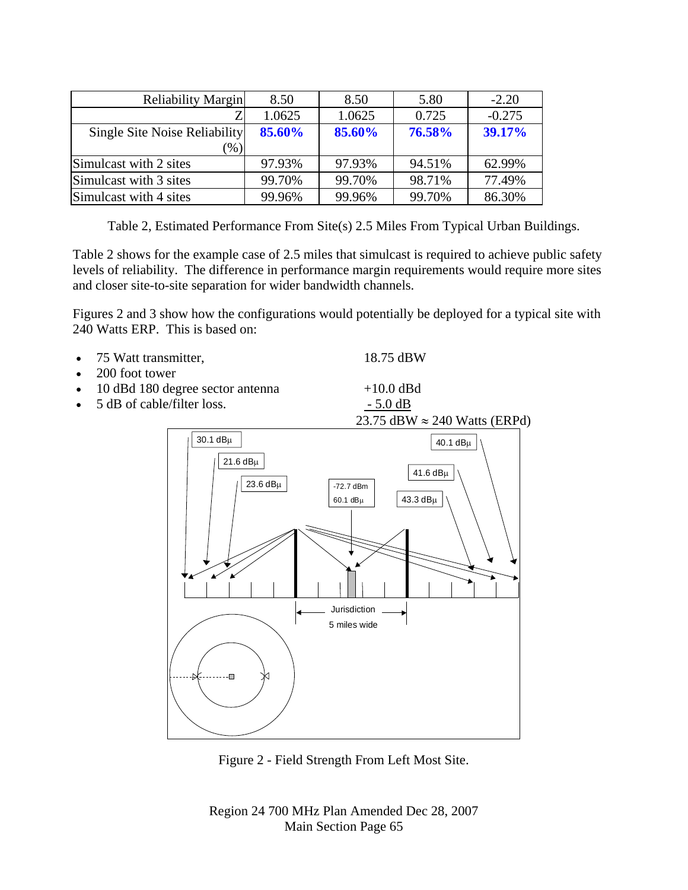| Reliability Margin | 8.50 | 8.50 | 5.80 | -2.20 |
|---|---|---|---|---|
| Z | 1.0625 | 1.0625 | 0.725 | -0.275 |
| Single Site Noise Reliability (%) | **85.60%** | **85.60%** | **76.58%** | **39.17%** |
| Simulcast with 2 sites | 97.93% | 97.93% | 94.51% | 62.99% |
| Simulcast with 3 sites | 99.70% | 99.70% | 98.71% | 77.49% |
| Simulcast with 4 sites | 99.96% | 99.96% | 99.70% | 86.30% |

Table 2, Estimated Performance From Site(s) 2.5 Miles From Typical Urban Buildings.

Table 2 shows for the example case of 2.5 miles that simulcast is required to achieve public safety levels of reliability. The difference in performance margin requirements would require more sites and closer site-to-site separation for wider bandwidth channels.

Figures 2 and 3 show how the configurations would potentially be deployed for a typical site with 240 Watts ERP. This is based on:

- 75 Watt transmitter, 18.75 dBW
- 200 foot tower
- 10 dBd 180 degree sector antenna +10.0 dBd
- 5 dB of cable/filter loss. - 5.0 dB

23.75 dBW ≈ 240 Watts (ERPd)

Figure 2 - Field Strength From Left Most Site.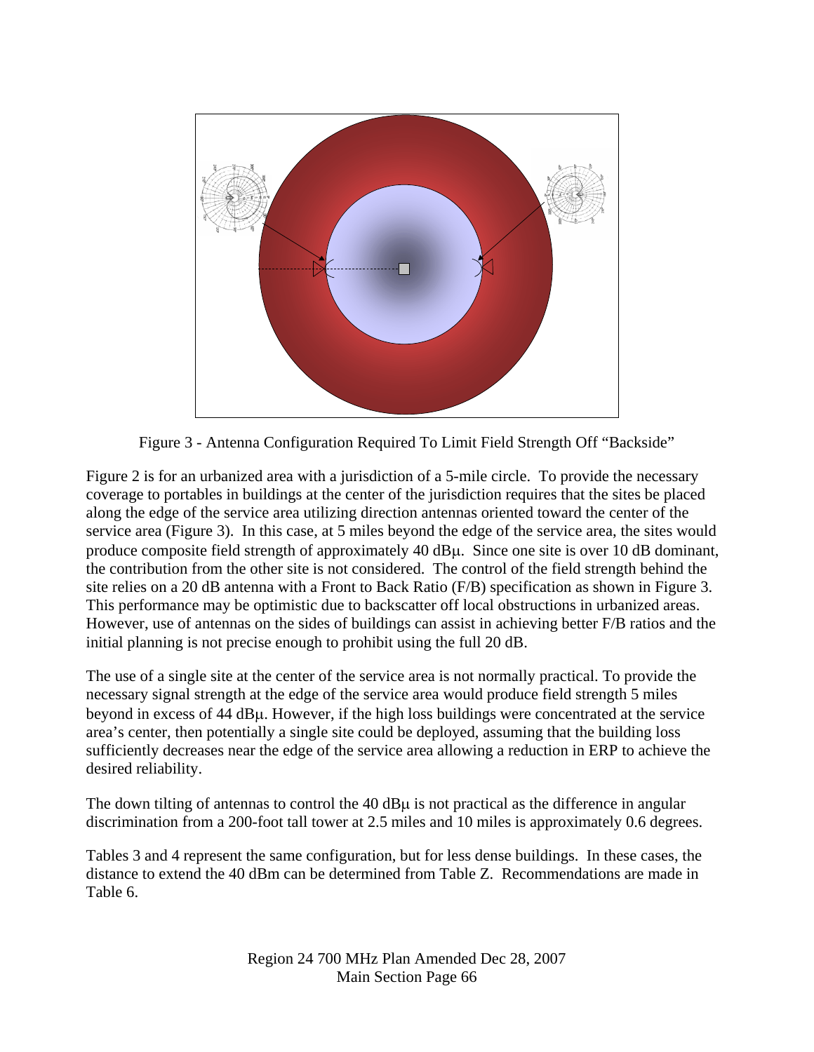Figure 3 - Antenna Configuration Required To Limit Field Strength Off "Backside"

Figure 2 is for an urbanized area with a jurisdiction of a 5-mile circle. To provide the necessary coverage to portables in buildings at the center of the jurisdiction requires that the sites be placed along the edge of the service area utilizing direction antennas oriented toward the center of the service area (Figure 3). In this case, at 5 miles beyond the edge of the service area, the sites would produce composite field strength of approximately 40 dBμ. Since one site is over 10 dB dominant, the contribution from the other site is not considered. The control of the field strength behind the site relies on a 20 dB antenna with a Front to Back Ratio (F/B) specification as shown in Figure 3. This performance may be optimistic due to backscatter off local obstructions in urbanized areas. However, use of antennas on the sides of buildings can assist in achieving better F/B ratios and the initial planning is not precise enough to prohibit using the full 20 dB.

The use of a single site at the center of the service area is not normally practical. To provide the necessary signal strength at the edge of the service area would produce field strength 5 miles beyond in excess of 44 dBμ. However, if the high loss buildings were concentrated at the service area's center, then potentially a single site could be deployed, assuming that the building loss sufficiently decreases near the edge of the service area allowing a reduction in ERP to achieve the desired reliability.

The down tilting of antennas to control the 40 dBμ is not practical as the difference in angular discrimination from a 200-foot tall tower at 2.5 miles and 10 miles is approximately 0.6 degrees.

Tables 3 and 4 represent the same configuration, but for less dense buildings. In these cases, the distance to extend the 40 dBm can be determined from Table Z. Recommendations are made in Table 6.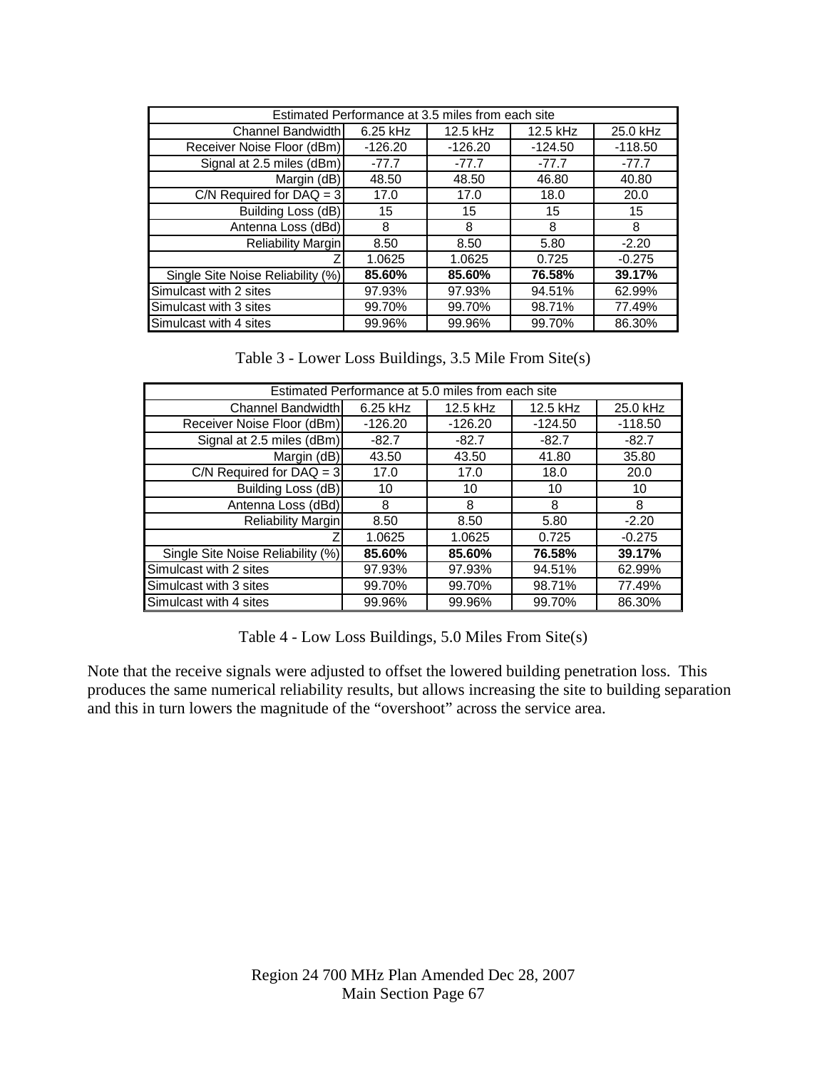| Estimated Performance at 3.5 miles from each site | | | | |
|---|---|---|---|---|
| Channel Bandwidth | 6.25 kHz | 12.5 kHz | 12.5 kHz | 25.0 kHz |
| Receiver Noise Floor (dBm) | -126.20 | -126.20 | -124.50 | -118.50 |
| Signal at 2.5 miles (dBm) | -77.7 | -77.7 | -77.7 | -77.7 |
| Margin (dB) | 48.50 | 48.50 | 46.80 | 40.80 |
| C/N Required for DAQ = 3 | 17.0 | 17.0 | 18.0 | 20.0 |
| Building Loss (dB) | 15 | 15 | 15 | 15 |
| Antenna Loss (dBd) | 8 | 8 | 8 | 8 |
| Reliability Margin | 8.50 | 8.50 | 5.80 | -2.20 |
| Z | 1.0625 | 1.0625 | 0.725 | -0.275 |
| Single Site Noise Reliability (%) | **85.60%** | **85.60%** | **76.58%** | **39.17%** |
| Simulcast with 2 sites | 97.93% | 97.93% | 94.51% | 62.99% |
| Simulcast with 3 sites | 99.70% | 99.70% | 98.71% | 77.49% |
| Simulcast with 4 sites | 99.96% | 99.96% | 99.70% | 86.30% |

Table 3 - Lower Loss Buildings, 3.5 Mile From Site(s)

| Estimated Performance at 5.0 miles from each site | | | | |
|---|---|---|---|---|
| Channel Bandwidth | 6.25 kHz | 12.5 kHz | 12.5 kHz | 25.0 kHz |
| Receiver Noise Floor (dBm) | -126.20 | -126.20 | -124.50 | -118.50 |
| Signal at 2.5 miles (dBm) | -82.7 | -82.7 | -82.7 | -82.7 |
| Margin (dB) | 43.50 | 43.50 | 41.80 | 35.80 |
| C/N Required for DAQ = 3 | 17.0 | 17.0 | 18.0 | 20.0 |
| Building Loss (dB) | 10 | 10 | 10 | 10 |
| Antenna Loss (dBd) | 8 | 8 | 8 | 8 |
| Reliability Margin | 8.50 | 8.50 | 5.80 | -2.20 |
| Z | 1.0625 | 1.0625 | 0.725 | -0.275 |
| Single Site Noise Reliability (%) | **85.60%** | **85.60%** | **76.58%** | **39.17%** |
| Simulcast with 2 sites | 97.93% | 97.93% | 94.51% | 62.99% |
| Simulcast with 3 sites | 99.70% | 99.70% | 98.71% | 77.49% |
| Simulcast with 4 sites | 99.96% | 99.96% | 99.70% | 86.30% |

Table 4 - Low Loss Buildings, 5.0 Miles From Site(s)

Note that the receive signals were adjusted to offset the lowered building penetration loss. This produces the same numerical reliability results, but allows increasing the site to building separation and this in turn lowers the magnitude of the “overshoot” across the service area.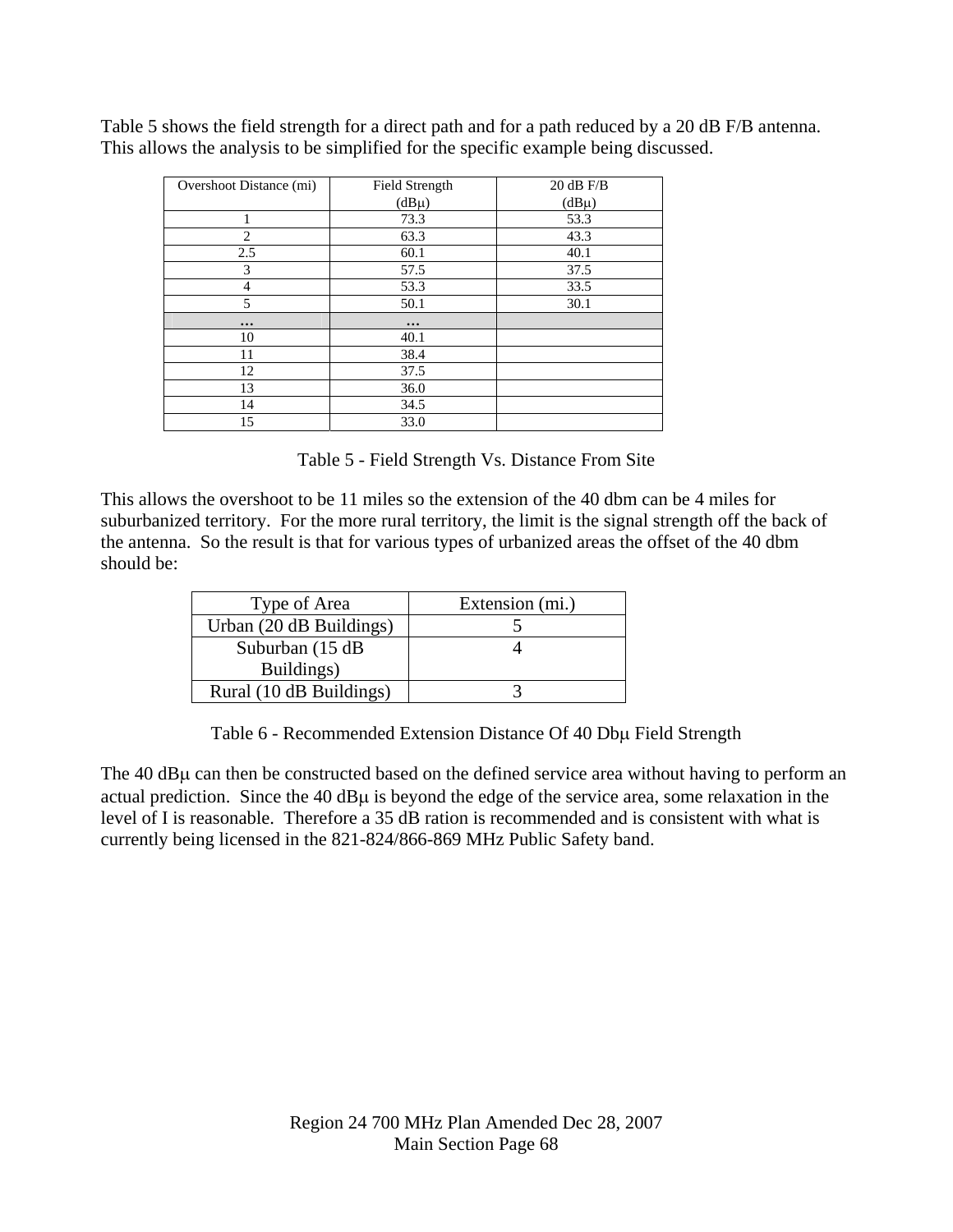Table 5 shows the field strength for a direct path and for a path reduced by a 20 dB F/B antenna. This allows the analysis to be simplified for the specific example being discussed.

| Overshoot Distance (mi) | Field Strength (dBμ) | 20 dB F/B (dBμ) |
|---|---|---|
| 1 | 73.3 | 53.3 |
| 2 | 63.3 | 43.3 |
| 2.5 | 60.1 | 40.1 |
| 3 | 57.5 | 37.5 |
| 4 | 53.3 | 33.5 |
| 5 | 50.1 | 30.1 |
| … | … | |
| 10 | 40.1 | |
| 11 | 38.4 | |
| 12 | 37.5 | |
| 13 | 36.0 | |
| 14 | 34.5 | |
| 15 | 33.0 | |

Table 5 - Field Strength Vs. Distance From Site

This allows the overshoot to be 11 miles so the extension of the 40 dbm can be 4 miles for suburbanized territory. For the more rural territory, the limit is the signal strength off the back of the antenna. So the result is that for various types of urbanized areas the offset of the 40 dbm should be:

| Type of Area | Extension (mi.) |
|---|---|
| Urban (20 dB Buildings) | 5 |
| Suburban (15 dB Buildings) | 4 |
| Rural (10 dB Buildings) | 3 |

Table 6 - Recommended Extension Distance Of 40 Dbμ Field Strength

The 40 dBμ can then be constructed based on the defined service area without having to perform an actual prediction. Since the 40 dBμ is beyond the edge of the service area, some relaxation in the level of I is reasonable. Therefore a 35 dB ration is recommended and is consistent with what is currently being licensed in the 821-824/866-869 MHz Public Safety band.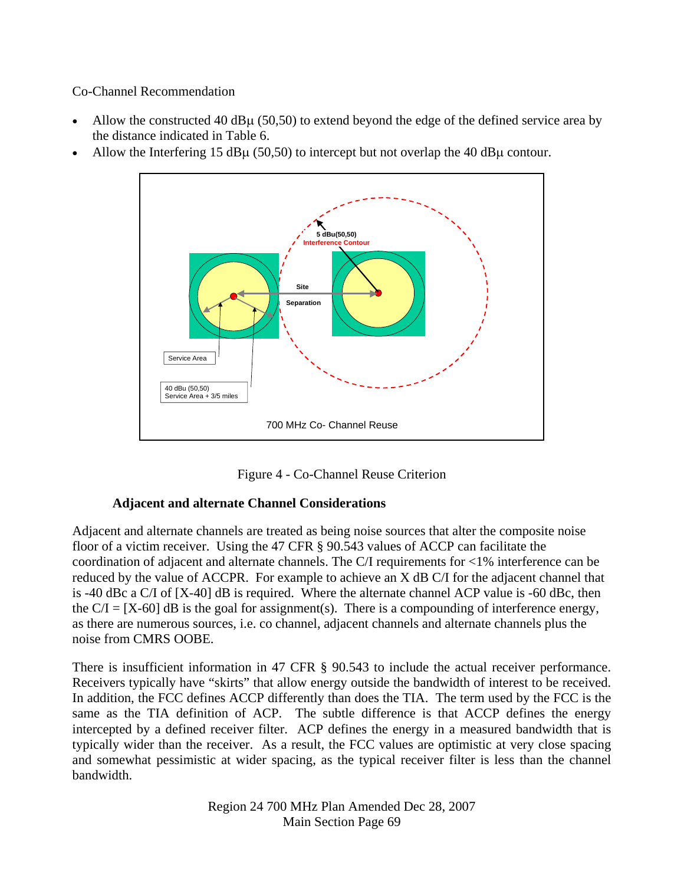Co-Channel Recommendation

- Allow the constructed 40 dBµ (50,50) to extend beyond the edge of the defined service area by the distance indicated in Table 6.
- Allow the Interfering 15 dBµ (50,50) to intercept but not overlap the 40 dBµ contour.

Figure 4 - Co-Channel Reuse Criterion

### Adjacent and alternate Channel Considerations

Adjacent and alternate channels are treated as being noise sources that alter the composite noise floor of a victim receiver. Using the 47 CFR § 90.543 values of ACCP can facilitate the coordination of adjacent and alternate channels. The C/I requirements for <1% interference can be reduced by the value of ACCPR. For example to achieve an X dB C/I for the adjacent channel that is -40 dBc a C/I of [X-40] dB is required. Where the alternate channel ACP value is -60 dBc, then the C/I = [X-60] dB is the goal for assignment(s). There is a compounding of interference energy, as there are numerous sources, i.e. co channel, adjacent channels and alternate channels plus the noise from CMRS OOBE.

There is insufficient information in 47 CFR § 90.543 to include the actual receiver performance. Receivers typically have "skirts" that allow energy outside the bandwidth of interest to be received. In addition, the FCC defines ACCP differently than does the TIA. The term used by the FCC is the same as the TIA definition of ACP. The subtle difference is that ACCP defines the energy intercepted by a defined receiver filter. ACP defines the energy in a measured bandwidth that is typically wider than the receiver. As a result, the FCC values are optimistic at very close spacing and somewhat pessimistic at wider spacing, as the typical receiver filter is less than the channel bandwidth.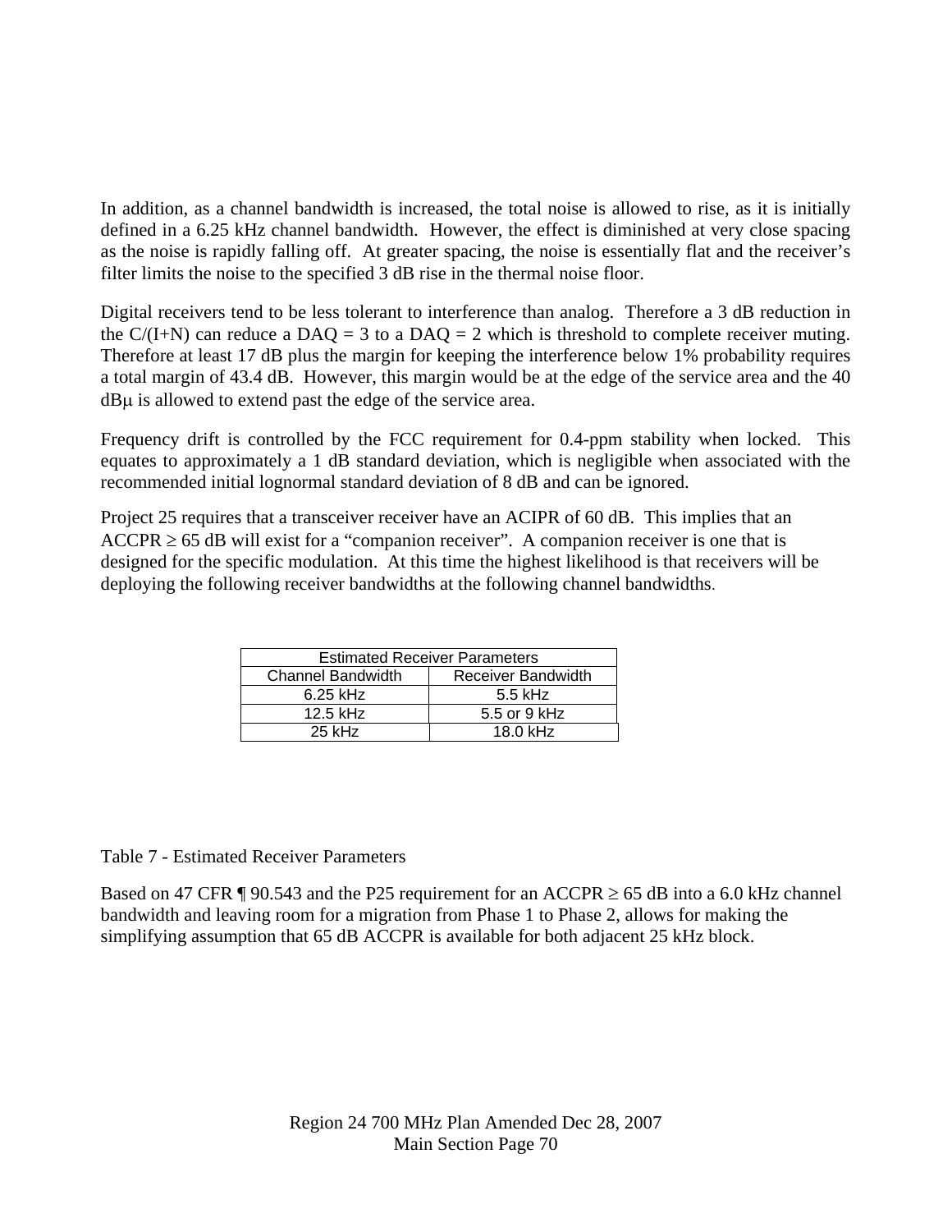In addition, as a channel bandwidth is increased, the total noise is allowed to rise, as it is initially defined in a 6.25 kHz channel bandwidth. However, the effect is diminished at very close spacing as the noise is rapidly falling off. At greater spacing, the noise is essentially flat and the receiver's filter limits the noise to the specified 3 dB rise in the thermal noise floor.

Digital receivers tend to be less tolerant to interference than analog. Therefore a 3 dB reduction in the C/(I+N) can reduce a DAQ = 3 to a DAQ = 2 which is threshold to complete receiver muting. Therefore at least 17 dB plus the margin for keeping the interference below 1% probability requires a total margin of 43.4 dB. However, this margin would be at the edge of the service area and the 40 dBμ is allowed to extend past the edge of the service area.

Frequency drift is controlled by the FCC requirement for 0.4-ppm stability when locked. This equates to approximately a 1 dB standard deviation, which is negligible when associated with the recommended initial lognormal standard deviation of 8 dB and can be ignored.

Project 25 requires that a transceiver receiver have an ACIPR of 60 dB. This implies that an ACCPR ≥ 65 dB will exist for a "companion receiver". A companion receiver is one that is designed for the specific modulation. At this time the highest likelihood is that receivers will be deploying the following receiver bandwidths at the following channel bandwidths.

| Estimated Receiver Parameters | |
|---|---|
| Channel Bandwidth | Receiver Bandwidth |
| 6.25 kHz | 5.5 kHz |
| 12.5 kHz | 5.5 or 9 kHz |
| 25 kHz | 18.0 kHz |

Table 7 - Estimated Receiver Parameters

Based on 47 CFR ¶ 90.543 and the P25 requirement for an ACCPR ≥ 65 dB into a 6.0 kHz channel bandwidth and leaving room for a migration from Phase 1 to Phase 2, allows for making the simplifying assumption that 65 dB ACCPR is available for both adjacent 25 kHz block.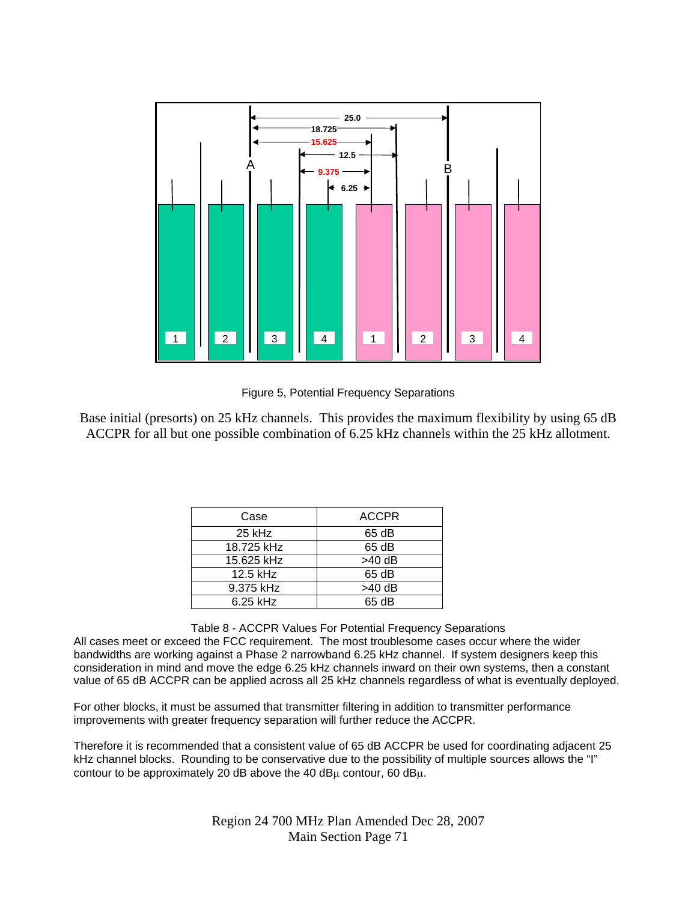Figure 5, Potential Frequency Separations

Base initial (presorts) on 25 kHz channels. This provides the maximum flexibility by using 65 dB ACCPR for all but one possible combination of 6.25 kHz channels within the 25 kHz allotment.

| Case | ACCPR |
|---|---|
| 25 kHz | 65 dB |
| 18.725 kHz | 65 dB |
| 15.625 kHz | >40 dB |
| 12.5 kHz | 65 dB |
| 9.375 kHz | >40 dB |
| 6.25 kHz | 65 dB |

Table 8 - ACCPR Values For Potential Frequency Separations

All cases meet or exceed the FCC requirement. The most troublesome cases occur where the wider bandwidths are working against a Phase 2 narrowband 6.25 kHz channel. If system designers keep this consideration in mind and move the edge 6.25 kHz channels inward on their own systems, then a constant value of 65 dB ACCPR can be applied across all 25 kHz channels regardless of what is eventually deployed.

For other blocks, it must be assumed that transmitter filtering in addition to transmitter performance improvements with greater frequency separation will further reduce the ACCPR.

Therefore it is recommended that a consistent value of 65 dB ACCPR be used for coordinating adjacent 25 kHz channel blocks. Rounding to be conservative due to the possibility of multiple sources allows the "I" contour to be approximately 20 dB above the 40 dBμ contour, 60 dBμ.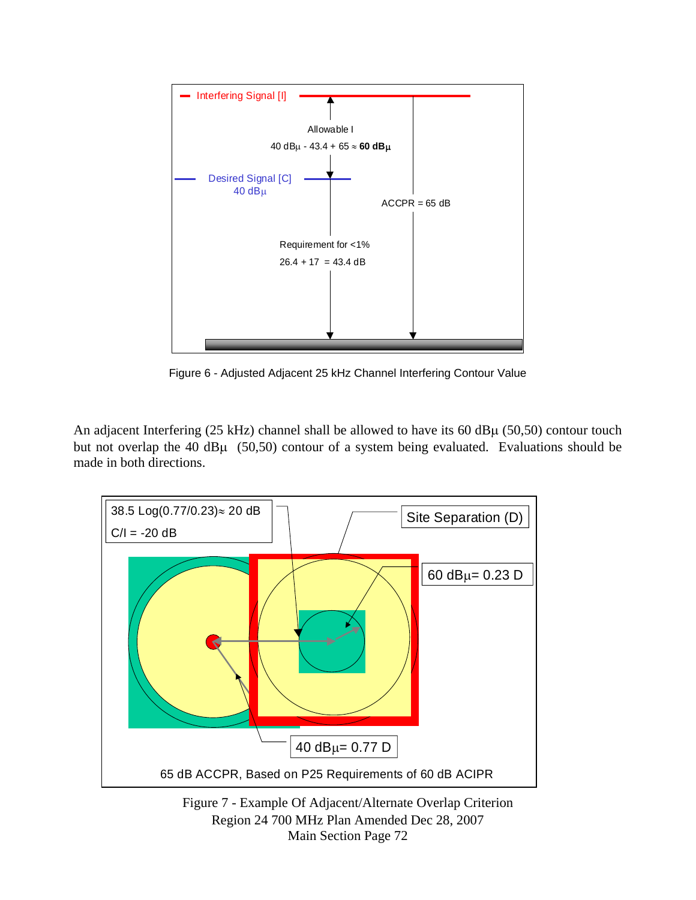Interfering Signal [I]

Allowable I

40 dBμ - 43.4 + 65 ≈ **60 dBμ**

Desired Signal [C]
40 dBμ

ACCPR = 65 dB

Requirement for <1%

26.4 + 17 = 43.4 dB

Figure 6 - Adjusted Adjacent 25 kHz Channel Interfering Contour Value

An adjacent Interfering (25 kHz) channel shall be allowed to have its 60 dBμ (50,50) contour touch but not overlap the 40 dBμ (50,50) contour of a system being evaluated. Evaluations should be made in both directions.

38.5 Log(0.77/0.23)≈ 20 dB

C/I = -20 dB

Site Separation (D)

60 dBμ= 0.23 D

40 dBμ= 0.77 D

65 dB ACCPR, Based on P25 Requirements of 60 dB ACIPR

Figure 7 - Example Of Adjacent/Alternate Overlap Criterion

Region 24 700 MHz Plan Amended Dec 28, 2007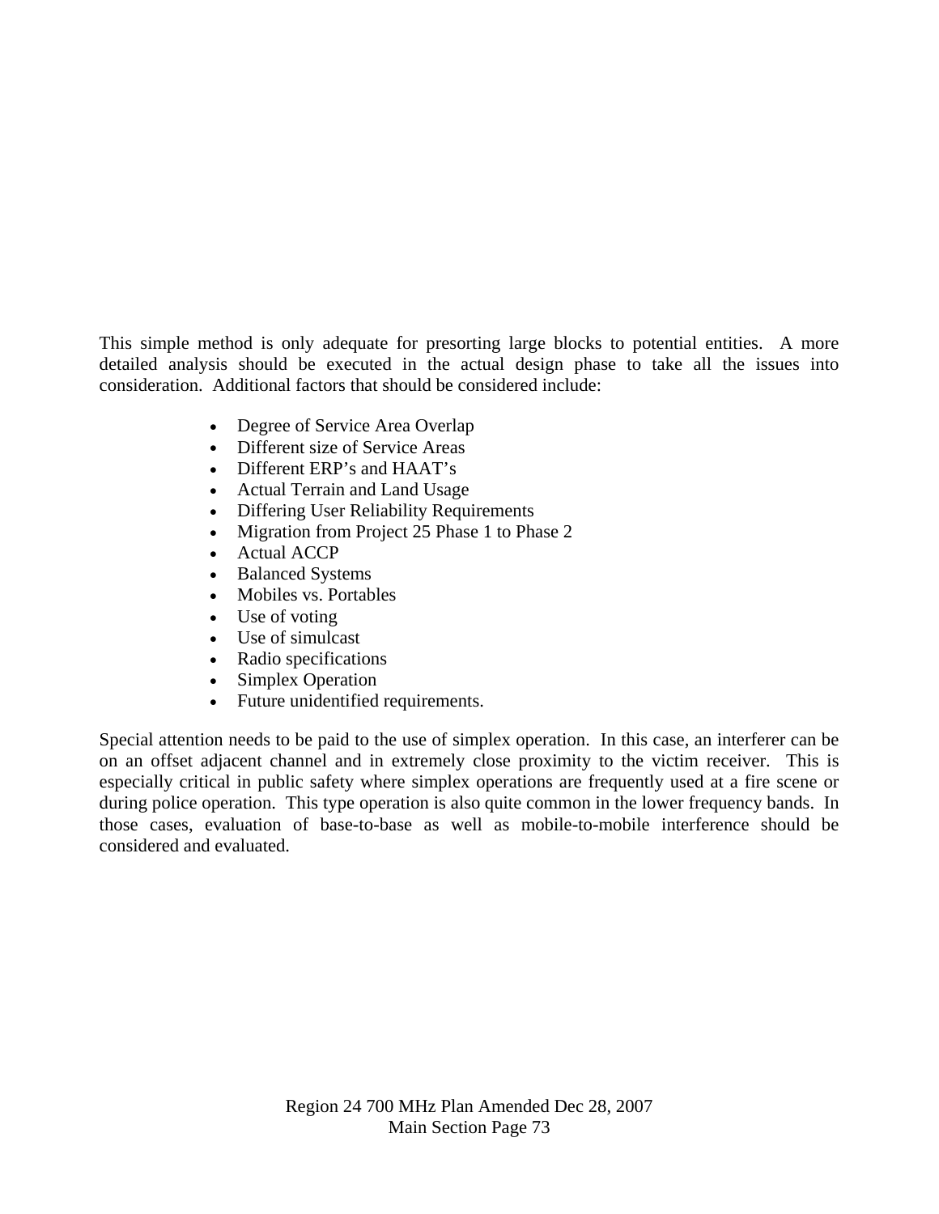This simple method is only adequate for presorting large blocks to potential entities. A more detailed analysis should be executed in the actual design phase to take all the issues into consideration. Additional factors that should be considered include:

- Degree of Service Area Overlap
- Different size of Service Areas
- Different ERP's and HAAT's
- Actual Terrain and Land Usage
- Differing User Reliability Requirements
- Migration from Project 25 Phase 1 to Phase 2
- Actual ACCP
- Balanced Systems
- Mobiles vs. Portables
- Use of voting
- Use of simulcast
- Radio specifications
- Simplex Operation
- Future unidentified requirements.

Special attention needs to be paid to the use of simplex operation. In this case, an interferer can be on an offset adjacent channel and in extremely close proximity to the victim receiver. This is especially critical in public safety where simplex operations are frequently used at a fire scene or during police operation. This type operation is also quite common in the lower frequency bands. In those cases, evaluation of base-to-base as well as mobile-to-mobile interference should be considered and evaluated.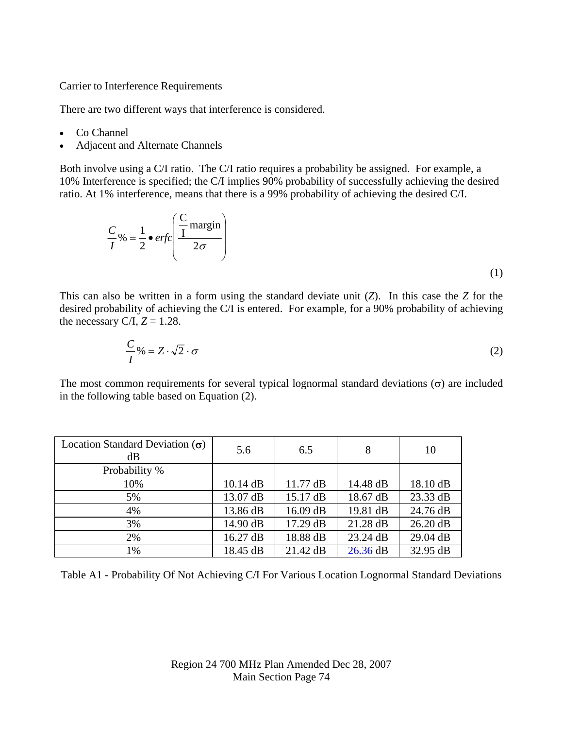Carrier to Interference Requirements

There are two different ways that interference is considered.

- Co Channel
- Adjacent and Alternate Channels

Both involve using a C/I ratio. The C/I ratio requires a probability be assigned. For example, a 10% Interference is specified; the C/I implies 90% probability of successfully achieving the desired ratio. At 1% interference, means that there is a 99% probability of achieving the desired C/I.

$$\frac{C}{I}\% = \frac{1}{2} \bullet erfc\left(\frac{\frac{\text{C}}{\text{I}}\text{margin}}{2\sigma}\right) \tag{1}$$

This can also be written in a form using the standard deviate unit (*Z*). In this case the *Z* for the desired probability of achieving the C/I is entered. For example, for a 90% probability of achieving the necessary C/I, $Z = 1.28$.

$$\frac{C}{I}\% = Z \cdot \sqrt{2} \cdot \sigma \tag{2}$$

The most common requirements for several typical lognormal standard deviations ($\sigma$) are included in the following table based on Equation (2).

| Location Standard Deviation ($\sigma$) dB | 5.6 | 6.5 | 8 | 10 |
|---|---|---|---|---|
| Probability % | | | | |
| 10% | 10.14 dB | 11.77 dB | 14.48 dB | 18.10 dB |
| 5% | 13.07 dB | 15.17 dB | 18.67 dB | 23.33 dB |
| 4% | 13.86 dB | 16.09 dB | 19.81 dB | 24.76 dB |
| 3% | 14.90 dB | 17.29 dB | 21.28 dB | 26.20 dB |
| 2% | 16.27 dB | 18.88 dB | 23.24 dB | 29.04 dB |
| 1% | 18.45 dB | 21.42 dB | 26.36 dB | 32.95 dB |

Table A1 - Probability Of Not Achieving C/I For Various Location Lognormal Standard Deviations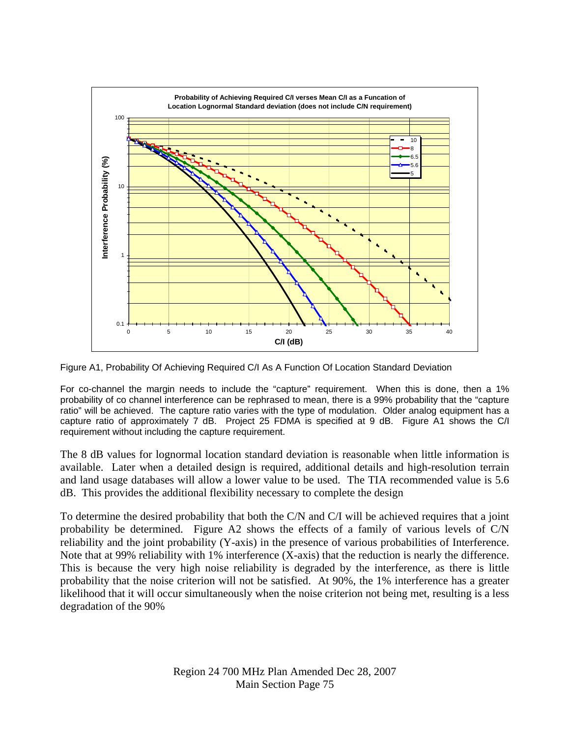Figure A1, Probability Of Achieving Required C/I As A Function Of Location Standard Deviation

For co-channel the margin needs to include the "capture" requirement. When this is done, then a 1% probability of co channel interference can be rephrased to mean, there is a 99% probability that the "capture ratio" will be achieved. The capture ratio varies with the type of modulation. Older analog equipment has a capture ratio of approximately 7 dB. Project 25 FDMA is specified at 9 dB. Figure A1 shows the C/I requirement without including the capture requirement.

The 8 dB values for lognormal location standard deviation is reasonable when little information is available. Later when a detailed design is required, additional details and high-resolution terrain and land usage databases will allow a lower value to be used. The TIA recommended value is 5.6 dB. This provides the additional flexibility necessary to complete the design

To determine the desired probability that both the C/N and C/I will be achieved requires that a joint probability be determined. Figure A2 shows the effects of a family of various levels of C/N reliability and the joint probability (Y-axis) in the presence of various probabilities of Interference. Note that at 99% reliability with 1% interference (X-axis) that the reduction is nearly the difference. This is because the very high noise reliability is degraded by the interference, as there is little probability that the noise criterion will not be satisfied. At 90%, the 1% interference has a greater likelihood that it will occur simultaneously when the noise criterion not being met, resulting is a less degradation of the 90%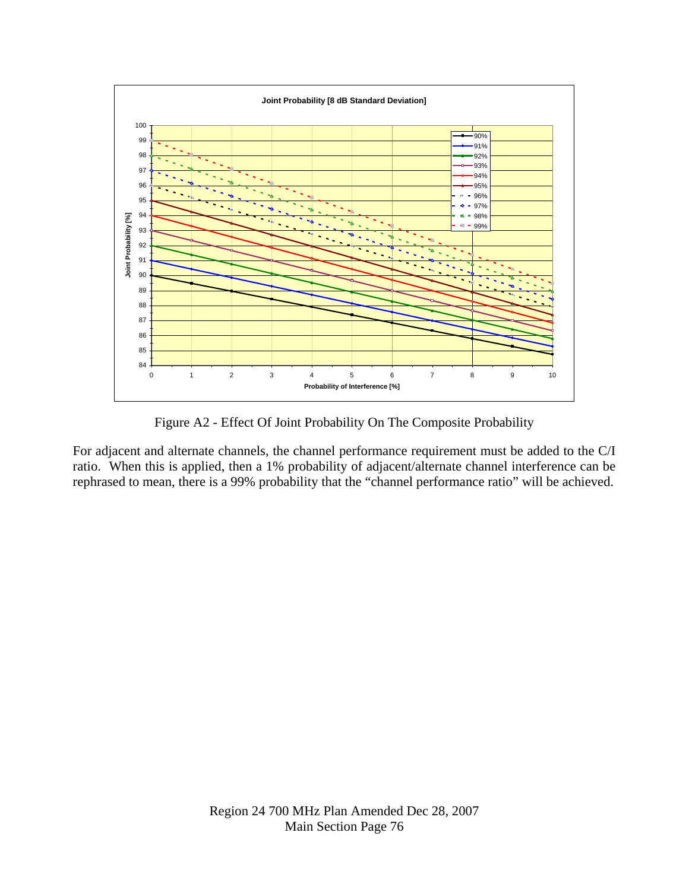Figure A2 - Effect Of Joint Probability On The Composite Probability

For adjacent and alternate channels, the channel performance requirement must be added to the C/I ratio. When this is applied, then a 1% probability of adjacent/alternate channel interference can be rephrased to mean, there is a 99% probability that the "channel performance ratio" will be achieved.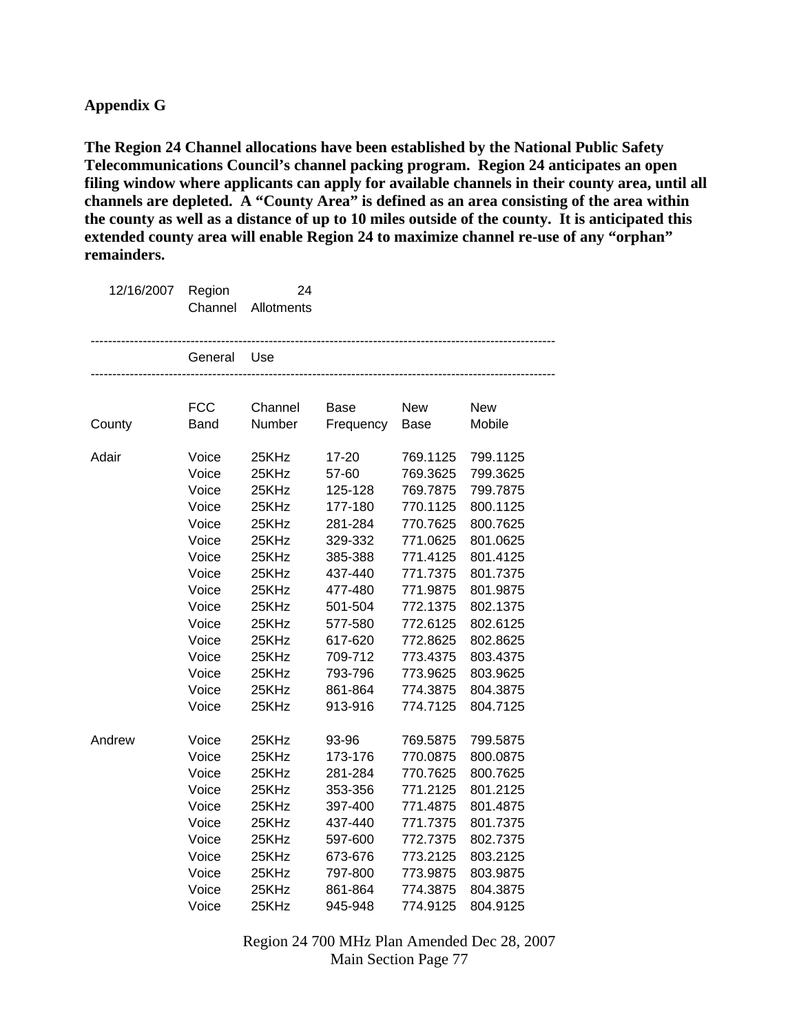**Appendix G**

**The Region 24 Channel allocations have been established by the National Public Safety Telecommunications Council's channel packing program. Region 24 anticipates an open filing window where applicants can apply for available channels in their county area, until all channels are depleted. A "County Area" is defined as an area consisting of the area within the county as well as a distance of up to 10 miles outside of the county. It is anticipated this extended county area will enable Region 24 to maximize channel re-use of any "orphan" remainders.**

12/16/2007 Region 24 Channel Allotments

---

General Use

---

| County | FCC Band | Channel Number | Base Frequency | New Base | New Mobile |
|---|---|---|---|---|---|
| Adair | Voice | 25KHz | 17-20 | 769.1125 | 799.1125 |
| | Voice | 25KHz | 57-60 | 769.3625 | 799.3625 |
| | Voice | 25KHz | 125-128 | 769.7875 | 799.7875 |
| | Voice | 25KHz | 177-180 | 770.1125 | 800.1125 |
| | Voice | 25KHz | 281-284 | 770.7625 | 800.7625 |
| | Voice | 25KHz | 329-332 | 771.0625 | 801.0625 |
| | Voice | 25KHz | 385-388 | 771.4125 | 801.4125 |
| | Voice | 25KHz | 437-440 | 771.7375 | 801.7375 |
| | Voice | 25KHz | 477-480 | 771.9875 | 801.9875 |
| | Voice | 25KHz | 501-504 | 772.1375 | 802.1375 |
| | Voice | 25KHz | 577-580 | 772.6125 | 802.6125 |
| | Voice | 25KHz | 617-620 | 772.8625 | 802.8625 |
| | Voice | 25KHz | 709-712 | 773.4375 | 803.4375 |
| | Voice | 25KHz | 793-796 | 773.9625 | 803.9625 |
| | Voice | 25KHz | 861-864 | 774.3875 | 804.3875 |
| | Voice | 25KHz | 913-916 | 774.7125 | 804.7125 |
| Andrew | Voice | 25KHz | 93-96 | 769.5875 | 799.5875 |
| | Voice | 25KHz | 173-176 | 770.0875 | 800.0875 |
| | Voice | 25KHz | 281-284 | 770.7625 | 800.7625 |
| | Voice | 25KHz | 353-356 | 771.2125 | 801.2125 |
| | Voice | 25KHz | 397-400 | 771.4875 | 801.4875 |
| | Voice | 25KHz | 437-440 | 771.7375 | 801.7375 |
| | Voice | 25KHz | 597-600 | 772.7375 | 802.7375 |
| | Voice | 25KHz | 673-676 | 773.2125 | 803.2125 |
| | Voice | 25KHz | 797-800 | 773.9875 | 803.9875 |
| | Voice | 25KHz | 861-864 | 774.3875 | 804.3875 |
| | Voice | 25KHz | 945-948 | 774.9125 | 804.9125 |

Region 24 700 MHz Plan Amended Dec 28, 2007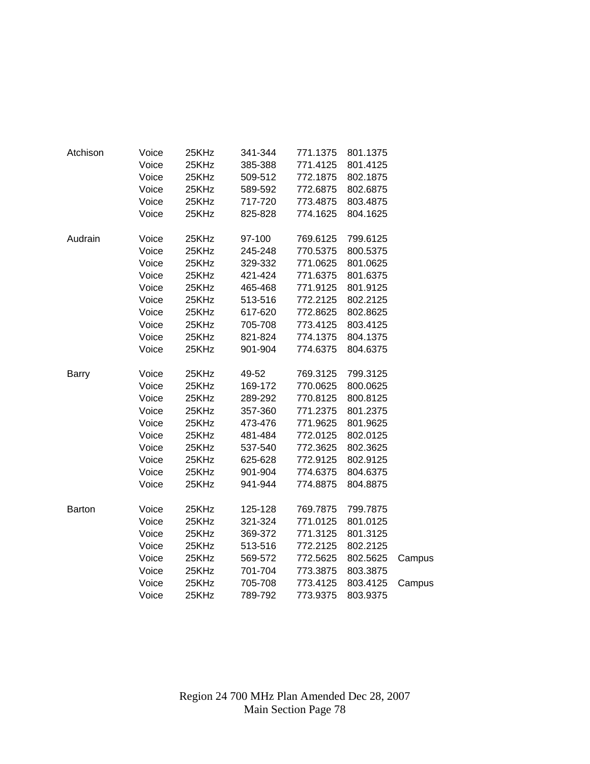| | | | | | | |
|---|---|---|---|---|---|---|
| Atchison | Voice | 25KHz | 341-344 | 771.1375 | 801.1375 | |
| | Voice | 25KHz | 385-388 | 771.4125 | 801.4125 | |
| | Voice | 25KHz | 509-512 | 772.1875 | 802.1875 | |
| | Voice | 25KHz | 589-592 | 772.6875 | 802.6875 | |
| | Voice | 25KHz | 717-720 | 773.4875 | 803.4875 | |
| | Voice | 25KHz | 825-828 | 774.1625 | 804.1625 | |
| | | | | | | |
| Audrain | Voice | 25KHz | 97-100 | 769.6125 | 799.6125 | |
| | Voice | 25KHz | 245-248 | 770.5375 | 800.5375 | |
| | Voice | 25KHz | 329-332 | 771.0625 | 801.0625 | |
| | Voice | 25KHz | 421-424 | 771.6375 | 801.6375 | |
| | Voice | 25KHz | 465-468 | 771.9125 | 801.9125 | |
| | Voice | 25KHz | 513-516 | 772.2125 | 802.2125 | |
| | Voice | 25KHz | 617-620 | 772.8625 | 802.8625 | |
| | Voice | 25KHz | 705-708 | 773.4125 | 803.4125 | |
| | Voice | 25KHz | 821-824 | 774.1375 | 804.1375 | |
| | Voice | 25KHz | 901-904 | 774.6375 | 804.6375 | |
| | | | | | | |
| Barry | Voice | 25KHz | 49-52 | 769.3125 | 799.3125 | |
| | Voice | 25KHz | 169-172 | 770.0625 | 800.0625 | |
| | Voice | 25KHz | 289-292 | 770.8125 | 800.8125 | |
| | Voice | 25KHz | 357-360 | 771.2375 | 801.2375 | |
| | Voice | 25KHz | 473-476 | 771.9625 | 801.9625 | |
| | Voice | 25KHz | 481-484 | 772.0125 | 802.0125 | |
| | Voice | 25KHz | 537-540 | 772.3625 | 802.3625 | |
| | Voice | 25KHz | 625-628 | 772.9125 | 802.9125 | |
| | Voice | 25KHz | 901-904 | 774.6375 | 804.6375 | |
| | Voice | 25KHz | 941-944 | 774.8875 | 804.8875 | |
| | | | | | | |
| Barton | Voice | 25KHz | 125-128 | 769.7875 | 799.7875 | |
| | Voice | 25KHz | 321-324 | 771.0125 | 801.0125 | |
| | Voice | 25KHz | 369-372 | 771.3125 | 801.3125 | |
| | Voice | 25KHz | 513-516 | 772.2125 | 802.2125 | |
| | Voice | 25KHz | 569-572 | 772.5625 | 802.5625 | Campus |
| | Voice | 25KHz | 701-704 | 773.3875 | 803.3875 | |
| | Voice | 25KHz | 705-708 | 773.4125 | 803.4125 | Campus |
| | Voice | 25KHz | 789-792 | 773.9375 | 803.9375 | |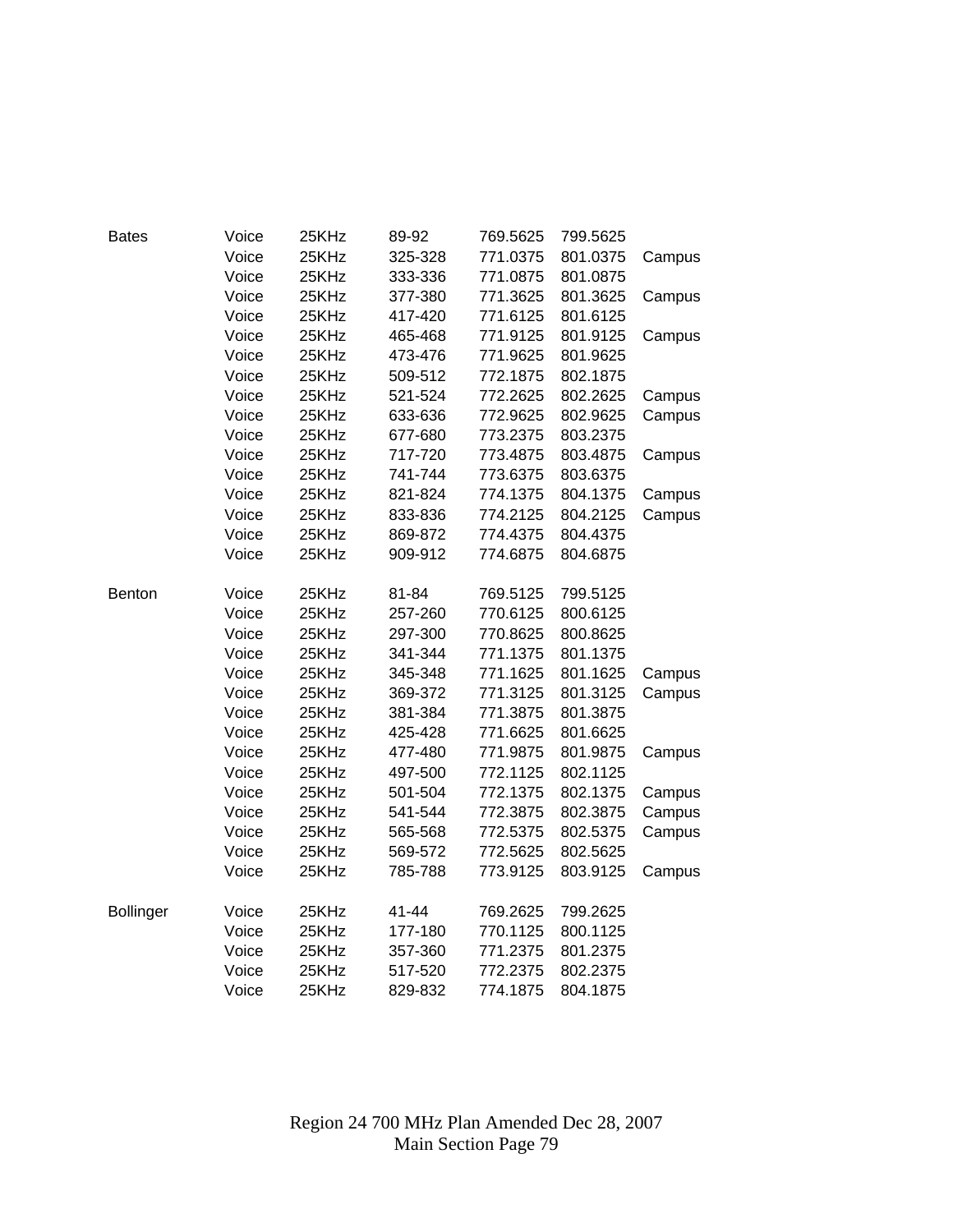| | | | | | | |
|---|---|---|---|---|---|---|
| Bates | Voice | 25KHz | 89-92 | 769.5625 | 799.5625 | |
| | Voice | 25KHz | 325-328 | 771.0375 | 801.0375 | Campus |
| | Voice | 25KHz | 333-336 | 771.0875 | 801.0875 | |
| | Voice | 25KHz | 377-380 | 771.3625 | 801.3625 | Campus |
| | Voice | 25KHz | 417-420 | 771.6125 | 801.6125 | |
| | Voice | 25KHz | 465-468 | 771.9125 | 801.9125 | Campus |
| | Voice | 25KHz | 473-476 | 771.9625 | 801.9625 | |
| | Voice | 25KHz | 509-512 | 772.1875 | 802.1875 | |
| | Voice | 25KHz | 521-524 | 772.2625 | 802.2625 | Campus |
| | Voice | 25KHz | 633-636 | 772.9625 | 802.9625 | Campus |
| | Voice | 25KHz | 677-680 | 773.2375 | 803.2375 | |
| | Voice | 25KHz | 717-720 | 773.4875 | 803.4875 | Campus |
| | Voice | 25KHz | 741-744 | 773.6375 | 803.6375 | |
| | Voice | 25KHz | 821-824 | 774.1375 | 804.1375 | Campus |
| | Voice | 25KHz | 833-836 | 774.2125 | 804.2125 | Campus |
| | Voice | 25KHz | 869-872 | 774.4375 | 804.4375 | |
| | Voice | 25KHz | 909-912 | 774.6875 | 804.6875 | |
| | | | | | | |
| Benton | Voice | 25KHz | 81-84 | 769.5125 | 799.5125 | |
| | Voice | 25KHz | 257-260 | 770.6125 | 800.6125 | |
| | Voice | 25KHz | 297-300 | 770.8625 | 800.8625 | |
| | Voice | 25KHz | 341-344 | 771.1375 | 801.1375 | |
| | Voice | 25KHz | 345-348 | 771.1625 | 801.1625 | Campus |
| | Voice | 25KHz | 369-372 | 771.3125 | 801.3125 | Campus |
| | Voice | 25KHz | 381-384 | 771.3875 | 801.3875 | |
| | Voice | 25KHz | 425-428 | 771.6625 | 801.6625 | |
| | Voice | 25KHz | 477-480 | 771.9875 | 801.9875 | Campus |
| | Voice | 25KHz | 497-500 | 772.1125 | 802.1125 | |
| | Voice | 25KHz | 501-504 | 772.1375 | 802.1375 | Campus |
| | Voice | 25KHz | 541-544 | 772.3875 | 802.3875 | Campus |
| | Voice | 25KHz | 565-568 | 772.5375 | 802.5375 | Campus |
| | Voice | 25KHz | 569-572 | 772.5625 | 802.5625 | |
| | Voice | 25KHz | 785-788 | 773.9125 | 803.9125 | Campus |
| | | | | | | |
| Bollinger | Voice | 25KHz | 41-44 | 769.2625 | 799.2625 | |
| | Voice | 25KHz | 177-180 | 770.1125 | 800.1125 | |
| | Voice | 25KHz | 357-360 | 771.2375 | 801.2375 | |
| | Voice | 25KHz | 517-520 | 772.2375 | 802.2375 | |
| | Voice | 25KHz | 829-832 | 774.1875 | 804.1875 | |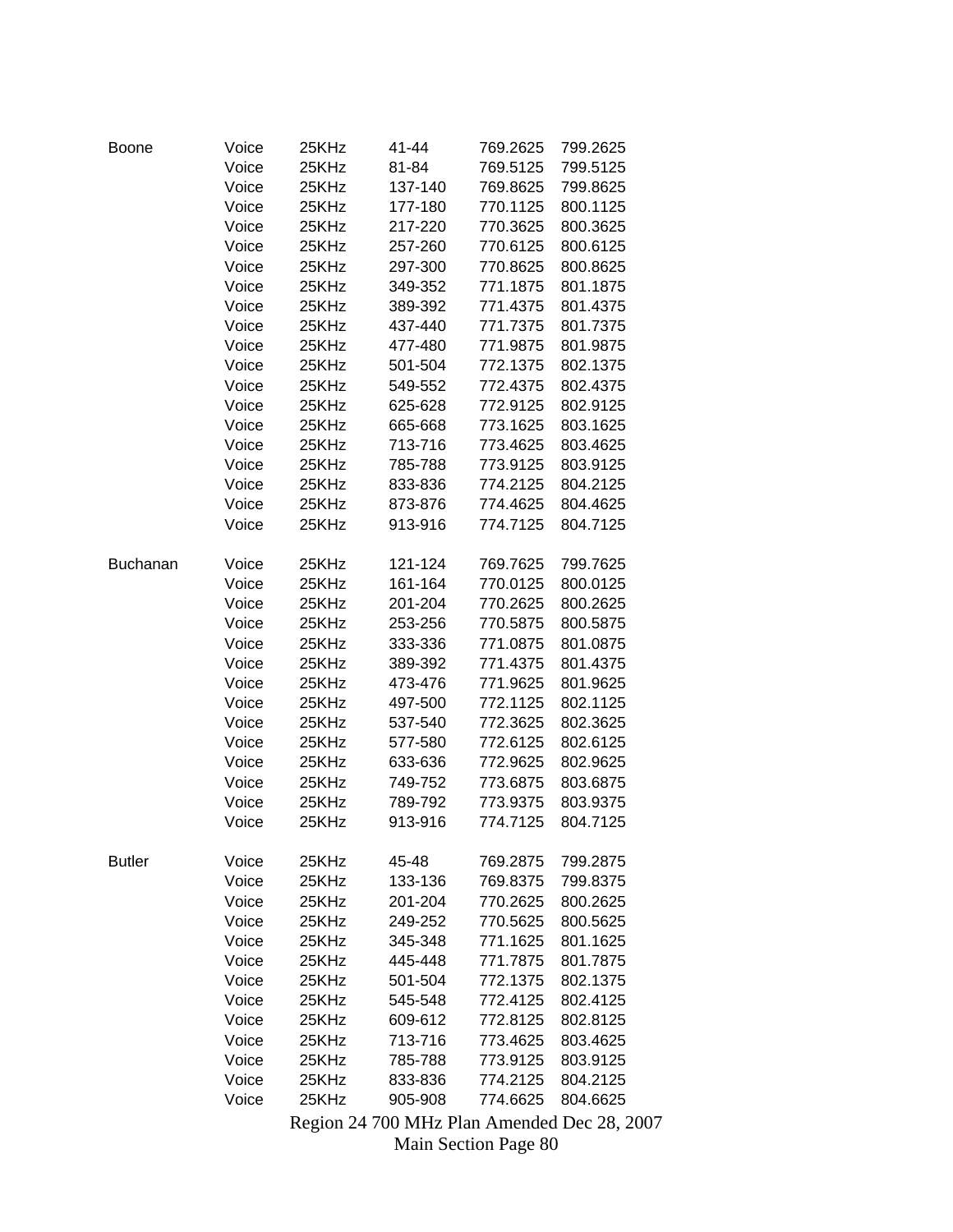| | | | | | |
|---|---|---|---|---|---|
| Boone | Voice | 25KHz | 41-44 | 769.2625 | 799.2625 |
| | Voice | 25KHz | 81-84 | 769.5125 | 799.5125 |
| | Voice | 25KHz | 137-140 | 769.8625 | 799.8625 |
| | Voice | 25KHz | 177-180 | 770.1125 | 800.1125 |
| | Voice | 25KHz | 217-220 | 770.3625 | 800.3625 |
| | Voice | 25KHz | 257-260 | 770.6125 | 800.6125 |
| | Voice | 25KHz | 297-300 | 770.8625 | 800.8625 |
| | Voice | 25KHz | 349-352 | 771.1875 | 801.1875 |
| | Voice | 25KHz | 389-392 | 771.4375 | 801.4375 |
| | Voice | 25KHz | 437-440 | 771.7375 | 801.7375 |
| | Voice | 25KHz | 477-480 | 771.9875 | 801.9875 |
| | Voice | 25KHz | 501-504 | 772.1375 | 802.1375 |
| | Voice | 25KHz | 549-552 | 772.4375 | 802.4375 |
| | Voice | 25KHz | 625-628 | 772.9125 | 802.9125 |
| | Voice | 25KHz | 665-668 | 773.1625 | 803.1625 |
| | Voice | 25KHz | 713-716 | 773.4625 | 803.4625 |
| | Voice | 25KHz | 785-788 | 773.9125 | 803.9125 |
| | Voice | 25KHz | 833-836 | 774.2125 | 804.2125 |
| | Voice | 25KHz | 873-876 | 774.4625 | 804.4625 |
| | Voice | 25KHz | 913-916 | 774.7125 | 804.7125 |
| | | | | | |
| Buchanan | Voice | 25KHz | 121-124 | 769.7625 | 799.7625 |
| | Voice | 25KHz | 161-164 | 770.0125 | 800.0125 |
| | Voice | 25KHz | 201-204 | 770.2625 | 800.2625 |
| | Voice | 25KHz | 253-256 | 770.5875 | 800.5875 |
| | Voice | 25KHz | 333-336 | 771.0875 | 801.0875 |
| | Voice | 25KHz | 389-392 | 771.4375 | 801.4375 |
| | Voice | 25KHz | 473-476 | 771.9625 | 801.9625 |
| | Voice | 25KHz | 497-500 | 772.1125 | 802.1125 |
| | Voice | 25KHz | 537-540 | 772.3625 | 802.3625 |
| | Voice | 25KHz | 577-580 | 772.6125 | 802.6125 |
| | Voice | 25KHz | 633-636 | 772.9625 | 802.9625 |
| | Voice | 25KHz | 749-752 | 773.6875 | 803.6875 |
| | Voice | 25KHz | 789-792 | 773.9375 | 803.9375 |
| | Voice | 25KHz | 913-916 | 774.7125 | 804.7125 |
| | | | | | |
| Butler | Voice | 25KHz | 45-48 | 769.2875 | 799.2875 |
| | Voice | 25KHz | 133-136 | 769.8375 | 799.8375 |
| | Voice | 25KHz | 201-204 | 770.2625 | 800.2625 |
| | Voice | 25KHz | 249-252 | 770.5625 | 800.5625 |
| | Voice | 25KHz | 345-348 | 771.1625 | 801.1625 |
| | Voice | 25KHz | 445-448 | 771.7875 | 801.7875 |
| | Voice | 25KHz | 501-504 | 772.1375 | 802.1375 |
| | Voice | 25KHz | 545-548 | 772.4125 | 802.4125 |
| | Voice | 25KHz | 609-612 | 772.8125 | 802.8125 |
| | Voice | 25KHz | 713-716 | 773.4625 | 803.4625 |
| | Voice | 25KHz | 785-788 | 773.9125 | 803.9125 |
| | Voice | 25KHz | 833-836 | 774.2125 | 804.2125 |
| | Voice | 25KHz | 905-908 | 774.6625 | 804.6625 |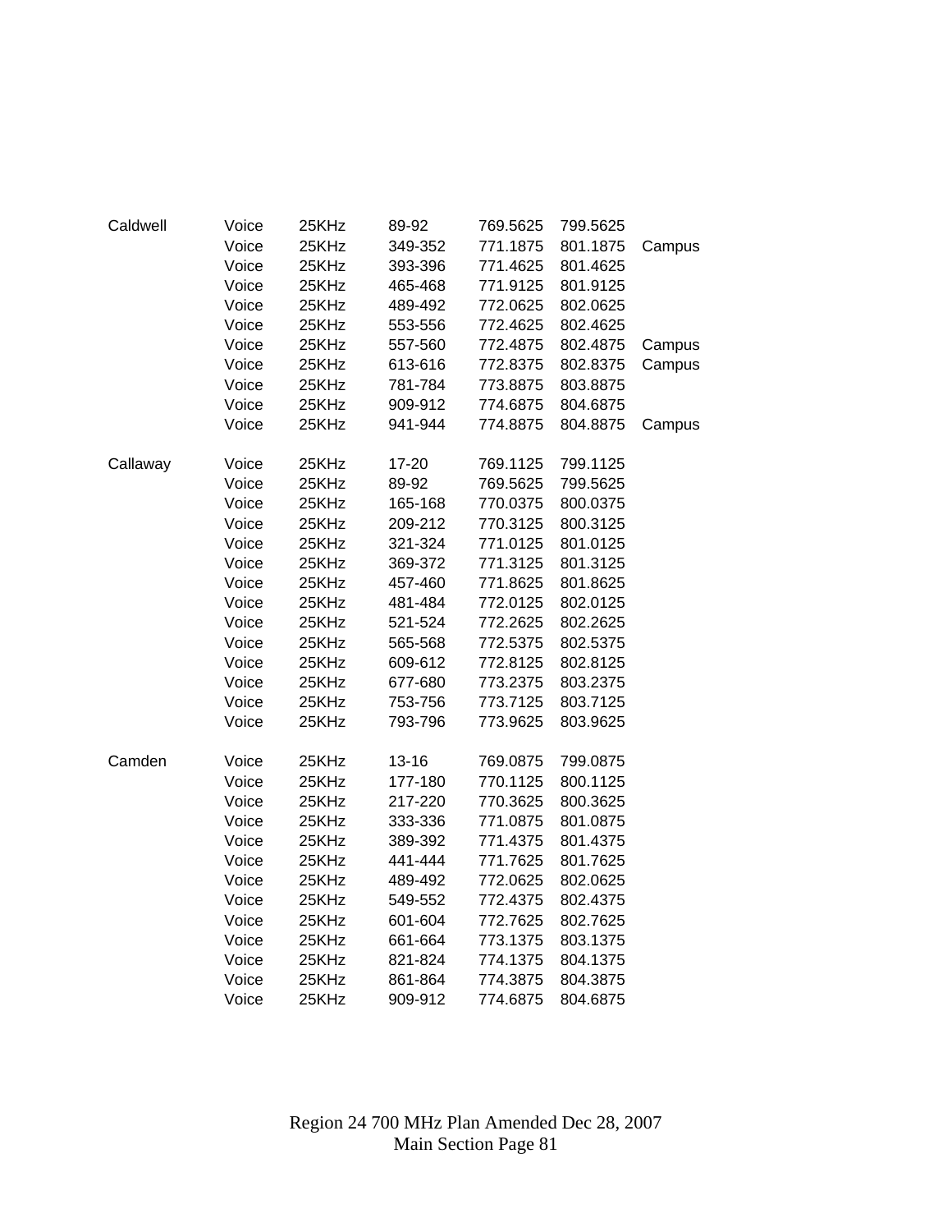| | | | | | | |
|---|---|---|---|---|---|---|
| Caldwell | Voice | 25KHz | 89-92 | 769.5625 | 799.5625 | |
| | Voice | 25KHz | 349-352 | 771.1875 | 801.1875 | Campus |
| | Voice | 25KHz | 393-396 | 771.4625 | 801.4625 | |
| | Voice | 25KHz | 465-468 | 771.9125 | 801.9125 | |
| | Voice | 25KHz | 489-492 | 772.0625 | 802.0625 | |
| | Voice | 25KHz | 553-556 | 772.4625 | 802.4625 | |
| | Voice | 25KHz | 557-560 | 772.4875 | 802.4875 | Campus |
| | Voice | 25KHz | 613-616 | 772.8375 | 802.8375 | Campus |
| | Voice | 25KHz | 781-784 | 773.8875 | 803.8875 | |
| | Voice | 25KHz | 909-912 | 774.6875 | 804.6875 | |
| | Voice | 25KHz | 941-944 | 774.8875 | 804.8875 | Campus |
| | | | | | | |
| Callaway | Voice | 25KHz | 17-20 | 769.1125 | 799.1125 | |
| | Voice | 25KHz | 89-92 | 769.5625 | 799.5625 | |
| | Voice | 25KHz | 165-168 | 770.0375 | 800.0375 | |
| | Voice | 25KHz | 209-212 | 770.3125 | 800.3125 | |
| | Voice | 25KHz | 321-324 | 771.0125 | 801.0125 | |
| | Voice | 25KHz | 369-372 | 771.3125 | 801.3125 | |
| | Voice | 25KHz | 457-460 | 771.8625 | 801.8625 | |
| | Voice | 25KHz | 481-484 | 772.0125 | 802.0125 | |
| | Voice | 25KHz | 521-524 | 772.2625 | 802.2625 | |
| | Voice | 25KHz | 565-568 | 772.5375 | 802.5375 | |
| | Voice | 25KHz | 609-612 | 772.8125 | 802.8125 | |
| | Voice | 25KHz | 677-680 | 773.2375 | 803.2375 | |
| | Voice | 25KHz | 753-756 | 773.7125 | 803.7125 | |
| | Voice | 25KHz | 793-796 | 773.9625 | 803.9625 | |
| | | | | | | |
| Camden | Voice | 25KHz | 13-16 | 769.0875 | 799.0875 | |
| | Voice | 25KHz | 177-180 | 770.1125 | 800.1125 | |
| | Voice | 25KHz | 217-220 | 770.3625 | 800.3625 | |
| | Voice | 25KHz | 333-336 | 771.0875 | 801.0875 | |
| | Voice | 25KHz | 389-392 | 771.4375 | 801.4375 | |
| | Voice | 25KHz | 441-444 | 771.7625 | 801.7625 | |
| | Voice | 25KHz | 489-492 | 772.0625 | 802.0625 | |
| | Voice | 25KHz | 549-552 | 772.4375 | 802.4375 | |
| | Voice | 25KHz | 601-604 | 772.7625 | 802.7625 | |
| | Voice | 25KHz | 661-664 | 773.1375 | 803.1375 | |
| | Voice | 25KHz | 821-824 | 774.1375 | 804.1375 | |
| | Voice | 25KHz | 861-864 | 774.3875 | 804.3875 | |
| | Voice | 25KHz | 909-912 | 774.6875 | 804.6875 | |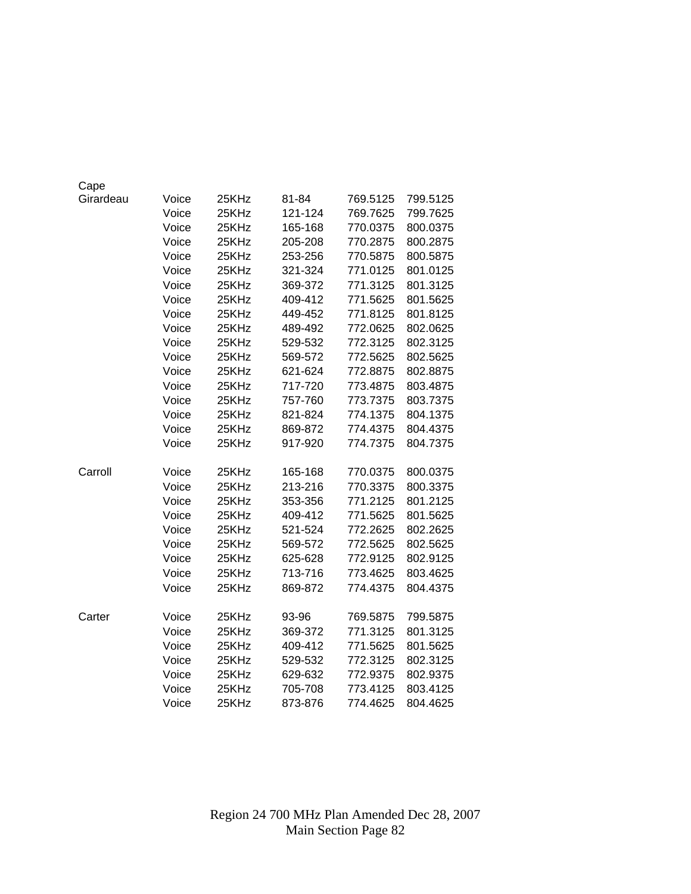| | | | | | |
|---|---|---|---|---|---|
| Cape Girardeau | Voice | 25KHz | 81-84 | 769.5125 | 799.5125 |
| | Voice | 25KHz | 121-124 | 769.7625 | 799.7625 |
| | Voice | 25KHz | 165-168 | 770.0375 | 800.0375 |
| | Voice | 25KHz | 205-208 | 770.2875 | 800.2875 |
| | Voice | 25KHz | 253-256 | 770.5875 | 800.5875 |
| | Voice | 25KHz | 321-324 | 771.0125 | 801.0125 |
| | Voice | 25KHz | 369-372 | 771.3125 | 801.3125 |
| | Voice | 25KHz | 409-412 | 771.5625 | 801.5625 |
| | Voice | 25KHz | 449-452 | 771.8125 | 801.8125 |
| | Voice | 25KHz | 489-492 | 772.0625 | 802.0625 |
| | Voice | 25KHz | 529-532 | 772.3125 | 802.3125 |
| | Voice | 25KHz | 569-572 | 772.5625 | 802.5625 |
| | Voice | 25KHz | 621-624 | 772.8875 | 802.8875 |
| | Voice | 25KHz | 717-720 | 773.4875 | 803.4875 |
| | Voice | 25KHz | 757-760 | 773.7375 | 803.7375 |
| | Voice | 25KHz | 821-824 | 774.1375 | 804.1375 |
| | Voice | 25KHz | 869-872 | 774.4375 | 804.4375 |
| | Voice | 25KHz | 917-920 | 774.7375 | 804.7375 |
| | | | | | |
| Carroll | Voice | 25KHz | 165-168 | 770.0375 | 800.0375 |
| | Voice | 25KHz | 213-216 | 770.3375 | 800.3375 |
| | Voice | 25KHz | 353-356 | 771.2125 | 801.2125 |
| | Voice | 25KHz | 409-412 | 771.5625 | 801.5625 |
| | Voice | 25KHz | 521-524 | 772.2625 | 802.2625 |
| | Voice | 25KHz | 569-572 | 772.5625 | 802.5625 |
| | Voice | 25KHz | 625-628 | 772.9125 | 802.9125 |
| | Voice | 25KHz | 713-716 | 773.4625 | 803.4625 |
| | Voice | 25KHz | 869-872 | 774.4375 | 804.4375 |
| | | | | | |
| Carter | Voice | 25KHz | 93-96 | 769.5875 | 799.5875 |
| | Voice | 25KHz | 369-372 | 771.3125 | 801.3125 |
| | Voice | 25KHz | 409-412 | 771.5625 | 801.5625 |
| | Voice | 25KHz | 529-532 | 772.3125 | 802.3125 |
| | Voice | 25KHz | 629-632 | 772.9375 | 802.9375 |
| | Voice | 25KHz | 705-708 | 773.4125 | 803.4125 |
| | Voice | 25KHz | 873-876 | 774.4625 | 804.4625 |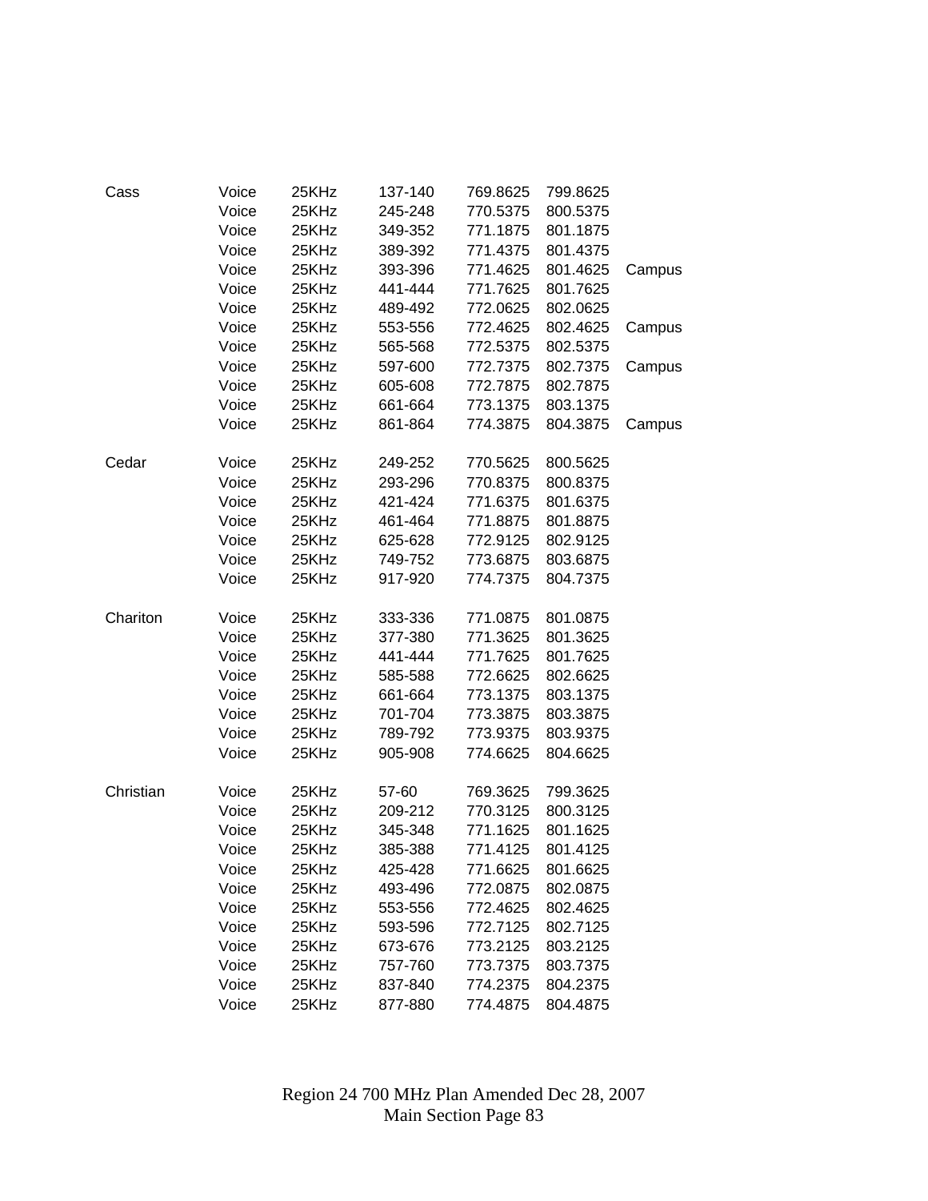| | | | | | | |
|---|---|---|---|---|---|---|
| Cass | Voice | 25KHz | 137-140 | 769.8625 | 799.8625 | |
| | Voice | 25KHz | 245-248 | 770.5375 | 800.5375 | |
| | Voice | 25KHz | 349-352 | 771.1875 | 801.1875 | |
| | Voice | 25KHz | 389-392 | 771.4375 | 801.4375 | |
| | Voice | 25KHz | 393-396 | 771.4625 | 801.4625 | Campus |
| | Voice | 25KHz | 441-444 | 771.7625 | 801.7625 | |
| | Voice | 25KHz | 489-492 | 772.0625 | 802.0625 | |
| | Voice | 25KHz | 553-556 | 772.4625 | 802.4625 | Campus |
| | Voice | 25KHz | 565-568 | 772.5375 | 802.5375 | |
| | Voice | 25KHz | 597-600 | 772.7375 | 802.7375 | Campus |
| | Voice | 25KHz | 605-608 | 772.7875 | 802.7875 | |
| | Voice | 25KHz | 661-664 | 773.1375 | 803.1375 | |
| | Voice | 25KHz | 861-864 | 774.3875 | 804.3875 | Campus |
| | | | | | | |
| Cedar | Voice | 25KHz | 249-252 | 770.5625 | 800.5625 | |
| | Voice | 25KHz | 293-296 | 770.8375 | 800.8375 | |
| | Voice | 25KHz | 421-424 | 771.6375 | 801.6375 | |
| | Voice | 25KHz | 461-464 | 771.8875 | 801.8875 | |
| | Voice | 25KHz | 625-628 | 772.9125 | 802.9125 | |
| | Voice | 25KHz | 749-752 | 773.6875 | 803.6875 | |
| | Voice | 25KHz | 917-920 | 774.7375 | 804.7375 | |
| | | | | | | |
| Chariton | Voice | 25KHz | 333-336 | 771.0875 | 801.0875 | |
| | Voice | 25KHz | 377-380 | 771.3625 | 801.3625 | |
| | Voice | 25KHz | 441-444 | 771.7625 | 801.7625 | |
| | Voice | 25KHz | 585-588 | 772.6625 | 802.6625 | |
| | Voice | 25KHz | 661-664 | 773.1375 | 803.1375 | |
| | Voice | 25KHz | 701-704 | 773.3875 | 803.3875 | |
| | Voice | 25KHz | 789-792 | 773.9375 | 803.9375 | |
| | Voice | 25KHz | 905-908 | 774.6625 | 804.6625 | |
| | | | | | | |
| Christian | Voice | 25KHz | 57-60 | 769.3625 | 799.3625 | |
| | Voice | 25KHz | 209-212 | 770.3125 | 800.3125 | |
| | Voice | 25KHz | 345-348 | 771.1625 | 801.1625 | |
| | Voice | 25KHz | 385-388 | 771.4125 | 801.4125 | |
| | Voice | 25KHz | 425-428 | 771.6625 | 801.6625 | |
| | Voice | 25KHz | 493-496 | 772.0875 | 802.0875 | |
| | Voice | 25KHz | 553-556 | 772.4625 | 802.4625 | |
| | Voice | 25KHz | 593-596 | 772.7125 | 802.7125 | |
| | Voice | 25KHz | 673-676 | 773.2125 | 803.2125 | |
| | Voice | 25KHz | 757-760 | 773.7375 | 803.7375 | |
| | Voice | 25KHz | 837-840 | 774.2375 | 804.2375 | |
| | Voice | 25KHz | 877-880 | 774.4875 | 804.4875 | |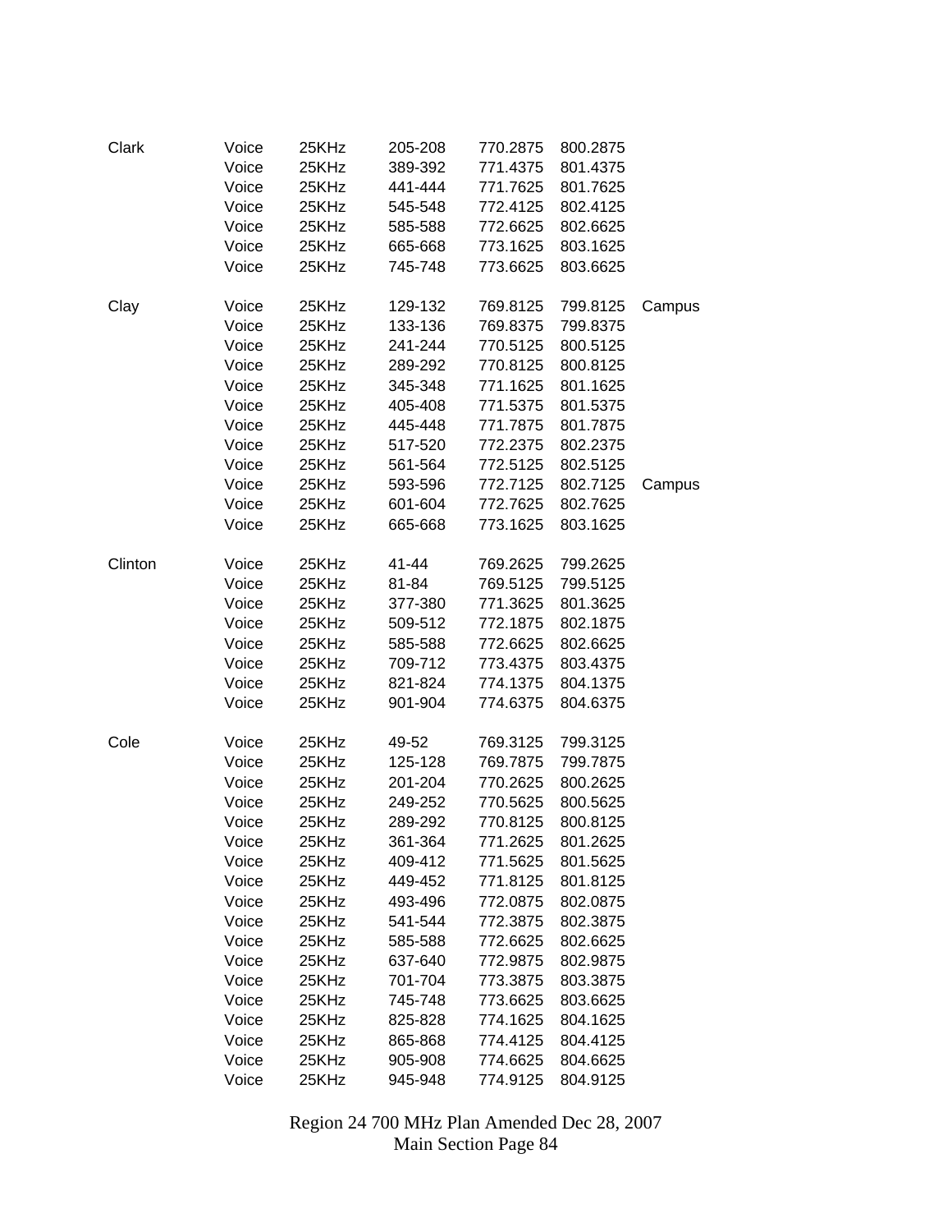| | | | | | | |
|---|---|---|---|---|---|---|
| Clark | Voice | 25KHz | 205-208 | 770.2875 | 800.2875 | |
| | Voice | 25KHz | 389-392 | 771.4375 | 801.4375 | |
| | Voice | 25KHz | 441-444 | 771.7625 | 801.7625 | |
| | Voice | 25KHz | 545-548 | 772.4125 | 802.4125 | |
| | Voice | 25KHz | 585-588 | 772.6625 | 802.6625 | |
| | Voice | 25KHz | 665-668 | 773.1625 | 803.1625 | |
| | Voice | 25KHz | 745-748 | 773.6625 | 803.6625 | |
| | | | | | | |
| Clay | Voice | 25KHz | 129-132 | 769.8125 | 799.8125 | Campus |
| | Voice | 25KHz | 133-136 | 769.8375 | 799.8375 | |
| | Voice | 25KHz | 241-244 | 770.5125 | 800.5125 | |
| | Voice | 25KHz | 289-292 | 770.8125 | 800.8125 | |
| | Voice | 25KHz | 345-348 | 771.1625 | 801.1625 | |
| | Voice | 25KHz | 405-408 | 771.5375 | 801.5375 | |
| | Voice | 25KHz | 445-448 | 771.7875 | 801.7875 | |
| | Voice | 25KHz | 517-520 | 772.2375 | 802.2375 | |
| | Voice | 25KHz | 561-564 | 772.5125 | 802.5125 | |
| | Voice | 25KHz | 593-596 | 772.7125 | 802.7125 | Campus |
| | Voice | 25KHz | 601-604 | 772.7625 | 802.7625 | |
| | Voice | 25KHz | 665-668 | 773.1625 | 803.1625 | |
| | | | | | | |
| Clinton | Voice | 25KHz | 41-44 | 769.2625 | 799.2625 | |
| | Voice | 25KHz | 81-84 | 769.5125 | 799.5125 | |
| | Voice | 25KHz | 377-380 | 771.3625 | 801.3625 | |
| | Voice | 25KHz | 509-512 | 772.1875 | 802.1875 | |
| | Voice | 25KHz | 585-588 | 772.6625 | 802.6625 | |
| | Voice | 25KHz | 709-712 | 773.4375 | 803.4375 | |
| | Voice | 25KHz | 821-824 | 774.1375 | 804.1375 | |
| | Voice | 25KHz | 901-904 | 774.6375 | 804.6375 | |
| | | | | | | |
| Cole | Voice | 25KHz | 49-52 | 769.3125 | 799.3125 | |
| | Voice | 25KHz | 125-128 | 769.7875 | 799.7875 | |
| | Voice | 25KHz | 201-204 | 770.2625 | 800.2625 | |
| | Voice | 25KHz | 249-252 | 770.5625 | 800.5625 | |
| | Voice | 25KHz | 289-292 | 770.8125 | 800.8125 | |
| | Voice | 25KHz | 361-364 | 771.2625 | 801.2625 | |
| | Voice | 25KHz | 409-412 | 771.5625 | 801.5625 | |
| | Voice | 25KHz | 449-452 | 771.8125 | 801.8125 | |
| | Voice | 25KHz | 493-496 | 772.0875 | 802.0875 | |
| | Voice | 25KHz | 541-544 | 772.3875 | 802.3875 | |
| | Voice | 25KHz | 585-588 | 772.6625 | 802.6625 | |
| | Voice | 25KHz | 637-640 | 772.9875 | 802.9875 | |
| | Voice | 25KHz | 701-704 | 773.3875 | 803.3875 | |
| | Voice | 25KHz | 745-748 | 773.6625 | 803.6625 | |
| | Voice | 25KHz | 825-828 | 774.1625 | 804.1625 | |
| | Voice | 25KHz | 865-868 | 774.4125 | 804.4125 | |
| | Voice | 25KHz | 905-908 | 774.6625 | 804.6625 | |
| | Voice | 25KHz | 945-948 | 774.9125 | 804.9125 | |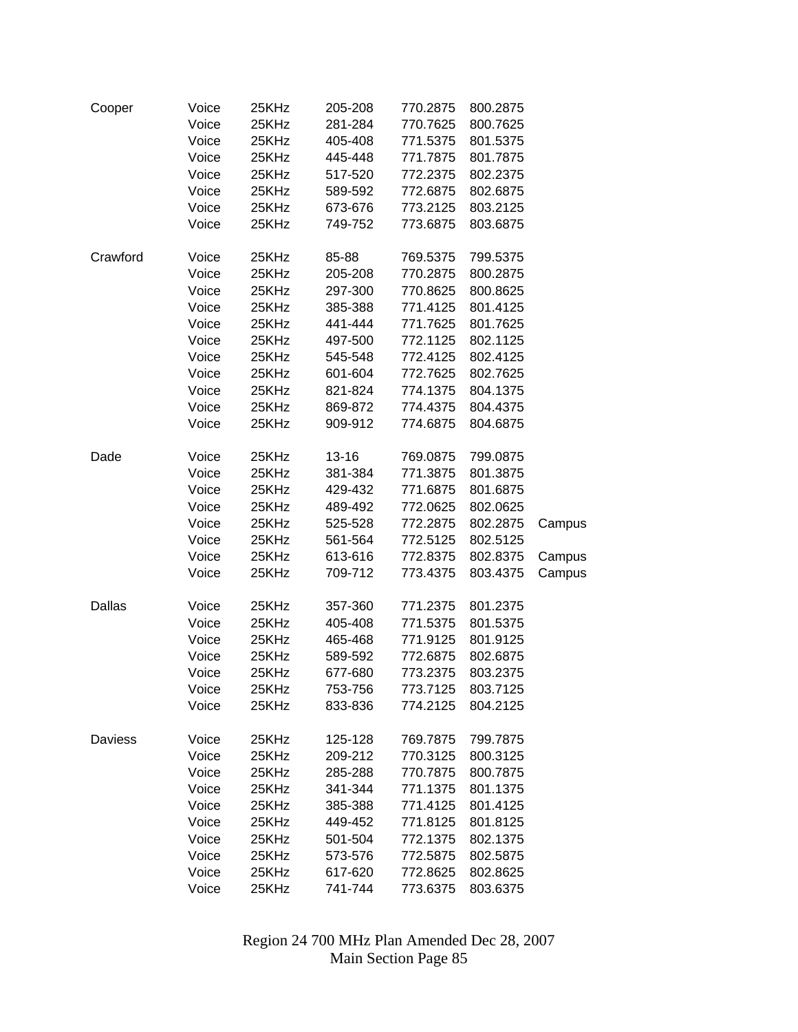| | | | | | | |
|---|---|---|---|---|---|---|
| Cooper | Voice | 25KHz | 205-208 | 770.2875 | 800.2875 | |
| | Voice | 25KHz | 281-284 | 770.7625 | 800.7625 | |
| | Voice | 25KHz | 405-408 | 771.5375 | 801.5375 | |
| | Voice | 25KHz | 445-448 | 771.7875 | 801.7875 | |
| | Voice | 25KHz | 517-520 | 772.2375 | 802.2375 | |
| | Voice | 25KHz | 589-592 | 772.6875 | 802.6875 | |
| | Voice | 25KHz | 673-676 | 773.2125 | 803.2125 | |
| | Voice | 25KHz | 749-752 | 773.6875 | 803.6875 | |
| | | | | | | |
| Crawford | Voice | 25KHz | 85-88 | 769.5375 | 799.5375 | |
| | Voice | 25KHz | 205-208 | 770.2875 | 800.2875 | |
| | Voice | 25KHz | 297-300 | 770.8625 | 800.8625 | |
| | Voice | 25KHz | 385-388 | 771.4125 | 801.4125 | |
| | Voice | 25KHz | 441-444 | 771.7625 | 801.7625 | |
| | Voice | 25KHz | 497-500 | 772.1125 | 802.1125 | |
| | Voice | 25KHz | 545-548 | 772.4125 | 802.4125 | |
| | Voice | 25KHz | 601-604 | 772.7625 | 802.7625 | |
| | Voice | 25KHz | 821-824 | 774.1375 | 804.1375 | |
| | Voice | 25KHz | 869-872 | 774.4375 | 804.4375 | |
| | Voice | 25KHz | 909-912 | 774.6875 | 804.6875 | |
| | | | | | | |
| Dade | Voice | 25KHz | 13-16 | 769.0875 | 799.0875 | |
| | Voice | 25KHz | 381-384 | 771.3875 | 801.3875 | |
| | Voice | 25KHz | 429-432 | 771.6875 | 801.6875 | |
| | Voice | 25KHz | 489-492 | 772.0625 | 802.0625 | |
| | Voice | 25KHz | 525-528 | 772.2875 | 802.2875 | Campus |
| | Voice | 25KHz | 561-564 | 772.5125 | 802.5125 | |
| | Voice | 25KHz | 613-616 | 772.8375 | 802.8375 | Campus |
| | Voice | 25KHz | 709-712 | 773.4375 | 803.4375 | Campus |
| | | | | | | |
| Dallas | Voice | 25KHz | 357-360 | 771.2375 | 801.2375 | |
| | Voice | 25KHz | 405-408 | 771.5375 | 801.5375 | |
| | Voice | 25KHz | 465-468 | 771.9125 | 801.9125 | |
| | Voice | 25KHz | 589-592 | 772.6875 | 802.6875 | |
| | Voice | 25KHz | 677-680 | 773.2375 | 803.2375 | |
| | Voice | 25KHz | 753-756 | 773.7125 | 803.7125 | |
| | Voice | 25KHz | 833-836 | 774.2125 | 804.2125 | |
| | | | | | | |
| Daviess | Voice | 25KHz | 125-128 | 769.7875 | 799.7875 | |
| | Voice | 25KHz | 209-212 | 770.3125 | 800.3125 | |
| | Voice | 25KHz | 285-288 | 770.7875 | 800.7875 | |
| | Voice | 25KHz | 341-344 | 771.1375 | 801.1375 | |
| | Voice | 25KHz | 385-388 | 771.4125 | 801.4125 | |
| | Voice | 25KHz | 449-452 | 771.8125 | 801.8125 | |
| | Voice | 25KHz | 501-504 | 772.1375 | 802.1375 | |
| | Voice | 25KHz | 573-576 | 772.5875 | 802.5875 | |
| | Voice | 25KHz | 617-620 | 772.8625 | 802.8625 | |
| | Voice | 25KHz | 741-744 | 773.6375 | 803.6375 | |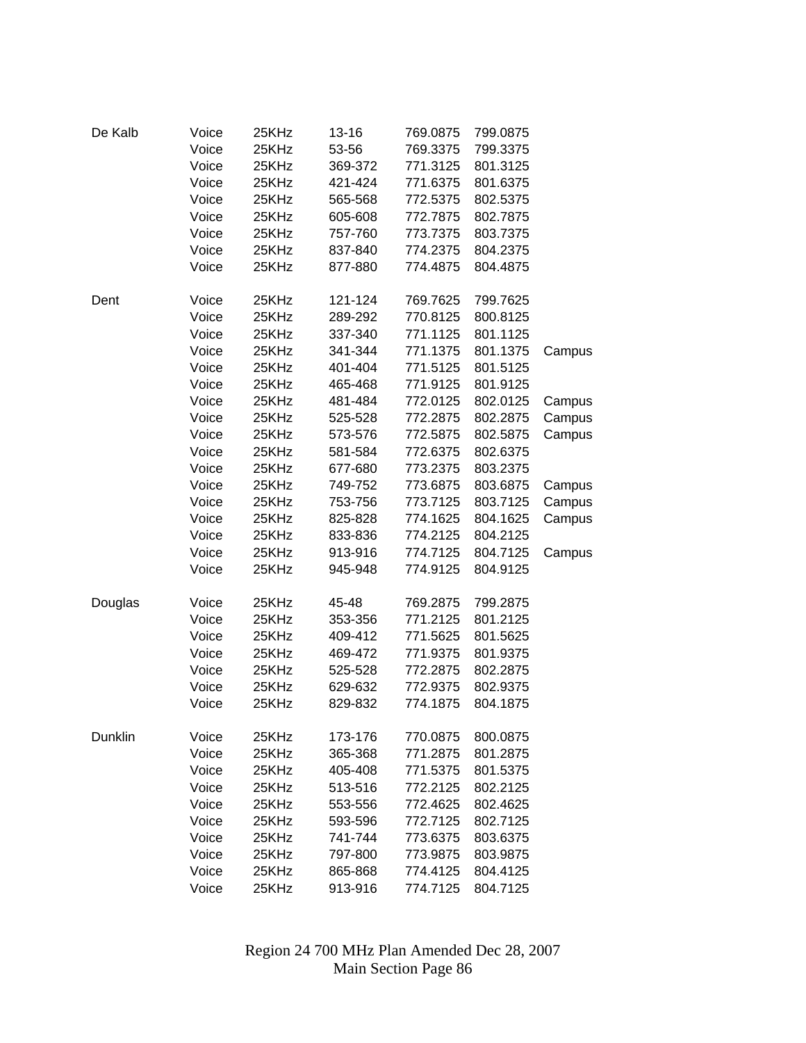| | | | | | | |
|---|---|---|---|---|---|---|
| De Kalb | Voice | 25KHz | 13-16 | 769.0875 | 799.0875 | |
| | Voice | 25KHz | 53-56 | 769.3375 | 799.3375 | |
| | Voice | 25KHz | 369-372 | 771.3125 | 801.3125 | |
| | Voice | 25KHz | 421-424 | 771.6375 | 801.6375 | |
| | Voice | 25KHz | 565-568 | 772.5375 | 802.5375 | |
| | Voice | 25KHz | 605-608 | 772.7875 | 802.7875 | |
| | Voice | 25KHz | 757-760 | 773.7375 | 803.7375 | |
| | Voice | 25KHz | 837-840 | 774.2375 | 804.2375 | |
| | Voice | 25KHz | 877-880 | 774.4875 | 804.4875 | |
| | | | | | | |
| Dent | Voice | 25KHz | 121-124 | 769.7625 | 799.7625 | |
| | Voice | 25KHz | 289-292 | 770.8125 | 800.8125 | |
| | Voice | 25KHz | 337-340 | 771.1125 | 801.1125 | |
| | Voice | 25KHz | 341-344 | 771.1375 | 801.1375 | Campus |
| | Voice | 25KHz | 401-404 | 771.5125 | 801.5125 | |
| | Voice | 25KHz | 465-468 | 771.9125 | 801.9125 | |
| | Voice | 25KHz | 481-484 | 772.0125 | 802.0125 | Campus |
| | Voice | 25KHz | 525-528 | 772.2875 | 802.2875 | Campus |
| | Voice | 25KHz | 573-576 | 772.5875 | 802.5875 | Campus |
| | Voice | 25KHz | 581-584 | 772.6375 | 802.6375 | |
| | Voice | 25KHz | 677-680 | 773.2375 | 803.2375 | |
| | Voice | 25KHz | 749-752 | 773.6875 | 803.6875 | Campus |
| | Voice | 25KHz | 753-756 | 773.7125 | 803.7125 | Campus |
| | Voice | 25KHz | 825-828 | 774.1625 | 804.1625 | Campus |
| | Voice | 25KHz | 833-836 | 774.2125 | 804.2125 | |
| | Voice | 25KHz | 913-916 | 774.7125 | 804.7125 | Campus |
| | Voice | 25KHz | 945-948 | 774.9125 | 804.9125 | |
| | | | | | | |
| Douglas | Voice | 25KHz | 45-48 | 769.2875 | 799.2875 | |
| | Voice | 25KHz | 353-356 | 771.2125 | 801.2125 | |
| | Voice | 25KHz | 409-412 | 771.5625 | 801.5625 | |
| | Voice | 25KHz | 469-472 | 771.9375 | 801.9375 | |
| | Voice | 25KHz | 525-528 | 772.2875 | 802.2875 | |
| | Voice | 25KHz | 629-632 | 772.9375 | 802.9375 | |
| | Voice | 25KHz | 829-832 | 774.1875 | 804.1875 | |
| | | | | | | |
| Dunklin | Voice | 25KHz | 173-176 | 770.0875 | 800.0875 | |
| | Voice | 25KHz | 365-368 | 771.2875 | 801.2875 | |
| | Voice | 25KHz | 405-408 | 771.5375 | 801.5375 | |
| | Voice | 25KHz | 513-516 | 772.2125 | 802.2125 | |
| | Voice | 25KHz | 553-556 | 772.4625 | 802.4625 | |
| | Voice | 25KHz | 593-596 | 772.7125 | 802.7125 | |
| | Voice | 25KHz | 741-744 | 773.6375 | 803.6375 | |
| | Voice | 25KHz | 797-800 | 773.9875 | 803.9875 | |
| | Voice | 25KHz | 865-868 | 774.4125 | 804.4125 | |
| | Voice | 25KHz | 913-916 | 774.7125 | 804.7125 | |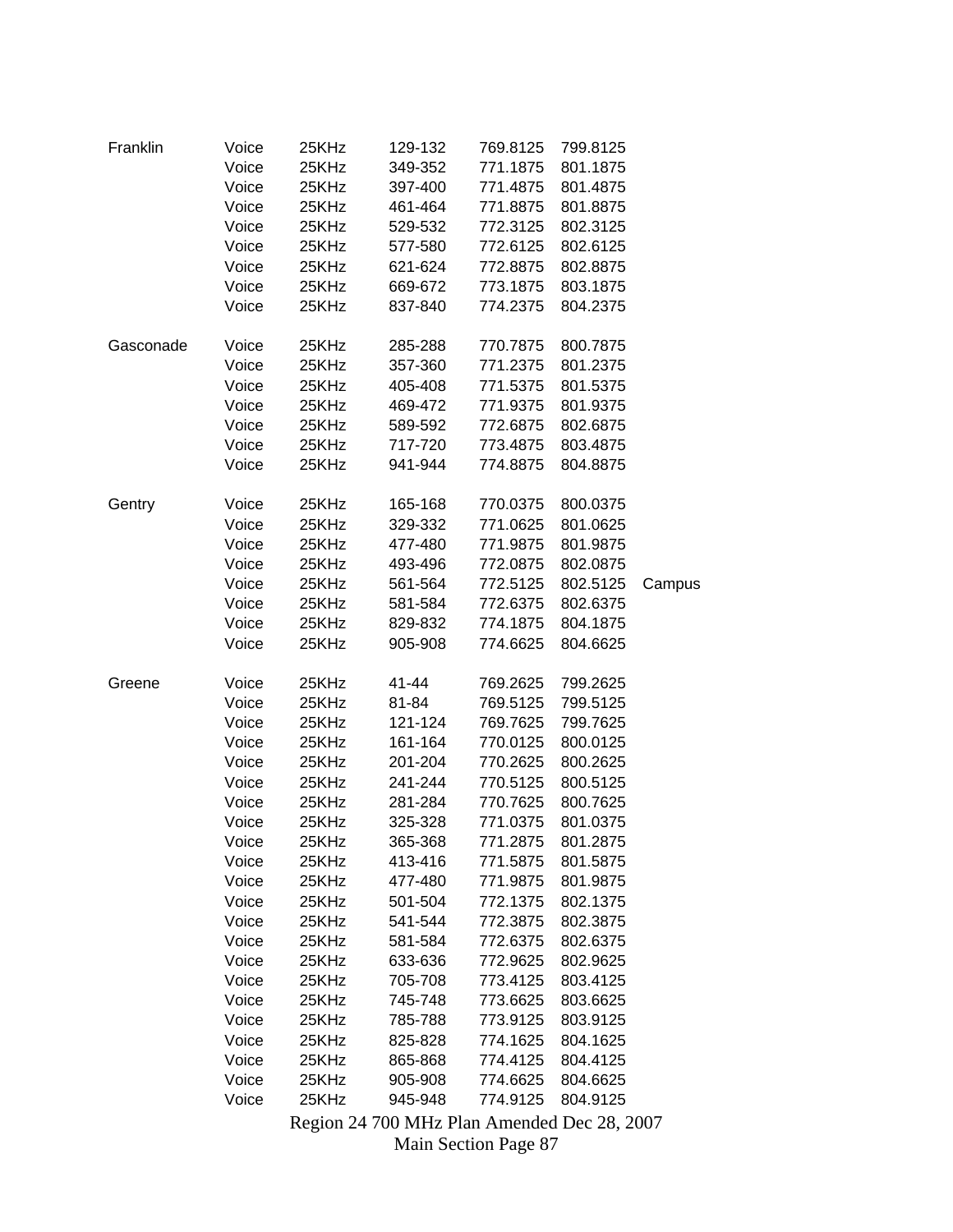| | | | | | | |
|---|---|---|---|---|---|---|
| Franklin | Voice | 25KHz | 129-132 | 769.8125 | 799.8125 | |
| | Voice | 25KHz | 349-352 | 771.1875 | 801.1875 | |
| | Voice | 25KHz | 397-400 | 771.4875 | 801.4875 | |
| | Voice | 25KHz | 461-464 | 771.8875 | 801.8875 | |
| | Voice | 25KHz | 529-532 | 772.3125 | 802.3125 | |
| | Voice | 25KHz | 577-580 | 772.6125 | 802.6125 | |
| | Voice | 25KHz | 621-624 | 772.8875 | 802.8875 | |
| | Voice | 25KHz | 669-672 | 773.1875 | 803.1875 | |
| | Voice | 25KHz | 837-840 | 774.2375 | 804.2375 | |
| | | | | | | |
| Gasconade | Voice | 25KHz | 285-288 | 770.7875 | 800.7875 | |
| | Voice | 25KHz | 357-360 | 771.2375 | 801.2375 | |
| | Voice | 25KHz | 405-408 | 771.5375 | 801.5375 | |
| | Voice | 25KHz | 469-472 | 771.9375 | 801.9375 | |
| | Voice | 25KHz | 589-592 | 772.6875 | 802.6875 | |
| | Voice | 25KHz | 717-720 | 773.4875 | 803.4875 | |
| | Voice | 25KHz | 941-944 | 774.8875 | 804.8875 | |
| | | | | | | |
| Gentry | Voice | 25KHz | 165-168 | 770.0375 | 800.0375 | |
| | Voice | 25KHz | 329-332 | 771.0625 | 801.0625 | |
| | Voice | 25KHz | 477-480 | 771.9875 | 801.9875 | |
| | Voice | 25KHz | 493-496 | 772.0875 | 802.0875 | |
| | Voice | 25KHz | 561-564 | 772.5125 | 802.5125 | Campus |
| | Voice | 25KHz | 581-584 | 772.6375 | 802.6375 | |
| | Voice | 25KHz | 829-832 | 774.1875 | 804.1875 | |
| | Voice | 25KHz | 905-908 | 774.6625 | 804.6625 | |
| | | | | | | |
| Greene | Voice | 25KHz | 41-44 | 769.2625 | 799.2625 | |
| | Voice | 25KHz | 81-84 | 769.5125 | 799.5125 | |
| | Voice | 25KHz | 121-124 | 769.7625 | 799.7625 | |
| | Voice | 25KHz | 161-164 | 770.0125 | 800.0125 | |
| | Voice | 25KHz | 201-204 | 770.2625 | 800.2625 | |
| | Voice | 25KHz | 241-244 | 770.5125 | 800.5125 | |
| | Voice | 25KHz | 281-284 | 770.7625 | 800.7625 | |
| | Voice | 25KHz | 325-328 | 771.0375 | 801.0375 | |
| | Voice | 25KHz | 365-368 | 771.2875 | 801.2875 | |
| | Voice | 25KHz | 413-416 | 771.5875 | 801.5875 | |
| | Voice | 25KHz | 477-480 | 771.9875 | 801.9875 | |
| | Voice | 25KHz | 501-504 | 772.1375 | 802.1375 | |
| | Voice | 25KHz | 541-544 | 772.3875 | 802.3875 | |
| | Voice | 25KHz | 581-584 | 772.6375 | 802.6375 | |
| | Voice | 25KHz | 633-636 | 772.9625 | 802.9625 | |
| | Voice | 25KHz | 705-708 | 773.4125 | 803.4125 | |
| | Voice | 25KHz | 745-748 | 773.6625 | 803.6625 | |
| | Voice | 25KHz | 785-788 | 773.9125 | 803.9125 | |
| | Voice | 25KHz | 825-828 | 774.1625 | 804.1625 | |
| | Voice | 25KHz | 865-868 | 774.4125 | 804.4125 | |
| | Voice | 25KHz | 905-908 | 774.6625 | 804.6625 | |
| | Voice | 25KHz | 945-948 | 774.9125 | 804.9125 | |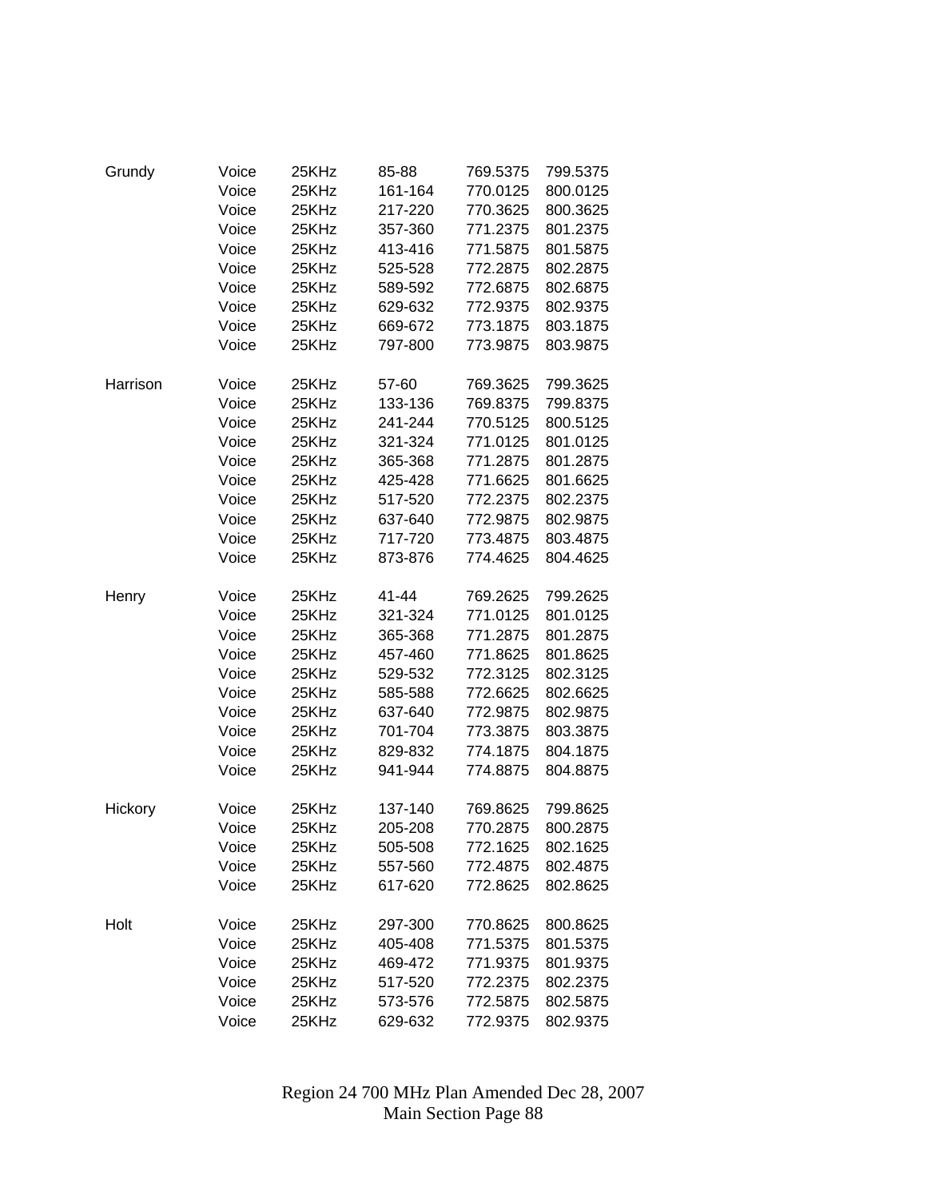| | | | | | |
|---|---|---|---|---|---|
| Grundy | Voice | 25KHz | 85-88 | 769.5375 | 799.5375 |
| | Voice | 25KHz | 161-164 | 770.0125 | 800.0125 |
| | Voice | 25KHz | 217-220 | 770.3625 | 800.3625 |
| | Voice | 25KHz | 357-360 | 771.2375 | 801.2375 |
| | Voice | 25KHz | 413-416 | 771.5875 | 801.5875 |
| | Voice | 25KHz | 525-528 | 772.2875 | 802.2875 |
| | Voice | 25KHz | 589-592 | 772.6875 | 802.6875 |
| | Voice | 25KHz | 629-632 | 772.9375 | 802.9375 |
| | Voice | 25KHz | 669-672 | 773.1875 | 803.1875 |
| | Voice | 25KHz | 797-800 | 773.9875 | 803.9875 |
| | | | | | |
| Harrison | Voice | 25KHz | 57-60 | 769.3625 | 799.3625 |
| | Voice | 25KHz | 133-136 | 769.8375 | 799.8375 |
| | Voice | 25KHz | 241-244 | 770.5125 | 800.5125 |
| | Voice | 25KHz | 321-324 | 771.0125 | 801.0125 |
| | Voice | 25KHz | 365-368 | 771.2875 | 801.2875 |
| | Voice | 25KHz | 425-428 | 771.6625 | 801.6625 |
| | Voice | 25KHz | 517-520 | 772.2375 | 802.2375 |
| | Voice | 25KHz | 637-640 | 772.9875 | 802.9875 |
| | Voice | 25KHz | 717-720 | 773.4875 | 803.4875 |
| | Voice | 25KHz | 873-876 | 774.4625 | 804.4625 |
| | | | | | |
| Henry | Voice | 25KHz | 41-44 | 769.2625 | 799.2625 |
| | Voice | 25KHz | 321-324 | 771.0125 | 801.0125 |
| | Voice | 25KHz | 365-368 | 771.2875 | 801.2875 |
| | Voice | 25KHz | 457-460 | 771.8625 | 801.8625 |
| | Voice | 25KHz | 529-532 | 772.3125 | 802.3125 |
| | Voice | 25KHz | 585-588 | 772.6625 | 802.6625 |
| | Voice | 25KHz | 637-640 | 772.9875 | 802.9875 |
| | Voice | 25KHz | 701-704 | 773.3875 | 803.3875 |
| | Voice | 25KHz | 829-832 | 774.1875 | 804.1875 |
| | Voice | 25KHz | 941-944 | 774.8875 | 804.8875 |
| | | | | | |
| Hickory | Voice | 25KHz | 137-140 | 769.8625 | 799.8625 |
| | Voice | 25KHz | 205-208 | 770.2875 | 800.2875 |
| | Voice | 25KHz | 505-508 | 772.1625 | 802.1625 |
| | Voice | 25KHz | 557-560 | 772.4875 | 802.4875 |
| | Voice | 25KHz | 617-620 | 772.8625 | 802.8625 |
| | | | | | |
| Holt | Voice | 25KHz | 297-300 | 770.8625 | 800.8625 |
| | Voice | 25KHz | 405-408 | 771.5375 | 801.5375 |
| | Voice | 25KHz | 469-472 | 771.9375 | 801.9375 |
| | Voice | 25KHz | 517-520 | 772.2375 | 802.2375 |
| | Voice | 25KHz | 573-576 | 772.5875 | 802.5875 |
| | Voice | 25KHz | 629-632 | 772.9375 | 802.9375 |

Region 24 700 MHz Plan Amended Dec 28, 2007
Main Section Page 88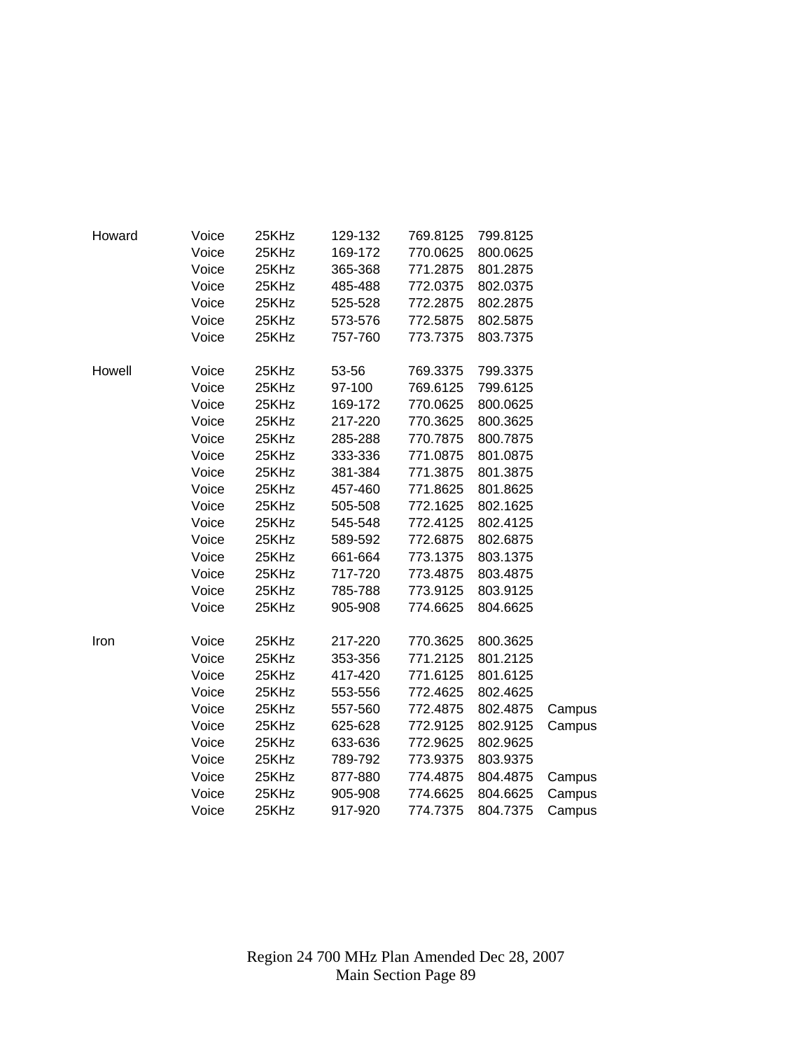| | | | | | | |
|---|---|---|---|---|---|---|
| Howard | Voice | 25KHz | 129-132 | 769.8125 | 799.8125 | |
| | Voice | 25KHz | 169-172 | 770.0625 | 800.0625 | |
| | Voice | 25KHz | 365-368 | 771.2875 | 801.2875 | |
| | Voice | 25KHz | 485-488 | 772.0375 | 802.0375 | |
| | Voice | 25KHz | 525-528 | 772.2875 | 802.2875 | |
| | Voice | 25KHz | 573-576 | 772.5875 | 802.5875 | |
| | Voice | 25KHz | 757-760 | 773.7375 | 803.7375 | |
| | | | | | | |
| Howell | Voice | 25KHz | 53-56 | 769.3375 | 799.3375 | |
| | Voice | 25KHz | 97-100 | 769.6125 | 799.6125 | |
| | Voice | 25KHz | 169-172 | 770.0625 | 800.0625 | |
| | Voice | 25KHz | 217-220 | 770.3625 | 800.3625 | |
| | Voice | 25KHz | 285-288 | 770.7875 | 800.7875 | |
| | Voice | 25KHz | 333-336 | 771.0875 | 801.0875 | |
| | Voice | 25KHz | 381-384 | 771.3875 | 801.3875 | |
| | Voice | 25KHz | 457-460 | 771.8625 | 801.8625 | |
| | Voice | 25KHz | 505-508 | 772.1625 | 802.1625 | |
| | Voice | 25KHz | 545-548 | 772.4125 | 802.4125 | |
| | Voice | 25KHz | 589-592 | 772.6875 | 802.6875 | |
| | Voice | 25KHz | 661-664 | 773.1375 | 803.1375 | |
| | Voice | 25KHz | 717-720 | 773.4875 | 803.4875 | |
| | Voice | 25KHz | 785-788 | 773.9125 | 803.9125 | |
| | Voice | 25KHz | 905-908 | 774.6625 | 804.6625 | |
| | | | | | | |
| Iron | Voice | 25KHz | 217-220 | 770.3625 | 800.3625 | |
| | Voice | 25KHz | 353-356 | 771.2125 | 801.2125 | |
| | Voice | 25KHz | 417-420 | 771.6125 | 801.6125 | |
| | Voice | 25KHz | 553-556 | 772.4625 | 802.4625 | |
| | Voice | 25KHz | 557-560 | 772.4875 | 802.4875 | Campus |
| | Voice | 25KHz | 625-628 | 772.9125 | 802.9125 | Campus |
| | Voice | 25KHz | 633-636 | 772.9625 | 802.9625 | |
| | Voice | 25KHz | 789-792 | 773.9375 | 803.9375 | |
| | Voice | 25KHz | 877-880 | 774.4875 | 804.4875 | Campus |
| | Voice | 25KHz | 905-908 | 774.6625 | 804.6625 | Campus |
| | Voice | 25KHz | 917-920 | 774.7375 | 804.7375 | Campus |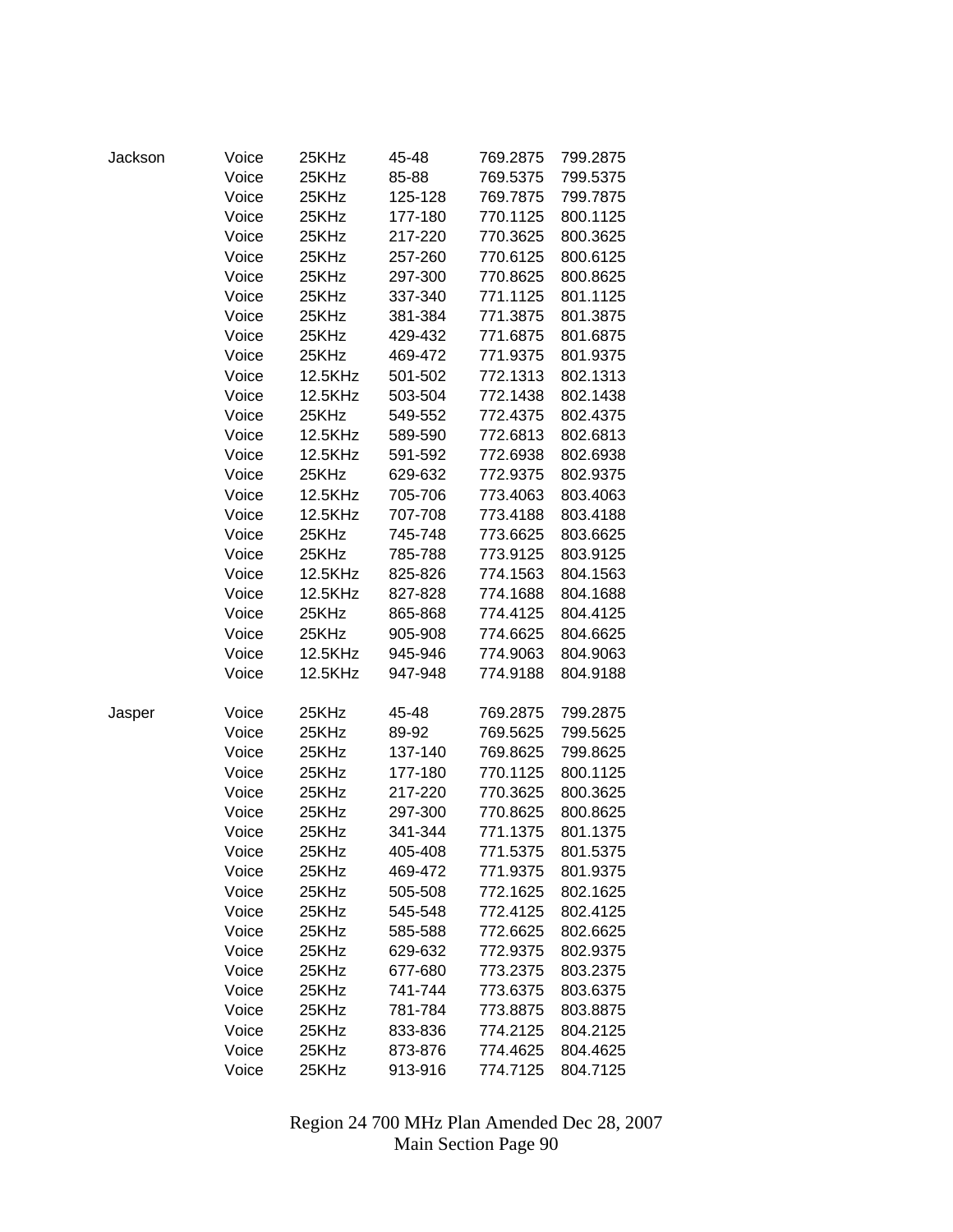| | | | | | |
|---|---|---|---|---|---|
| Jackson | Voice | 25KHz | 45-48 | 769.2875 | 799.2875 |
| | Voice | 25KHz | 85-88 | 769.5375 | 799.5375 |
| | Voice | 25KHz | 125-128 | 769.7875 | 799.7875 |
| | Voice | 25KHz | 177-180 | 770.1125 | 800.1125 |
| | Voice | 25KHz | 217-220 | 770.3625 | 800.3625 |
| | Voice | 25KHz | 257-260 | 770.6125 | 800.6125 |
| | Voice | 25KHz | 297-300 | 770.8625 | 800.8625 |
| | Voice | 25KHz | 337-340 | 771.1125 | 801.1125 |
| | Voice | 25KHz | 381-384 | 771.3875 | 801.3875 |
| | Voice | 25KHz | 429-432 | 771.6875 | 801.6875 |
| | Voice | 25KHz | 469-472 | 771.9375 | 801.9375 |
| | Voice | 12.5KHz | 501-502 | 772.1313 | 802.1313 |
| | Voice | 12.5KHz | 503-504 | 772.1438 | 802.1438 |
| | Voice | 25KHz | 549-552 | 772.4375 | 802.4375 |
| | Voice | 12.5KHz | 589-590 | 772.6813 | 802.6813 |
| | Voice | 12.5KHz | 591-592 | 772.6938 | 802.6938 |
| | Voice | 25KHz | 629-632 | 772.9375 | 802.9375 |
| | Voice | 12.5KHz | 705-706 | 773.4063 | 803.4063 |
| | Voice | 12.5KHz | 707-708 | 773.4188 | 803.4188 |
| | Voice | 25KHz | 745-748 | 773.6625 | 803.6625 |
| | Voice | 25KHz | 785-788 | 773.9125 | 803.9125 |
| | Voice | 12.5KHz | 825-826 | 774.1563 | 804.1563 |
| | Voice | 12.5KHz | 827-828 | 774.1688 | 804.1688 |
| | Voice | 25KHz | 865-868 | 774.4125 | 804.4125 |
| | Voice | 25KHz | 905-908 | 774.6625 | 804.6625 |
| | Voice | 12.5KHz | 945-946 | 774.9063 | 804.9063 |
| | Voice | 12.5KHz | 947-948 | 774.9188 | 804.9188 |
| | | | | | |
| Jasper | Voice | 25KHz | 45-48 | 769.2875 | 799.2875 |
| | Voice | 25KHz | 89-92 | 769.5625 | 799.5625 |
| | Voice | 25KHz | 137-140 | 769.8625 | 799.8625 |
| | Voice | 25KHz | 177-180 | 770.1125 | 800.1125 |
| | Voice | 25KHz | 217-220 | 770.3625 | 800.3625 |
| | Voice | 25KHz | 297-300 | 770.8625 | 800.8625 |
| | Voice | 25KHz | 341-344 | 771.1375 | 801.1375 |
| | Voice | 25KHz | 405-408 | 771.5375 | 801.5375 |
| | Voice | 25KHz | 469-472 | 771.9375 | 801.9375 |
| | Voice | 25KHz | 505-508 | 772.1625 | 802.1625 |
| | Voice | 25KHz | 545-548 | 772.4125 | 802.4125 |
| | Voice | 25KHz | 585-588 | 772.6625 | 802.6625 |
| | Voice | 25KHz | 629-632 | 772.9375 | 802.9375 |
| | Voice | 25KHz | 677-680 | 773.2375 | 803.2375 |
| | Voice | 25KHz | 741-744 | 773.6375 | 803.6375 |
| | Voice | 25KHz | 781-784 | 773.8875 | 803.8875 |
| | Voice | 25KHz | 833-836 | 774.2125 | 804.2125 |
| | Voice | 25KHz | 873-876 | 774.4625 | 804.4625 |
| | Voice | 25KHz | 913-916 | 774.7125 | 804.7125 |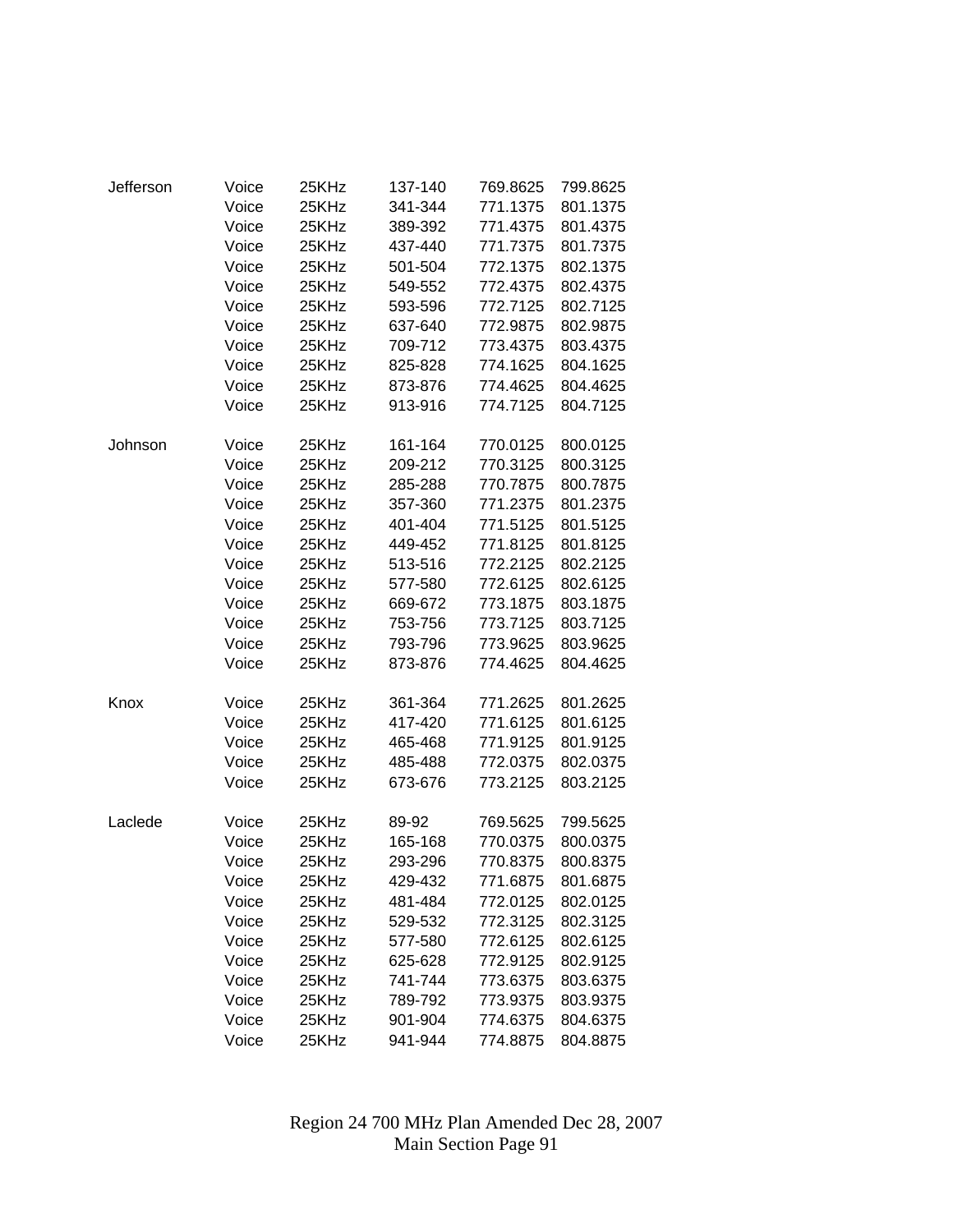| | | | | | |
|---|---|---|---|---|---|
| Jefferson | Voice | 25KHz | 137-140 | 769.8625 | 799.8625 |
| | Voice | 25KHz | 341-344 | 771.1375 | 801.1375 |
| | Voice | 25KHz | 389-392 | 771.4375 | 801.4375 |
| | Voice | 25KHz | 437-440 | 771.7375 | 801.7375 |
| | Voice | 25KHz | 501-504 | 772.1375 | 802.1375 |
| | Voice | 25KHz | 549-552 | 772.4375 | 802.4375 |
| | Voice | 25KHz | 593-596 | 772.7125 | 802.7125 |
| | Voice | 25KHz | 637-640 | 772.9875 | 802.9875 |
| | Voice | 25KHz | 709-712 | 773.4375 | 803.4375 |
| | Voice | 25KHz | 825-828 | 774.1625 | 804.1625 |
| | Voice | 25KHz | 873-876 | 774.4625 | 804.4625 |
| | Voice | 25KHz | 913-916 | 774.7125 | 804.7125 |
| | | | | | |
| Johnson | Voice | 25KHz | 161-164 | 770.0125 | 800.0125 |
| | Voice | 25KHz | 209-212 | 770.3125 | 800.3125 |
| | Voice | 25KHz | 285-288 | 770.7875 | 800.7875 |
| | Voice | 25KHz | 357-360 | 771.2375 | 801.2375 |
| | Voice | 25KHz | 401-404 | 771.5125 | 801.5125 |
| | Voice | 25KHz | 449-452 | 771.8125 | 801.8125 |
| | Voice | 25KHz | 513-516 | 772.2125 | 802.2125 |
| | Voice | 25KHz | 577-580 | 772.6125 | 802.6125 |
| | Voice | 25KHz | 669-672 | 773.1875 | 803.1875 |
| | Voice | 25KHz | 753-756 | 773.7125 | 803.7125 |
| | Voice | 25KHz | 793-796 | 773.9625 | 803.9625 |
| | Voice | 25KHz | 873-876 | 774.4625 | 804.4625 |
| | | | | | |
| Knox | Voice | 25KHz | 361-364 | 771.2625 | 801.2625 |
| | Voice | 25KHz | 417-420 | 771.6125 | 801.6125 |
| | Voice | 25KHz | 465-468 | 771.9125 | 801.9125 |
| | Voice | 25KHz | 485-488 | 772.0375 | 802.0375 |
| | Voice | 25KHz | 673-676 | 773.2125 | 803.2125 |
| | | | | | |
| Laclede | Voice | 25KHz | 89-92 | 769.5625 | 799.5625 |
| | Voice | 25KHz | 165-168 | 770.0375 | 800.0375 |
| | Voice | 25KHz | 293-296 | 770.8375 | 800.8375 |
| | Voice | 25KHz | 429-432 | 771.6875 | 801.6875 |
| | Voice | 25KHz | 481-484 | 772.0125 | 802.0125 |
| | Voice | 25KHz | 529-532 | 772.3125 | 802.3125 |
| | Voice | 25KHz | 577-580 | 772.6125 | 802.6125 |
| | Voice | 25KHz | 625-628 | 772.9125 | 802.9125 |
| | Voice | 25KHz | 741-744 | 773.6375 | 803.6375 |
| | Voice | 25KHz | 789-792 | 773.9375 | 803.9375 |
| | Voice | 25KHz | 901-904 | 774.6375 | 804.6375 |
| | Voice | 25KHz | 941-944 | 774.8875 | 804.8875 |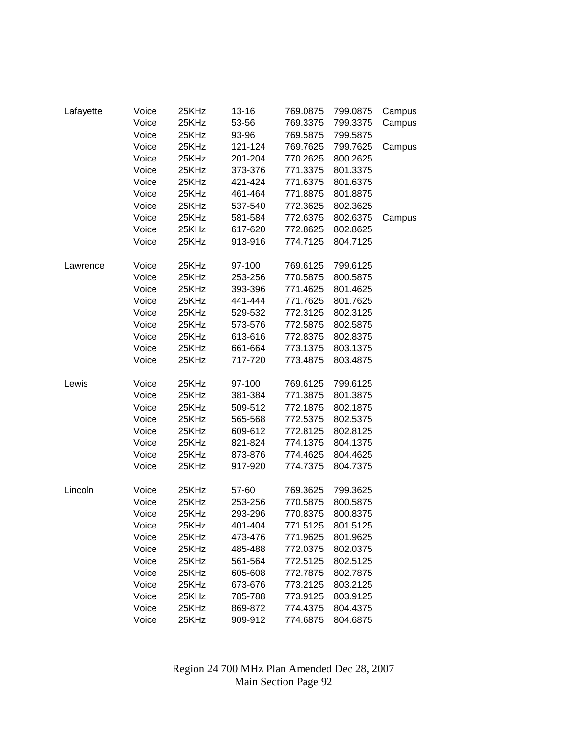| | | | | | | |
|---|---|---|---|---|---|---|
| Lafayette | Voice | 25KHz | 13-16 | 769.0875 | 799.0875 | Campus |
| | Voice | 25KHz | 53-56 | 769.3375 | 799.3375 | Campus |
| | Voice | 25KHz | 93-96 | 769.5875 | 799.5875 | |
| | Voice | 25KHz | 121-124 | 769.7625 | 799.7625 | Campus |
| | Voice | 25KHz | 201-204 | 770.2625 | 800.2625 | |
| | Voice | 25KHz | 373-376 | 771.3375 | 801.3375 | |
| | Voice | 25KHz | 421-424 | 771.6375 | 801.6375 | |
| | Voice | 25KHz | 461-464 | 771.8875 | 801.8875 | |
| | Voice | 25KHz | 537-540 | 772.3625 | 802.3625 | |
| | Voice | 25KHz | 581-584 | 772.6375 | 802.6375 | Campus |
| | Voice | 25KHz | 617-620 | 772.8625 | 802.8625 | |
| | Voice | 25KHz | 913-916 | 774.7125 | 804.7125 | |
| | | | | | | |
| Lawrence | Voice | 25KHz | 97-100 | 769.6125 | 799.6125 | |
| | Voice | 25KHz | 253-256 | 770.5875 | 800.5875 | |
| | Voice | 25KHz | 393-396 | 771.4625 | 801.4625 | |
| | Voice | 25KHz | 441-444 | 771.7625 | 801.7625 | |
| | Voice | 25KHz | 529-532 | 772.3125 | 802.3125 | |
| | Voice | 25KHz | 573-576 | 772.5875 | 802.5875 | |
| | Voice | 25KHz | 613-616 | 772.8375 | 802.8375 | |
| | Voice | 25KHz | 661-664 | 773.1375 | 803.1375 | |
| | Voice | 25KHz | 717-720 | 773.4875 | 803.4875 | |
| | | | | | | |
| Lewis | Voice | 25KHz | 97-100 | 769.6125 | 799.6125 | |
| | Voice | 25KHz | 381-384 | 771.3875 | 801.3875 | |
| | Voice | 25KHz | 509-512 | 772.1875 | 802.1875 | |
| | Voice | 25KHz | 565-568 | 772.5375 | 802.5375 | |
| | Voice | 25KHz | 609-612 | 772.8125 | 802.8125 | |
| | Voice | 25KHz | 821-824 | 774.1375 | 804.1375 | |
| | Voice | 25KHz | 873-876 | 774.4625 | 804.4625 | |
| | Voice | 25KHz | 917-920 | 774.7375 | 804.7375 | |
| | | | | | | |
| Lincoln | Voice | 25KHz | 57-60 | 769.3625 | 799.3625 | |
| | Voice | 25KHz | 253-256 | 770.5875 | 800.5875 | |
| | Voice | 25KHz | 293-296 | 770.8375 | 800.8375 | |
| | Voice | 25KHz | 401-404 | 771.5125 | 801.5125 | |
| | Voice | 25KHz | 473-476 | 771.9625 | 801.9625 | |
| | Voice | 25KHz | 485-488 | 772.0375 | 802.0375 | |
| | Voice | 25KHz | 561-564 | 772.5125 | 802.5125 | |
| | Voice | 25KHz | 605-608 | 772.7875 | 802.7875 | |
| | Voice | 25KHz | 673-676 | 773.2125 | 803.2125 | |
| | Voice | 25KHz | 785-788 | 773.9125 | 803.9125 | |
| | Voice | 25KHz | 869-872 | 774.4375 | 804.4375 | |
| | Voice | 25KHz | 909-912 | 774.6875 | 804.6875 | |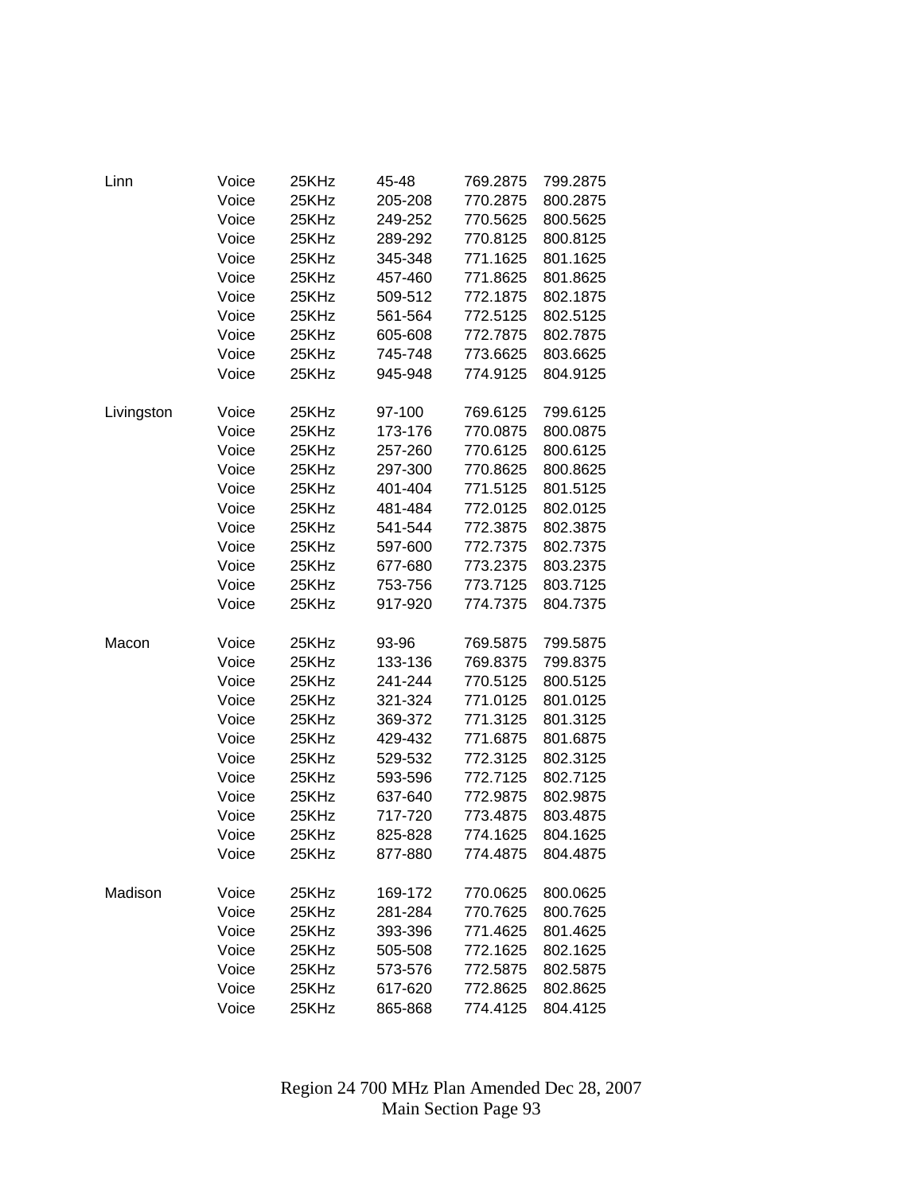| | | | | | |
|---|---|---|---|---|---|
| Linn | Voice | 25KHz | 45-48 | 769.2875 | 799.2875 |
| | Voice | 25KHz | 205-208 | 770.2875 | 800.2875 |
| | Voice | 25KHz | 249-252 | 770.5625 | 800.5625 |
| | Voice | 25KHz | 289-292 | 770.8125 | 800.8125 |
| | Voice | 25KHz | 345-348 | 771.1625 | 801.1625 |
| | Voice | 25KHz | 457-460 | 771.8625 | 801.8625 |
| | Voice | 25KHz | 509-512 | 772.1875 | 802.1875 |
| | Voice | 25KHz | 561-564 | 772.5125 | 802.5125 |
| | Voice | 25KHz | 605-608 | 772.7875 | 802.7875 |
| | Voice | 25KHz | 745-748 | 773.6625 | 803.6625 |
| | Voice | 25KHz | 945-948 | 774.9125 | 804.9125 |
| | | | | | |
| Livingston | Voice | 25KHz | 97-100 | 769.6125 | 799.6125 |
| | Voice | 25KHz | 173-176 | 770.0875 | 800.0875 |
| | Voice | 25KHz | 257-260 | 770.6125 | 800.6125 |
| | Voice | 25KHz | 297-300 | 770.8625 | 800.8625 |
| | Voice | 25KHz | 401-404 | 771.5125 | 801.5125 |
| | Voice | 25KHz | 481-484 | 772.0125 | 802.0125 |
| | Voice | 25KHz | 541-544 | 772.3875 | 802.3875 |
| | Voice | 25KHz | 597-600 | 772.7375 | 802.7375 |
| | Voice | 25KHz | 677-680 | 773.2375 | 803.2375 |
| | Voice | 25KHz | 753-756 | 773.7125 | 803.7125 |
| | Voice | 25KHz | 917-920 | 774.7375 | 804.7375 |
| | | | | | |
| Macon | Voice | 25KHz | 93-96 | 769.5875 | 799.5875 |
| | Voice | 25KHz | 133-136 | 769.8375 | 799.8375 |
| | Voice | 25KHz | 241-244 | 770.5125 | 800.5125 |
| | Voice | 25KHz | 321-324 | 771.0125 | 801.0125 |
| | Voice | 25KHz | 369-372 | 771.3125 | 801.3125 |
| | Voice | 25KHz | 429-432 | 771.6875 | 801.6875 |
| | Voice | 25KHz | 529-532 | 772.3125 | 802.3125 |
| | Voice | 25KHz | 593-596 | 772.7125 | 802.7125 |
| | Voice | 25KHz | 637-640 | 772.9875 | 802.9875 |
| | Voice | 25KHz | 717-720 | 773.4875 | 803.4875 |
| | Voice | 25KHz | 825-828 | 774.1625 | 804.1625 |
| | Voice | 25KHz | 877-880 | 774.4875 | 804.4875 |
| | | | | | |
| Madison | Voice | 25KHz | 169-172 | 770.0625 | 800.0625 |
| | Voice | 25KHz | 281-284 | 770.7625 | 800.7625 |
| | Voice | 25KHz | 393-396 | 771.4625 | 801.4625 |
| | Voice | 25KHz | 505-508 | 772.1625 | 802.1625 |
| | Voice | 25KHz | 573-576 | 772.5875 | 802.5875 |
| | Voice | 25KHz | 617-620 | 772.8625 | 802.8625 |
| | Voice | 25KHz | 865-868 | 774.4125 | 804.4125 |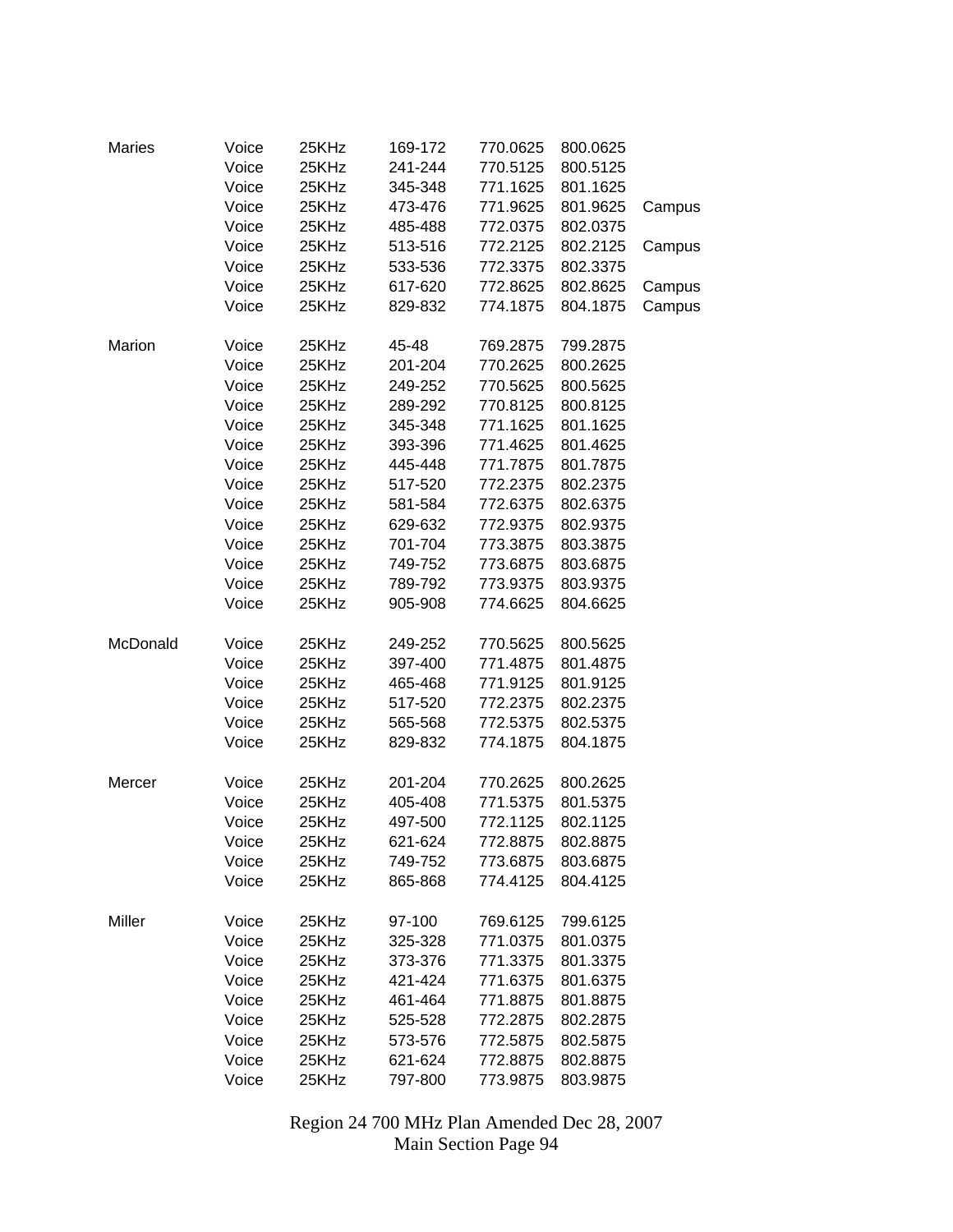| | | | | | | |
|---|---|---|---|---|---|---|
| Maries | Voice | 25KHz | 169-172 | 770.0625 | 800.0625 | |
| | Voice | 25KHz | 241-244 | 770.5125 | 800.5125 | |
| | Voice | 25KHz | 345-348 | 771.1625 | 801.1625 | |
| | Voice | 25KHz | 473-476 | 771.9625 | 801.9625 | Campus |
| | Voice | 25KHz | 485-488 | 772.0375 | 802.0375 | |
| | Voice | 25KHz | 513-516 | 772.2125 | 802.2125 | Campus |
| | Voice | 25KHz | 533-536 | 772.3375 | 802.3375 | |
| | Voice | 25KHz | 617-620 | 772.8625 | 802.8625 | Campus |
| | Voice | 25KHz | 829-832 | 774.1875 | 804.1875 | Campus |
| | | | | | | |
| Marion | Voice | 25KHz | 45-48 | 769.2875 | 799.2875 | |
| | Voice | 25KHz | 201-204 | 770.2625 | 800.2625 | |
| | Voice | 25KHz | 249-252 | 770.5625 | 800.5625 | |
| | Voice | 25KHz | 289-292 | 770.8125 | 800.8125 | |
| | Voice | 25KHz | 345-348 | 771.1625 | 801.1625 | |
| | Voice | 25KHz | 393-396 | 771.4625 | 801.4625 | |
| | Voice | 25KHz | 445-448 | 771.7875 | 801.7875 | |
| | Voice | 25KHz | 517-520 | 772.2375 | 802.2375 | |
| | Voice | 25KHz | 581-584 | 772.6375 | 802.6375 | |
| | Voice | 25KHz | 629-632 | 772.9375 | 802.9375 | |
| | Voice | 25KHz | 701-704 | 773.3875 | 803.3875 | |
| | Voice | 25KHz | 749-752 | 773.6875 | 803.6875 | |
| | Voice | 25KHz | 789-792 | 773.9375 | 803.9375 | |
| | Voice | 25KHz | 905-908 | 774.6625 | 804.6625 | |
| | | | | | | |
| McDonald | Voice | 25KHz | 249-252 | 770.5625 | 800.5625 | |
| | Voice | 25KHz | 397-400 | 771.4875 | 801.4875 | |
| | Voice | 25KHz | 465-468 | 771.9125 | 801.9125 | |
| | Voice | 25KHz | 517-520 | 772.2375 | 802.2375 | |
| | Voice | 25KHz | 565-568 | 772.5375 | 802.5375 | |
| | Voice | 25KHz | 829-832 | 774.1875 | 804.1875 | |
| | | | | | | |
| Mercer | Voice | 25KHz | 201-204 | 770.2625 | 800.2625 | |
| | Voice | 25KHz | 405-408 | 771.5375 | 801.5375 | |
| | Voice | 25KHz | 497-500 | 772.1125 | 802.1125 | |
| | Voice | 25KHz | 621-624 | 772.8875 | 802.8875 | |
| | Voice | 25KHz | 749-752 | 773.6875 | 803.6875 | |
| | Voice | 25KHz | 865-868 | 774.4125 | 804.4125 | |
| | | | | | | |
| Miller | Voice | 25KHz | 97-100 | 769.6125 | 799.6125 | |
| | Voice | 25KHz | 325-328 | 771.0375 | 801.0375 | |
| | Voice | 25KHz | 373-376 | 771.3375 | 801.3375 | |
| | Voice | 25KHz | 421-424 | 771.6375 | 801.6375 | |
| | Voice | 25KHz | 461-464 | 771.8875 | 801.8875 | |
| | Voice | 25KHz | 525-528 | 772.2875 | 802.2875 | |
| | Voice | 25KHz | 573-576 | 772.5875 | 802.5875 | |
| | Voice | 25KHz | 621-624 | 772.8875 | 802.8875 | |
| | Voice | 25KHz | 797-800 | 773.9875 | 803.9875 | |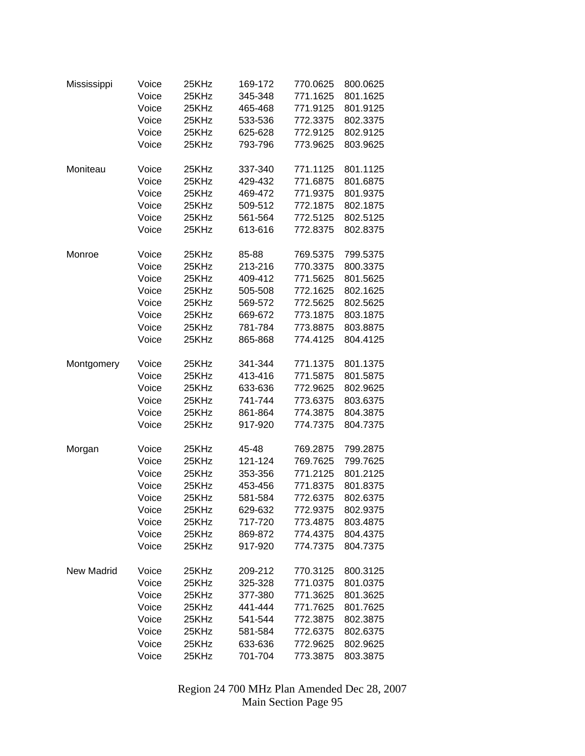| | | | | | |
|---|---|---|---|---|---|
| Mississippi | Voice | 25KHz | 169-172 | 770.0625 | 800.0625 |
| | Voice | 25KHz | 345-348 | 771.1625 | 801.1625 |
| | Voice | 25KHz | 465-468 | 771.9125 | 801.9125 |
| | Voice | 25KHz | 533-536 | 772.3375 | 802.3375 |
| | Voice | 25KHz | 625-628 | 772.9125 | 802.9125 |
| | Voice | 25KHz | 793-796 | 773.9625 | 803.9625 |
| | | | | | |
| Moniteau | Voice | 25KHz | 337-340 | 771.1125 | 801.1125 |
| | Voice | 25KHz | 429-432 | 771.6875 | 801.6875 |
| | Voice | 25KHz | 469-472 | 771.9375 | 801.9375 |
| | Voice | 25KHz | 509-512 | 772.1875 | 802.1875 |
| | Voice | 25KHz | 561-564 | 772.5125 | 802.5125 |
| | Voice | 25KHz | 613-616 | 772.8375 | 802.8375 |
| | | | | | |
| Monroe | Voice | 25KHz | 85-88 | 769.5375 | 799.5375 |
| | Voice | 25KHz | 213-216 | 770.3375 | 800.3375 |
| | Voice | 25KHz | 409-412 | 771.5625 | 801.5625 |
| | Voice | 25KHz | 505-508 | 772.1625 | 802.1625 |
| | Voice | 25KHz | 569-572 | 772.5625 | 802.5625 |
| | Voice | 25KHz | 669-672 | 773.1875 | 803.1875 |
| | Voice | 25KHz | 781-784 | 773.8875 | 803.8875 |
| | Voice | 25KHz | 865-868 | 774.4125 | 804.4125 |
| | | | | | |
| Montgomery | Voice | 25KHz | 341-344 | 771.1375 | 801.1375 |
| | Voice | 25KHz | 413-416 | 771.5875 | 801.5875 |
| | Voice | 25KHz | 633-636 | 772.9625 | 802.9625 |
| | Voice | 25KHz | 741-744 | 773.6375 | 803.6375 |
| | Voice | 25KHz | 861-864 | 774.3875 | 804.3875 |
| | Voice | 25KHz | 917-920 | 774.7375 | 804.7375 |
| | | | | | |
| Morgan | Voice | 25KHz | 45-48 | 769.2875 | 799.2875 |
| | Voice | 25KHz | 121-124 | 769.7625 | 799.7625 |
| | Voice | 25KHz | 353-356 | 771.2125 | 801.2125 |
| | Voice | 25KHz | 453-456 | 771.8375 | 801.8375 |
| | Voice | 25KHz | 581-584 | 772.6375 | 802.6375 |
| | Voice | 25KHz | 629-632 | 772.9375 | 802.9375 |
| | Voice | 25KHz | 717-720 | 773.4875 | 803.4875 |
| | Voice | 25KHz | 869-872 | 774.4375 | 804.4375 |
| | Voice | 25KHz | 917-920 | 774.7375 | 804.7375 |
| | | | | | |
| New Madrid | Voice | 25KHz | 209-212 | 770.3125 | 800.3125 |
| | Voice | 25KHz | 325-328 | 771.0375 | 801.0375 |
| | Voice | 25KHz | 377-380 | 771.3625 | 801.3625 |
| | Voice | 25KHz | 441-444 | 771.7625 | 801.7625 |
| | Voice | 25KHz | 541-544 | 772.3875 | 802.3875 |
| | Voice | 25KHz | 581-584 | 772.6375 | 802.6375 |
| | Voice | 25KHz | 633-636 | 772.9625 | 802.9625 |
| | Voice | 25KHz | 701-704 | 773.3875 | 803.3875 |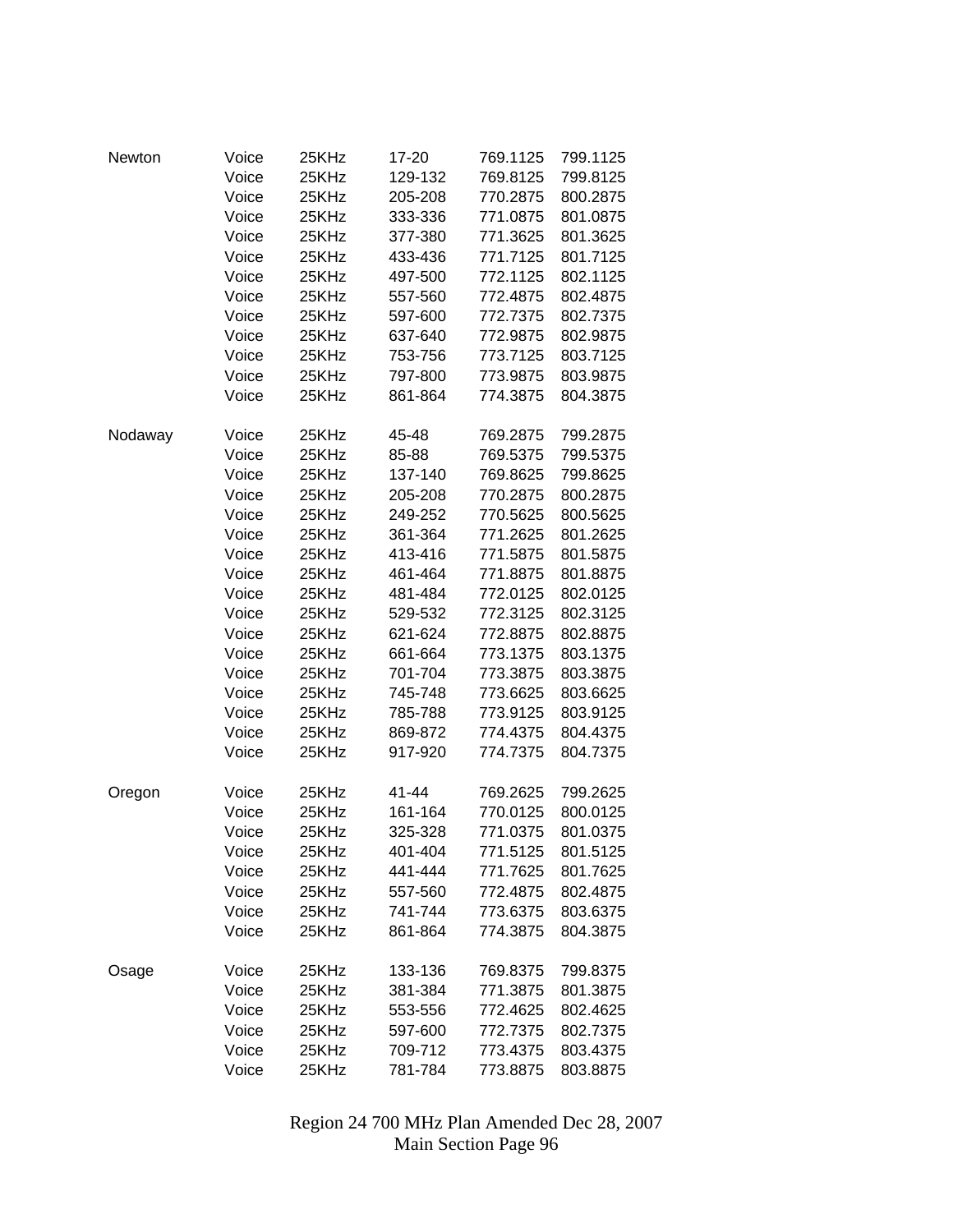| | | | | | |
|---|---|---|---|---|---|
| Newton | Voice | 25KHz | 17-20 | 769.1125 | 799.1125 |
| | Voice | 25KHz | 129-132 | 769.8125 | 799.8125 |
| | Voice | 25KHz | 205-208 | 770.2875 | 800.2875 |
| | Voice | 25KHz | 333-336 | 771.0875 | 801.0875 |
| | Voice | 25KHz | 377-380 | 771.3625 | 801.3625 |
| | Voice | 25KHz | 433-436 | 771.7125 | 801.7125 |
| | Voice | 25KHz | 497-500 | 772.1125 | 802.1125 |
| | Voice | 25KHz | 557-560 | 772.4875 | 802.4875 |
| | Voice | 25KHz | 597-600 | 772.7375 | 802.7375 |
| | Voice | 25KHz | 637-640 | 772.9875 | 802.9875 |
| | Voice | 25KHz | 753-756 | 773.7125 | 803.7125 |
| | Voice | 25KHz | 797-800 | 773.9875 | 803.9875 |
| | Voice | 25KHz | 861-864 | 774.3875 | 804.3875 |
| | | | | | |
| Nodaway | Voice | 25KHz | 45-48 | 769.2875 | 799.2875 |
| | Voice | 25KHz | 85-88 | 769.5375 | 799.5375 |
| | Voice | 25KHz | 137-140 | 769.8625 | 799.8625 |
| | Voice | 25KHz | 205-208 | 770.2875 | 800.2875 |
| | Voice | 25KHz | 249-252 | 770.5625 | 800.5625 |
| | Voice | 25KHz | 361-364 | 771.2625 | 801.2625 |
| | Voice | 25KHz | 413-416 | 771.5875 | 801.5875 |
| | Voice | 25KHz | 461-464 | 771.8875 | 801.8875 |
| | Voice | 25KHz | 481-484 | 772.0125 | 802.0125 |
| | Voice | 25KHz | 529-532 | 772.3125 | 802.3125 |
| | Voice | 25KHz | 621-624 | 772.8875 | 802.8875 |
| | Voice | 25KHz | 661-664 | 773.1375 | 803.1375 |
| | Voice | 25KHz | 701-704 | 773.3875 | 803.3875 |
| | Voice | 25KHz | 745-748 | 773.6625 | 803.6625 |
| | Voice | 25KHz | 785-788 | 773.9125 | 803.9125 |
| | Voice | 25KHz | 869-872 | 774.4375 | 804.4375 |
| | Voice | 25KHz | 917-920 | 774.7375 | 804.7375 |
| | | | | | |
| Oregon | Voice | 25KHz | 41-44 | 769.2625 | 799.2625 |
| | Voice | 25KHz | 161-164 | 770.0125 | 800.0125 |
| | Voice | 25KHz | 325-328 | 771.0375 | 801.0375 |
| | Voice | 25KHz | 401-404 | 771.5125 | 801.5125 |
| | Voice | 25KHz | 441-444 | 771.7625 | 801.7625 |
| | Voice | 25KHz | 557-560 | 772.4875 | 802.4875 |
| | Voice | 25KHz | 741-744 | 773.6375 | 803.6375 |
| | Voice | 25KHz | 861-864 | 774.3875 | 804.3875 |
| | | | | | |
| Osage | Voice | 25KHz | 133-136 | 769.8375 | 799.8375 |
| | Voice | 25KHz | 381-384 | 771.3875 | 801.3875 |
| | Voice | 25KHz | 553-556 | 772.4625 | 802.4625 |
| | Voice | 25KHz | 597-600 | 772.7375 | 802.7375 |
| | Voice | 25KHz | 709-712 | 773.4375 | 803.4375 |
| | Voice | 25KHz | 781-784 | 773.8875 | 803.8875 |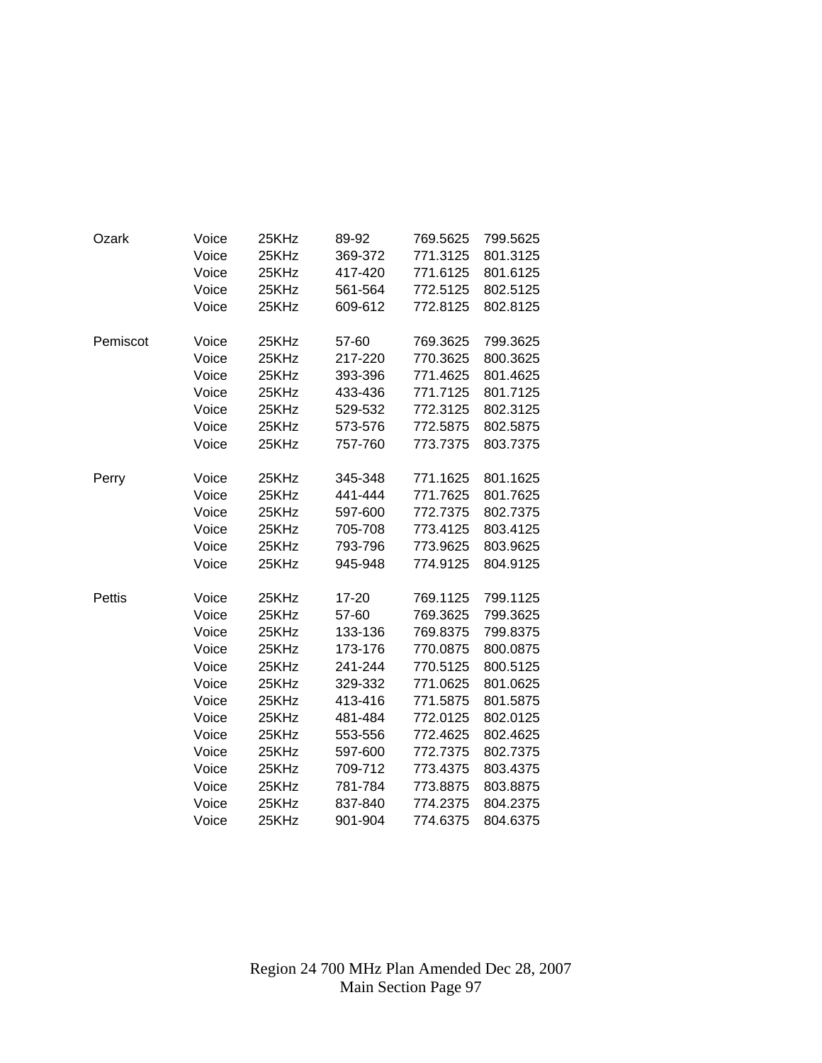| | | | | | |
|---|---|---|---|---|---|
| Ozark | Voice | 25KHz | 89-92 | 769.5625 | 799.5625 |
| | Voice | 25KHz | 369-372 | 771.3125 | 801.3125 |
| | Voice | 25KHz | 417-420 | 771.6125 | 801.6125 |
| | Voice | 25KHz | 561-564 | 772.5125 | 802.5125 |
| | Voice | 25KHz | 609-612 | 772.8125 | 802.8125 |
| | | | | | |
| Pemiscot | Voice | 25KHz | 57-60 | 769.3625 | 799.3625 |
| | Voice | 25KHz | 217-220 | 770.3625 | 800.3625 |
| | Voice | 25KHz | 393-396 | 771.4625 | 801.4625 |
| | Voice | 25KHz | 433-436 | 771.7125 | 801.7125 |
| | Voice | 25KHz | 529-532 | 772.3125 | 802.3125 |
| | Voice | 25KHz | 573-576 | 772.5875 | 802.5875 |
| | Voice | 25KHz | 757-760 | 773.7375 | 803.7375 |
| | | | | | |
| Perry | Voice | 25KHz | 345-348 | 771.1625 | 801.1625 |
| | Voice | 25KHz | 441-444 | 771.7625 | 801.7625 |
| | Voice | 25KHz | 597-600 | 772.7375 | 802.7375 |
| | Voice | 25KHz | 705-708 | 773.4125 | 803.4125 |
| | Voice | 25KHz | 793-796 | 773.9625 | 803.9625 |
| | Voice | 25KHz | 945-948 | 774.9125 | 804.9125 |
| | | | | | |
| Pettis | Voice | 25KHz | 17-20 | 769.1125 | 799.1125 |
| | Voice | 25KHz | 57-60 | 769.3625 | 799.3625 |
| | Voice | 25KHz | 133-136 | 769.8375 | 799.8375 |
| | Voice | 25KHz | 173-176 | 770.0875 | 800.0875 |
| | Voice | 25KHz | 241-244 | 770.5125 | 800.5125 |
| | Voice | 25KHz | 329-332 | 771.0625 | 801.0625 |
| | Voice | 25KHz | 413-416 | 771.5875 | 801.5875 |
| | Voice | 25KHz | 481-484 | 772.0125 | 802.0125 |
| | Voice | 25KHz | 553-556 | 772.4625 | 802.4625 |
| | Voice | 25KHz | 597-600 | 772.7375 | 802.7375 |
| | Voice | 25KHz | 709-712 | 773.4375 | 803.4375 |
| | Voice | 25KHz | 781-784 | 773.8875 | 803.8875 |
| | Voice | 25KHz | 837-840 | 774.2375 | 804.2375 |
| | Voice | 25KHz | 901-904 | 774.6375 | 804.6375 |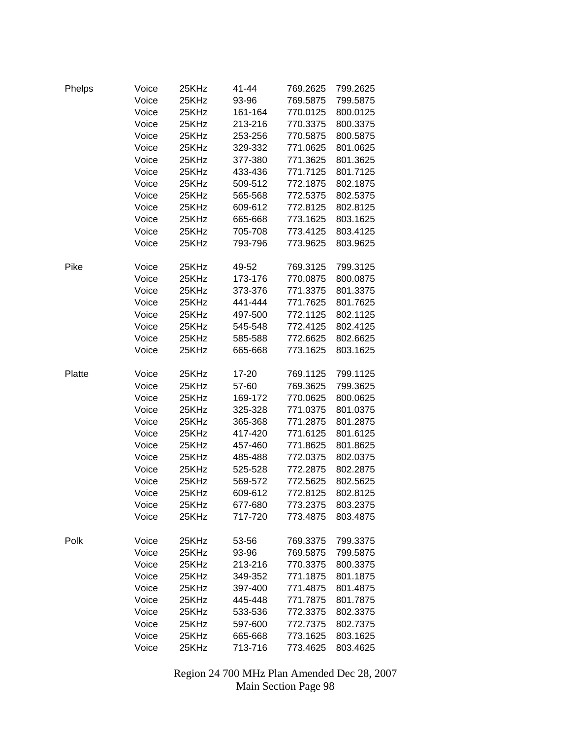| County | Type | Bandwidth | Channels | Base (MHz) | Mobile (MHz) |
|---|---|---|---|---|---|
| Phelps | Voice | 25KHz | 41-44 | 769.2625 | 799.2625 |
| | Voice | 25KHz | 93-96 | 769.5875 | 799.5875 |
| | Voice | 25KHz | 161-164 | 770.0125 | 800.0125 |
| | Voice | 25KHz | 213-216 | 770.3375 | 800.3375 |
| | Voice | 25KHz | 253-256 | 770.5875 | 800.5875 |
| | Voice | 25KHz | 329-332 | 771.0625 | 801.0625 |
| | Voice | 25KHz | 377-380 | 771.3625 | 801.3625 |
| | Voice | 25KHz | 433-436 | 771.7125 | 801.7125 |
| | Voice | 25KHz | 509-512 | 772.1875 | 802.1875 |
| | Voice | 25KHz | 565-568 | 772.5375 | 802.5375 |
| | Voice | 25KHz | 609-612 | 772.8125 | 802.8125 |
| | Voice | 25KHz | 665-668 | 773.1625 | 803.1625 |
| | Voice | 25KHz | 705-708 | 773.4125 | 803.4125 |
| | Voice | 25KHz | 793-796 | 773.9625 | 803.9625 |
| Pike | Voice | 25KHz | 49-52 | 769.3125 | 799.3125 |
| | Voice | 25KHz | 173-176 | 770.0875 | 800.0875 |
| | Voice | 25KHz | 373-376 | 771.3375 | 801.3375 |
| | Voice | 25KHz | 441-444 | 771.7625 | 801.7625 |
| | Voice | 25KHz | 497-500 | 772.1125 | 802.1125 |
| | Voice | 25KHz | 545-548 | 772.4125 | 802.4125 |
| | Voice | 25KHz | 585-588 | 772.6625 | 802.6625 |
| | Voice | 25KHz | 665-668 | 773.1625 | 803.1625 |
| Platte | Voice | 25KHz | 17-20 | 769.1125 | 799.1125 |
| | Voice | 25KHz | 57-60 | 769.3625 | 799.3625 |
| | Voice | 25KHz | 169-172 | 770.0625 | 800.0625 |
| | Voice | 25KHz | 325-328 | 771.0375 | 801.0375 |
| | Voice | 25KHz | 365-368 | 771.2875 | 801.2875 |
| | Voice | 25KHz | 417-420 | 771.6125 | 801.6125 |
| | Voice | 25KHz | 457-460 | 771.8625 | 801.8625 |
| | Voice | 25KHz | 485-488 | 772.0375 | 802.0375 |
| | Voice | 25KHz | 525-528 | 772.2875 | 802.2875 |
| | Voice | 25KHz | 569-572 | 772.5625 | 802.5625 |
| | Voice | 25KHz | 609-612 | 772.8125 | 802.8125 |
| | Voice | 25KHz | 677-680 | 773.2375 | 803.2375 |
| | Voice | 25KHz | 717-720 | 773.4875 | 803.4875 |
| Polk | Voice | 25KHz | 53-56 | 769.3375 | 799.3375 |
| | Voice | 25KHz | 93-96 | 769.5875 | 799.5875 |
| | Voice | 25KHz | 213-216 | 770.3375 | 800.3375 |
| | Voice | 25KHz | 349-352 | 771.1875 | 801.1875 |
| | Voice | 25KHz | 397-400 | 771.4875 | 801.4875 |
| | Voice | 25KHz | 445-448 | 771.7875 | 801.7875 |
| | Voice | 25KHz | 533-536 | 772.3375 | 802.3375 |
| | Voice | 25KHz | 597-600 | 772.7375 | 802.7375 |
| | Voice | 25KHz | 665-668 | 773.1625 | 803.1625 |
| | Voice | 25KHz | 713-716 | 773.4625 | 803.4625 |

Region 24 700 MHz Plan Amended Dec 28, 2007
Main Section Page 98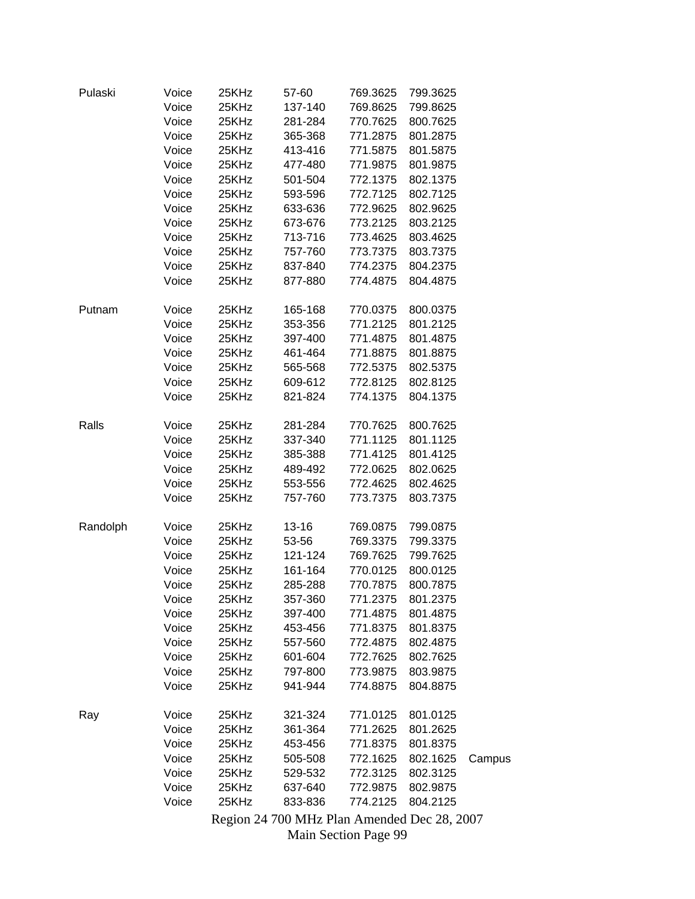| | | | | | | |
|---|---|---|---|---|---|---|
| Pulaski | Voice | 25KHz | 57-60 | 769.3625 | 799.3625 | |
| | Voice | 25KHz | 137-140 | 769.8625 | 799.8625 | |
| | Voice | 25KHz | 281-284 | 770.7625 | 800.7625 | |
| | Voice | 25KHz | 365-368 | 771.2875 | 801.2875 | |
| | Voice | 25KHz | 413-416 | 771.5875 | 801.5875 | |
| | Voice | 25KHz | 477-480 | 771.9875 | 801.9875 | |
| | Voice | 25KHz | 501-504 | 772.1375 | 802.1375 | |
| | Voice | 25KHz | 593-596 | 772.7125 | 802.7125 | |
| | Voice | 25KHz | 633-636 | 772.9625 | 802.9625 | |
| | Voice | 25KHz | 673-676 | 773.2125 | 803.2125 | |
| | Voice | 25KHz | 713-716 | 773.4625 | 803.4625 | |
| | Voice | 25KHz | 757-760 | 773.7375 | 803.7375 | |
| | Voice | 25KHz | 837-840 | 774.2375 | 804.2375 | |
| | Voice | 25KHz | 877-880 | 774.4875 | 804.4875 | |
| | | | | | | |
| Putnam | Voice | 25KHz | 165-168 | 770.0375 | 800.0375 | |
| | Voice | 25KHz | 353-356 | 771.2125 | 801.2125 | |
| | Voice | 25KHz | 397-400 | 771.4875 | 801.4875 | |
| | Voice | 25KHz | 461-464 | 771.8875 | 801.8875 | |
| | Voice | 25KHz | 565-568 | 772.5375 | 802.5375 | |
| | Voice | 25KHz | 609-612 | 772.8125 | 802.8125 | |
| | Voice | 25KHz | 821-824 | 774.1375 | 804.1375 | |
| | | | | | | |
| Ralls | Voice | 25KHz | 281-284 | 770.7625 | 800.7625 | |
| | Voice | 25KHz | 337-340 | 771.1125 | 801.1125 | |
| | Voice | 25KHz | 385-388 | 771.4125 | 801.4125 | |
| | Voice | 25KHz | 489-492 | 772.0625 | 802.0625 | |
| | Voice | 25KHz | 553-556 | 772.4625 | 802.4625 | |
| | Voice | 25KHz | 757-760 | 773.7375 | 803.7375 | |
| | | | | | | |
| Randolph | Voice | 25KHz | 13-16 | 769.0875 | 799.0875 | |
| | Voice | 25KHz | 53-56 | 769.3375 | 799.3375 | |
| | Voice | 25KHz | 121-124 | 769.7625 | 799.7625 | |
| | Voice | 25KHz | 161-164 | 770.0125 | 800.0125 | |
| | Voice | 25KHz | 285-288 | 770.7875 | 800.7875 | |
| | Voice | 25KHz | 357-360 | 771.2375 | 801.2375 | |
| | Voice | 25KHz | 397-400 | 771.4875 | 801.4875 | |
| | Voice | 25KHz | 453-456 | 771.8375 | 801.8375 | |
| | Voice | 25KHz | 557-560 | 772.4875 | 802.4875 | |
| | Voice | 25KHz | 601-604 | 772.7625 | 802.7625 | |
| | Voice | 25KHz | 797-800 | 773.9875 | 803.9875 | |
| | Voice | 25KHz | 941-944 | 774.8875 | 804.8875 | |
| | | | | | | |
| Ray | Voice | 25KHz | 321-324 | 771.0125 | 801.0125 | |
| | Voice | 25KHz | 361-364 | 771.2625 | 801.2625 | |
| | Voice | 25KHz | 453-456 | 771.8375 | 801.8375 | |
| | Voice | 25KHz | 505-508 | 772.1625 | 802.1625 | Campus |
| | Voice | 25KHz | 529-532 | 772.3125 | 802.3125 | |
| | Voice | 25KHz | 637-640 | 772.9875 | 802.9875 | |
| | Voice | 25KHz | 833-836 | 774.2125 | 804.2125 | |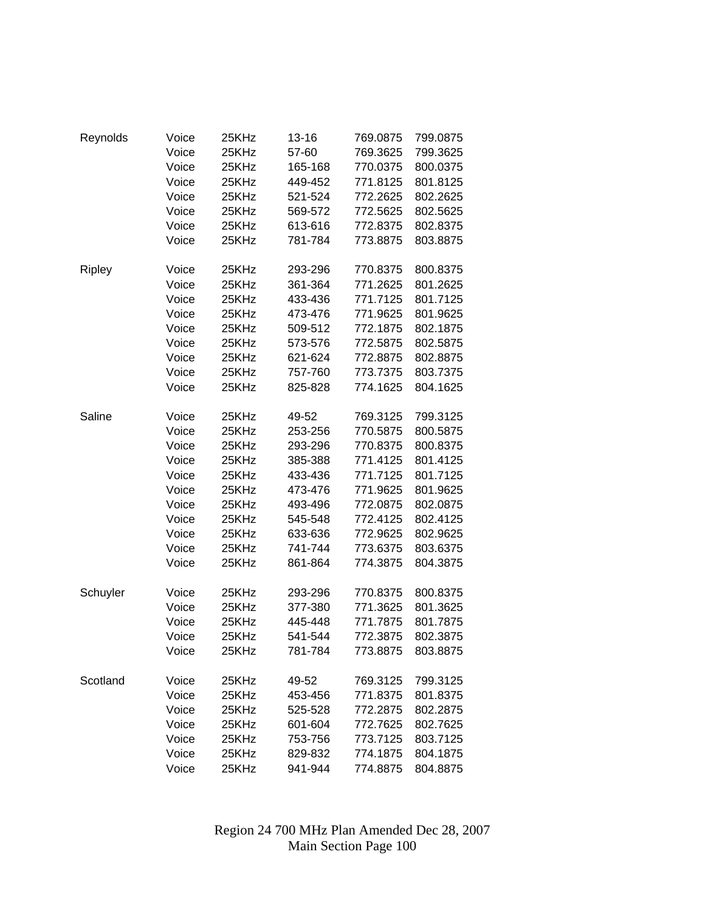| | | | | | |
|---|---|---|---|---|---|
| Reynolds | Voice | 25KHz | 13-16 | 769.0875 | 799.0875 |
| | Voice | 25KHz | 57-60 | 769.3625 | 799.3625 |
| | Voice | 25KHz | 165-168 | 770.0375 | 800.0375 |
| | Voice | 25KHz | 449-452 | 771.8125 | 801.8125 |
| | Voice | 25KHz | 521-524 | 772.2625 | 802.2625 |
| | Voice | 25KHz | 569-572 | 772.5625 | 802.5625 |
| | Voice | 25KHz | 613-616 | 772.8375 | 802.8375 |
| | Voice | 25KHz | 781-784 | 773.8875 | 803.8875 |
| | | | | | |
| Ripley | Voice | 25KHz | 293-296 | 770.8375 | 800.8375 |
| | Voice | 25KHz | 361-364 | 771.2625 | 801.2625 |
| | Voice | 25KHz | 433-436 | 771.7125 | 801.7125 |
| | Voice | 25KHz | 473-476 | 771.9625 | 801.9625 |
| | Voice | 25KHz | 509-512 | 772.1875 | 802.1875 |
| | Voice | 25KHz | 573-576 | 772.5875 | 802.5875 |
| | Voice | 25KHz | 621-624 | 772.8875 | 802.8875 |
| | Voice | 25KHz | 757-760 | 773.7375 | 803.7375 |
| | Voice | 25KHz | 825-828 | 774.1625 | 804.1625 |
| | | | | | |
| Saline | Voice | 25KHz | 49-52 | 769.3125 | 799.3125 |
| | Voice | 25KHz | 253-256 | 770.5875 | 800.5875 |
| | Voice | 25KHz | 293-296 | 770.8375 | 800.8375 |
| | Voice | 25KHz | 385-388 | 771.4125 | 801.4125 |
| | Voice | 25KHz | 433-436 | 771.7125 | 801.7125 |
| | Voice | 25KHz | 473-476 | 771.9625 | 801.9625 |
| | Voice | 25KHz | 493-496 | 772.0875 | 802.0875 |
| | Voice | 25KHz | 545-548 | 772.4125 | 802.4125 |
| | Voice | 25KHz | 633-636 | 772.9625 | 802.9625 |
| | Voice | 25KHz | 741-744 | 773.6375 | 803.6375 |
| | Voice | 25KHz | 861-864 | 774.3875 | 804.3875 |
| | | | | | |
| Schuyler | Voice | 25KHz | 293-296 | 770.8375 | 800.8375 |
| | Voice | 25KHz | 377-380 | 771.3625 | 801.3625 |
| | Voice | 25KHz | 445-448 | 771.7875 | 801.7875 |
| | Voice | 25KHz | 541-544 | 772.3875 | 802.3875 |
| | Voice | 25KHz | 781-784 | 773.8875 | 803.8875 |
| | | | | | |
| Scotland | Voice | 25KHz | 49-52 | 769.3125 | 799.3125 |
| | Voice | 25KHz | 453-456 | 771.8375 | 801.8375 |
| | Voice | 25KHz | 525-528 | 772.2875 | 802.2875 |
| | Voice | 25KHz | 601-604 | 772.7625 | 802.7625 |
| | Voice | 25KHz | 753-756 | 773.7125 | 803.7125 |
| | Voice | 25KHz | 829-832 | 774.1875 | 804.1875 |
| | Voice | 25KHz | 941-944 | 774.8875 | 804.8875 |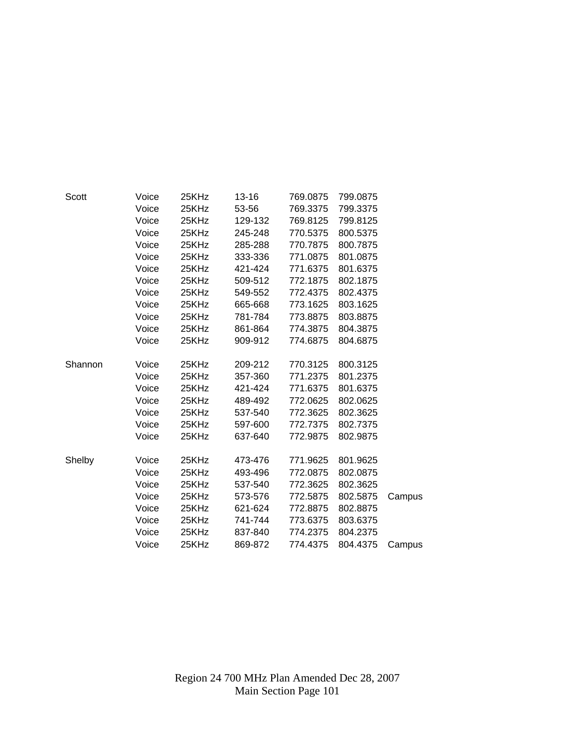| | | | | | | |
|---|---|---|---|---|---|---|
| Scott | Voice | 25KHz | 13-16 | 769.0875 | 799.0875 | |
| | Voice | 25KHz | 53-56 | 769.3375 | 799.3375 | |
| | Voice | 25KHz | 129-132 | 769.8125 | 799.8125 | |
| | Voice | 25KHz | 245-248 | 770.5375 | 800.5375 | |
| | Voice | 25KHz | 285-288 | 770.7875 | 800.7875 | |
| | Voice | 25KHz | 333-336 | 771.0875 | 801.0875 | |
| | Voice | 25KHz | 421-424 | 771.6375 | 801.6375 | |
| | Voice | 25KHz | 509-512 | 772.1875 | 802.1875 | |
| | Voice | 25KHz | 549-552 | 772.4375 | 802.4375 | |
| | Voice | 25KHz | 665-668 | 773.1625 | 803.1625 | |
| | Voice | 25KHz | 781-784 | 773.8875 | 803.8875 | |
| | Voice | 25KHz | 861-864 | 774.3875 | 804.3875 | |
| | Voice | 25KHz | 909-912 | 774.6875 | 804.6875 | |
| | | | | | | |
| Shannon | Voice | 25KHz | 209-212 | 770.3125 | 800.3125 | |
| | Voice | 25KHz | 357-360 | 771.2375 | 801.2375 | |
| | Voice | 25KHz | 421-424 | 771.6375 | 801.6375 | |
| | Voice | 25KHz | 489-492 | 772.0625 | 802.0625 | |
| | Voice | 25KHz | 537-540 | 772.3625 | 802.3625 | |
| | Voice | 25KHz | 597-600 | 772.7375 | 802.7375 | |
| | Voice | 25KHz | 637-640 | 772.9875 | 802.9875 | |
| | | | | | | |
| Shelby | Voice | 25KHz | 473-476 | 771.9625 | 801.9625 | |
| | Voice | 25KHz | 493-496 | 772.0875 | 802.0875 | |
| | Voice | 25KHz | 537-540 | 772.3625 | 802.3625 | |
| | Voice | 25KHz | 573-576 | 772.5875 | 802.5875 | Campus |
| | Voice | 25KHz | 621-624 | 772.8875 | 802.8875 | |
| | Voice | 25KHz | 741-744 | 773.6375 | 803.6375 | |
| | Voice | 25KHz | 837-840 | 774.2375 | 804.2375 | |
| | Voice | 25KHz | 869-872 | 774.4375 | 804.4375 | Campus |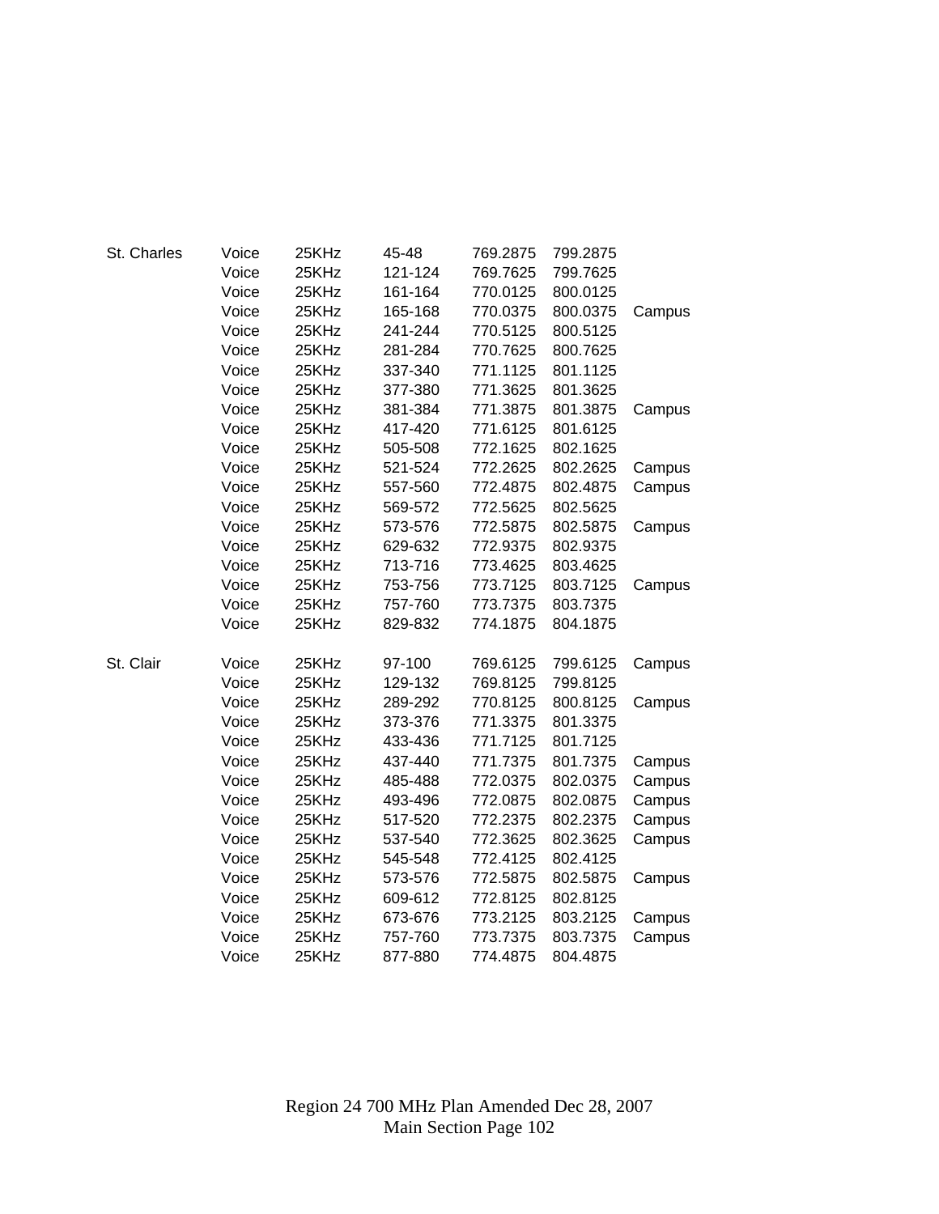| | | | | | | |
|---|---|---|---|---|---|---|
| St. Charles | Voice | 25KHz | 45-48 | 769.2875 | 799.2875 | |
| | Voice | 25KHz | 121-124 | 769.7625 | 799.7625 | |
| | Voice | 25KHz | 161-164 | 770.0125 | 800.0125 | |
| | Voice | 25KHz | 165-168 | 770.0375 | 800.0375 | Campus |
| | Voice | 25KHz | 241-244 | 770.5125 | 800.5125 | |
| | Voice | 25KHz | 281-284 | 770.7625 | 800.7625 | |
| | Voice | 25KHz | 337-340 | 771.1125 | 801.1125 | |
| | Voice | 25KHz | 377-380 | 771.3625 | 801.3625 | |
| | Voice | 25KHz | 381-384 | 771.3875 | 801.3875 | Campus |
| | Voice | 25KHz | 417-420 | 771.6125 | 801.6125 | |
| | Voice | 25KHz | 505-508 | 772.1625 | 802.1625 | |
| | Voice | 25KHz | 521-524 | 772.2625 | 802.2625 | Campus |
| | Voice | 25KHz | 557-560 | 772.4875 | 802.4875 | Campus |
| | Voice | 25KHz | 569-572 | 772.5625 | 802.5625 | |
| | Voice | 25KHz | 573-576 | 772.5875 | 802.5875 | Campus |
| | Voice | 25KHz | 629-632 | 772.9375 | 802.9375 | |
| | Voice | 25KHz | 713-716 | 773.4625 | 803.4625 | |
| | Voice | 25KHz | 753-756 | 773.7125 | 803.7125 | Campus |
| | Voice | 25KHz | 757-760 | 773.7375 | 803.7375 | |
| | Voice | 25KHz | 829-832 | 774.1875 | 804.1875 | |
| | | | | | | |
| St. Clair | Voice | 25KHz | 97-100 | 769.6125 | 799.6125 | Campus |
| | Voice | 25KHz | 129-132 | 769.8125 | 799.8125 | |
| | Voice | 25KHz | 289-292 | 770.8125 | 800.8125 | Campus |
| | Voice | 25KHz | 373-376 | 771.3375 | 801.3375 | |
| | Voice | 25KHz | 433-436 | 771.7125 | 801.7125 | |
| | Voice | 25KHz | 437-440 | 771.7375 | 801.7375 | Campus |
| | Voice | 25KHz | 485-488 | 772.0375 | 802.0375 | Campus |
| | Voice | 25KHz | 493-496 | 772.0875 | 802.0875 | Campus |
| | Voice | 25KHz | 517-520 | 772.2375 | 802.2375 | Campus |
| | Voice | 25KHz | 537-540 | 772.3625 | 802.3625 | Campus |
| | Voice | 25KHz | 545-548 | 772.4125 | 802.4125 | |
| | Voice | 25KHz | 573-576 | 772.5875 | 802.5875 | Campus |
| | Voice | 25KHz | 609-612 | 772.8125 | 802.8125 | |
| | Voice | 25KHz | 673-676 | 773.2125 | 803.2125 | Campus |
| | Voice | 25KHz | 757-760 | 773.7375 | 803.7375 | Campus |
| | Voice | 25KHz | 877-880 | 774.4875 | 804.4875 | |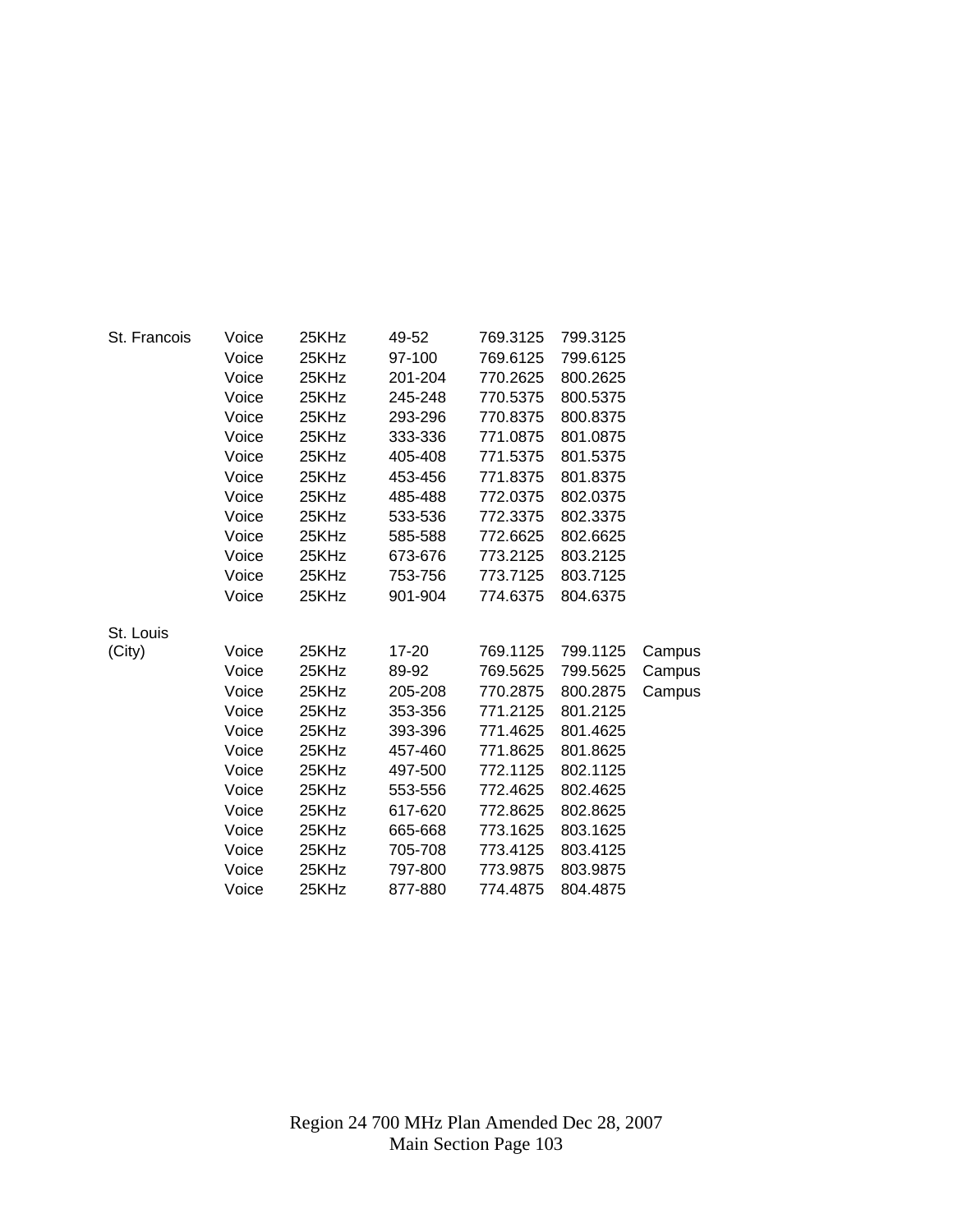| | | | | | | |
|---|---|---|---|---|---|---|
| St. Francois | Voice | 25KHz | 49-52 | 769.3125 | 799.3125 | |
| | Voice | 25KHz | 97-100 | 769.6125 | 799.6125 | |
| | Voice | 25KHz | 201-204 | 770.2625 | 800.2625 | |
| | Voice | 25KHz | 245-248 | 770.5375 | 800.5375 | |
| | Voice | 25KHz | 293-296 | 770.8375 | 800.8375 | |
| | Voice | 25KHz | 333-336 | 771.0875 | 801.0875 | |
| | Voice | 25KHz | 405-408 | 771.5375 | 801.5375 | |
| | Voice | 25KHz | 453-456 | 771.8375 | 801.8375 | |
| | Voice | 25KHz | 485-488 | 772.0375 | 802.0375 | |
| | Voice | 25KHz | 533-536 | 772.3375 | 802.3375 | |
| | Voice | 25KHz | 585-588 | 772.6625 | 802.6625 | |
| | Voice | 25KHz | 673-676 | 773.2125 | 803.2125 | |
| | Voice | 25KHz | 753-756 | 773.7125 | 803.7125 | |
| | Voice | 25KHz | 901-904 | 774.6375 | 804.6375 | |
| St. Louis (City) | Voice | 25KHz | 17-20 | 769.1125 | 799.1125 | Campus |
| | Voice | 25KHz | 89-92 | 769.5625 | 799.5625 | Campus |
| | Voice | 25KHz | 205-208 | 770.2875 | 800.2875 | Campus |
| | Voice | 25KHz | 353-356 | 771.2125 | 801.2125 | |
| | Voice | 25KHz | 393-396 | 771.4625 | 801.4625 | |
| | Voice | 25KHz | 457-460 | 771.8625 | 801.8625 | |
| | Voice | 25KHz | 497-500 | 772.1125 | 802.1125 | |
| | Voice | 25KHz | 553-556 | 772.4625 | 802.4625 | |
| | Voice | 25KHz | 617-620 | 772.8625 | 802.8625 | |
| | Voice | 25KHz | 665-668 | 773.1625 | 803.1625 | |
| | Voice | 25KHz | 705-708 | 773.4125 | 803.4125 | |
| | Voice | 25KHz | 797-800 | 773.9875 | 803.9875 | |
| | Voice | 25KHz | 877-880 | 774.4875 | 804.4875 | |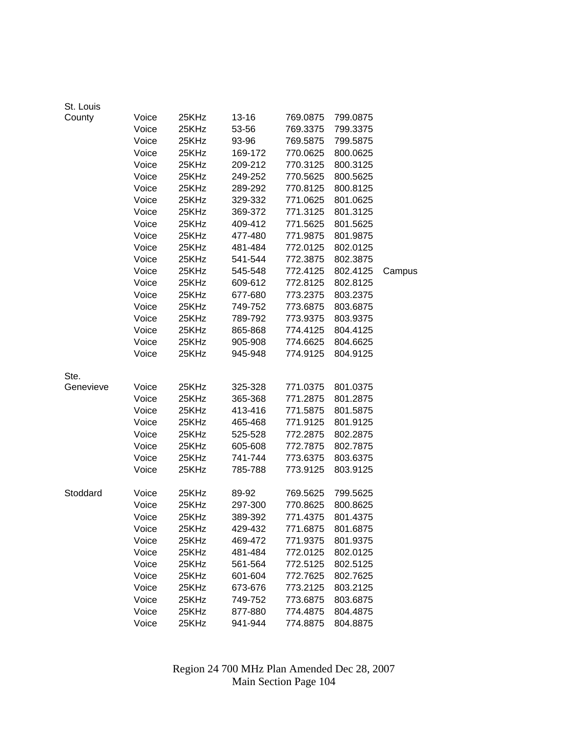| | | | | | | |
|---|---|---|---|---|---|---|
| St. Louis County | Voice | 25KHz | 13-16 | 769.0875 | 799.0875 | |
| | Voice | 25KHz | 53-56 | 769.3375 | 799.3375 | |
| | Voice | 25KHz | 93-96 | 769.5875 | 799.5875 | |
| | Voice | 25KHz | 169-172 | 770.0625 | 800.0625 | |
| | Voice | 25KHz | 209-212 | 770.3125 | 800.3125 | |
| | Voice | 25KHz | 249-252 | 770.5625 | 800.5625 | |
| | Voice | 25KHz | 289-292 | 770.8125 | 800.8125 | |
| | Voice | 25KHz | 329-332 | 771.0625 | 801.0625 | |
| | Voice | 25KHz | 369-372 | 771.3125 | 801.3125 | |
| | Voice | 25KHz | 409-412 | 771.5625 | 801.5625 | |
| | Voice | 25KHz | 477-480 | 771.9875 | 801.9875 | |
| | Voice | 25KHz | 481-484 | 772.0125 | 802.0125 | |
| | Voice | 25KHz | 541-544 | 772.3875 | 802.3875 | |
| | Voice | 25KHz | 545-548 | 772.4125 | 802.4125 | Campus |
| | Voice | 25KHz | 609-612 | 772.8125 | 802.8125 | |
| | Voice | 25KHz | 677-680 | 773.2375 | 803.2375 | |
| | Voice | 25KHz | 749-752 | 773.6875 | 803.6875 | |
| | Voice | 25KHz | 789-792 | 773.9375 | 803.9375 | |
| | Voice | 25KHz | 865-868 | 774.4125 | 804.4125 | |
| | Voice | 25KHz | 905-908 | 774.6625 | 804.6625 | |
| | Voice | 25KHz | 945-948 | 774.9125 | 804.9125 | |
| | | | | | | |
| Ste. Genevieve | Voice | 25KHz | 325-328 | 771.0375 | 801.0375 | |
| | Voice | 25KHz | 365-368 | 771.2875 | 801.2875 | |
| | Voice | 25KHz | 413-416 | 771.5875 | 801.5875 | |
| | Voice | 25KHz | 465-468 | 771.9125 | 801.9125 | |
| | Voice | 25KHz | 525-528 | 772.2875 | 802.2875 | |
| | Voice | 25KHz | 605-608 | 772.7875 | 802.7875 | |
| | Voice | 25KHz | 741-744 | 773.6375 | 803.6375 | |
| | Voice | 25KHz | 785-788 | 773.9125 | 803.9125 | |
| | | | | | | |
| Stoddard | Voice | 25KHz | 89-92 | 769.5625 | 799.5625 | |
| | Voice | 25KHz | 297-300 | 770.8625 | 800.8625 | |
| | Voice | 25KHz | 389-392 | 771.4375 | 801.4375 | |
| | Voice | 25KHz | 429-432 | 771.6875 | 801.6875 | |
| | Voice | 25KHz | 469-472 | 771.9375 | 801.9375 | |
| | Voice | 25KHz | 481-484 | 772.0125 | 802.0125 | |
| | Voice | 25KHz | 561-564 | 772.5125 | 802.5125 | |
| | Voice | 25KHz | 601-604 | 772.7625 | 802.7625 | |
| | Voice | 25KHz | 673-676 | 773.2125 | 803.2125 | |
| | Voice | 25KHz | 749-752 | 773.6875 | 803.6875 | |
| | Voice | 25KHz | 877-880 | 774.4875 | 804.4875 | |
| | Voice | 25KHz | 941-944 | 774.8875 | 804.8875 | |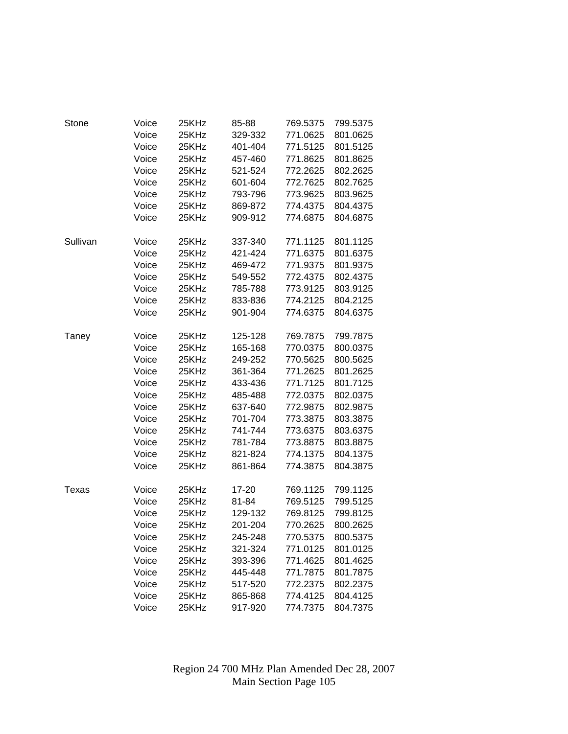| | | | | | |
|---|---|---|---|---|---|
| Stone | Voice | 25KHz | 85-88 | 769.5375 | 799.5375 |
| | Voice | 25KHz | 329-332 | 771.0625 | 801.0625 |
| | Voice | 25KHz | 401-404 | 771.5125 | 801.5125 |
| | Voice | 25KHz | 457-460 | 771.8625 | 801.8625 |
| | Voice | 25KHz | 521-524 | 772.2625 | 802.2625 |
| | Voice | 25KHz | 601-604 | 772.7625 | 802.7625 |
| | Voice | 25KHz | 793-796 | 773.9625 | 803.9625 |
| | Voice | 25KHz | 869-872 | 774.4375 | 804.4375 |
| | Voice | 25KHz | 909-912 | 774.6875 | 804.6875 |
| | | | | | |
| Sullivan | Voice | 25KHz | 337-340 | 771.1125 | 801.1125 |
| | Voice | 25KHz | 421-424 | 771.6375 | 801.6375 |
| | Voice | 25KHz | 469-472 | 771.9375 | 801.9375 |
| | Voice | 25KHz | 549-552 | 772.4375 | 802.4375 |
| | Voice | 25KHz | 785-788 | 773.9125 | 803.9125 |
| | Voice | 25KHz | 833-836 | 774.2125 | 804.2125 |
| | Voice | 25KHz | 901-904 | 774.6375 | 804.6375 |
| | | | | | |
| Taney | Voice | 25KHz | 125-128 | 769.7875 | 799.7875 |
| | Voice | 25KHz | 165-168 | 770.0375 | 800.0375 |
| | Voice | 25KHz | 249-252 | 770.5625 | 800.5625 |
| | Voice | 25KHz | 361-364 | 771.2625 | 801.2625 |
| | Voice | 25KHz | 433-436 | 771.7125 | 801.7125 |
| | Voice | 25KHz | 485-488 | 772.0375 | 802.0375 |
| | Voice | 25KHz | 637-640 | 772.9875 | 802.9875 |
| | Voice | 25KHz | 701-704 | 773.3875 | 803.3875 |
| | Voice | 25KHz | 741-744 | 773.6375 | 803.6375 |
| | Voice | 25KHz | 781-784 | 773.8875 | 803.8875 |
| | Voice | 25KHz | 821-824 | 774.1375 | 804.1375 |
| | Voice | 25KHz | 861-864 | 774.3875 | 804.3875 |
| | | | | | |
| Texas | Voice | 25KHz | 17-20 | 769.1125 | 799.1125 |
| | Voice | 25KHz | 81-84 | 769.5125 | 799.5125 |
| | Voice | 25KHz | 129-132 | 769.8125 | 799.8125 |
| | Voice | 25KHz | 201-204 | 770.2625 | 800.2625 |
| | Voice | 25KHz | 245-248 | 770.5375 | 800.5375 |
| | Voice | 25KHz | 321-324 | 771.0125 | 801.0125 |
| | Voice | 25KHz | 393-396 | 771.4625 | 801.4625 |
| | Voice | 25KHz | 445-448 | 771.7875 | 801.7875 |
| | Voice | 25KHz | 517-520 | 772.2375 | 802.2375 |
| | Voice | 25KHz | 865-868 | 774.4125 | 804.4125 |
| | Voice | 25KHz | 917-920 | 774.7375 | 804.7375 |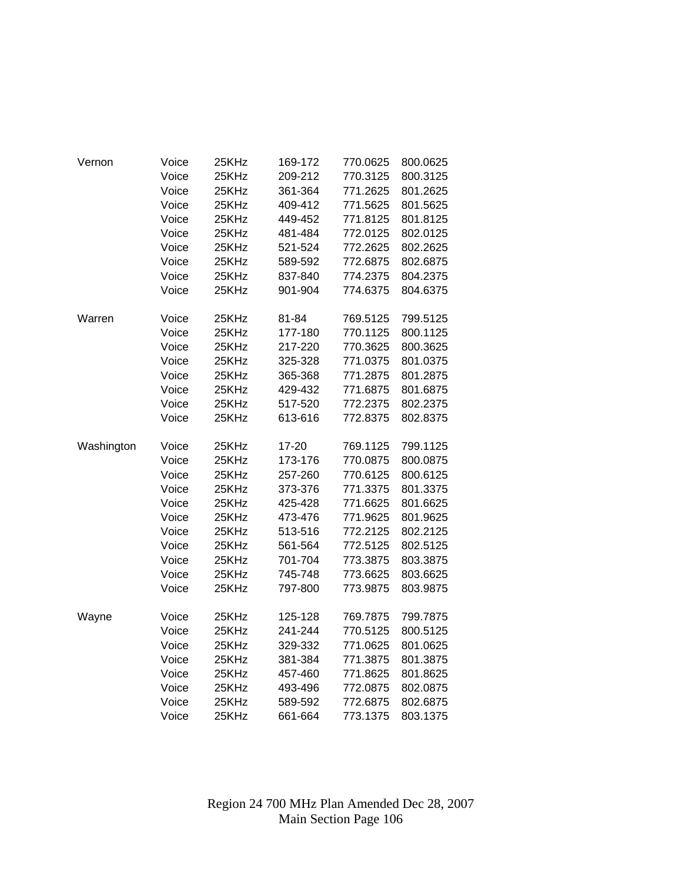| | | | | | |
|---|---|---|---|---|---|
| Vernon | Voice | 25KHz | 169-172 | 770.0625 | 800.0625 |
| | Voice | 25KHz | 209-212 | 770.3125 | 800.3125 |
| | Voice | 25KHz | 361-364 | 771.2625 | 801.2625 |
| | Voice | 25KHz | 409-412 | 771.5625 | 801.5625 |
| | Voice | 25KHz | 449-452 | 771.8125 | 801.8125 |
| | Voice | 25KHz | 481-484 | 772.0125 | 802.0125 |
| | Voice | 25KHz | 521-524 | 772.2625 | 802.2625 |
| | Voice | 25KHz | 589-592 | 772.6875 | 802.6875 |
| | Voice | 25KHz | 837-840 | 774.2375 | 804.2375 |
| | Voice | 25KHz | 901-904 | 774.6375 | 804.6375 |
| | | | | | |
| Warren | Voice | 25KHz | 81-84 | 769.5125 | 799.5125 |
| | Voice | 25KHz | 177-180 | 770.1125 | 800.1125 |
| | Voice | 25KHz | 217-220 | 770.3625 | 800.3625 |
| | Voice | 25KHz | 325-328 | 771.0375 | 801.0375 |
| | Voice | 25KHz | 365-368 | 771.2875 | 801.2875 |
| | Voice | 25KHz | 429-432 | 771.6875 | 801.6875 |
| | Voice | 25KHz | 517-520 | 772.2375 | 802.2375 |
| | Voice | 25KHz | 613-616 | 772.8375 | 802.8375 |
| | | | | | |
| Washington | Voice | 25KHz | 17-20 | 769.1125 | 799.1125 |
| | Voice | 25KHz | 173-176 | 770.0875 | 800.0875 |
| | Voice | 25KHz | 257-260 | 770.6125 | 800.6125 |
| | Voice | 25KHz | 373-376 | 771.3375 | 801.3375 |
| | Voice | 25KHz | 425-428 | 771.6625 | 801.6625 |
| | Voice | 25KHz | 473-476 | 771.9625 | 801.9625 |
| | Voice | 25KHz | 513-516 | 772.2125 | 802.2125 |
| | Voice | 25KHz | 561-564 | 772.5125 | 802.5125 |
| | Voice | 25KHz | 701-704 | 773.3875 | 803.3875 |
| | Voice | 25KHz | 745-748 | 773.6625 | 803.6625 |
| | Voice | 25KHz | 797-800 | 773.9875 | 803.9875 |
| | | | | | |
| Wayne | Voice | 25KHz | 125-128 | 769.7875 | 799.7875 |
| | Voice | 25KHz | 241-244 | 770.5125 | 800.5125 |
| | Voice | 25KHz | 329-332 | 771.0625 | 801.0625 |
| | Voice | 25KHz | 381-384 | 771.3875 | 801.3875 |
| | Voice | 25KHz | 457-460 | 771.8625 | 801.8625 |
| | Voice | 25KHz | 493-496 | 772.0875 | 802.0875 |
| | Voice | 25KHz | 589-592 | 772.6875 | 802.6875 |
| | Voice | 25KHz | 661-664 | 773.1375 | 803.1375 |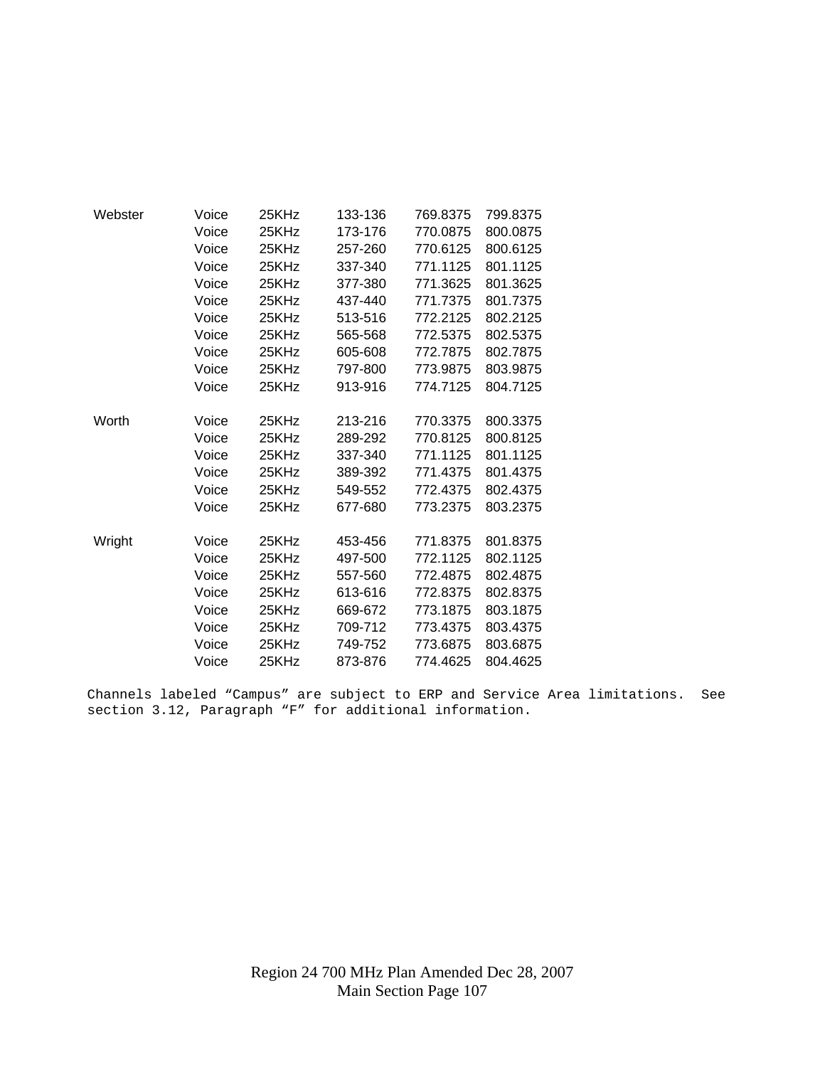| | | | | | |
|---|---|---|---|---|---|
| Webster | Voice | 25KHz | 133-136 | 769.8375 | 799.8375 |
| | Voice | 25KHz | 173-176 | 770.0875 | 800.0875 |
| | Voice | 25KHz | 257-260 | 770.6125 | 800.6125 |
| | Voice | 25KHz | 337-340 | 771.1125 | 801.1125 |
| | Voice | 25KHz | 377-380 | 771.3625 | 801.3625 |
| | Voice | 25KHz | 437-440 | 771.7375 | 801.7375 |
| | Voice | 25KHz | 513-516 | 772.2125 | 802.2125 |
| | Voice | 25KHz | 565-568 | 772.5375 | 802.5375 |
| | Voice | 25KHz | 605-608 | 772.7875 | 802.7875 |
| | Voice | 25KHz | 797-800 | 773.9875 | 803.9875 |
| | Voice | 25KHz | 913-916 | 774.7125 | 804.7125 |
| Worth | Voice | 25KHz | 213-216 | 770.3375 | 800.3375 |
| | Voice | 25KHz | 289-292 | 770.8125 | 800.8125 |
| | Voice | 25KHz | 337-340 | 771.1125 | 801.1125 |
| | Voice | 25KHz | 389-392 | 771.4375 | 801.4375 |
| | Voice | 25KHz | 549-552 | 772.4375 | 802.4375 |
| | Voice | 25KHz | 677-680 | 773.2375 | 803.2375 |
| Wright | Voice | 25KHz | 453-456 | 771.8375 | 801.8375 |
| | Voice | 25KHz | 497-500 | 772.1125 | 802.1125 |
| | Voice | 25KHz | 557-560 | 772.4875 | 802.4875 |
| | Voice | 25KHz | 613-616 | 772.8375 | 802.8375 |
| | Voice | 25KHz | 669-672 | 773.1875 | 803.1875 |
| | Voice | 25KHz | 709-712 | 773.4375 | 803.4375 |
| | Voice | 25KHz | 749-752 | 773.6875 | 803.6875 |
| | Voice | 25KHz | 873-876 | 774.4625 | 804.4625 |

Channels labeled “Campus” are subject to ERP and Service Area limitations. See section 3.12, Paragraph “F” for additional information.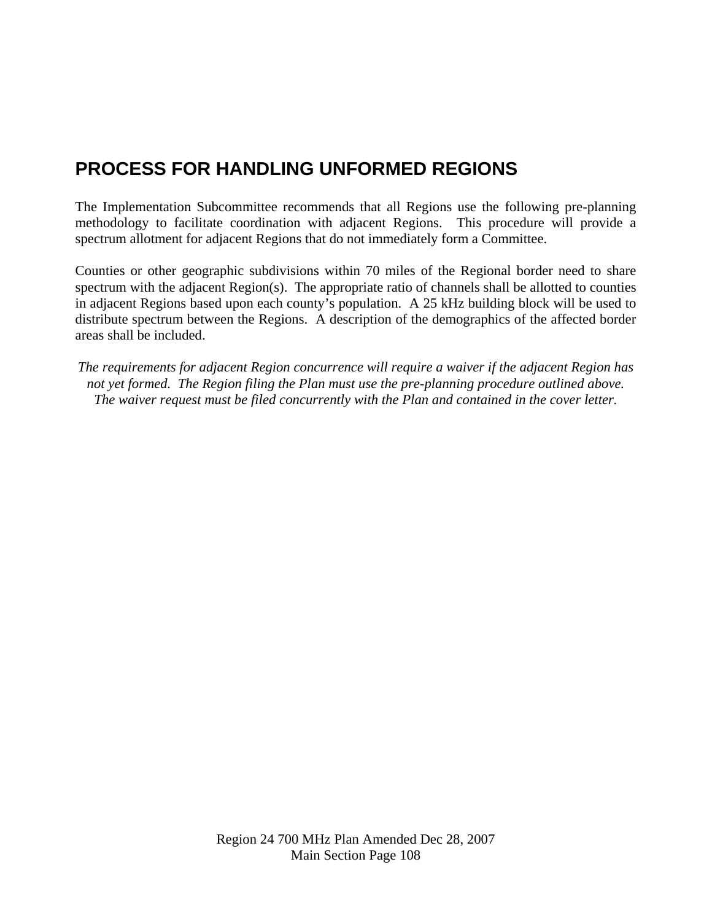# PROCESS FOR HANDLING UNFORMED REGIONS

The Implementation Subcommittee recommends that all Regions use the following pre-planning methodology to facilitate coordination with adjacent Regions. This procedure will provide a spectrum allotment for adjacent Regions that do not immediately form a Committee.

Counties or other geographic subdivisions within 70 miles of the Regional border need to share spectrum with the adjacent Region(s). The appropriate ratio of channels shall be allotted to counties in adjacent Regions based upon each county's population. A 25 kHz building block will be used to distribute spectrum between the Regions. A description of the demographics of the affected border areas shall be included.

*The requirements for adjacent Region concurrence will require a waiver if the adjacent Region has not yet formed. The Region filing the Plan must use the pre-planning procedure outlined above. The waiver request must be filed concurrently with the Plan and contained in the cover letter.*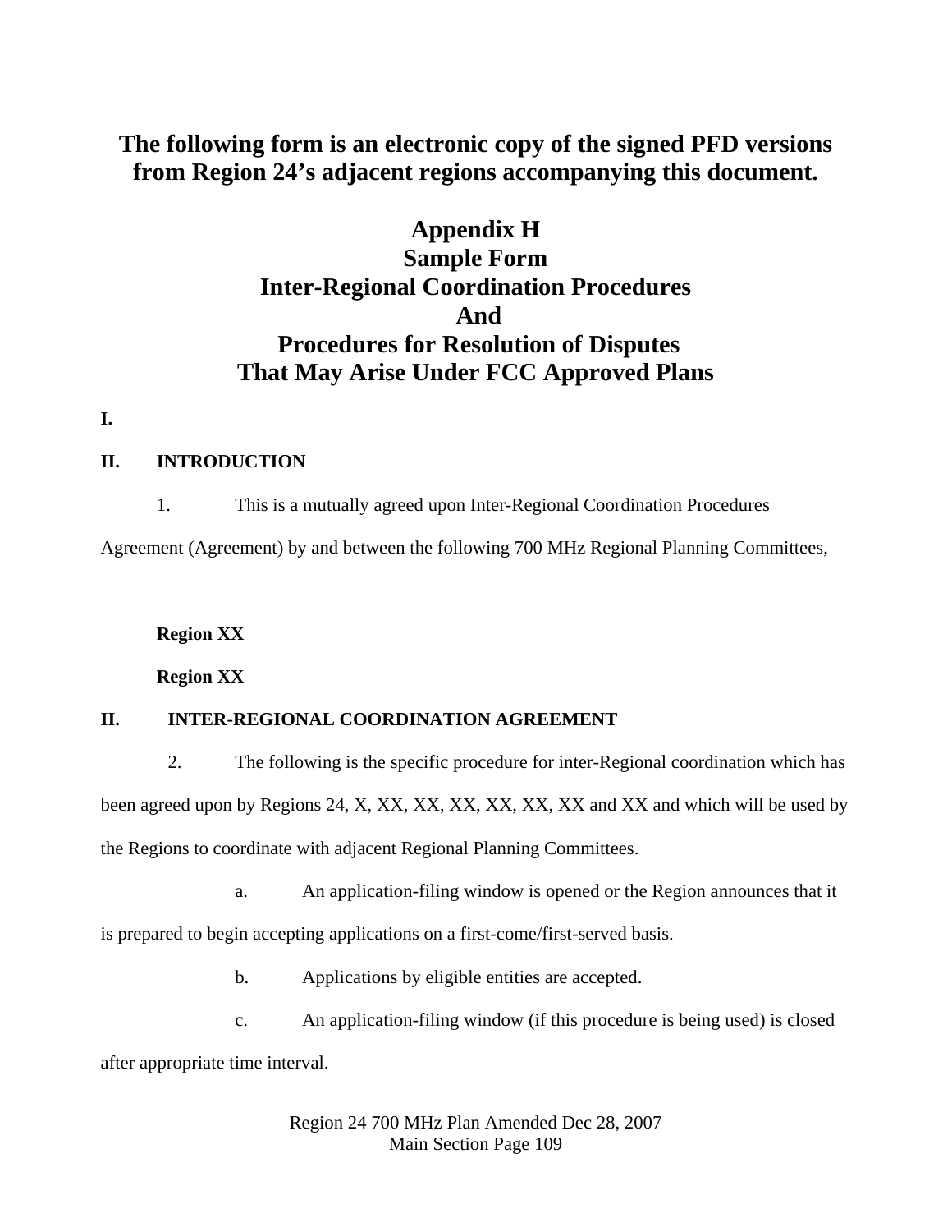**The following form is an electronic copy of the signed PFD versions from Region 24's adjacent regions accompanying this document.**

# Appendix H
# Sample Form
# Inter-Regional Coordination Procedures
# And
# Procedures for Resolution of Disputes
# That May Arise Under FCC Approved Plans

**I.**

**II. INTRODUCTION**

1. This is a mutually agreed upon Inter-Regional Coordination Procedures Agreement (Agreement) by and between the following 700 MHz Regional Planning Committees,

**Region XX**

**Region XX**

**II. INTER-REGIONAL COORDINATION AGREEMENT**

2. The following is the specific procedure for inter-Regional coordination which has been agreed upon by Regions 24, X, XX, XX, XX, XX, XX, XX and XX and which will be used by the Regions to coordinate with adjacent Regional Planning Committees.

a. An application-filing window is opened or the Region announces that it is prepared to begin accepting applications on a first-come/first-served basis.

b. Applications by eligible entities are accepted.

c. An application-filing window (if this procedure is being used) is closed after appropriate time interval.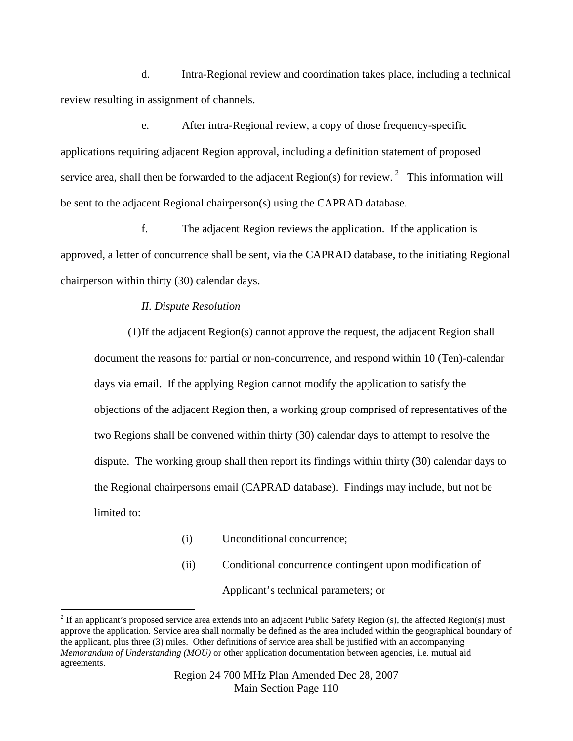d. Intra-Regional review and coordination takes place, including a technical review resulting in assignment of channels.

e. After intra-Regional review, a copy of those frequency-specific applications requiring adjacent Region approval, including a definition statement of proposed service area, shall then be forwarded to the adjacent Region(s) for review. [2] This information will be sent to the adjacent Regional chairperson(s) using the CAPRAD database.

f. The adjacent Region reviews the application. If the application is approved, a letter of concurrence shall be sent, via the CAPRAD database, to the initiating Regional chairperson within thirty (30) calendar days.

*II. Dispute Resolution*

(1)If the adjacent Region(s) cannot approve the request, the adjacent Region shall document the reasons for partial or non-concurrence, and respond within 10 (Ten)-calendar days via email. If the applying Region cannot modify the application to satisfy the objections of the adjacent Region then, a working group comprised of representatives of the two Regions shall be convened within thirty (30) calendar days to attempt to resolve the dispute. The working group shall then report its findings within thirty (30) calendar days to the Regional chairpersons email (CAPRAD database). Findings may include, but not be limited to:

(i) Unconditional concurrence;

(ii) Conditional concurrence contingent upon modification of Applicant's technical parameters; or

[2] If an applicant's proposed service area extends into an adjacent Public Safety Region (s), the affected Region(s) must approve the application. Service area shall normally be defined as the area included within the geographical boundary of the applicant, plus three (3) miles. Other definitions of service area shall be justified with an accompanying *Memorandum of Understanding (MOU)* or other application documentation between agencies, i.e. mutual aid agreements.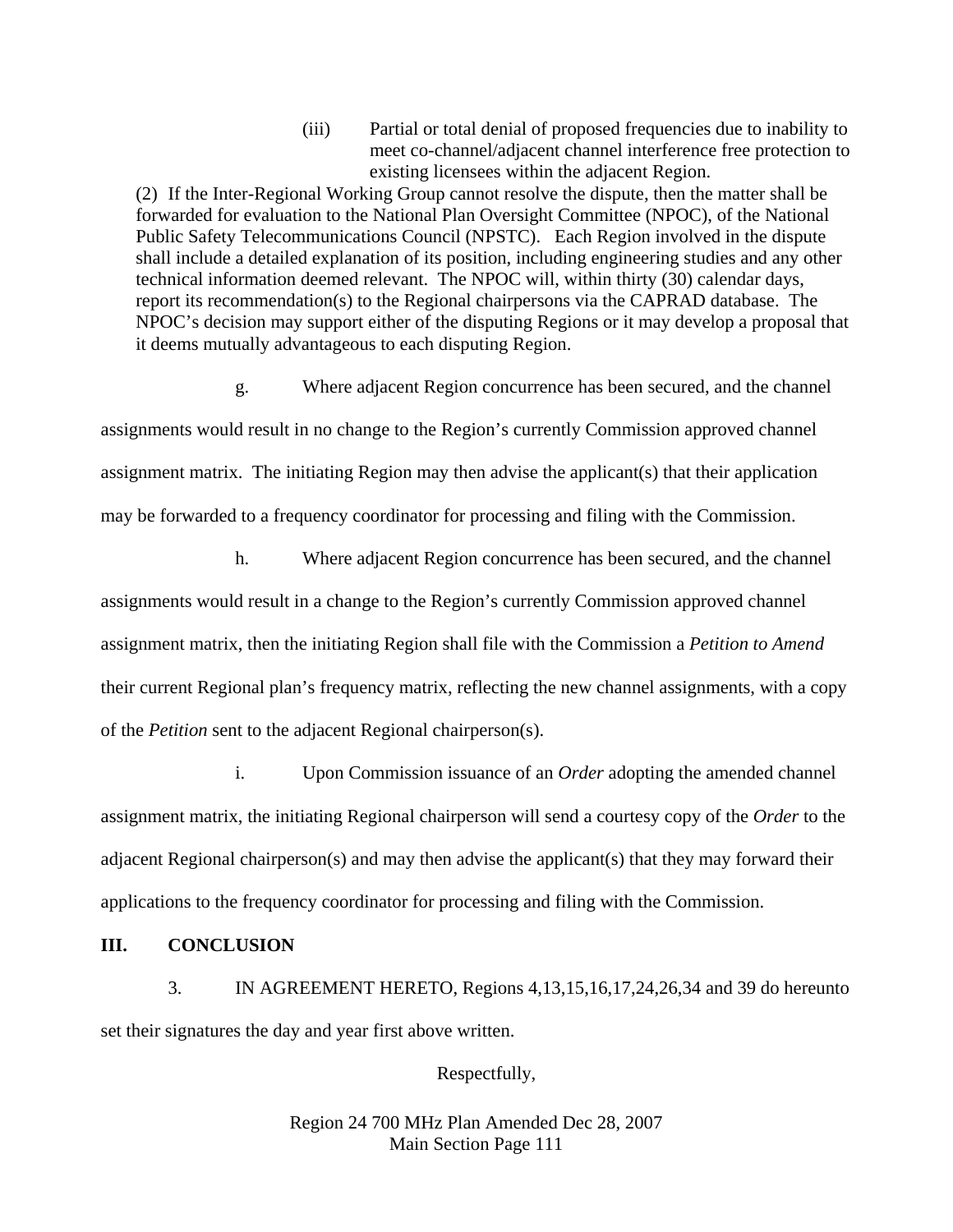(iii) Partial or total denial of proposed frequencies due to inability to meet co-channel/adjacent channel interference free protection to existing licensees within the adjacent Region.

(2) If the Inter-Regional Working Group cannot resolve the dispute, then the matter shall be forwarded for evaluation to the National Plan Oversight Committee (NPOC), of the National Public Safety Telecommunications Council (NPSTC). Each Region involved in the dispute shall include a detailed explanation of its position, including engineering studies and any other technical information deemed relevant. The NPOC will, within thirty (30) calendar days, report its recommendation(s) to the Regional chairpersons via the CAPRAD database. The NPOC's decision may support either of the disputing Regions or it may develop a proposal that it deems mutually advantageous to each disputing Region.

g. Where adjacent Region concurrence has been secured, and the channel assignments would result in no change to the Region's currently Commission approved channel assignment matrix. The initiating Region may then advise the applicant(s) that their application may be forwarded to a frequency coordinator for processing and filing with the Commission.

h. Where adjacent Region concurrence has been secured, and the channel assignments would result in a change to the Region's currently Commission approved channel assignment matrix, then the initiating Region shall file with the Commission a *Petition to Amend* their current Regional plan's frequency matrix, reflecting the new channel assignments, with a copy of the *Petition* sent to the adjacent Regional chairperson(s).

i. Upon Commission issuance of an *Order* adopting the amended channel assignment matrix, the initiating Regional chairperson will send a courtesy copy of the *Order* to the adjacent Regional chairperson(s) and may then advise the applicant(s) that they may forward their applications to the frequency coordinator for processing and filing with the Commission.

## III. CONCLUSION

3. IN AGREEMENT HERETO, Regions 4,13,15,16,17,24,26,34 and 39 do hereunto set their signatures the day and year first above written.

Respectfully,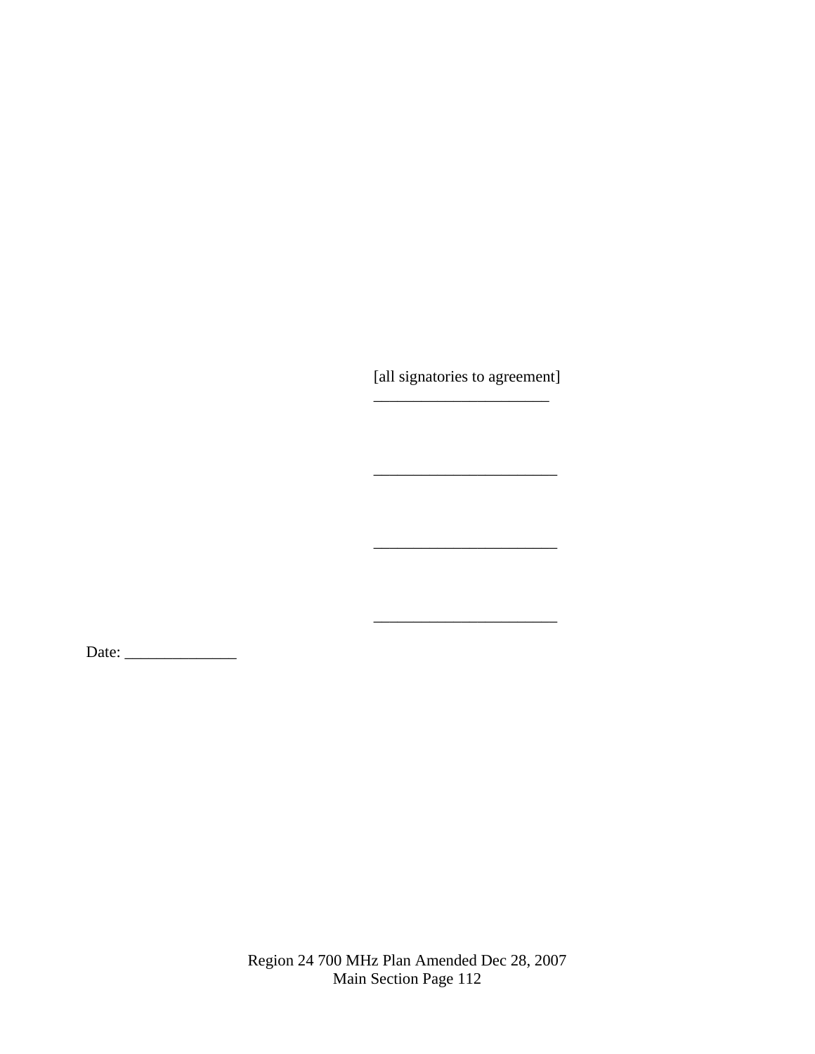[all signatories to agreement]
______________________

______________________

______________________

______________________

Date: ______________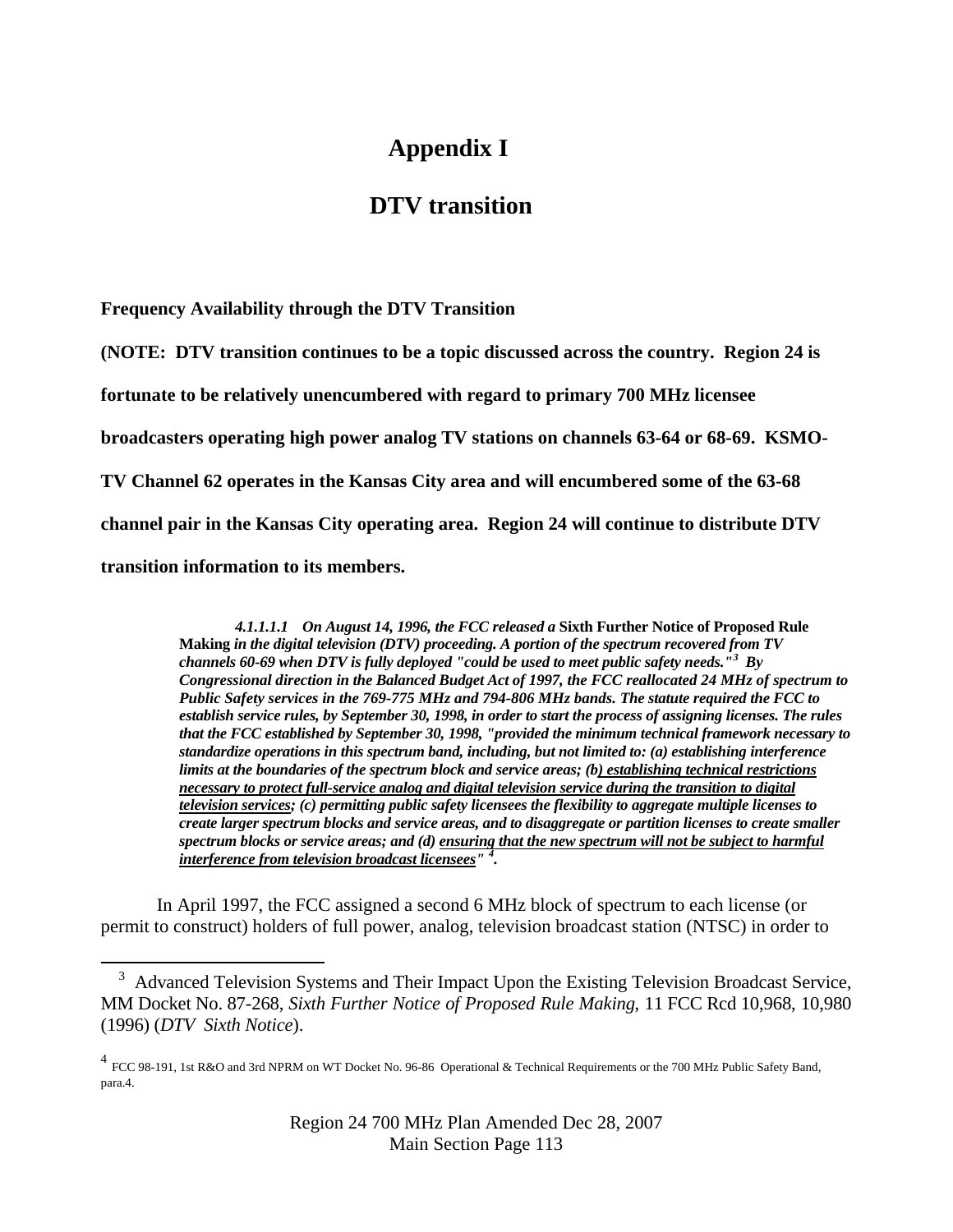# Appendix I

## DTV transition

**Frequency Availability through the DTV Transition**

**(NOTE: DTV transition continues to be a topic discussed across the country. Region 24 is fortunate to be relatively unencumbered with regard to primary 700 MHz licensee broadcasters operating high power analog TV stations on channels 63-64 or 68-69. KSMO-TV Channel 62 operates in the Kansas City area and will encumbered some of the 63-68 channel pair in the Kansas City operating area. Region 24 will continue to distribute DTV transition information to its members.**

> ***4.1.1.1.1 On August 14, 1996, the FCC released a* Sixth Further Notice of Proposed Rule Making *in the digital television (DTV) proceeding. A portion of the spectrum recovered from TV channels 60-69 when DTV is fully deployed "could be used to meet public safety needs."[3] By Congressional direction in the Balanced Budget Act of 1997, the FCC reallocated 24 MHz of spectrum to Public Safety services in the 769-775 MHz and 794-806 MHz bands. The statute required the FCC to establish service rules, by September 30, 1998, in order to start the process of assigning licenses. The rules that the FCC established by September 30, 1998, "provided the minimum technical framework necessary to standardize operations in this spectrum band, including, but not limited to: (a) establishing interference limits at the boundaries of the spectrum block and service areas; (b) <u>establishing technical restrictions necessary to protect full-service analog and digital television service during the transition to digital television services</u>; (c) permitting public safety licensees the flexibility to aggregate multiple licenses to create larger spectrum blocks and service areas, and to disaggregate or partition licenses to create smaller spectrum blocks or service areas; and (d) <u>ensuring that the new spectrum will not be subject to harmful interference from television broadcast licensees</u>" [4].***

In April 1997, the FCC assigned a second 6 MHz block of spectrum to each license (or permit to construct) holders of full power, analog, television broadcast station (NTSC) in order to

---

[3] Advanced Television Systems and Their Impact Upon the Existing Television Broadcast Service, MM Docket No. 87-268, *Sixth Further Notice of Proposed Rule Making*, 11 FCC Rcd 10,968, 10,980 (1996) (*DTV Sixth Notice*).

[4] FCC 98-191, 1st R&O and 3rd NPRM on WT Docket No. 96-86 Operational & Technical Requirements or the 700 MHz Public Safety Band, para.4.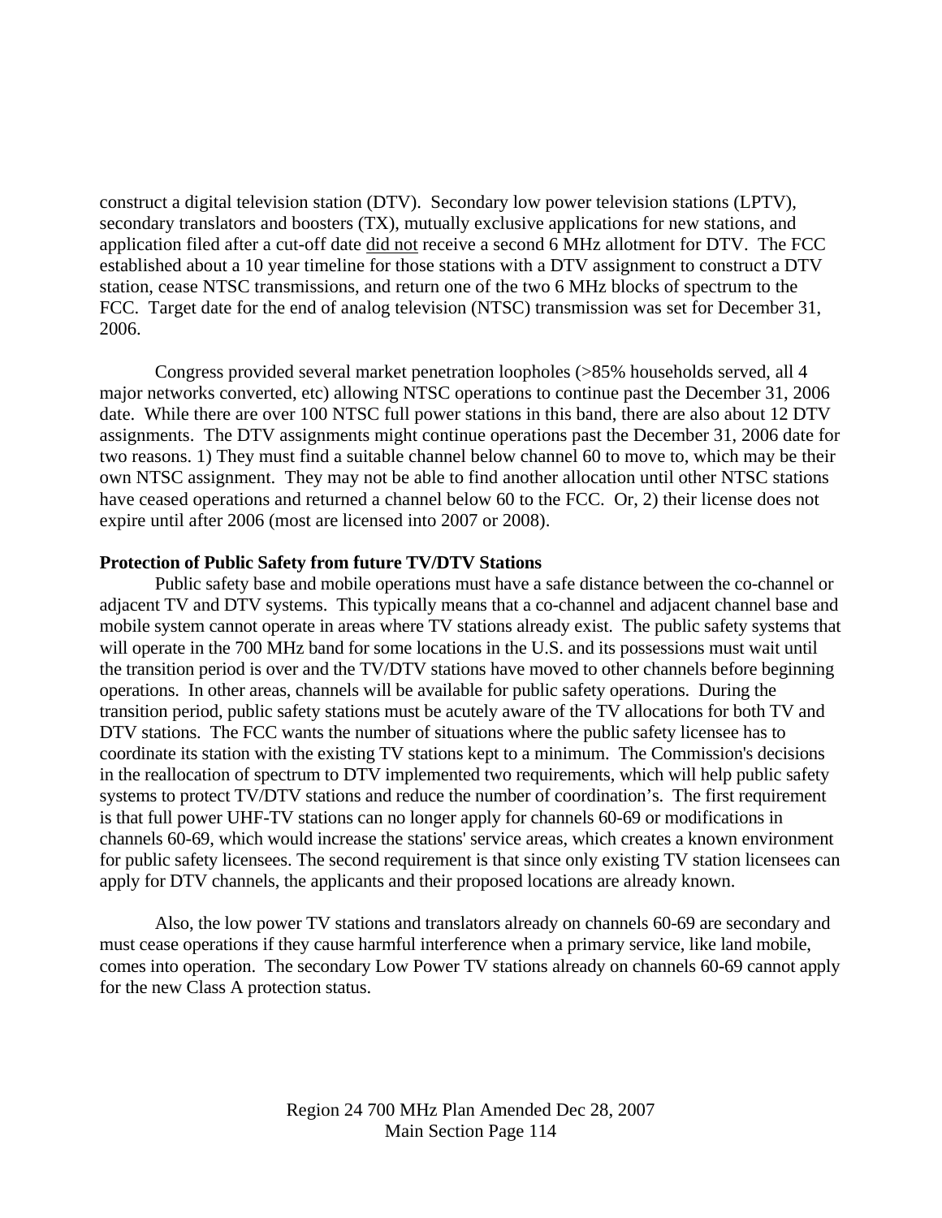construct a digital television station (DTV). Secondary low power television stations (LPTV), secondary translators and boosters (TX), mutually exclusive applications for new stations, and application filed after a cut-off date did not receive a second 6 MHz allotment for DTV. The FCC established about a 10 year timeline for those stations with a DTV assignment to construct a DTV station, cease NTSC transmissions, and return one of the two 6 MHz blocks of spectrum to the FCC. Target date for the end of analog television (NTSC) transmission was set for December 31, 2006.

Congress provided several market penetration loopholes (>85% households served, all 4 major networks converted, etc) allowing NTSC operations to continue past the December 31, 2006 date. While there are over 100 NTSC full power stations in this band, there are also about 12 DTV assignments. The DTV assignments might continue operations past the December 31, 2006 date for two reasons. 1) They must find a suitable channel below channel 60 to move to, which may be their own NTSC assignment. They may not be able to find another allocation until other NTSC stations have ceased operations and returned a channel below 60 to the FCC. Or, 2) their license does not expire until after 2006 (most are licensed into 2007 or 2008).

**Protection of Public Safety from future TV/DTV Stations**

Public safety base and mobile operations must have a safe distance between the co-channel or adjacent TV and DTV systems. This typically means that a co-channel and adjacent channel base and mobile system cannot operate in areas where TV stations already exist. The public safety systems that will operate in the 700 MHz band for some locations in the U.S. and its possessions must wait until the transition period is over and the TV/DTV stations have moved to other channels before beginning operations. In other areas, channels will be available for public safety operations. During the transition period, public safety stations must be acutely aware of the TV allocations for both TV and DTV stations. The FCC wants the number of situations where the public safety licensee has to coordinate its station with the existing TV stations kept to a minimum. The Commission's decisions in the reallocation of spectrum to DTV implemented two requirements, which will help public safety systems to protect TV/DTV stations and reduce the number of coordination's. The first requirement is that full power UHF-TV stations can no longer apply for channels 60-69 or modifications in channels 60-69, which would increase the stations' service areas, which creates a known environment for public safety licensees. The second requirement is that since only existing TV station licensees can apply for DTV channels, the applicants and their proposed locations are already known.

Also, the low power TV stations and translators already on channels 60-69 are secondary and must cease operations if they cause harmful interference when a primary service, like land mobile, comes into operation. The secondary Low Power TV stations already on channels 60-69 cannot apply for the new Class A protection status.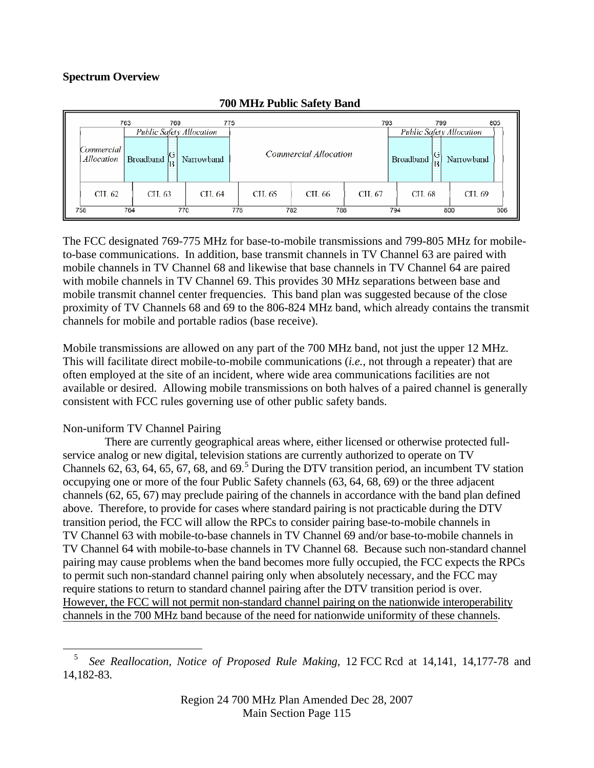**Spectrum Overview**

**700 MHz Public Safety Band**

| 758–764 | 764–770 | 770–776 | 776–782 | 782–788 | 788–794 | 794–800 | 800–806 |
|---|---|---|---|---|---|---|---|
| CH. 62 | CH. 63 | CH. 64 | CH. 65 | CH. 66 | CH. 67 | CH. 68 | CH. 69 |

| 758–763 | 763–775 | 775–793 | 793–805 |
|---|---|---|---|
| Commercial Allocation | Public Safety Allocation: Broadband (763–769), GB, Narrowband (769–775) | Commercial Allocation | Public Safety Allocation: Broadband (793–799), GB, Narrowband (799–805) |

The FCC designated 769-775 MHz for base-to-mobile transmissions and 799-805 MHz for mobile-to-base communications. In addition, base transmit channels in TV Channel 63 are paired with mobile channels in TV Channel 68 and likewise that base channels in TV Channel 64 are paired with mobile channels in TV Channel 69. This provides 30 MHz separations between base and mobile transmit channel center frequencies. This band plan was suggested because of the close proximity of TV Channels 68 and 69 to the 806-824 MHz band, which already contains the transmit channels for mobile and portable radios (base receive).

Mobile transmissions are allowed on any part of the 700 MHz band, not just the upper 12 MHz. This will facilitate direct mobile-to-mobile communications (*i.e.*, not through a repeater) that are often employed at the site of an incident, where wide area communications facilities are not available or desired. Allowing mobile transmissions on both halves of a paired channel is generally consistent with FCC rules governing use of other public safety bands.

Non-uniform TV Channel Pairing

There are currently geographical areas where, either licensed or otherwise protected full-service analog or new digital, television stations are currently authorized to operate on TV Channels 62, 63, 64, 65, 67, 68, and 69.[5] During the DTV transition period, an incumbent TV station occupying one or more of the four Public Safety channels (63, 64, 68, 69) or the three adjacent channels (62, 65, 67) may preclude pairing of the channels in accordance with the band plan defined above. Therefore, to provide for cases where standard pairing is not practicable during the DTV transition period, the FCC will allow the RPCs to consider pairing base-to-mobile channels in TV Channel 63 with mobile-to-base channels in TV Channel 69 and/or base-to-mobile channels in TV Channel 64 with mobile-to-base channels in TV Channel 68. Because such non-standard channel pairing may cause problems when the band becomes more fully occupied, the FCC expects the RPCs to permit such non-standard channel pairing only when absolutely necessary, and the FCC may require stations to return to standard channel pairing after the DTV transition period is over. <u>However, the FCC will not permit non-standard channel pairing on the nationwide interoperability channels in the 700 MHz band because of the need for nationwide uniformity of these channels</u>.

[5] *See Reallocation, Notice of Proposed Rule Making*, 12 FCC Rcd at 14,141, 14,177-78 and 14,182-83.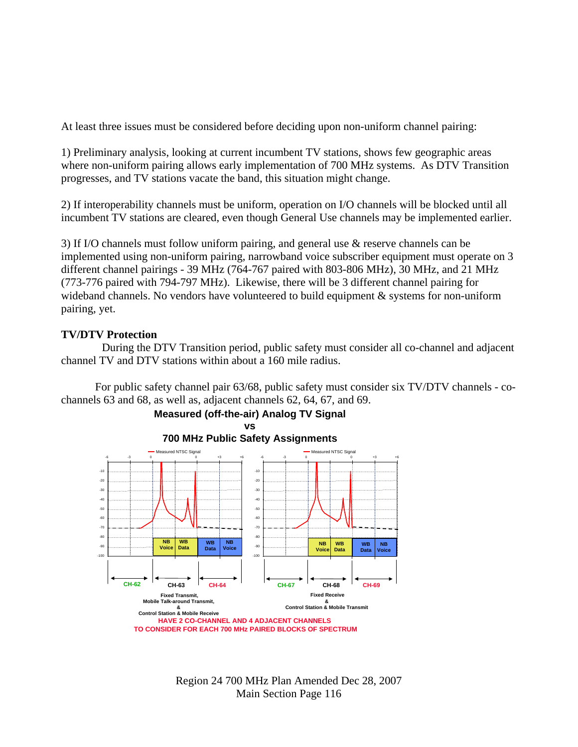At least three issues must be considered before deciding upon non-uniform channel pairing:

1) Preliminary analysis, looking at current incumbent TV stations, shows few geographic areas where non-uniform pairing allows early implementation of 700 MHz systems. As DTV Transition progresses, and TV stations vacate the band, this situation might change.

2) If interoperability channels must be uniform, operation on I/O channels will be blocked until all incumbent TV stations are cleared, even though General Use channels may be implemented earlier.

3) If I/O channels must follow uniform pairing, and general use & reserve channels can be implemented using non-uniform pairing, narrowband voice subscriber equipment must operate on 3 different channel pairings - 39 MHz (764-767 paired with 803-806 MHz), 30 MHz, and 21 MHz (773-776 paired with 794-797 MHz). Likewise, there will be 3 different channel pairing for wideband channels. No vendors have volunteered to build equipment & systems for non-uniform pairing, yet.

**TV/DTV Protection**

During the DTV Transition period, public safety must consider all co-channel and adjacent channel TV and DTV stations within about a 160 mile radius.

For public safety channel pair 63/68, public safety must consider six TV/DTV channels - co-channels 63 and 68, as well as, adjacent channels 62, 64, 67, and 69.

**Measured (off-the-air) Analog TV Signal vs 700 MHz Public Safety Assignments**

Measured NTSC Signal

NB Voice | WB Data | WB Data | NB Voice

CH-62 | CH-63 | CH-64

Fixed Transmit, Mobile Talk-around Transmit, & Control Station & Mobile Receive

CH-67 | CH-68 | CH-69

Fixed Receive & Control Station & Mobile Transmit

HAVE 2 CO-CHANNEL AND 4 ADJACENT CHANNELS TO CONSIDER FOR EACH 700 MHz PAIRED BLOCKS OF SPECTRUM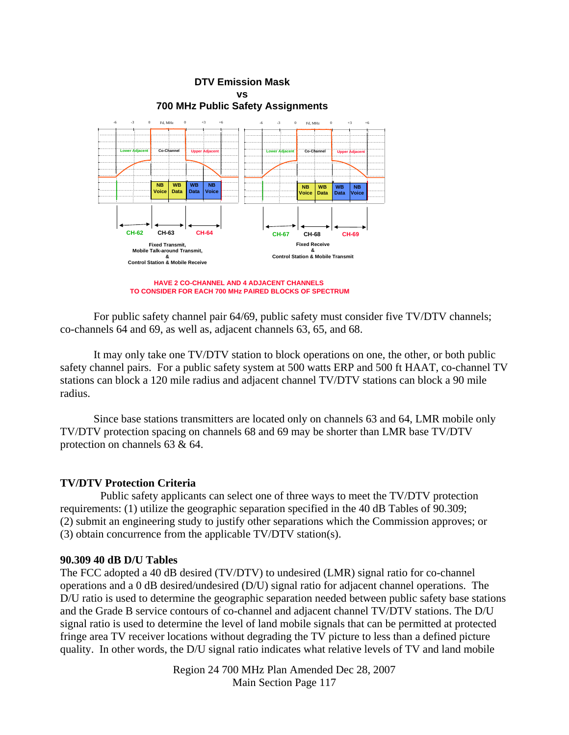**DTV Emission Mask**
**vs**
**700 MHz Public Safety Assignments**

Lower Adjacent | Co-Channel | Upper Adjacent

NB Voice | WB Data | WB Data | NB Voice

CH-62 | CH-63 | CH-64

Fixed Transmit,
Mobile Talk-around Transmit,
&
Control Station & Mobile Receive

Lower Adjacent | Co-Channel | Upper Adjacent

NB Voice | WB Data | WB Data | NB Voice

CH-67 | CH-68 | CH-69

Fixed Receive
&
Control Station & Mobile Transmit

HAVE 2 CO-CHANNEL AND 4 ADJACENT CHANNELS
TO CONSIDER FOR EACH 700 MHz PAIRED BLOCKS OF SPECTRUM

For public safety channel pair 64/69, public safety must consider five TV/DTV channels; co-channels 64 and 69, as well as, adjacent channels 63, 65, and 68.

It may only take one TV/DTV station to block operations on one, the other, or both public safety channel pairs. For a public safety system at 500 watts ERP and 500 ft HAAT, co-channel TV stations can block a 120 mile radius and adjacent channel TV/DTV stations can block a 90 mile radius.

Since base stations transmitters are located only on channels 63 and 64, LMR mobile only TV/DTV protection spacing on channels 68 and 69 may be shorter than LMR base TV/DTV protection on channels 63 & 64.

### TV/DTV Protection Criteria

Public safety applicants can select one of three ways to meet the TV/DTV protection requirements: (1) utilize the geographic separation specified in the 40 dB Tables of 90.309; (2) submit an engineering study to justify other separations which the Commission approves; or (3) obtain concurrence from the applicable TV/DTV station(s).

### 90.309 40 dB D/U Tables

The FCC adopted a 40 dB desired (TV/DTV) to undesired (LMR) signal ratio for co-channel operations and a 0 dB desired/undesired (D/U) signal ratio for adjacent channel operations. The D/U ratio is used to determine the geographic separation needed between public safety base stations and the Grade B service contours of co-channel and adjacent channel TV/DTV stations. The D/U signal ratio is used to determine the level of land mobile signals that can be permitted at protected fringe area TV receiver locations without degrading the TV picture to less than a defined picture quality. In other words, the D/U signal ratio indicates what relative levels of TV and land mobile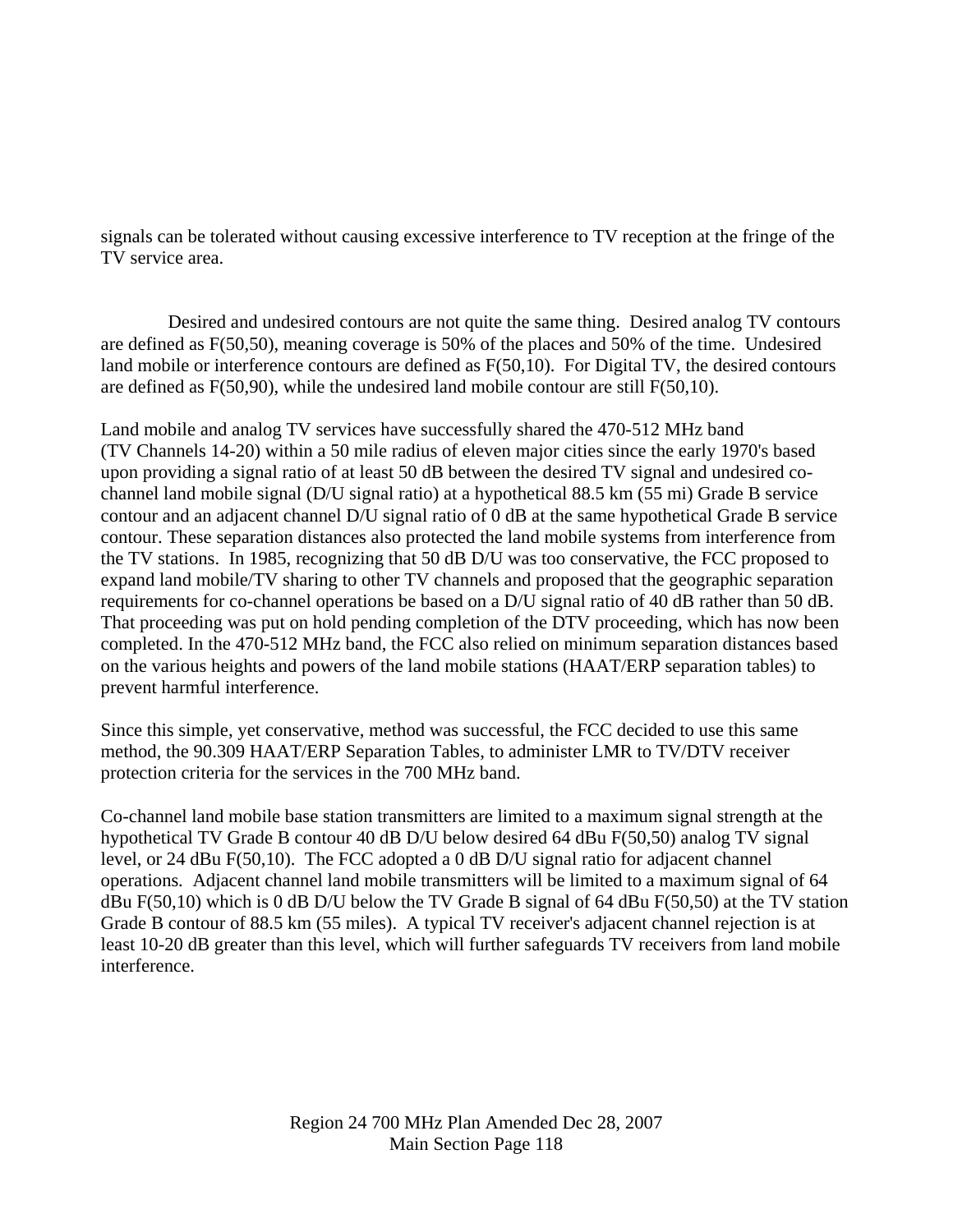signals can be tolerated without causing excessive interference to TV reception at the fringe of the TV service area.

Desired and undesired contours are not quite the same thing. Desired analog TV contours are defined as F(50,50), meaning coverage is 50% of the places and 50% of the time. Undesired land mobile or interference contours are defined as F(50,10). For Digital TV, the desired contours are defined as F(50,90), while the undesired land mobile contour are still F(50,10).

Land mobile and analog TV services have successfully shared the 470-512 MHz band (TV Channels 14-20) within a 50 mile radius of eleven major cities since the early 1970's based upon providing a signal ratio of at least 50 dB between the desired TV signal and undesired co-channel land mobile signal (D/U signal ratio) at a hypothetical 88.5 km (55 mi) Grade B service contour and an adjacent channel D/U signal ratio of 0 dB at the same hypothetical Grade B service contour. These separation distances also protected the land mobile systems from interference from the TV stations. In 1985, recognizing that 50 dB D/U was too conservative, the FCC proposed to expand land mobile/TV sharing to other TV channels and proposed that the geographic separation requirements for co-channel operations be based on a D/U signal ratio of 40 dB rather than 50 dB. That proceeding was put on hold pending completion of the DTV proceeding, which has now been completed. In the 470-512 MHz band, the FCC also relied on minimum separation distances based on the various heights and powers of the land mobile stations (HAAT/ERP separation tables) to prevent harmful interference.

Since this simple, yet conservative, method was successful, the FCC decided to use this same method, the 90.309 HAAT/ERP Separation Tables, to administer LMR to TV/DTV receiver protection criteria for the services in the 700 MHz band.

Co-channel land mobile base station transmitters are limited to a maximum signal strength at the hypothetical TV Grade B contour 40 dB D/U below desired 64 dBu F(50,50) analog TV signal level, or 24 dBu F(50,10). The FCC adopted a 0 dB D/U signal ratio for adjacent channel operations. Adjacent channel land mobile transmitters will be limited to a maximum signal of 64 dBu F(50,10) which is 0 dB D/U below the TV Grade B signal of 64 dBu F(50,50) at the TV station Grade B contour of 88.5 km (55 miles). A typical TV receiver's adjacent channel rejection is at least 10-20 dB greater than this level, which will further safeguards TV receivers from land mobile interference.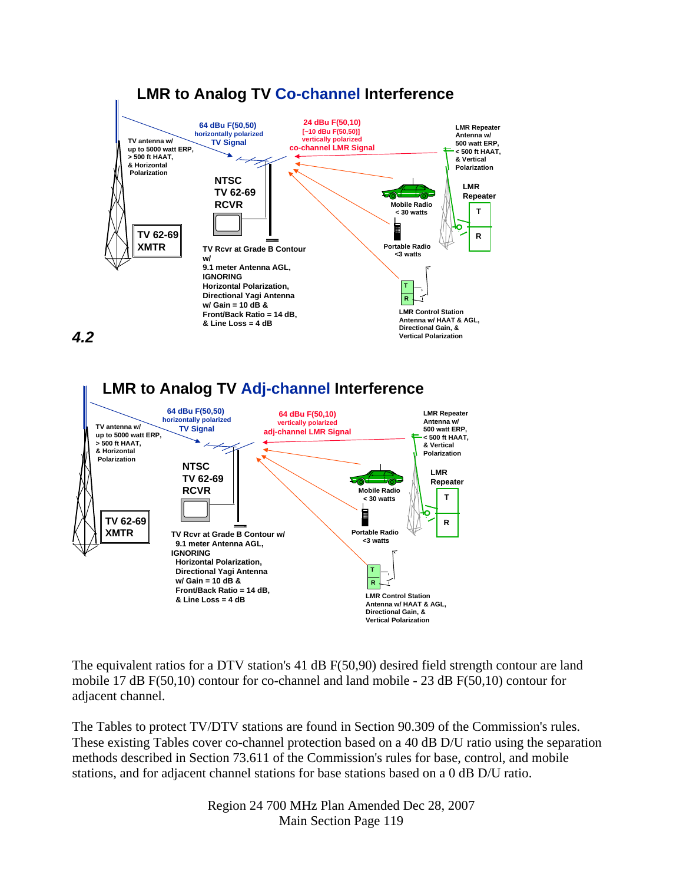## LMR to Analog TV Co-channel Interference

TV antenna w/ up to 5000 watt ERP, > 500 ft HAAT, & Horizontal Polarization

64 dBu F(50,50) horizontally polarized TV Signal

24 dBu F(50,10) [~10 dBu F(50,50)] vertically polarized co-channel LMR Signal

LMR Repeater Antenna w/ 500 watt ERP, < 500 ft HAAT, & Vertical Polarization

NTSC TV 62-69 RCVR

LMR Repeater

Mobile Radio < 30 watts

TV 62-69 XMTR

Portable Radio <3 watts

TV Rcvr at Grade B Contour w/ 9.1 meter Antenna AGL, IGNORING Horizontal Polarization, Directional Yagi Antenna w/ Gain = 10 dB & Front/Back Ratio = 14 dB, & Line Loss = 4 dB

LMR Control Station Antenna w/ HAAT & AGL, Directional Gain, & Vertical Polarization

***4.2***

## LMR to Analog TV Adj-channel Interference

TV antenna w/ up to 5000 watt ERP, > 500 ft HAAT, & Horizontal Polarization

64 dBu F(50,50) horizontally polarized TV Signal

64 dBu F(50,10) vertically polarized adj-channel LMR Signal

LMR Repeater Antenna w/ 500 watt ERP, < 500 ft HAAT, & Vertical Polarization

NTSC TV 62-69 RCVR

LMR Repeater

Mobile Radio < 30 watts

TV 62-69 XMTR

Portable Radio <3 watts

TV Rcvr at Grade B Contour w/ 9.1 meter Antenna AGL, IGNORING Horizontal Polarization, Directional Yagi Antenna w/ Gain = 10 dB & Front/Back Ratio = 14 dB, & Line Loss = 4 dB

LMR Control Station Antenna w/ HAAT & AGL, Directional Gain, & Vertical Polarization

The equivalent ratios for a DTV station's 41 dB F(50,90) desired field strength contour are land mobile 17 dB F(50,10) contour for co-channel and land mobile - 23 dB F(50,10) contour for adjacent channel.

The Tables to protect TV/DTV stations are found in Section 90.309 of the Commission's rules. These existing Tables cover co-channel protection based on a 40 dB D/U ratio using the separation methods described in Section 73.611 of the Commission's rules for base, control, and mobile stations, and for adjacent channel stations for base stations based on a 0 dB D/U ratio.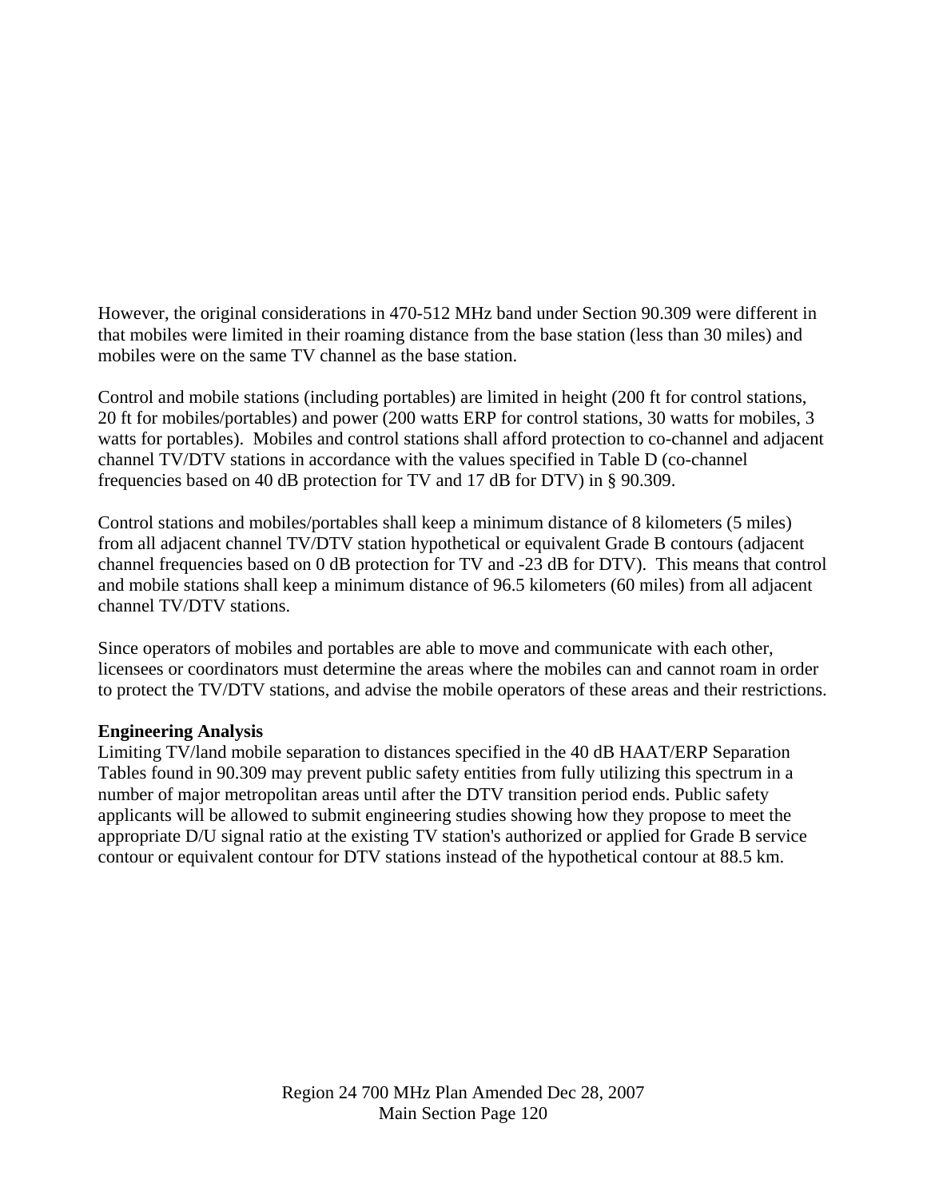However, the original considerations in 470-512 MHz band under Section 90.309 were different in that mobiles were limited in their roaming distance from the base station (less than 30 miles) and mobiles were on the same TV channel as the base station.

Control and mobile stations (including portables) are limited in height (200 ft for control stations, 20 ft for mobiles/portables) and power (200 watts ERP for control stations, 30 watts for mobiles, 3 watts for portables). Mobiles and control stations shall afford protection to co-channel and adjacent channel TV/DTV stations in accordance with the values specified in Table D (co-channel frequencies based on 40 dB protection for TV and 17 dB for DTV) in § 90.309.

Control stations and mobiles/portables shall keep a minimum distance of 8 kilometers (5 miles) from all adjacent channel TV/DTV station hypothetical or equivalent Grade B contours (adjacent channel frequencies based on 0 dB protection for TV and -23 dB for DTV). This means that control and mobile stations shall keep a minimum distance of 96.5 kilometers (60 miles) from all adjacent channel TV/DTV stations.

Since operators of mobiles and portables are able to move and communicate with each other, licensees or coordinators must determine the areas where the mobiles can and cannot roam in order to protect the TV/DTV stations, and advise the mobile operators of these areas and their restrictions.

**Engineering Analysis**

Limiting TV/land mobile separation to distances specified in the 40 dB HAAT/ERP Separation Tables found in 90.309 may prevent public safety entities from fully utilizing this spectrum in a number of major metropolitan areas until after the DTV transition period ends. Public safety applicants will be allowed to submit engineering studies showing how they propose to meet the appropriate D/U signal ratio at the existing TV station's authorized or applied for Grade B service contour or equivalent contour for DTV stations instead of the hypothetical contour at 88.5 km.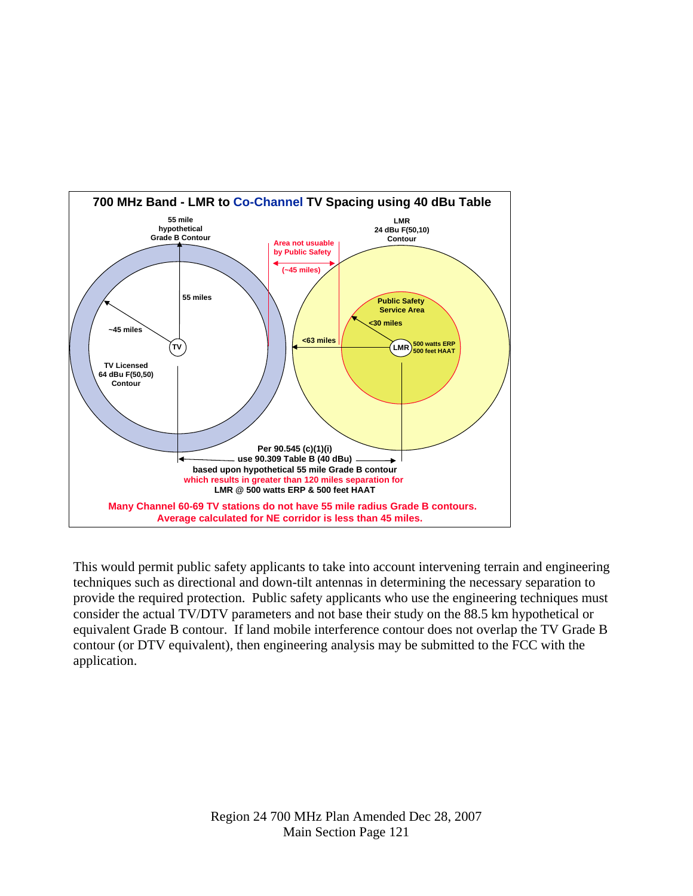**700 MHz Band - LMR to Co-Channel TV Spacing using 40 dBu Table**

55 mile hypothetical Grade B Contour

LMR 24 dBu F(50,10) Contour

Area not usuable by Public Safety (~45 miles)

55 miles

~45 miles

TV

TV Licensed 64 dBu F(50,50) Contour

Public Safety Service Area

<30 miles

<63 miles

LMR

500 watts ERP 500 feet HAAT

Per 90.545 (c)(1)(i) use 90.309 Table B (40 dBu) based upon hypothetical 55 mile Grade B contour which results in greater than 120 miles separation for LMR @ 500 watts ERP & 500 feet HAAT

Many Channel 60-69 TV stations do not have 55 mile radius Grade B contours. Average calculated for NE corridor is less than 45 miles.

This would permit public safety applicants to take into account intervening terrain and engineering techniques such as directional and down-tilt antennas in determining the necessary separation to provide the required protection. Public safety applicants who use the engineering techniques must consider the actual TV/DTV parameters and not base their study on the 88.5 km hypothetical or equivalent Grade B contour. If land mobile interference contour does not overlap the TV Grade B contour (or DTV equivalent), then engineering analysis may be submitted to the FCC with the application.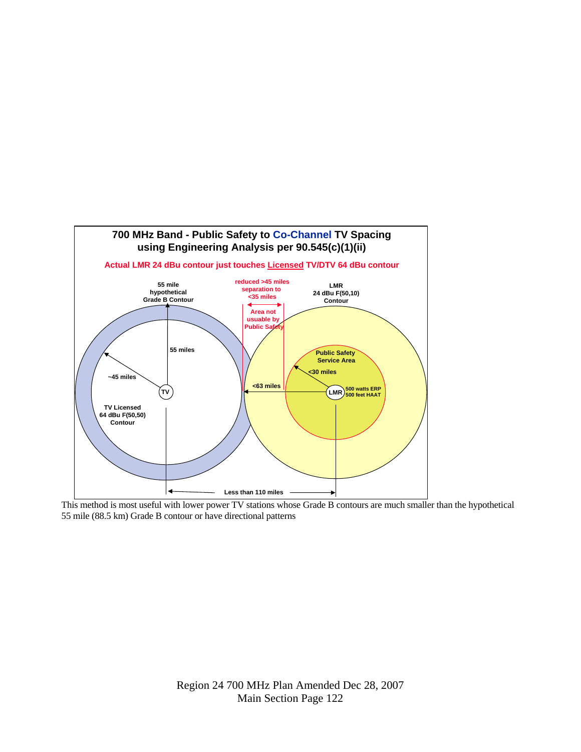**700 MHz Band - Public Safety to Co-Channel TV Spacing using Engineering Analysis per 90.545(c)(1)(ii)**

**Actual LMR 24 dBu contour just touches Licensed TV/DTV 64 dBu contour**

55 mile hypothetical Grade B Contour

reduced >45 miles separation to <35 miles

LMR 24 dBu F(50,10) Contour

Area not usuable by Public Safety

55 miles

Public Safety Service Area

~45 miles

<30 miles

<63 miles

TV

LMR

500 watts ERP 500 feet HAAT

TV Licensed 64 dBu F(50,50) Contour

Less than 110 miles

This method is most useful with lower power TV stations whose Grade B contours are much smaller than the hypothetical 55 mile (88.5 km) Grade B contour or have directional patterns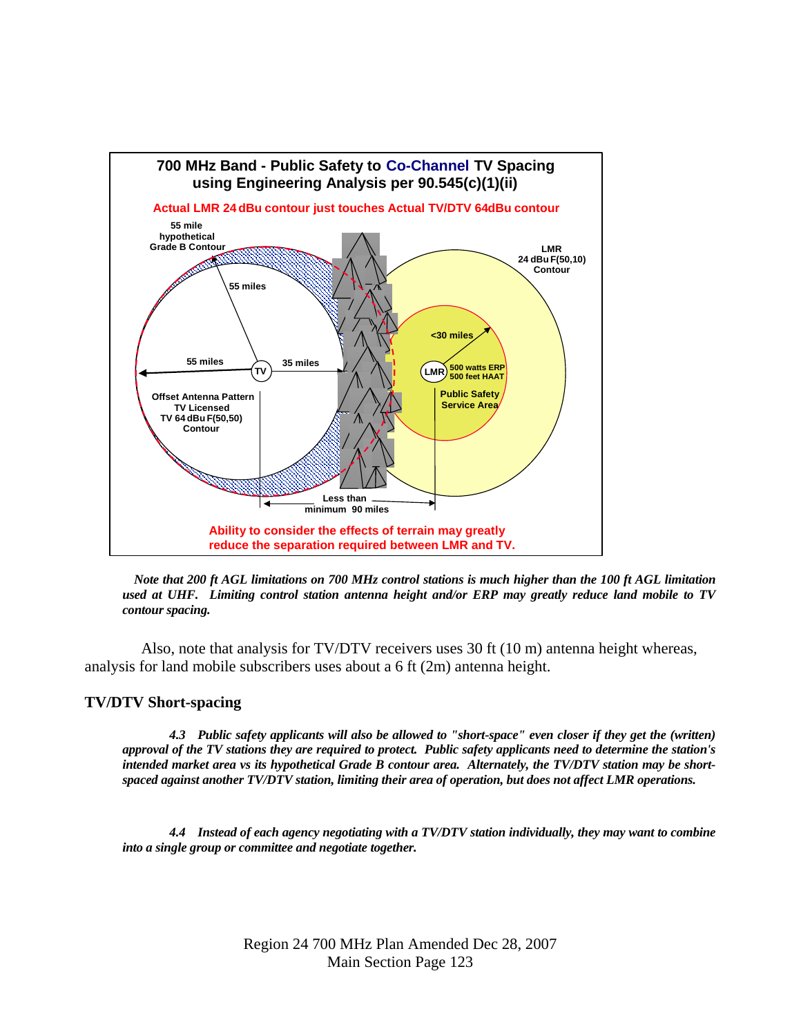**700 MHz Band - Public Safety to Co-Channel TV Spacing using Engineering Analysis per 90.545(c)(1)(ii)**

Actual LMR 24 dBu contour just touches Actual TV/DTV 64dBu contour

55 mile hypothetical Grade B Contour

55 miles

55 miles

35 miles

TV

Offset Antenna Pattern TV Licensed TV 64 dBu F(50,50) Contour

LMR 24 dBu F(50,10) Contour

<30 miles

LMR

500 watts ERP 500 feet HAAT

Public Safety Service Area

Less than minimum 90 miles

Ability to consider the effects of terrain may greatly reduce the separation required between LMR and TV.

*Note that 200 ft AGL limitations on 700 MHz control stations is much higher than the 100 ft AGL limitation used at UHF. Limiting control station antenna height and/or ERP may greatly reduce land mobile to TV contour spacing.*

Also, note that analysis for TV/DTV receivers uses 30 ft (10 m) antenna height whereas, analysis for land mobile subscribers uses about a 6 ft (2m) antenna height.

## TV/DTV Short-spacing

*4.3 Public safety applicants will also be allowed to "short-space" even closer if they get the (written) approval of the TV stations they are required to protect. Public safety applicants need to determine the station's intended market area vs its hypothetical Grade B contour area. Alternately, the TV/DTV station may be short-spaced against another TV/DTV station, limiting their area of operation, but does not affect LMR operations.*

*4.4 Instead of each agency negotiating with a TV/DTV station individually, they may want to combine into a single group or committee and negotiate together.*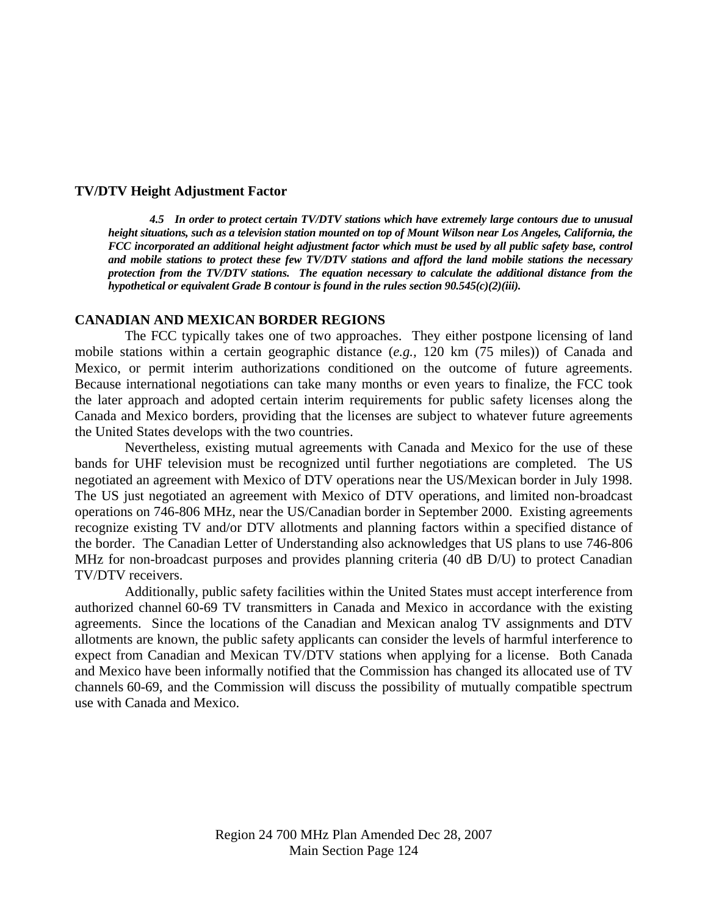### TV/DTV Height Adjustment Factor

> ***4.5 In order to protect certain TV/DTV stations which have extremely large contours due to unusual height situations, such as a television station mounted on top of Mount Wilson near Los Angeles, California, the FCC incorporated an additional height adjustment factor which must be used by all public safety base, control and mobile stations to protect these few TV/DTV stations and afford the land mobile stations the necessary protection from the TV/DTV stations. The equation necessary to calculate the additional distance from the hypothetical or equivalent Grade B contour is found in the rules section 90.545(c)(2)(iii).***

### CANADIAN AND MEXICAN BORDER REGIONS

The FCC typically takes one of two approaches. They either postpone licensing of land mobile stations within a certain geographic distance (*e.g.,* 120 km (75 miles)) of Canada and Mexico, or permit interim authorizations conditioned on the outcome of future agreements. Because international negotiations can take many months or even years to finalize, the FCC took the later approach and adopted certain interim requirements for public safety licenses along the Canada and Mexico borders, providing that the licenses are subject to whatever future agreements the United States develops with the two countries.

Nevertheless, existing mutual agreements with Canada and Mexico for the use of these bands for UHF television must be recognized until further negotiations are completed. The US negotiated an agreement with Mexico of DTV operations near the US/Mexican border in July 1998. The US just negotiated an agreement with Mexico of DTV operations, and limited non-broadcast operations on 746-806 MHz, near the US/Canadian border in September 2000. Existing agreements recognize existing TV and/or DTV allotments and planning factors within a specified distance of the border. The Canadian Letter of Understanding also acknowledges that US plans to use 746-806 MHz for non-broadcast purposes and provides planning criteria (40 dB D/U) to protect Canadian TV/DTV receivers.

Additionally, public safety facilities within the United States must accept interference from authorized channel 60-69 TV transmitters in Canada and Mexico in accordance with the existing agreements. Since the locations of the Canadian and Mexican analog TV assignments and DTV allotments are known, the public safety applicants can consider the levels of harmful interference to expect from Canadian and Mexican TV/DTV stations when applying for a license. Both Canada and Mexico have been informally notified that the Commission has changed its allocated use of TV channels 60-69, and the Commission will discuss the possibility of mutually compatible spectrum use with Canada and Mexico.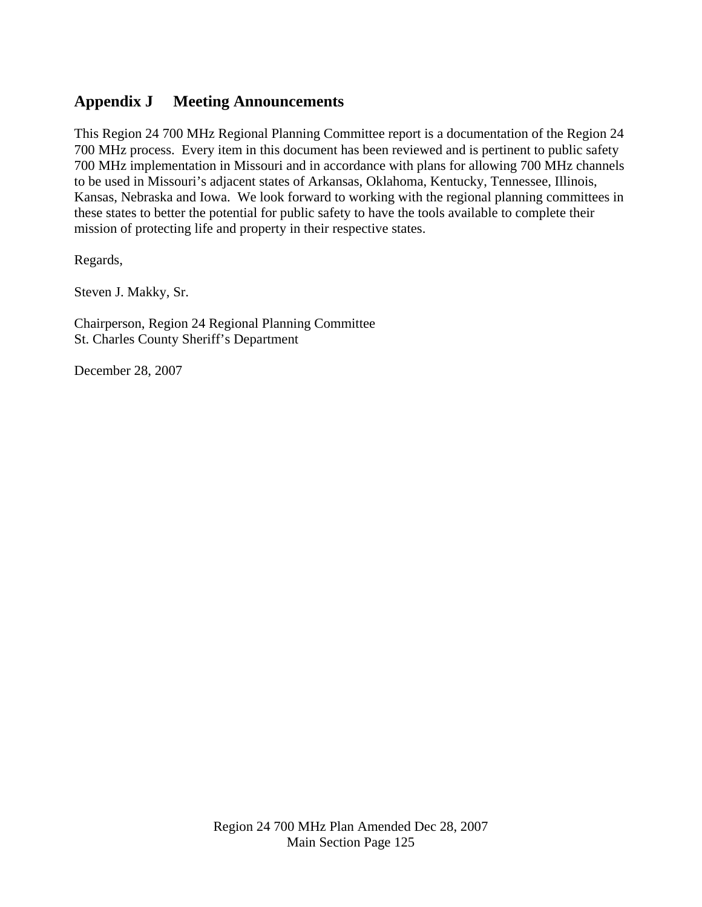## Appendix J Meeting Announcements

This Region 24 700 MHz Regional Planning Committee report is a documentation of the Region 24 700 MHz process. Every item in this document has been reviewed and is pertinent to public safety 700 MHz implementation in Missouri and in accordance with plans for allowing 700 MHz channels to be used in Missouri's adjacent states of Arkansas, Oklahoma, Kentucky, Tennessee, Illinois, Kansas, Nebraska and Iowa. We look forward to working with the regional planning committees in these states to better the potential for public safety to have the tools available to complete their mission of protecting life and property in their respective states.

Regards,

Steven J. Makky, Sr.

Chairperson, Region 24 Regional Planning Committee
St. Charles County Sheriff's Department

December 28, 2007